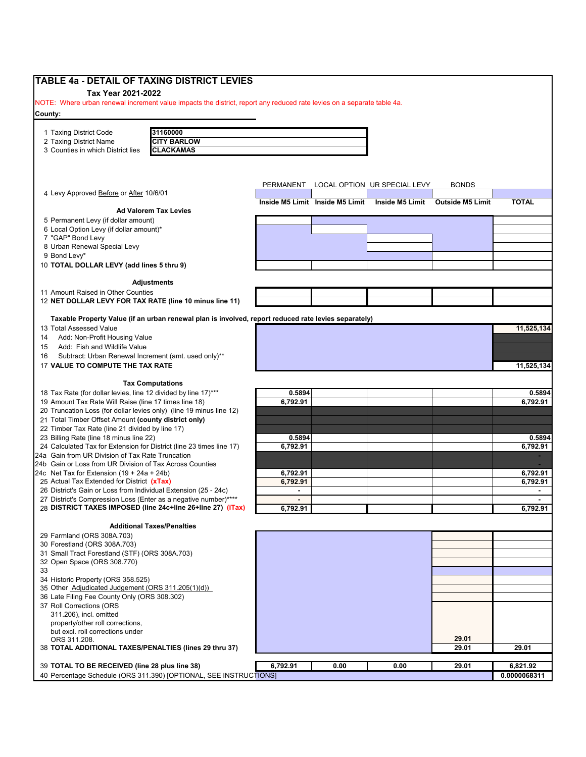# TABLE 4a - DETAIL OF TAXING DISTRICT LEVIES

**Tax Year 2021-2022**

NOTE: Where urban renewal increment value impacts the district, report any reduced rate levies on a separate table 4a.

**County:**

| | |
|---|---|
| 1 Taxing District Code | **31160000** |
| 2 Taxing District Name | **CITY BARLOW** |
| 3 Counties in which District lies | **CLACKAMAS** |

| | PERMANENT | LOCAL OPTION | UR SPECIAL LEVY | BONDS | |
|---|---|---|---|---|---|
| 4 Levy Approved Before or After 10/6/01 | | | | | |
| | **Inside M5 Limit** | **Inside M5 Limit** | **Inside M5 Limit** | **Outside M5 Limit** | **TOTAL** |
| **Ad Valorem Tax Levies** | | | | | |
| 5 Permanent Levy (if dollar amount) | | | | | |
| 6 Local Option Levy (if dollar amount)* | | | | | |
| 7 "GAP" Bond Levy | | | | | |
| 8 Urban Renewal Special Levy | | | | | |
| 9 Bond Levy* | | | | | |
| 10 **TOTAL DOLLAR LEVY (add lines 5 thru 9)** | | | | | |
| **Adjustments** | | | | | |
| 11 Amount Raised in Other Counties | | | | | |
| 12 **NET DOLLAR LEVY FOR TAX RATE (line 10 minus line 11)** | | | | | |
| **Taxable Property Value (if an urban renewal plan is involved, report reduced rate levies separately)** | | | | | |
| 13 Total Assessed Value | | | | | **11,525,134** |
| 14 Add: Non-Profit Housing Value | | | | | |
| 15 Add: Fish and Wildlife Value | | | | | |
| 16 Subtract: Urban Renewal Increment (amt. used only)** | | | | | |
| 17 **VALUE TO COMPUTE THE TAX RATE** | | | | | **11,525,134** |
| **Tax Computations** | | | | | |
| 18 Tax Rate (for dollar levies, line 12 divided by line 17)*** | **0.5894** | | | | **0.5894** |
| 19 Amount Tax Rate Will Raise (line 17 times line 18) | **6,792.91** | | | | **6,792.91** |
| 20 Truncation Loss (for dollar levies only) (line 19 minus line 12) | | | | | |
| 21 Total Timber Offset Amount **(county district only)** | | | | | |
| 22 Timber Tax Rate (line 21 divided by line 17) | | | | | |
| 23 Billing Rate (line 18 minus line 22) | **0.5894** | | | | **0.5894** |
| 24 Calculated Tax for Extension for District (line 23 times line 17) | **6,792.91** | | | | **6,792.91** |
| 24a Gain from UR Division of Tax Rate Truncation | | | | | - |
| 24b Gain or Loss from UR Division of Tax Across Counties | | | | | - |
| 24c Net Tax for Extension (19 + 24a + 24b) | **6,792.91** | | | | **6,792.91** |
| 25 Actual Tax Extended for District **(xTax)** | **6,792.91** | | | | **6,792.91** |
| 26 District's Gain or Loss from Individual Extension (25 - 24c) | **-** | | | | **-** |
| 27 District's Compression Loss (Enter as a negative number)**** | **-** | | | | **-** |
| 28 **DISTRICT TAXES IMPOSED (line 24c+line 26+line 27) (iTax)** | **6,792.91** | | | | **6,792.91** |
| **Additional Taxes/Penalties** | | | | | |
| 29 Farmland (ORS 308A.703) | | | | | |
| 30 Forestland (ORS 308A.703) | | | | | |
| 31 Small Tract Forestland (STF) (ORS 308A.703) | | | | | |
| 32 Open Space (ORS 308.770) | | | | | |
| 33 | | | | | |
| 34 Historic Property (ORS 358.525) | | | | | |
| 35 Other Adjudicated Judgement (ORS 311.205(1)(d)) | | | | | |
| 36 Late Filing Fee County Only (ORS 308.302) | | | | | |
| 37 Roll Corrections (ORS 311.206), incl. omitted property/other roll corrections, but excl. roll corrections under ORS 311.208. | | | | **29.01** | |
| 38 **TOTAL ADDITIONAL TAXES/PENALTIES (lines 29 thru 37)** | | | | **29.01** | **29.01** |
| 39 **TOTAL TO BE RECEIVED (line 28 plus line 38)** | **6,792.91** | **0.00** | **0.00** | **29.01** | **6,821.92** |
| 40 Percentage Schedule (ORS 311.390) [OPTIONAL, SEE INSTRUCTIONS] | | | | | **0.0000068311** |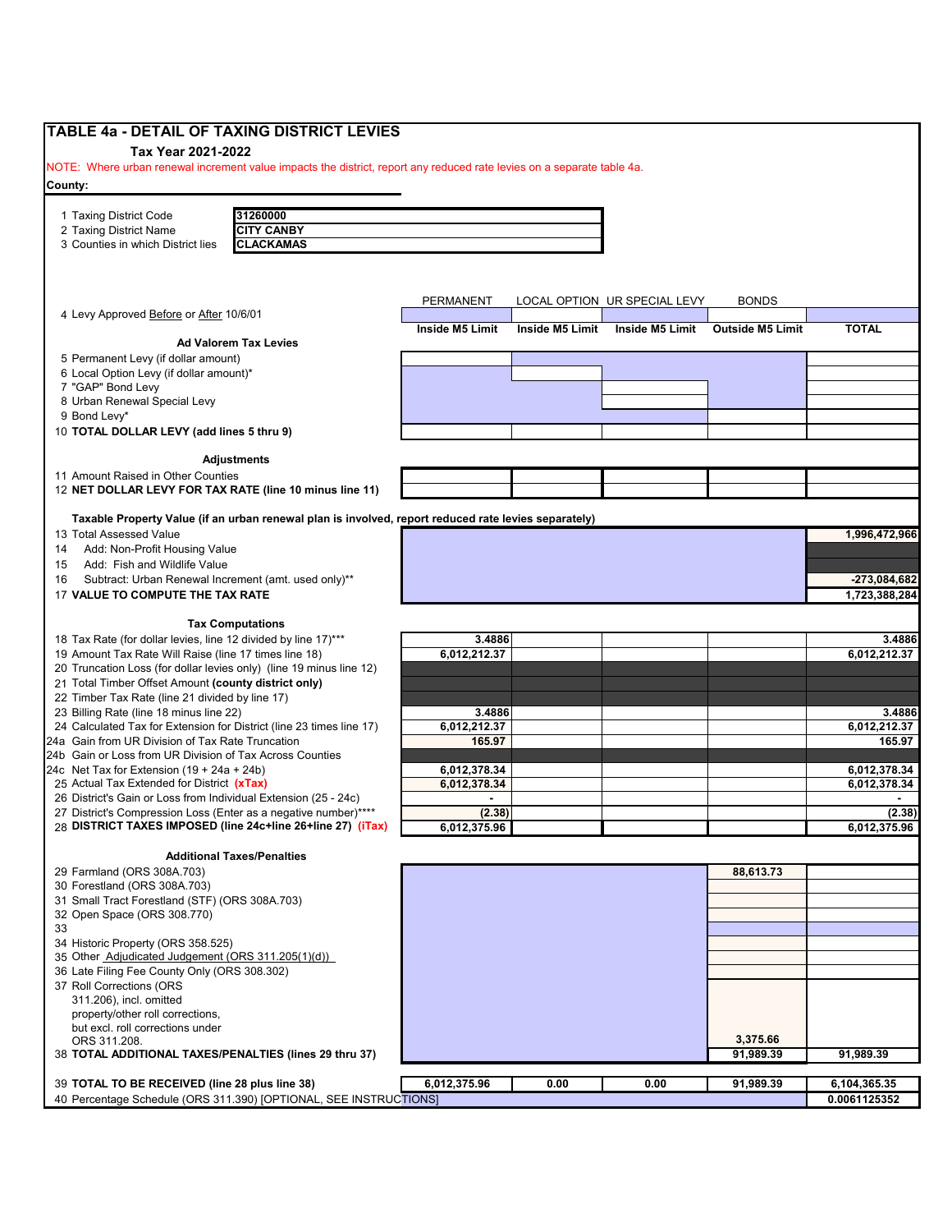# TABLE 4a - DETAIL OF TAXING DISTRICT LEVIES

**Tax Year 2021-2022**

NOTE: Where urban renewal increment value impacts the district, report any reduced rate levies on a separate table 4a.

**County:**

| | |
|---|---|
| 1 Taxing District Code | 31260000 |
| 2 Taxing District Name | CITY CANBY |
| 3 Counties in which District lies | CLACKAMAS |

| | PERMANENT | LOCAL OPTION | UR SPECIAL LEVY | BONDS | |
|---|---|---|---|---|---|
| 4 Levy Approved Before or After 10/6/01 | | | | | |
| | **Inside M5 Limit** | **Inside M5 Limit** | **Inside M5 Limit** | **Outside M5 Limit** | **TOTAL** |
| **Ad Valorem Tax Levies** | | | | | |
| 5 Permanent Levy (if dollar amount) | | | | | |
| 6 Local Option Levy (if dollar amount)* | | | | | |
| 7 "GAP" Bond Levy | | | | | |
| 8 Urban Renewal Special Levy | | | | | |
| 9 Bond Levy* | | | | | |
| 10 **TOTAL DOLLAR LEVY (add lines 5 thru 9)** | | | | | |
| **Adjustments** | | | | | |
| 11 Amount Raised in Other Counties | | | | | |
| 12 **NET DOLLAR LEVY FOR TAX RATE (line 10 minus line 11)** | | | | | |
| **Taxable Property Value (if an urban renewal plan is involved, report reduced rate levies separately)** | | | | | |
| 13 Total Assessed Value | | | | | 1,996,472,966 |
| 14 Add: Non-Profit Housing Value | | | | | |
| 15 Add: Fish and Wildlife Value | | | | | |
| 16 Subtract: Urban Renewal Increment (amt. used only)** | | | | | -273,084,682 |
| 17 **VALUE TO COMPUTE THE TAX RATE** | | | | | 1,723,388,284 |
| **Tax Computations** | | | | | |
| 18 Tax Rate (for dollar levies, line 12 divided by line 17)*** | 3.4886 | | | | 3.4886 |
| 19 Amount Tax Rate Will Raise (line 17 times line 18) | 6,012,212.37 | | | | 6,012,212.37 |
| 20 Truncation Loss (for dollar levies only) (line 19 minus line 12) | | | | | |
| 21 Total Timber Offset Amount **(county district only)** | | | | | |
| 22 Timber Tax Rate (line 21 divided by line 17) | | | | | |
| 23 Billing Rate (line 18 minus line 22) | 3.4886 | | | | 3.4886 |
| 24 Calculated Tax for Extension for District (line 23 times line 17) | 6,012,212.37 | | | | 6,012,212.37 |
| 24a Gain from UR Division of Tax Rate Truncation | 165.97 | | | | 165.97 |
| 24b Gain or Loss from UR Division of Tax Across Counties | | | | | |
| 24c Net Tax for Extension (19 + 24a + 24b) | 6,012,378.34 | | | | 6,012,378.34 |
| 25 Actual Tax Extended for District **(xTax)** | 6,012,378.34 | | | | 6,012,378.34 |
| 26 District's Gain or Loss from Individual Extension (25 - 24c) | - | | | | - |
| 27 District's Compression Loss (Enter as a negative number)**** | (2.38) | | | | (2.38) |
| 28 **DISTRICT TAXES IMPOSED (line 24c+line 26+line 27) (iTax)** | 6,012,375.96 | | | | 6,012,375.96 |
| **Additional Taxes/Penalties** | | | | | |
| 29 Farmland (ORS 308A.703) | | | | 88,613.73 | |
| 30 Forestland (ORS 308A.703) | | | | | |
| 31 Small Tract Forestland (STF) (ORS 308A.703) | | | | | |
| 32 Open Space (ORS 308.770) | | | | | |
| 33 | | | | | |
| 34 Historic Property (ORS 358.525) | | | | | |
| 35 Other Adjudicated Judgement (ORS 311.205(1)(d)) | | | | | |
| 36 Late Filing Fee County Only (ORS 308.302) | | | | | |
| 37 Roll Corrections (ORS 311.206), incl. omitted property/other roll corrections, but excl. roll corrections under ORS 311.208. | | | | 3,375.66 | |
| 38 **TOTAL ADDITIONAL TAXES/PENALTIES (lines 29 thru 37)** | | | | 91,989.39 | 91,989.39 |
| 39 **TOTAL TO BE RECEIVED (line 28 plus line 38)** | 6,012,375.96 | 0.00 | 0.00 | 91,989.39 | 6,104,365.35 |
| 40 Percentage Schedule (ORS 311.390) [OPTIONAL, SEE INSTRUCTIONS] | | | | | 0.0061125352 |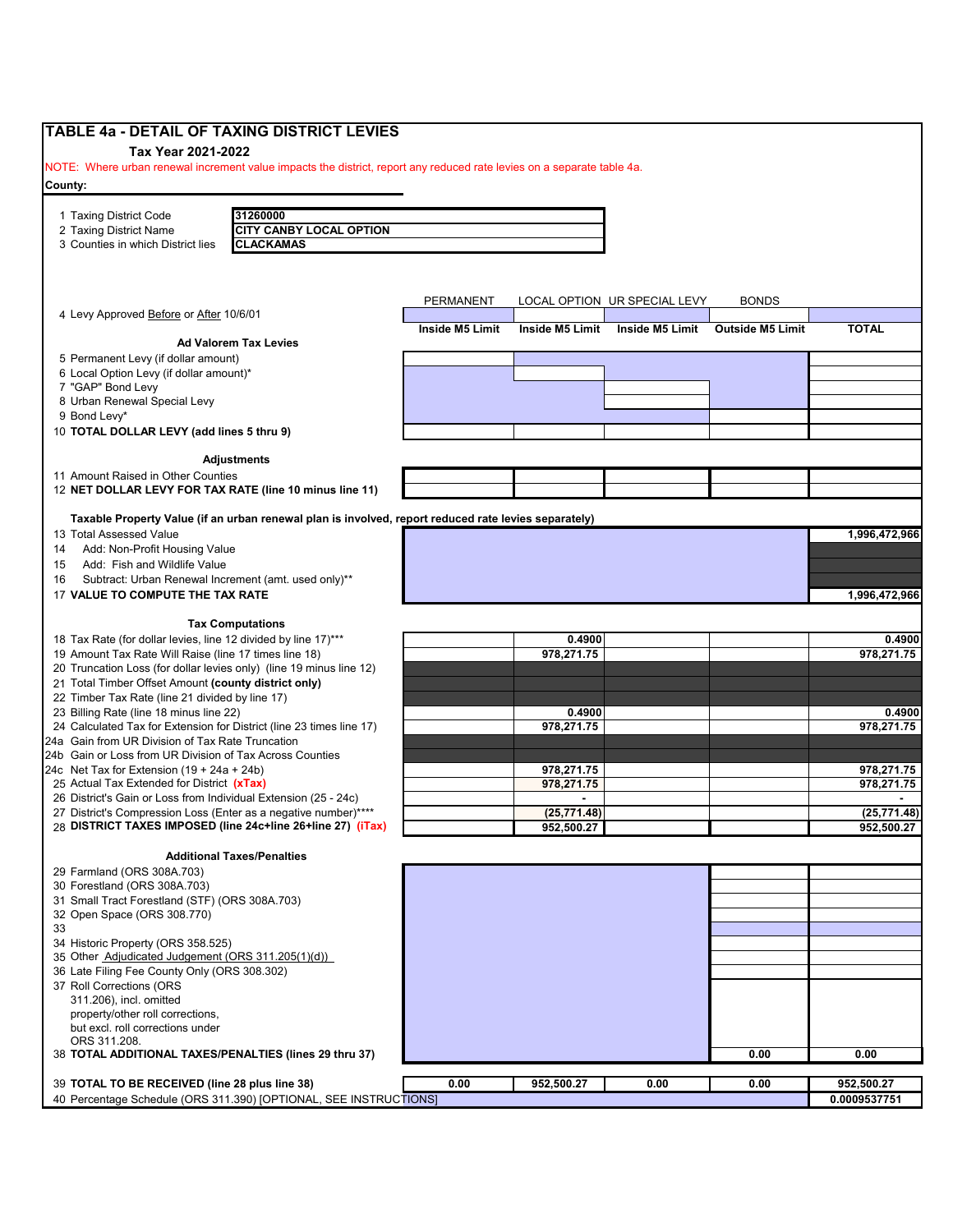## TABLE 4a - DETAIL OF TAXING DISTRICT LEVIES

**Tax Year 2021-2022**

NOTE: Where urban renewal increment value impacts the district, report any reduced rate levies on a separate table 4a.

**County:**

| | |
|---|---|
| 1 Taxing District Code | 31260000 |
| 2 Taxing District Name | CITY CANBY LOCAL OPTION |
| 3 Counties in which District lies | CLACKAMAS |

| | PERMANENT | LOCAL OPTION | UR SPECIAL LEVY | BONDS | |
|---|---|---|---|---|---|
| 4 Levy Approved Before or After 10/6/01 | | | | | |
| | **Inside M5 Limit** | **Inside M5 Limit** | **Inside M5 Limit** | **Outside M5 Limit** | **TOTAL** |
| **Ad Valorem Tax Levies** | | | | | |
| 5 Permanent Levy (if dollar amount) | | | | | |
| 6 Local Option Levy (if dollar amount)* | | | | | |
| 7 "GAP" Bond Levy | | | | | |
| 8 Urban Renewal Special Levy | | | | | |
| 9 Bond Levy* | | | | | |
| 10 **TOTAL DOLLAR LEVY (add lines 5 thru 9)** | | | | | |
| **Adjustments** | | | | | |
| 11 Amount Raised in Other Counties | | | | | |
| 12 **NET DOLLAR LEVY FOR TAX RATE (line 10 minus line 11)** | | | | | |
| **Taxable Property Value (if an urban renewal plan is involved, report reduced rate levies separately)** | | | | | |
| 13 Total Assessed Value | | | | | 1,996,472,966 |
| 14 Add: Non-Profit Housing Value | | | | | |
| 15 Add: Fish and Wildlife Value | | | | | |
| 16 Subtract: Urban Renewal Increment (amt. used only)** | | | | | |
| 17 **VALUE TO COMPUTE THE TAX RATE** | | | | | 1,996,472,966 |
| **Tax Computations** | | | | | |
| 18 Tax Rate (for dollar levies, line 12 divided by line 17)*** | | 0.4900 | | | 0.4900 |
| 19 Amount Tax Rate Will Raise (line 17 times line 18) | | 978,271.75 | | | 978,271.75 |
| 20 Truncation Loss (for dollar levies only) (line 19 minus line 12) | | | | | |
| 21 Total Timber Offset Amount **(county district only)** | | | | | |
| 22 Timber Tax Rate (line 21 divided by line 17) | | | | | |
| 23 Billing Rate (line 18 minus line 22) | | 0.4900 | | | 0.4900 |
| 24 Calculated Tax for Extension for District (line 23 times line 17) | | 978,271.75 | | | 978,271.75 |
| 24a Gain from UR Division of Tax Rate Truncation | | | | | |
| 24b Gain or Loss from UR Division of Tax Across Counties | | | | | |
| 24c Net Tax for Extension (19 + 24a + 24b) | | 978,271.75 | | | 978,271.75 |
| 25 Actual Tax Extended for District **(xTax)** | | 978,271.75 | | | 978,271.75 |
| 26 District's Gain or Loss from Individual Extension (25 - 24c) | | - | | | - |
| 27 District's Compression Loss (Enter as a negative number)**** | | (25,771.48) | | | (25,771.48) |
| 28 **DISTRICT TAXES IMPOSED (line 24c+line 26+line 27) (iTax)** | | 952,500.27 | | | 952,500.27 |
| **Additional Taxes/Penalties** | | | | | |
| 29 Farmland (ORS 308A.703) | | | | | |
| 30 Forestland (ORS 308A.703) | | | | | |
| 31 Small Tract Forestland (STF) (ORS 308A.703) | | | | | |
| 32 Open Space (ORS 308.770) | | | | | |
| 33 | | | | | |
| 34 Historic Property (ORS 358.525) | | | | | |
| 35 Other Adjudicated Judgement (ORS 311.205(1)(d)) | | | | | |
| 36 Late Filing Fee County Only (ORS 308.302) | | | | | |
| 37 Roll Corrections (ORS 311.206), incl. omitted property/other roll corrections, but excl. roll corrections under ORS 311.208. | | | | | |
| 38 **TOTAL ADDITIONAL TAXES/PENALTIES (lines 29 thru 37)** | | | | 0.00 | 0.00 |
| 39 **TOTAL TO BE RECEIVED (line 28 plus line 38)** | 0.00 | 952,500.27 | 0.00 | 0.00 | 952,500.27 |
| 40 Percentage Schedule (ORS 311.390) [OPTIONAL, SEE INSTRUCTIONS] | | | | | 0.0009537751 |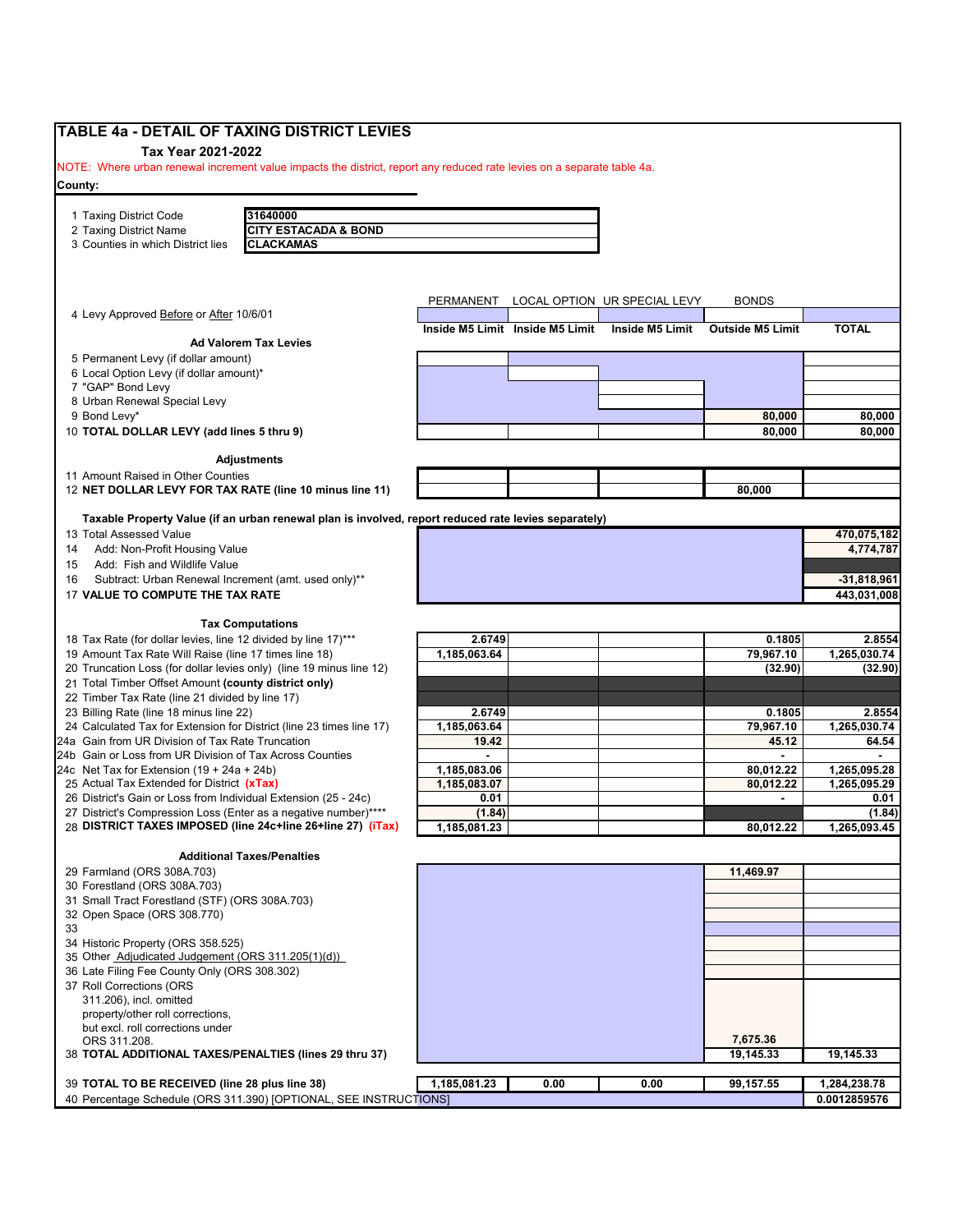## TABLE 4a - DETAIL OF TAXING DISTRICT LEVIES

**Tax Year 2021-2022**

NOTE: Where urban renewal increment value impacts the district, report any reduced rate levies on a separate table 4a.

**County:**

| | | |
|---|---|---|
| 1 | Taxing District Code | 31640000 |
| 2 | Taxing District Name | CITY ESTACADA & BOND |
| 3 | Counties in which District lies | CLACKAMAS |

| | PERMANENT | LOCAL OPTION | UR SPECIAL LEVY | BONDS | |
|---|---|---|---|---|---|
| 4 Levy Approved Before or After 10/6/01 | | | | | |
| | **Inside M5 Limit** | **Inside M5 Limit** | **Inside M5 Limit** | **Outside M5 Limit** | **TOTAL** |
| **Ad Valorem Tax Levies** | | | | | |
| 5 Permanent Levy (if dollar amount) | | | | | |
| 6 Local Option Levy (if dollar amount)* | | | | | |
| 7 "GAP" Bond Levy | | | | | |
| 8 Urban Renewal Special Levy | | | | | |
| 9 Bond Levy* | | | | 80,000 | 80,000 |
| 10 **TOTAL DOLLAR LEVY (add lines 5 thru 9)** | | | | 80,000 | 80,000 |
| **Adjustments** | | | | | |
| 11 Amount Raised in Other Counties | | | | | |
| 12 **NET DOLLAR LEVY FOR TAX RATE (line 10 minus line 11)** | | | | 80,000 | |
| **Taxable Property Value (if an urban renewal plan is involved, report reduced rate levies separately)** | | | | | |
| 13 Total Assessed Value | | | | | 470,075,182 |
| 14 Add: Non-Profit Housing Value | | | | | 4,774,787 |
| 15 Add: Fish and Wildlife Value | | | | | |
| 16 Subtract: Urban Renewal Increment (amt. used only)** | | | | | -31,818,961 |
| 17 **VALUE TO COMPUTE THE TAX RATE** | | | | | 443,031,008 |
| **Tax Computations** | | | | | |
| 18 Tax Rate (for dollar levies, line 12 divided by line 17)*** | 2.6749 | | | 0.1805 | 2.8554 |
| 19 Amount Tax Rate Will Raise (line 17 times line 18) | 1,185,063.64 | | | 79,967.10 | 1,265,030.74 |
| 20 Truncation Loss (for dollar levies only) (line 19 minus line 12) | | | | (32.90) | (32.90) |
| 21 Total Timber Offset Amount **(county district only)** | | | | | |
| 22 Timber Tax Rate (line 21 divided by line 17) | | | | | |
| 23 Billing Rate (line 18 minus line 22) | 2.6749 | | | 0.1805 | 2.8554 |
| 24 Calculated Tax for Extension for District (line 23 times line 17) | 1,185,063.64 | | | 79,967.10 | 1,265,030.74 |
| 24a Gain from UR Division of Tax Rate Truncation | 19.42 | | | 45.12 | 64.54 |
| 24b Gain or Loss from UR Division of Tax Across Counties | - | | | - | - |
| 24c Net Tax for Extension (19 + 24a + 24b) | 1,185,083.06 | | | 80,012.22 | 1,265,095.28 |
| 25 Actual Tax Extended for District **(xTax)** | 1,185,083.07 | | | 80,012.22 | 1,265,095.29 |
| 26 District's Gain or Loss from Individual Extension (25 - 24c) | 0.01 | | | - | 0.01 |
| 27 District's Compression Loss (Enter as a negative number)**** | (1.84) | | | | (1.84) |
| 28 **DISTRICT TAXES IMPOSED (line 24c+line 26+line 27) (iTax)** | 1,185,081.23 | | | 80,012.22 | 1,265,093.45 |
| **Additional Taxes/Penalties** | | | | | |
| 29 Farmland (ORS 308A.703) | | | | 11,469.97 | |
| 30 Forestland (ORS 308A.703) | | | | | |
| 31 Small Tract Forestland (STF) (ORS 308A.703) | | | | | |
| 32 Open Space (ORS 308.770) | | | | | |
| 33 | | | | | |
| 34 Historic Property (ORS 358.525) | | | | | |
| 35 Other Adjudicated Judgement (ORS 311.205(1)(d)) | | | | | |
| 36 Late Filing Fee County Only (ORS 308.302) | | | | | |
| 37 Roll Corrections (ORS 311.206), incl. omitted property/other roll corrections, but excl. roll corrections under ORS 311.208. | | | | 7,675.36 | |
| 38 **TOTAL ADDITIONAL TAXES/PENALTIES (lines 29 thru 37)** | | | | 19,145.33 | 19,145.33 |
| 39 **TOTAL TO BE RECEIVED (line 28 plus line 38)** | 1,185,081.23 | 0.00 | 0.00 | 99,157.55 | 1,284,238.78 |
| 40 Percentage Schedule (ORS 311.390) [OPTIONAL, SEE INSTRUCTIONS] | | | | | 0.0012859576 |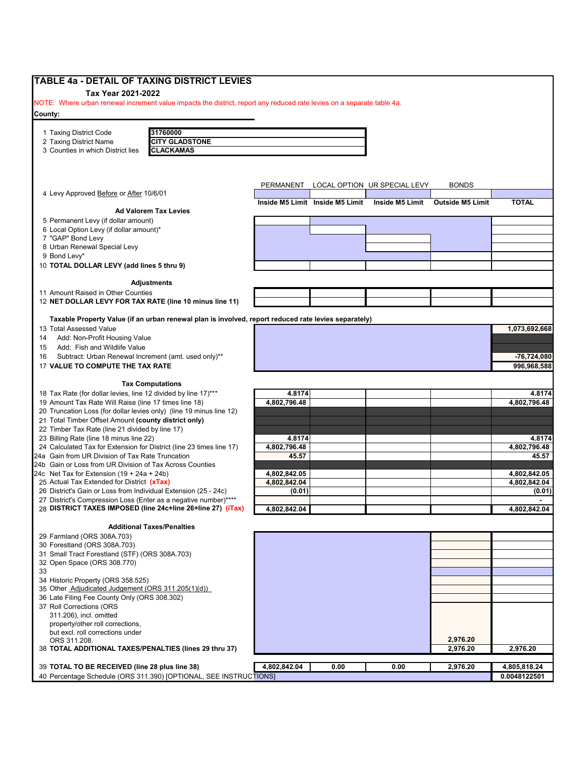# TABLE 4a - DETAIL OF TAXING DISTRICT LEVIES

**Tax Year 2021-2022**

NOTE: Where urban renewal increment value impacts the district, report any reduced rate levies on a separate table 4a.

**County:**

| | |
|---|---|
| 1 Taxing District Code | 31760000 |
| 2 Taxing District Name | CITY GLADSTONE |
| 3 Counties in which District lies | CLACKAMAS |

| | PERMANENT | LOCAL OPTION | UR SPECIAL LEVY | BONDS | |
|---|---|---|---|---|---|
| 4 Levy Approved Before or After 10/6/01 | | | | | |
| | **Inside M5 Limit** | **Inside M5 Limit** | **Inside M5 Limit** | **Outside M5 Limit** | **TOTAL** |
| **Ad Valorem Tax Levies** | | | | | |
| 5 Permanent Levy (if dollar amount) | | | | | |
| 6 Local Option Levy (if dollar amount)* | | | | | |
| 7 "GAP" Bond Levy | | | | | |
| 8 Urban Renewal Special Levy | | | | | |
| 9 Bond Levy* | | | | | |
| 10 **TOTAL DOLLAR LEVY (add lines 5 thru 9)** | | | | | |
| **Adjustments** | | | | | |
| 11 Amount Raised in Other Counties | | | | | |
| 12 **NET DOLLAR LEVY FOR TAX RATE (line 10 minus line 11)** | | | | | |
| **Taxable Property Value (if an urban renewal plan is involved, report reduced rate levies separately)** | | | | | |
| 13 Total Assessed Value | | | | | 1,073,692,668 |
| 14 Add: Non-Profit Housing Value | | | | | |
| 15 Add: Fish and Wildlife Value | | | | | |
| 16 Subtract: Urban Renewal Increment (amt. used only)** | | | | | -76,724,080 |
| 17 **VALUE TO COMPUTE THE TAX RATE** | | | | | 996,968,588 |
| **Tax Computations** | | | | | |
| 18 Tax Rate (for dollar levies, line 12 divided by line 17)*** | 4.8174 | | | | 4.8174 |
| 19 Amount Tax Rate Will Raise (line 17 times line 18) | 4,802,796.48 | | | | 4,802,796.48 |
| 20 Truncation Loss (for dollar levies only) (line 19 minus line 12) | | | | | |
| 21 Total Timber Offset Amount **(county district only)** | | | | | |
| 22 Timber Tax Rate (line 21 divided by line 17) | | | | | |
| 23 Billing Rate (line 18 minus line 22) | 4.8174 | | | | 4.8174 |
| 24 Calculated Tax for Extension for District (line 23 times line 17) | 4,802,796.48 | | | | 4,802,796.48 |
| 24a Gain from UR Division of Tax Rate Truncation | 45.57 | | | | 45.57 |
| 24b Gain or Loss from UR Division of Tax Across Counties | | | | | |
| 24c Net Tax for Extension (19 + 24a + 24b) | 4,802,842.05 | | | | 4,802,842.05 |
| 25 Actual Tax Extended for District **(xTax)** | 4,802,842.04 | | | | 4,802,842.04 |
| 26 District's Gain or Loss from Individual Extension (25 - 24c) | (0.01) | | | | (0.01) |
| 27 District's Compression Loss (Enter as a negative number)**** | | | | | - |
| 28 **DISTRICT TAXES IMPOSED (line 24c+line 26+line 27) (iTax)** | 4,802,842.04 | | | | 4,802,842.04 |
| **Additional Taxes/Penalties** | | | | | |
| 29 Farmland (ORS 308A.703) | | | | | |
| 30 Forestland (ORS 308A.703) | | | | | |
| 31 Small Tract Forestland (STF) (ORS 308A.703) | | | | | |
| 32 Open Space (ORS 308.770) | | | | | |
| 33 | | | | | |
| 34 Historic Property (ORS 358.525) | | | | | |
| 35 Other Adjudicated Judgement (ORS 311.205(1)(d)) | | | | | |
| 36 Late Filing Fee County Only (ORS 308.302) | | | | | |
| 37 Roll Corrections (ORS 311.206), incl. omitted property/other roll corrections, but excl. roll corrections under ORS 311.208. | | | | 2,976.20 | |
| 38 **TOTAL ADDITIONAL TAXES/PENALTIES (lines 29 thru 37)** | | | | 2,976.20 | 2,976.20 |
| 39 **TOTAL TO BE RECEIVED (line 28 plus line 38)** | 4,802,842.04 | 0.00 | 0.00 | 2,976.20 | 4,805,818.24 |
| 40 Percentage Schedule (ORS 311.390) [OPTIONAL, SEE INSTRUCTIONS] | | | | | 0.0048122501 |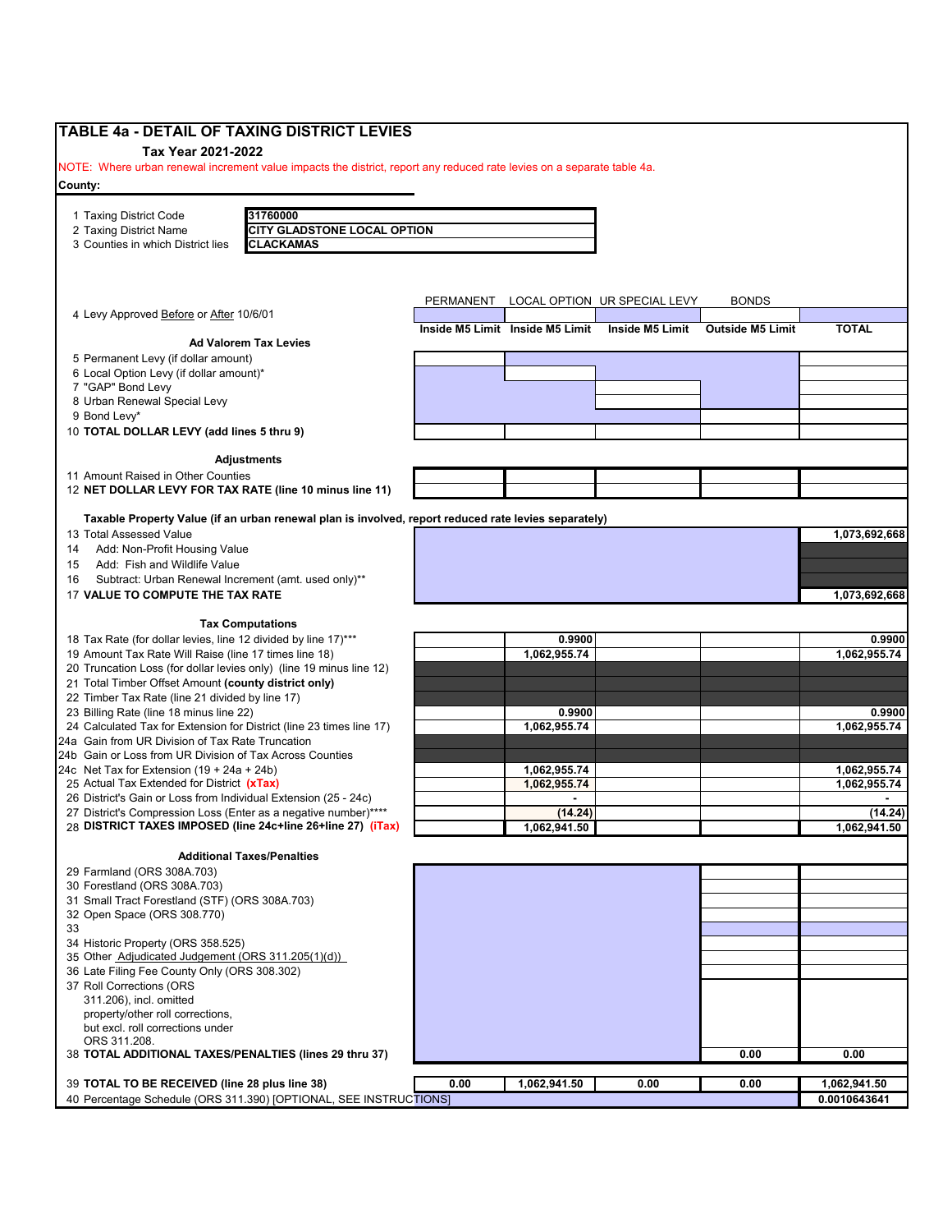# TABLE 4a - DETAIL OF TAXING DISTRICT LEVIES

**Tax Year 2021-2022**

NOTE: Where urban renewal increment value impacts the district, report any reduced rate levies on a separate table 4a.

**County:**

| | |
|---|---|
| 1 Taxing District Code | 31760000 |
| 2 Taxing District Name | CITY GLADSTONE LOCAL OPTION |
| 3 Counties in which District lies | CLACKAMAS |

| | PERMANENT | LOCAL OPTION | UR SPECIAL LEVY | BONDS | |
|---|---|---|---|---|---|
| 4 Levy Approved Before or After 10/6/01 | | | | | |
| | **Inside M5 Limit** | **Inside M5 Limit** | **Inside M5 Limit** | **Outside M5 Limit** | **TOTAL** |
| **Ad Valorem Tax Levies** | | | | | |
| 5 Permanent Levy (if dollar amount) | | | | | |
| 6 Local Option Levy (if dollar amount)* | | | | | |
| 7 "GAP" Bond Levy | | | | | |
| 8 Urban Renewal Special Levy | | | | | |
| 9 Bond Levy* | | | | | |
| **10 TOTAL DOLLAR LEVY (add lines 5 thru 9)** | | | | | |
| **Adjustments** | | | | | |
| 11 Amount Raised in Other Counties | | | | | |
| **12 NET DOLLAR LEVY FOR TAX RATE (line 10 minus line 11)** | | | | | |
| **Taxable Property Value (if an urban renewal plan is involved, report reduced rate levies separately)** | | | | | |
| 13 Total Assessed Value | | | | | 1,073,692,668 |
| 14 Add: Non-Profit Housing Value | | | | | |
| 15 Add: Fish and Wildlife Value | | | | | |
| 16 Subtract: Urban Renewal Increment (amt. used only)** | | | | | |
| **17 VALUE TO COMPUTE THE TAX RATE** | | | | | 1,073,692,668 |
| **Tax Computations** | | | | | |
| 18 Tax Rate (for dollar levies, line 12 divided by line 17)*** | | 0.9900 | | | 0.9900 |
| 19 Amount Tax Rate Will Raise (line 17 times line 18) | | 1,062,955.74 | | | 1,062,955.74 |
| 20 Truncation Loss (for dollar levies only) (line 19 minus line 12) | | | | | |
| 21 Total Timber Offset Amount **(county district only)** | | | | | |
| 22 Timber Tax Rate (line 21 divided by line 17) | | | | | |
| 23 Billing Rate (line 18 minus line 22) | | 0.9900 | | | 0.9900 |
| 24 Calculated Tax for Extension for District (line 23 times line 17) | | 1,062,955.74 | | | 1,062,955.74 |
| 24a Gain from UR Division of Tax Rate Truncation | | | | | |
| 24b Gain or Loss from UR Division of Tax Across Counties | | | | | |
| 24c Net Tax for Extension (19 + 24a + 24b) | | 1,062,955.74 | | | 1,062,955.74 |
| 25 Actual Tax Extended for District **(xTax)** | | 1,062,955.74 | | | 1,062,955.74 |
| 26 District's Gain or Loss from Individual Extension (25 - 24c) | | - | | | - |
| 27 District's Compression Loss (Enter as a negative number)**** | | (14.24) | | | (14.24) |
| **28 DISTRICT TAXES IMPOSED (line 24c+line 26+line 27) (iTax)** | | 1,062,941.50 | | | 1,062,941.50 |
| **Additional Taxes/Penalties** | | | | | |
| 29 Farmland (ORS 308A.703) | | | | | |
| 30 Forestland (ORS 308A.703) | | | | | |
| 31 Small Tract Forestland (STF) (ORS 308A.703) | | | | | |
| 32 Open Space (ORS 308.770) | | | | | |
| 33 | | | | | |
| 34 Historic Property (ORS 358.525) | | | | | |
| 35 Other Adjudicated Judgement (ORS 311.205(1)(d)) | | | | | |
| 36 Late Filing Fee County Only (ORS 308.302) | | | | | |
| 37 Roll Corrections (ORS 311.206), incl. omitted property/other roll corrections, but excl. roll corrections under ORS 311.208. | | | | | |
| **38 TOTAL ADDITIONAL TAXES/PENALTIES (lines 29 thru 37)** | | | | 0.00 | 0.00 |
| **39 TOTAL TO BE RECEIVED (line 28 plus line 38)** | 0.00 | 1,062,941.50 | 0.00 | 0.00 | 1,062,941.50 |
| 40 Percentage Schedule (ORS 311.390) [OPTIONAL, SEE INSTRUCTIONS] | | | | | 0.0010643641 |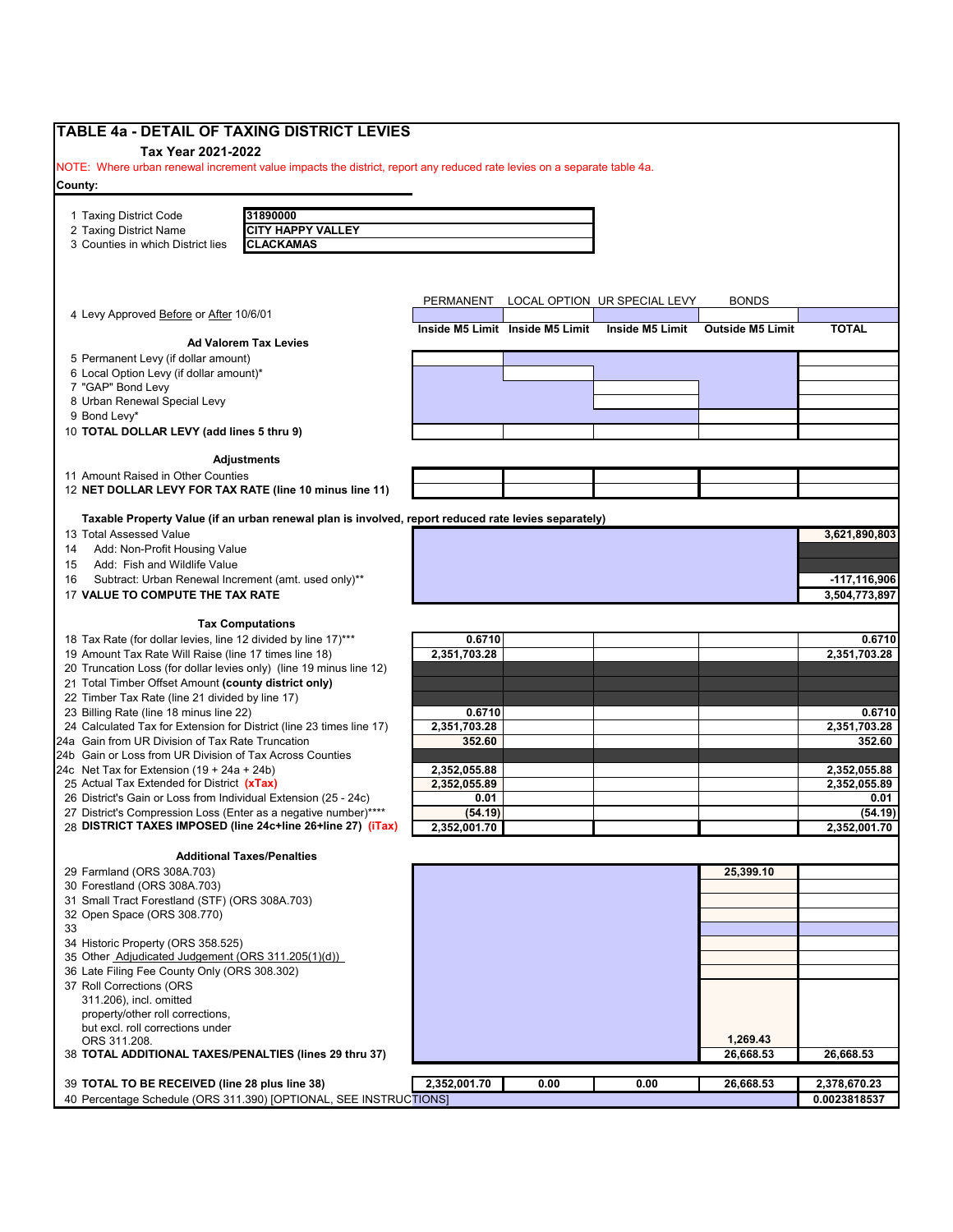# TABLE 4a - DETAIL OF TAXING DISTRICT LEVIES

**Tax Year 2021-2022**

NOTE: Where urban renewal increment value impacts the district, report any reduced rate levies on a separate table 4a.

**County:**

| | |
|---|---|
| 1 Taxing District Code | 31890000 |
| 2 Taxing District Name | CITY HAPPY VALLEY |
| 3 Counties in which District lies | CLACKAMAS |

| | PERMANENT | LOCAL OPTION | UR SPECIAL LEVY | BONDS | |
|---|---|---|---|---|---|
| 4 Levy Approved Before or After 10/6/01 | | | | | |
| | **Inside M5 Limit** | **Inside M5 Limit** | **Inside M5 Limit** | **Outside M5 Limit** | **TOTAL** |
| **Ad Valorem Tax Levies** | | | | | |
| 5 Permanent Levy (if dollar amount) | | | | | |
| 6 Local Option Levy (if dollar amount)* | | | | | |
| 7 "GAP" Bond Levy | | | | | |
| 8 Urban Renewal Special Levy | | | | | |
| 9 Bond Levy* | | | | | |
| 10 **TOTAL DOLLAR LEVY (add lines 5 thru 9)** | | | | | |
| **Adjustments** | | | | | |
| 11 Amount Raised in Other Counties | | | | | |
| 12 **NET DOLLAR LEVY FOR TAX RATE (line 10 minus line 11)** | | | | | |
| **Taxable Property Value (if an urban renewal plan is involved, report reduced rate levies separately)** | | | | | |
| 13 Total Assessed Value | | | | | 3,621,890,803 |
| 14 Add: Non-Profit Housing Value | | | | | |
| 15 Add: Fish and Wildlife Value | | | | | |
| 16 Subtract: Urban Renewal Increment (amt. used only)** | | | | | -117,116,906 |
| 17 **VALUE TO COMPUTE THE TAX RATE** | | | | | 3,504,773,897 |
| **Tax Computations** | | | | | |
| 18 Tax Rate (for dollar levies, line 12 divided by line 17)*** | 0.6710 | | | | 0.6710 |
| 19 Amount Tax Rate Will Raise (line 17 times line 18) | 2,351,703.28 | | | | 2,351,703.28 |
| 20 Truncation Loss (for dollar levies only) (line 19 minus line 12) | | | | | |
| 21 Total Timber Offset Amount **(county district only)** | | | | | |
| 22 Timber Tax Rate (line 21 divided by line 17) | | | | | |
| 23 Billing Rate (line 18 minus line 22) | 0.6710 | | | | 0.6710 |
| 24 Calculated Tax for Extension for District (line 23 times line 17) | 2,351,703.28 | | | | 2,351,703.28 |
| 24a Gain from UR Division of Tax Rate Truncation | 352.60 | | | | 352.60 |
| 24b Gain or Loss from UR Division of Tax Across Counties | | | | | |
| 24c Net Tax for Extension (19 + 24a + 24b) | 2,352,055.88 | | | | 2,352,055.88 |
| 25 Actual Tax Extended for District **(xTax)** | 2,352,055.89 | | | | 2,352,055.89 |
| 26 District's Gain or Loss from Individual Extension (25 - 24c) | 0.01 | | | | 0.01 |
| 27 District's Compression Loss (Enter as a negative number)**** | (54.19) | | | | (54.19) |
| 28 **DISTRICT TAXES IMPOSED (line 24c+line 26+line 27) (iTax)** | 2,352,001.70 | | | | 2,352,001.70 |
| **Additional Taxes/Penalties** | | | | | |
| 29 Farmland (ORS 308A.703) | | | | 25,399.10 | |
| 30 Forestland (ORS 308A.703) | | | | | |
| 31 Small Tract Forestland (STF) (ORS 308A.703) | | | | | |
| 32 Open Space (ORS 308.770) | | | | | |
| 33 | | | | | |
| 34 Historic Property (ORS 358.525) | | | | | |
| 35 Other Adjudicated Judgement (ORS 311.205(1)(d)) | | | | | |
| 36 Late Filing Fee County Only (ORS 308.302) | | | | | |
| 37 Roll Corrections (ORS 311.206), incl. omitted property/other roll corrections, but excl. roll corrections under ORS 311.208. | | | | 1,269.43 | |
| 38 **TOTAL ADDITIONAL TAXES/PENALTIES (lines 29 thru 37)** | | | | 26,668.53 | 26,668.53 |
| 39 **TOTAL TO BE RECEIVED (line 28 plus line 38)** | 2,352,001.70 | 0.00 | 0.00 | 26,668.53 | 2,378,670.23 |
| 40 Percentage Schedule (ORS 311.390) [OPTIONAL, SEE INSTRUCTIONS] | | | | | 0.0023818537 |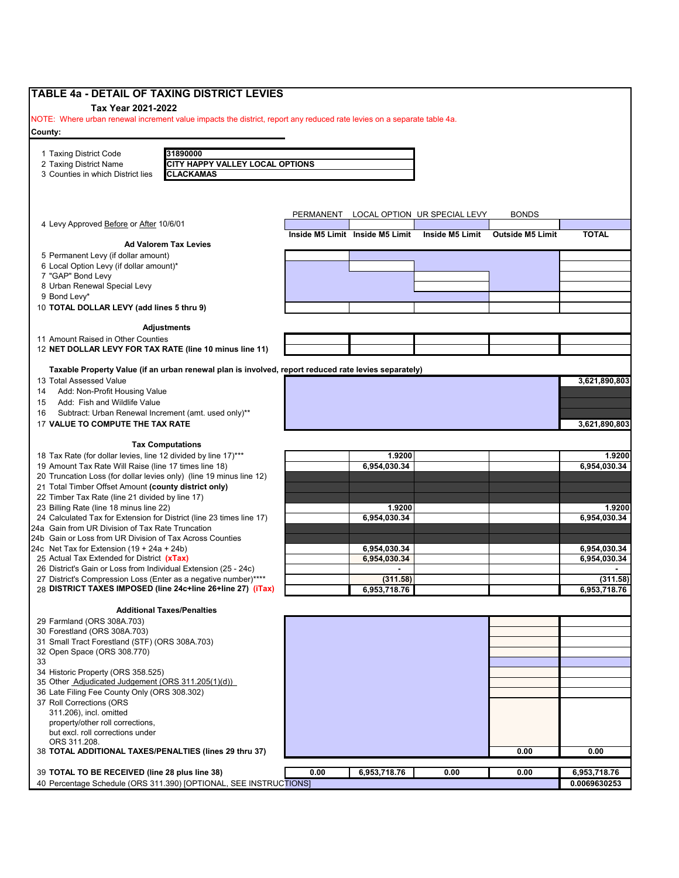## TABLE 4a - DETAIL OF TAXING DISTRICT LEVIES

**Tax Year 2021-2022**

NOTE: Where urban renewal increment value impacts the district, report any reduced rate levies on a separate table 4a.

**County:**

| | |
|---|---|
| 1 Taxing District Code | 31890000 |
| 2 Taxing District Name | CITY HAPPY VALLEY LOCAL OPTIONS |
| 3 Counties in which District lies | CLACKAMAS |

| | PERMANENT | LOCAL OPTION | UR SPECIAL LEVY | BONDS | |
|---|---|---|---|---|---|
| 4 Levy Approved Before or After 10/6/01 | | | | | |
| | **Inside M5 Limit** | **Inside M5 Limit** | **Inside M5 Limit** | **Outside M5 Limit** | **TOTAL** |
| **Ad Valorem Tax Levies** | | | | | |
| 5 Permanent Levy (if dollar amount) | | | | | |
| 6 Local Option Levy (if dollar amount)* | | | | | |
| 7 "GAP" Bond Levy | | | | | |
| 8 Urban Renewal Special Levy | | | | | |
| 9 Bond Levy* | | | | | |
| 10 **TOTAL DOLLAR LEVY (add lines 5 thru 9)** | | | | | |
| **Adjustments** | | | | | |
| 11 Amount Raised in Other Counties | | | | | |
| 12 **NET DOLLAR LEVY FOR TAX RATE (line 10 minus line 11)** | | | | | |
| **Taxable Property Value (if an urban renewal plan is involved, report reduced rate levies separately)** | | | | | |
| 13 Total Assessed Value | | | | | 3,621,890,803 |
| 14 Add: Non-Profit Housing Value | | | | | |
| 15 Add: Fish and Wildlife Value | | | | | |
| 16 Subtract: Urban Renewal Increment (amt. used only)** | | | | | |
| 17 **VALUE TO COMPUTE THE TAX RATE** | | | | | 3,621,890,803 |
| **Tax Computations** | | | | | |
| 18 Tax Rate (for dollar levies, line 12 divided by line 17)*** | | 1.9200 | | | 1.9200 |
| 19 Amount Tax Rate Will Raise (line 17 times line 18) | | 6,954,030.34 | | | 6,954,030.34 |
| 20 Truncation Loss (for dollar levies only) (line 19 minus line 12) | | | | | |
| 21 Total Timber Offset Amount **(county district only)** | | | | | |
| 22 Timber Tax Rate (line 21 divided by line 17) | | | | | |
| 23 Billing Rate (line 18 minus line 22) | | 1.9200 | | | 1.9200 |
| 24 Calculated Tax for Extension for District (line 23 times line 17) | | 6,954,030.34 | | | 6,954,030.34 |
| 24a Gain from UR Division of Tax Rate Truncation | | | | | |
| 24b Gain or Loss from UR Division of Tax Across Counties | | | | | |
| 24c Net Tax for Extension (19 + 24a + 24b) | | 6,954,030.34 | | | 6,954,030.34 |
| 25 Actual Tax Extended for District **(xTax)** | | 6,954,030.34 | | | 6,954,030.34 |
| 26 District's Gain or Loss from Individual Extension (25 - 24c) | | - | | | - |
| 27 District's Compression Loss (Enter as a negative number)**** | | (311.58) | | | (311.58) |
| 28 **DISTRICT TAXES IMPOSED (line 24c+line 26+line 27) (iTax)** | | 6,953,718.76 | | | 6,953,718.76 |
| **Additional Taxes/Penalties** | | | | | |
| 29 Farmland (ORS 308A.703) | | | | | |
| 30 Forestland (ORS 308A.703) | | | | | |
| 31 Small Tract Forestland (STF) (ORS 308A.703) | | | | | |
| 32 Open Space (ORS 308.770) | | | | | |
| 33 | | | | | |
| 34 Historic Property (ORS 358.525) | | | | | |
| 35 Other Adjudicated Judgement (ORS 311.205(1)(d)) | | | | | |
| 36 Late Filing Fee County Only (ORS 308.302) | | | | | |
| 37 Roll Corrections (ORS 311.206), incl. omitted property/other roll corrections, but excl. roll corrections under ORS 311.208. | | | | | |
| 38 **TOTAL ADDITIONAL TAXES/PENALTIES (lines 29 thru 37)** | | | | 0.00 | 0.00 |
| 39 **TOTAL TO BE RECEIVED (line 28 plus line 38)** | 0.00 | 6,953,718.76 | 0.00 | 0.00 | 6,953,718.76 |
| 40 Percentage Schedule (ORS 311.390) [OPTIONAL, SEE INSTRUCTIONS] | | | | | 0.0069630253 |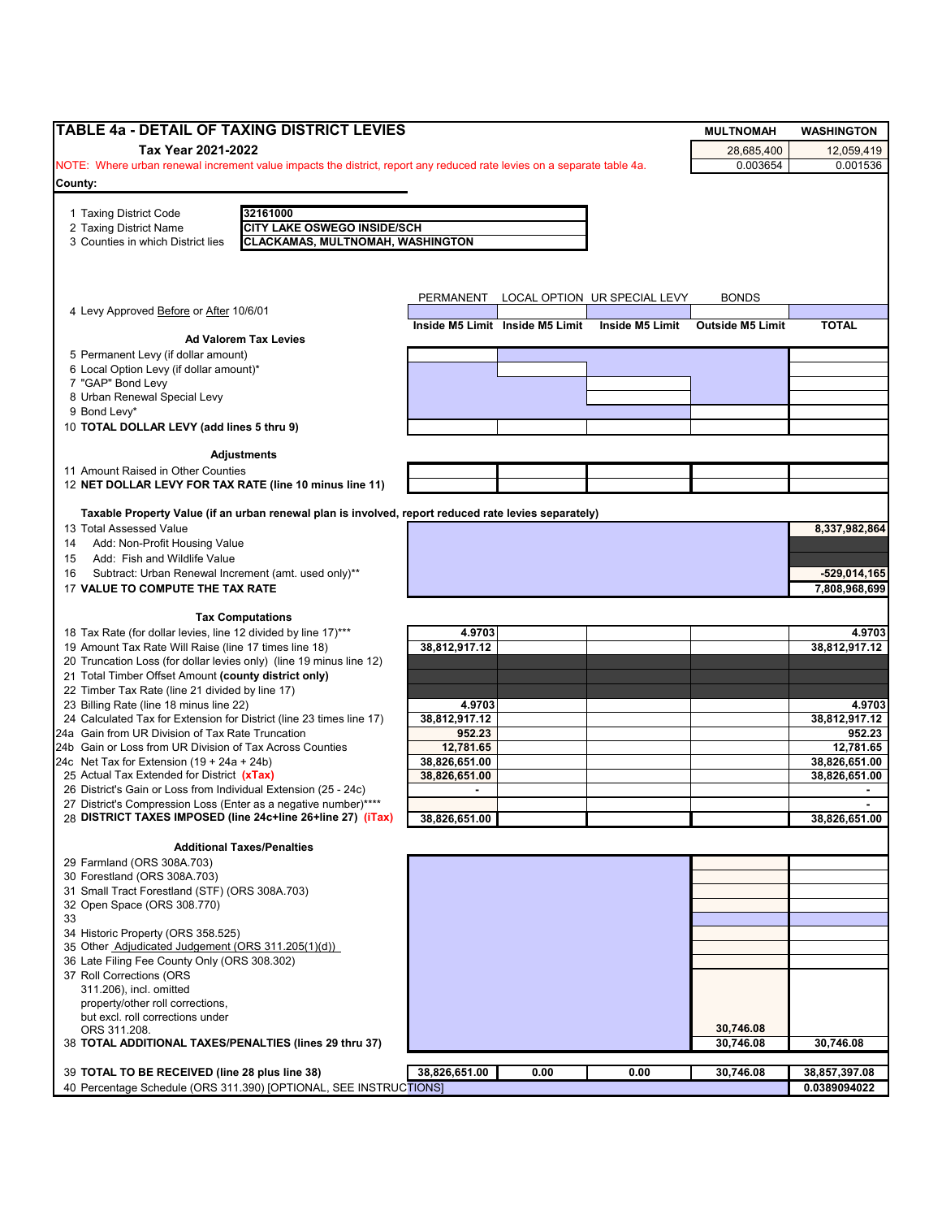## TABLE 4a - DETAIL OF TAXING DISTRICT LEVIES

**Tax Year 2021-2022**

| | MULTNOMAH | WASHINGTON |
|---|---|---|
| | 28,685,400 | 12,059,419 |
| | 0.003654 | 0.001536 |

NOTE: Where urban renewal increment value impacts the district, report any reduced rate levies on a separate table 4a.

**County:**

1 Taxing District Code: **32161000**
2 Taxing District Name: **CITY LAKE OSWEGO INSIDE/SCH**
3 Counties in which District lies: **CLACKAMAS, MULTNOMAH, WASHINGTON**

| | PERMANENT | LOCAL OPTION | UR SPECIAL LEVY | BONDS | |
|---|---|---|---|---|---|
| 4 Levy Approved Before or After 10/6/01 | | | | | |
| | **Inside M5 Limit** | **Inside M5 Limit** | **Inside M5 Limit** | **Outside M5 Limit** | **TOTAL** |
| **Ad Valorem Tax Levies** | | | | | |
| 5 Permanent Levy (if dollar amount) | | | | | |
| 6 Local Option Levy (if dollar amount)* | | | | | |
| 7 "GAP" Bond Levy | | | | | |
| 8 Urban Renewal Special Levy | | | | | |
| 9 Bond Levy* | | | | | |
| 10 **TOTAL DOLLAR LEVY (add lines 5 thru 9)** | | | | | |
| **Adjustments** | | | | | |
| 11 Amount Raised in Other Counties | | | | | |
| 12 **NET DOLLAR LEVY FOR TAX RATE (line 10 minus line 11)** | | | | | |
| **Taxable Property Value (if an urban renewal plan is involved, report reduced rate levies separately)** | | | | | |
| 13 Total Assessed Value | | | | | **8,337,982,864** |
| 14 Add: Non-Profit Housing Value | | | | | |
| 15 Add: Fish and Wildlife Value | | | | | |
| 16 Subtract: Urban Renewal Increment (amt. used only)** | | | | | **-529,014,165** |
| 17 **VALUE TO COMPUTE THE TAX RATE** | | | | | **7,808,968,699** |
| **Tax Computations** | | | | | |
| 18 Tax Rate (for dollar levies, line 12 divided by line 17)*** | **4.9703** | | | | **4.9703** |
| 19 Amount Tax Rate Will Raise (line 17 times line 18) | **38,812,917.12** | | | | **38,812,917.12** |
| 20 Truncation Loss (for dollar levies only) (line 19 minus line 12) | | | | | |
| 21 Total Timber Offset Amount **(county district only)** | | | | | |
| 22 Timber Tax Rate (line 21 divided by line 17) | | | | | |
| 23 Billing Rate (line 18 minus line 22) | **4.9703** | | | | **4.9703** |
| 24 Calculated Tax for Extension for District (line 23 times line 17) | **38,812,917.12** | | | | **38,812,917.12** |
| 24a Gain from UR Division of Tax Rate Truncation | **952.23** | | | | **952.23** |
| 24b Gain or Loss from UR Division of Tax Across Counties | **12,781.65** | | | | **12,781.65** |
| 24c Net Tax for Extension (19 + 24a + 24b) | **38,826,651.00** | | | | **38,826,651.00** |
| 25 Actual Tax Extended for District **(xTax)** | **38,826,651.00** | | | | **38,826,651.00** |
| 26 District's Gain or Loss from Individual Extension (25 - 24c) | **-** | | | | **-** |
| 27 District's Compression Loss (Enter as a negative number)**** | | | | | **-** |
| 28 **DISTRICT TAXES IMPOSED (line 24c+line 26+line 27) (iTax)** | **38,826,651.00** | | | | **38,826,651.00** |
| **Additional Taxes/Penalties** | | | | | |
| 29 Farmland (ORS 308A.703) | | | | | |
| 30 Forestland (ORS 308A.703) | | | | | |
| 31 Small Tract Forestland (STF) (ORS 308A.703) | | | | | |
| 32 Open Space (ORS 308.770) | | | | | |
| 33 | | | | | |
| 34 Historic Property (ORS 358.525) | | | | | |
| 35 Other Adjudicated Judgement (ORS 311.205(1)(d)) | | | | | |
| 36 Late Filing Fee County Only (ORS 308.302) | | | | | |
| 37 Roll Corrections (ORS 311.206), incl. omitted property/other roll corrections, but excl. roll corrections under ORS 311.208. | | | | **30,746.08** | |
| 38 **TOTAL ADDITIONAL TAXES/PENALTIES (lines 29 thru 37)** | | | | **30,746.08** | **30,746.08** |
| 39 **TOTAL TO BE RECEIVED (line 28 plus line 38)** | **38,826,651.00** | **0.00** | **0.00** | **30,746.08** | **38,857,397.08** |
| 40 Percentage Schedule (ORS 311.390) [OPTIONAL, SEE INSTRUCTIONS] | | | | | **0.0389094022** |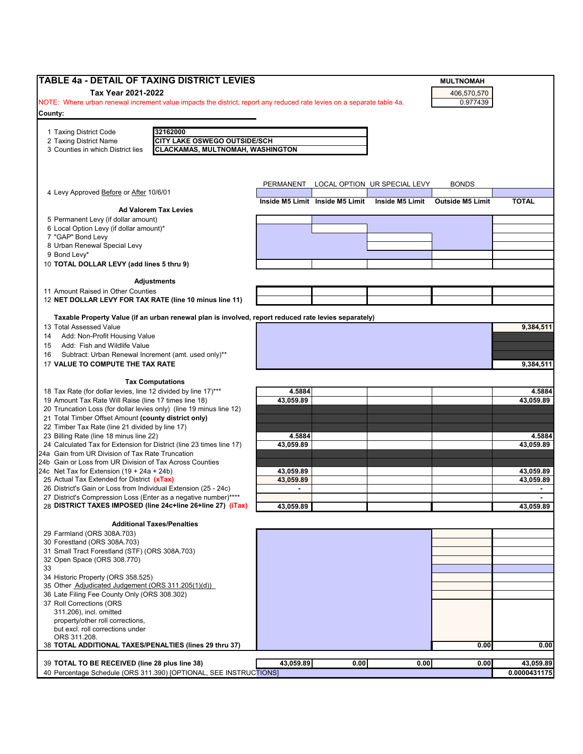# TABLE 4a - DETAIL OF TAXING DISTRICT LEVIES

**Tax Year 2021-2022**

| MULTNOMAH |
|---|
| 406,570,570 |
| 0.977439 |

NOTE: Where urban renewal increment value impacts the district, report any reduced rate levies on a separate table 4a.

**County:**

| | |
|---|---|
| 1 Taxing District Code | 32162000 |
| 2 Taxing District Name | CITY LAKE OSWEGO OUTSIDE/SCH |
| 3 Counties in which District lies | CLACKAMAS, MULTNOMAH, WASHINGTON |

| | PERMANENT | LOCAL OPTION | UR SPECIAL LEVY | BONDS | |
|---|---|---|---|---|---|
| 4 Levy Approved Before or After 10/6/01 | | | | | |
| | **Inside M5 Limit** | **Inside M5 Limit** | **Inside M5 Limit** | **Outside M5 Limit** | **TOTAL** |
| **Ad Valorem Tax Levies** | | | | | |
| 5 Permanent Levy (if dollar amount) | | | | | |
| 6 Local Option Levy (if dollar amount)* | | | | | |
| 7 "GAP" Bond Levy | | | | | |
| 8 Urban Renewal Special Levy | | | | | |
| 9 Bond Levy* | | | | | |
| 10 **TOTAL DOLLAR LEVY (add lines 5 thru 9)** | | | | | |
| **Adjustments** | | | | | |
| 11 Amount Raised in Other Counties | | | | | |
| 12 **NET DOLLAR LEVY FOR TAX RATE (line 10 minus line 11)** | | | | | |
| **Taxable Property Value (if an urban renewal plan is involved, report reduced rate levies separately)** | | | | | |
| 13 Total Assessed Value | | | | | 9,384,511 |
| 14 Add: Non-Profit Housing Value | | | | | |
| 15 Add: Fish and Wildlife Value | | | | | |
| 16 Subtract: Urban Renewal Increment (amt. used only)** | | | | | |
| 17 **VALUE TO COMPUTE THE TAX RATE** | | | | | 9,384,511 |
| **Tax Computations** | | | | | |
| 18 Tax Rate (for dollar levies, line 12 divided by line 17)*** | 4.5884 | | | | 4.5884 |
| 19 Amount Tax Rate Will Raise (line 17 times line 18) | 43,059.89 | | | | 43,059.89 |
| 20 Truncation Loss (for dollar levies only) (line 19 minus line 12) | | | | | |
| 21 Total Timber Offset Amount **(county district only)** | | | | | |
| 22 Timber Tax Rate (line 21 divided by line 17) | | | | | |
| 23 Billing Rate (line 18 minus line 22) | 4.5884 | | | | 4.5884 |
| 24 Calculated Tax for Extension for District (line 23 times line 17) | 43,059.89 | | | | 43,059.89 |
| 24a Gain from UR Division of Tax Rate Truncation | | | | | |
| 24b Gain or Loss from UR Division of Tax Across Counties | | | | | |
| 24c Net Tax for Extension (19 + 24a + 24b) | 43,059.89 | | | | 43,059.89 |
| 25 Actual Tax Extended for District **(xTax)** | 43,059.89 | | | | 43,059.89 |
| 26 District's Gain or Loss from Individual Extension (25 - 24c) | - | | | | - |
| 27 District's Compression Loss (Enter as a negative number)**** | | | | | - |
| 28 **DISTRICT TAXES IMPOSED (line 24c+line 26+line 27) (iTax)** | 43,059.89 | | | | 43,059.89 |
| **Additional Taxes/Penalties** | | | | | |
| 29 Farmland (ORS 308A.703) | | | | | |
| 30 Forestland (ORS 308A.703) | | | | | |
| 31 Small Tract Forestland (STF) (ORS 308A.703) | | | | | |
| 32 Open Space (ORS 308.770) | | | | | |
| 33 | | | | | |
| 34 Historic Property (ORS 358.525) | | | | | |
| 35 Other Adjudicated Judgement (ORS 311.205(1)(d)) | | | | | |
| 36 Late Filing Fee County Only (ORS 308.302) | | | | | |
| 37 Roll Corrections (ORS 311.206), incl. omitted property/other roll corrections, but excl. roll corrections under ORS 311.208. | | | | | |
| 38 **TOTAL ADDITIONAL TAXES/PENALTIES (lines 29 thru 37)** | | | | 0.00 | 0.00 |
| 39 **TOTAL TO BE RECEIVED (line 28 plus line 38)** | 43,059.89 | 0.00 | 0.00 | 0.00 | 43,059.89 |
| 40 Percentage Schedule (ORS 311.390) [OPTIONAL, SEE INSTRUCTIONS] | | | | | 0.0000431175 |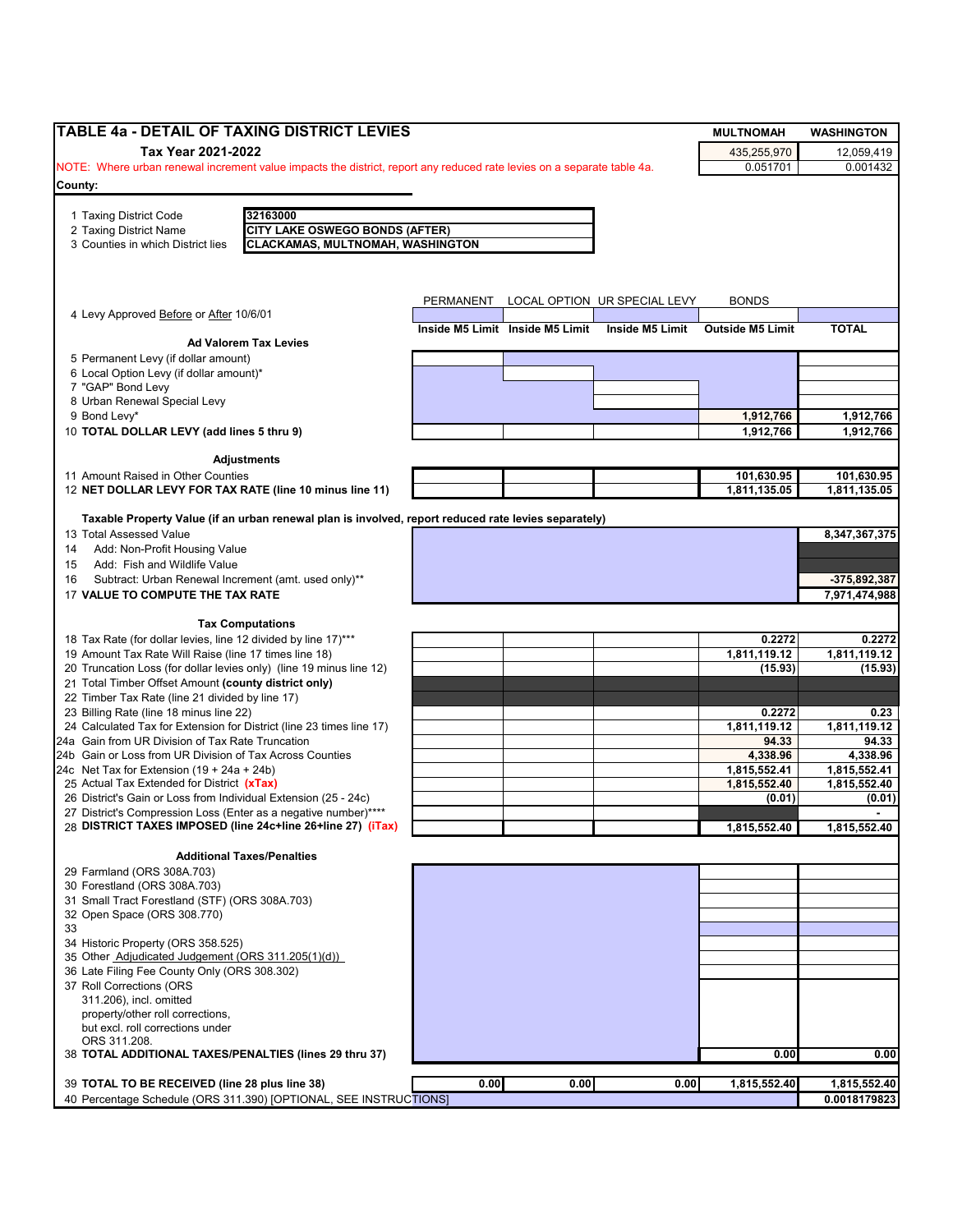# TABLE 4a - DETAIL OF TAXING DISTRICT LEVIES

**Tax Year 2021-2022**

NOTE: Where urban renewal increment value impacts the district, report any reduced rate levies on a separate table 4a.

| | MULTNOMAH | WASHINGTON |
|---|---|---|
| | 435,255,970 | 12,059,419 |
| | 0.051701 | 0.001432 |

County:

1 Taxing District Code: **32163000**
2 Taxing District Name: **CITY LAKE OSWEGO BONDS (AFTER)**
3 Counties in which District lies: **CLACKAMAS, MULTNOMAH, WASHINGTON**

| | PERMANENT | LOCAL OPTION | UR SPECIAL LEVY | BONDS | |
|---|---|---|---|---|---|
| 4 Levy Approved Before or After 10/6/01 | | | | | |
| | Inside M5 Limit | Inside M5 Limit | Inside M5 Limit | Outside M5 Limit | TOTAL |
| **Ad Valorem Tax Levies** | | | | | |
| 5 Permanent Levy (if dollar amount) | | | | | |
| 6 Local Option Levy (if dollar amount)* | | | | | |
| 7 "GAP" Bond Levy | | | | | |
| 8 Urban Renewal Special Levy | | | | | |
| 9 Bond Levy* | | | | 1,912,766 | 1,912,766 |
| 10 **TOTAL DOLLAR LEVY (add lines 5 thru 9)** | | | | 1,912,766 | 1,912,766 |
| **Adjustments** | | | | | |
| 11 Amount Raised in Other Counties | | | | 101,630.95 | 101,630.95 |
| 12 **NET DOLLAR LEVY FOR TAX RATE (line 10 minus line 11)** | | | | 1,811,135.05 | 1,811,135.05 |
| **Taxable Property Value (if an urban renewal plan is involved, report reduced rate levies separately)** | | | | | |
| 13 Total Assessed Value | | | | | 8,347,367,375 |
| 14 Add: Non-Profit Housing Value | | | | | |
| 15 Add: Fish and Wildlife Value | | | | | |
| 16 Subtract: Urban Renewal Increment (amt. used only)** | | | | | -375,892,387 |
| 17 **VALUE TO COMPUTE THE TAX RATE** | | | | | 7,971,474,988 |
| **Tax Computations** | | | | | |
| 18 Tax Rate (for dollar levies, line 12 divided by line 17)*** | | | | 0.2272 | 0.2272 |
| 19 Amount Tax Rate Will Raise (line 17 times line 18) | | | | 1,811,119.12 | 1,811,119.12 |
| 20 Truncation Loss (for dollar levies only) (line 19 minus line 12) | | | | (15.93) | (15.93) |
| 21 Total Timber Offset Amount **(county district only)** | | | | | |
| 22 Timber Tax Rate (line 21 divided by line 17) | | | | | |
| 23 Billing Rate (line 18 minus line 22) | | | | 0.2272 | 0.23 |
| 24 Calculated Tax for Extension for District (line 23 times line 17) | | | | 1,811,119.12 | 1,811,119.12 |
| 24a Gain from UR Division of Tax Rate Truncation | | | | 94.33 | 94.33 |
| 24b Gain or Loss from UR Division of Tax Across Counties | | | | 4,338.96 | 4,338.96 |
| 24c Net Tax for Extension (19 + 24a + 24b) | | | | 1,815,552.41 | 1,815,552.41 |
| 25 Actual Tax Extended for District **(xTax)** | | | | 1,815,552.40 | 1,815,552.40 |
| 26 District's Gain or Loss from Individual Extension (25 - 24c) | | | | (0.01) | (0.01) |
| 27 District's Compression Loss (Enter as a negative number)**** | | | | | - |
| 28 **DISTRICT TAXES IMPOSED (line 24c+line 26+line 27) (iTax)** | | | | 1,815,552.40 | 1,815,552.40 |
| **Additional Taxes/Penalties** | | | | | |
| 29 Farmland (ORS 308A.703) | | | | | |
| 30 Forestland (ORS 308A.703) | | | | | |
| 31 Small Tract Forestland (STF) (ORS 308A.703) | | | | | |
| 32 Open Space (ORS 308.770) | | | | | |
| 33 | | | | | |
| 34 Historic Property (ORS 358.525) | | | | | |
| 35 Other Adjudicated Judgement (ORS 311.205(1)(d)) | | | | | |
| 36 Late Filing Fee County Only (ORS 308.302) | | | | | |
| 37 Roll Corrections (ORS 311.206), incl. omitted property/other roll corrections, but excl. roll corrections under ORS 311.208. | | | | | |
| 38 **TOTAL ADDITIONAL TAXES/PENALTIES (lines 29 thru 37)** | | | | 0.00 | 0.00 |
| 39 **TOTAL TO BE RECEIVED (line 28 plus line 38)** | 0.00 | 0.00 | 0.00 | 1,815,552.40 | 1,815,552.40 |
| 40 Percentage Schedule (ORS 311.390) [OPTIONAL, SEE INSTRUCTIONS] | | | | | 0.0018179823 |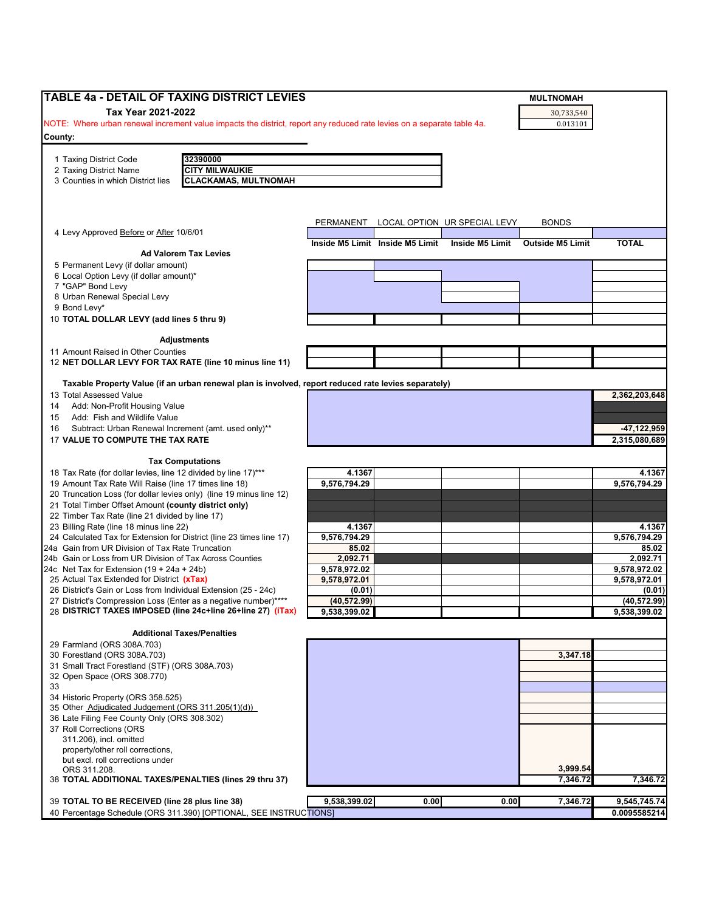## TABLE 4a - DETAIL OF TAXING DISTRICT LEVIES

**Tax Year 2021-2022**

MULTNOMAH

30,733,540

0.013101

NOTE: Where urban renewal increment value impacts the district, report any reduced rate levies on a separate table 4a.

**County:**

| | |
|---|---|
| 1 Taxing District Code | **32390000** |
| 2 Taxing District Name | **CITY MILWAUKIE** |
| 3 Counties in which District lies | **CLACKAMAS, MULTNOMAH** |

| | PERMANENT | LOCAL OPTION | UR SPECIAL LEVY | BONDS | |
|---|---|---|---|---|---|
| 4 Levy Approved Before or After 10/6/01 | | | | | |
| | **Inside M5 Limit** | **Inside M5 Limit** | **Inside M5 Limit** | **Outside M5 Limit** | **TOTAL** |
| **Ad Valorem Tax Levies** | | | | | |
| 5 Permanent Levy (if dollar amount) | | | | | |
| 6 Local Option Levy (if dollar amount)* | | | | | |
| 7 "GAP" Bond Levy | | | | | |
| 8 Urban Renewal Special Levy | | | | | |
| 9 Bond Levy* | | | | | |
| **10 TOTAL DOLLAR LEVY (add lines 5 thru 9)** | | | | | |
| **Adjustments** | | | | | |
| 11 Amount Raised in Other Counties | | | | | |
| **12 NET DOLLAR LEVY FOR TAX RATE (line 10 minus line 11)** | | | | | |
| **Taxable Property Value (if an urban renewal plan is involved, report reduced rate levies separately)** | | | | | |
| 13 Total Assessed Value | | | | | 2,362,203,648 |
| 14 Add: Non-Profit Housing Value | | | | | |
| 15 Add: Fish and Wildlife Value | | | | | |
| 16 Subtract: Urban Renewal Increment (amt. used only)** | | | | | -47,122,959 |
| **17 VALUE TO COMPUTE THE TAX RATE** | | | | | 2,315,080,689 |
| **Tax Computations** | | | | | |
| 18 Tax Rate (for dollar levies, line 12 divided by line 17)*** | 4.1367 | | | | 4.1367 |
| 19 Amount Tax Rate Will Raise (line 17 times line 18) | 9,576,794.29 | | | | 9,576,794.29 |
| 20 Truncation Loss (for dollar levies only) (line 19 minus line 12) | | | | | |
| 21 Total Timber Offset Amount **(county district only)** | | | | | |
| 22 Timber Tax Rate (line 21 divided by line 17) | | | | | |
| 23 Billing Rate (line 18 minus line 22) | 4.1367 | | | | 4.1367 |
| 24 Calculated Tax for Extension for District (line 23 times line 17) | 9,576,794.29 | | | | 9,576,794.29 |
| 24a Gain from UR Division of Tax Rate Truncation | 85.02 | | | | 85.02 |
| 24b Gain or Loss from UR Division of Tax Across Counties | 2,092.71 | | | | 2,092.71 |
| 24c Net Tax for Extension (19 + 24a + 24b) | 9,578,972.02 | | | | 9,578,972.02 |
| 25 Actual Tax Extended for District **(xTax)** | 9,578,972.01 | | | | 9,578,972.01 |
| 26 District's Gain or Loss from Individual Extension (25 - 24c) | (0.01) | | | | (0.01) |
| 27 District's Compression Loss (Enter as a negative number)**** | (40,572.99) | | | | (40,572.99) |
| **28 DISTRICT TAXES IMPOSED (line 24c+line 26+line 27) (iTax)** | 9,538,399.02 | | | | 9,538,399.02 |
| **Additional Taxes/Penalties** | | | | | |
| 29 Farmland (ORS 308A.703) | | | | | |
| 30 Forestland (ORS 308A.703) | | | | 3,347.18 | |
| 31 Small Tract Forestland (STF) (ORS 308A.703) | | | | | |
| 32 Open Space (ORS 308.770) | | | | | |
| 33 | | | | | |
| 34 Historic Property (ORS 358.525) | | | | | |
| 35 Other Adjudicated Judgement (ORS 311.205(1)(d)) | | | | | |
| 36 Late Filing Fee County Only (ORS 308.302) | | | | | |
| 37 Roll Corrections (ORS 311.206), incl. omitted property/other roll corrections, but excl. roll corrections under ORS 311.208. | | | | 3,999.54 | |
| **38 TOTAL ADDITIONAL TAXES/PENALTIES (lines 29 thru 37)** | | | | 7,346.72 | 7,346.72 |
| **39 TOTAL TO BE RECEIVED (line 28 plus line 38)** | 9,538,399.02 | 0.00 | 0.00 | 7,346.72 | 9,545,745.74 |
| 40 Percentage Schedule (ORS 311.390) [OPTIONAL, SEE INSTRUCTIONS] | | | | | 0.0095585214 |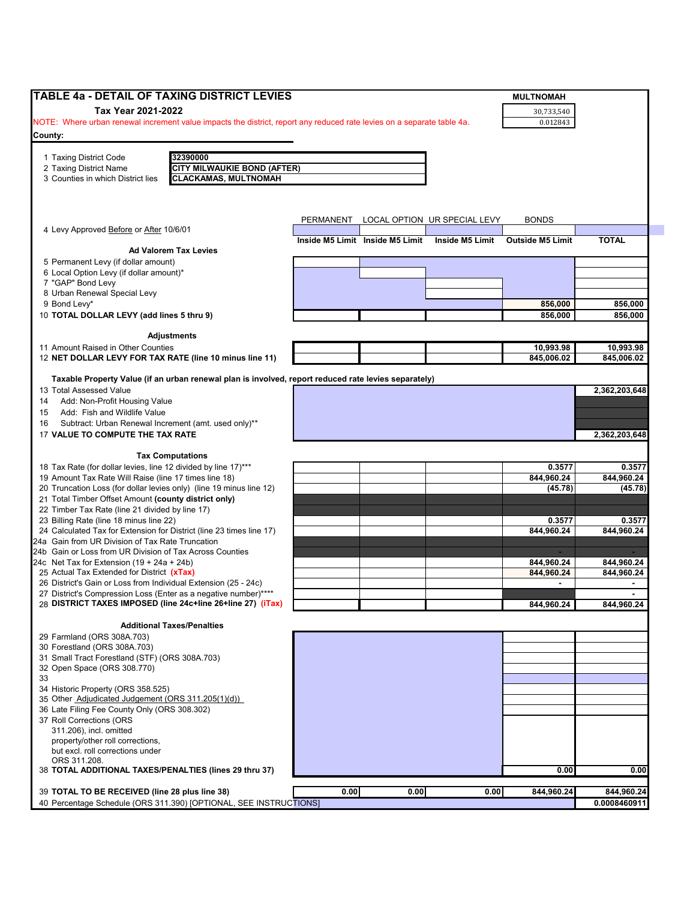## TABLE 4a - DETAIL OF TAXING DISTRICT LEVIES

**Tax Year 2021-2022**

NOTE: Where urban renewal increment value impacts the district, report any reduced rate levies on a separate table 4a.

**County:**

| MULTNOMAH |
|---|
| 30,733,540 |
| 0.012843 |

| | |
|---|---|
| 1 Taxing District Code | **32390000** |
| 2 Taxing District Name | **CITY MILWAUKIE BOND (AFTER)** |
| 3 Counties in which District lies | **CLACKAMAS, MULTNOMAH** |

| | PERMANENT | LOCAL OPTION | UR SPECIAL LEVY | BONDS | |
|---|---|---|---|---|---|
| 4 Levy Approved Before or After 10/6/01 | | | | | |
| | **Inside M5 Limit** | **Inside M5 Limit** | **Inside M5 Limit** | **Outside M5 Limit** | **TOTAL** |
| **Ad Valorem Tax Levies** | | | | | |
| 5 Permanent Levy (if dollar amount) | | | | | |
| 6 Local Option Levy (if dollar amount)* | | | | | |
| 7 "GAP" Bond Levy | | | | | |
| 8 Urban Renewal Special Levy | | | | | |
| 9 Bond Levy* | | | | 856,000 | 856,000 |
| 10 **TOTAL DOLLAR LEVY (add lines 5 thru 9)** | | | | 856,000 | 856,000 |
| **Adjustments** | | | | | |
| 11 Amount Raised in Other Counties | | | | 10,993.98 | 10,993.98 |
| 12 **NET DOLLAR LEVY FOR TAX RATE (line 10 minus line 11)** | | | | 845,006.02 | 845,006.02 |
| **Taxable Property Value (if an urban renewal plan is involved, report reduced rate levies separately)** | | | | | |
| 13 Total Assessed Value | | | | | 2,362,203,648 |
| 14 Add: Non-Profit Housing Value | | | | | |
| 15 Add: Fish and Wildlife Value | | | | | |
| 16 Subtract: Urban Renewal Increment (amt. used only)** | | | | | |
| 17 **VALUE TO COMPUTE THE TAX RATE** | | | | | 2,362,203,648 |
| **Tax Computations** | | | | | |
| 18 Tax Rate (for dollar levies, line 12 divided by line 17)*** | | | | 0.3577 | 0.3577 |
| 19 Amount Tax Rate Will Raise (line 17 times line 18) | | | | 844,960.24 | 844,960.24 |
| 20 Truncation Loss (for dollar levies only) (line 19 minus line 12) | | | | (45.78) | (45.78) |
| 21 Total Timber Offset Amount **(county district only)** | | | | | |
| 22 Timber Tax Rate (line 21 divided by line 17) | | | | | |
| 23 Billing Rate (line 18 minus line 22) | | | | 0.3577 | 0.3577 |
| 24 Calculated Tax for Extension for District (line 23 times line 17) | | | | 844,960.24 | 844,960.24 |
| 24a Gain from UR Division of Tax Rate Truncation | | | | | |
| 24b Gain or Loss from UR Division of Tax Across Counties | | | | - | - |
| 24c Net Tax for Extension (19 + 24a + 24b) | | | | 844,960.24 | 844,960.24 |
| 25 Actual Tax Extended for District **(xTax)** | | | | 844,960.24 | 844,960.24 |
| 26 District's Gain or Loss from Individual Extension (25 - 24c) | | | | - | - |
| 27 District's Compression Loss (Enter as a negative number)**** | | | | | - |
| 28 **DISTRICT TAXES IMPOSED (line 24c+line 26+line 27) (iTax)** | | | | 844,960.24 | 844,960.24 |
| **Additional Taxes/Penalties** | | | | | |
| 29 Farmland (ORS 308A.703) | | | | | |
| 30 Forestland (ORS 308A.703) | | | | | |
| 31 Small Tract Forestland (STF) (ORS 308A.703) | | | | | |
| 32 Open Space (ORS 308.770) | | | | | |
| 33 | | | | | |
| 34 Historic Property (ORS 358.525) | | | | | |
| 35 Other Adjudicated Judgement (ORS 311.205(1)(d)) | | | | | |
| 36 Late Filing Fee County Only (ORS 308.302) | | | | | |
| 37 Roll Corrections (ORS 311.206), incl. omitted property/other roll corrections, but excl. roll corrections under ORS 311.208. | | | | | |
| 38 **TOTAL ADDITIONAL TAXES/PENALTIES (lines 29 thru 37)** | | | | 0.00 | 0.00 |
| 39 **TOTAL TO BE RECEIVED (line 28 plus line 38)** | 0.00 | 0.00 | 0.00 | 844,960.24 | 844,960.24 |
| 40 Percentage Schedule (ORS 311.390) [OPTIONAL, SEE INSTRUCTIONS] | | | | | 0.0008460911 |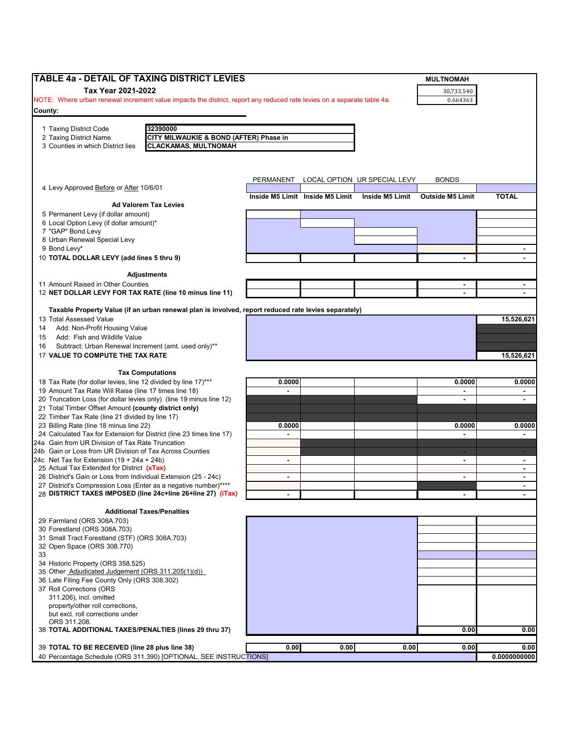## TABLE 4a - DETAIL OF TAXING DISTRICT LEVIES

**Tax Year 2021-2022**

MULTNOMAH

30,733,540

0.664363

NOTE: Where urban renewal increment value impacts the district, report any reduced rate levies on a separate table 4a.

**County:**

| | |
|---|---|
| 1 Taxing District Code | 32390000 |
| 2 Taxing District Name | CITY MILWAUKIE & BOND (AFTER) Phase in |
| 3 Counties in which District lies | CLACKAMAS, MULTNOMAH |

| | PERMANENT | LOCAL OPTION | UR SPECIAL LEVY | BONDS | |
|---|---|---|---|---|---|
| 4 Levy Approved Before or After 10/6/01 | | | | | |
| | **Inside M5 Limit** | **Inside M5 Limit** | **Inside M5 Limit** | **Outside M5 Limit** | **TOTAL** |
| **Ad Valorem Tax Levies** | | | | | |
| 5 Permanent Levy (if dollar amount) | | | | | |
| 6 Local Option Levy (if dollar amount)* | | | | | |
| 7 "GAP" Bond Levy | | | | | |
| 8 Urban Renewal Special Levy | | | | | |
| 9 Bond Levy* | | | | | - |
| 10 **TOTAL DOLLAR LEVY (add lines 5 thru 9)** | | | | - | - |
| **Adjustments** | | | | | |
| 11 Amount Raised in Other Counties | | | | - | - |
| 12 **NET DOLLAR LEVY FOR TAX RATE (line 10 minus line 11)** | | | | - | - |
| **Taxable Property Value (if an urban renewal plan is involved, report reduced rate levies separately)** | | | | | |
| 13 Total Assessed Value | | | | | 15,526,621 |
| 14 Add: Non-Profit Housing Value | | | | | |
| 15 Add: Fish and Wildlife Value | | | | | |
| 16 Subtract: Urban Renewal Increment (amt. used only)** | | | | | |
| 17 **VALUE TO COMPUTE THE TAX RATE** | | | | | 15,526,621 |
| **Tax Computations** | | | | | |
| 18 Tax Rate (for dollar levies, line 12 divided by line 17)*** | 0.0000 | | | 0.0000 | 0.0000 |
| 19 Amount Tax Rate Will Raise (line 17 times line 18) | - | | | - | - |
| 20 Truncation Loss (for dollar levies only) (line 19 minus line 12) | | | | - | - |
| 21 Total Timber Offset Amount **(county district only)** | | | | | |
| 22 Timber Tax Rate (line 21 divided by line 17) | | | | | |
| 23 Billing Rate (line 18 minus line 22) | 0.0000 | | | 0.0000 | 0.0000 |
| 24 Calculated Tax for Extension for District (line 23 times line 17) | - | | | - | - |
| 24a Gain from UR Division of Tax Rate Truncation | | | | | |
| 24b Gain or Loss from UR Division of Tax Across Counties | | | | - | - |
| 24c Net Tax for Extension (19 + 24a + 24b) | - | | | - | - |
| 25 Actual Tax Extended for District **(xTax)** | | | | | - |
| 26 District's Gain or Loss from Individual Extension (25 - 24c) | - | | | - | - |
| 27 District's Compression Loss (Enter as a negative number)**** | | | | | - |
| 28 **DISTRICT TAXES IMPOSED (line 24c+line 26+line 27) (iTax)** | - | | | - | - |
| **Additional Taxes/Penalties** | | | | | |
| 29 Farmland (ORS 308A.703) | | | | | |
| 30 Forestland (ORS 308A.703) | | | | | |
| 31 Small Tract Forestland (STF) (ORS 308A.703) | | | | | |
| 32 Open Space (ORS 308.770) | | | | | |
| 33 | | | | | |
| 34 Historic Property (ORS 358.525) | | | | | |
| 35 Other Adjudicated Judgement (ORS 311.205(1)(d)) | | | | | |
| 36 Late Filing Fee County Only (ORS 308.302) | | | | | |
| 37 Roll Corrections (ORS 311.206), incl. omitted property/other roll corrections, but excl. roll corrections under ORS 311.208. | | | | | |
| 38 **TOTAL ADDITIONAL TAXES/PENALTIES (lines 29 thru 37)** | | | | 0.00 | 0.00 |
| 39 **TOTAL TO BE RECEIVED (line 28 plus line 38)** | 0.00 | 0.00 | 0.00 | 0.00 | 0.00 |
| 40 Percentage Schedule (ORS 311.390) [OPTIONAL, SEE INSTRUCTIONS] | | | | | 0.0000000000 |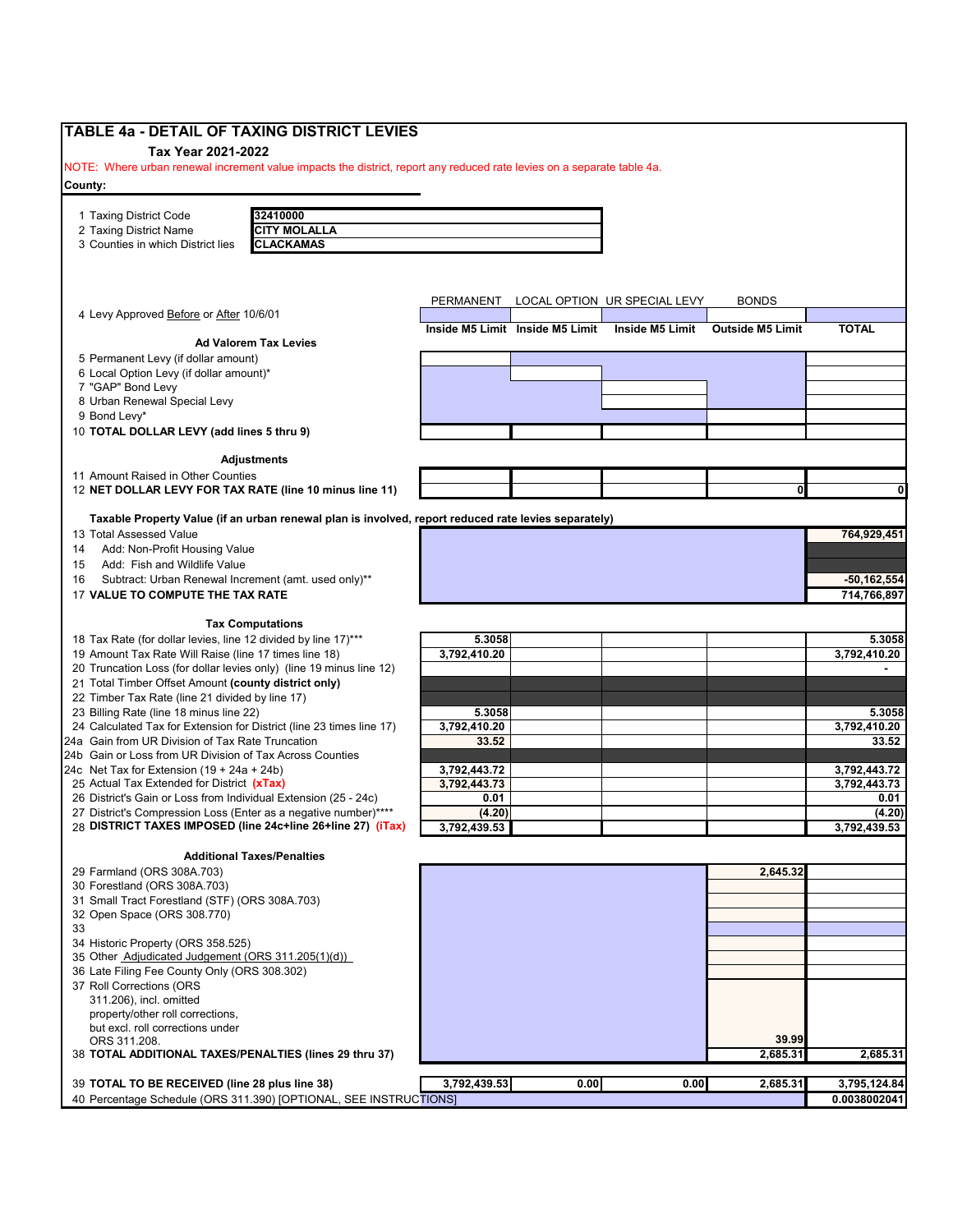# TABLE 4a - DETAIL OF TAXING DISTRICT LEVIES

**Tax Year 2021-2022**

NOTE: Where urban renewal increment value impacts the district, report any reduced rate levies on a separate table 4a.

**County:**

| | |
|---|---|
| 1 Taxing District Code | 32410000 |
| 2 Taxing District Name | CITY MOLALLA |
| 3 Counties in which District lies | CLACKAMAS |

| | PERMANENT | LOCAL OPTION | UR SPECIAL LEVY | BONDS | |
|---|---|---|---|---|---|
| 4 Levy Approved Before or After 10/6/01 | | | | | |
| | Inside M5 Limit | Inside M5 Limit | Inside M5 Limit | Outside M5 Limit | TOTAL |
| **Ad Valorem Tax Levies** | | | | | |
| 5 Permanent Levy (if dollar amount) | | | | | |
| 6 Local Option Levy (if dollar amount)* | | | | | |
| 7 "GAP" Bond Levy | | | | | |
| 8 Urban Renewal Special Levy | | | | | |
| 9 Bond Levy* | | | | | |
| 10 **TOTAL DOLLAR LEVY (add lines 5 thru 9)** | | | | | |
| **Adjustments** | | | | | |
| 11 Amount Raised in Other Counties | | | | | |
| 12 **NET DOLLAR LEVY FOR TAX RATE (line 10 minus line 11)** | | | | 0 | 0 |
| **Taxable Property Value (if an urban renewal plan is involved, report reduced rate levies separately)** | | | | | |
| 13 Total Assessed Value | | | | | 764,929,451 |
| 14 Add: Non-Profit Housing Value | | | | | |
| 15 Add: Fish and Wildlife Value | | | | | |
| 16 Subtract: Urban Renewal Increment (amt. used only)** | | | | | -50,162,554 |
| 17 **VALUE TO COMPUTE THE TAX RATE** | | | | | 714,766,897 |
| **Tax Computations** | | | | | |
| 18 Tax Rate (for dollar levies, line 12 divided by line 17)*** | 5.3058 | | | | 5.3058 |
| 19 Amount Tax Rate Will Raise (line 17 times line 18) | 3,792,410.20 | | | | 3,792,410.20 |
| 20 Truncation Loss (for dollar levies only) (line 19 minus line 12) | | | | | - |
| 21 Total Timber Offset Amount **(county district only)** | | | | | |
| 22 Timber Tax Rate (line 21 divided by line 17) | | | | | |
| 23 Billing Rate (line 18 minus line 22) | 5.3058 | | | | 5.3058 |
| 24 Calculated Tax for Extension for District (line 23 times line 17) | 3,792,410.20 | | | | 3,792,410.20 |
| 24a Gain from UR Division of Tax Rate Truncation | 33.52 | | | | 33.52 |
| 24b Gain or Loss from UR Division of Tax Across Counties | | | | | |
| 24c Net Tax for Extension (19 + 24a + 24b) | 3,792,443.72 | | | | 3,792,443.72 |
| 25 Actual Tax Extended for District **(xTax)** | 3,792,443.73 | | | | 3,792,443.73 |
| 26 District's Gain or Loss from Individual Extension (25 - 24c) | 0.01 | | | | 0.01 |
| 27 District's Compression Loss (Enter as a negative number)**** | (4.20) | | | | (4.20) |
| 28 **DISTRICT TAXES IMPOSED (line 24c+line 26+line 27) (iTax)** | 3,792,439.53 | | | | 3,792,439.53 |
| **Additional Taxes/Penalties** | | | | | |
| 29 Farmland (ORS 308A.703) | | | | 2,645.32 | |
| 30 Forestland (ORS 308A.703) | | | | | |
| 31 Small Tract Forestland (STF) (ORS 308A.703) | | | | | |
| 32 Open Space (ORS 308.770) | | | | | |
| 33 | | | | | |
| 34 Historic Property (ORS 358.525) | | | | | |
| 35 Other Adjudicated Judgement (ORS 311.205(1)(d)) | | | | | |
| 36 Late Filing Fee County Only (ORS 308.302) | | | | | |
| 37 Roll Corrections (ORS 311.206), incl. omitted property/other roll corrections, but excl. roll corrections under ORS 311.208. | | | | 39.99 | |
| 38 **TOTAL ADDITIONAL TAXES/PENALTIES (lines 29 thru 37)** | | | | 2,685.31 | 2,685.31 |
| 39 **TOTAL TO BE RECEIVED (line 28 plus line 38)** | 3,792,439.53 | 0.00 | 0.00 | 2,685.31 | 3,795,124.84 |
| 40 Percentage Schedule (ORS 311.390) [OPTIONAL, SEE INSTRUCTIONS] | | | | | 0.0038002041 |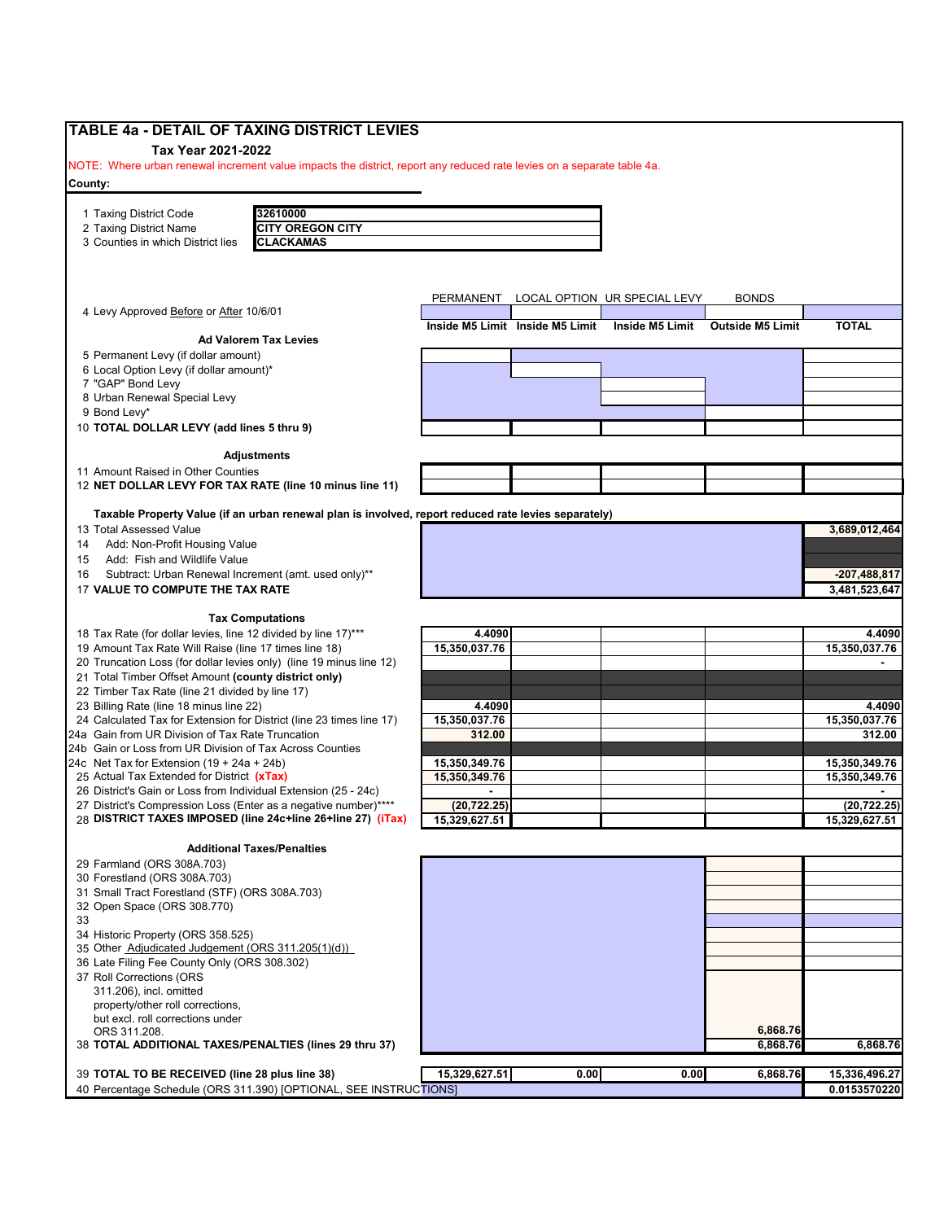# TABLE 4a - DETAIL OF TAXING DISTRICT LEVIES

**Tax Year 2021-2022**

NOTE: Where urban renewal increment value impacts the district, report any reduced rate levies on a separate table 4a.

**County:**

| | |
|---|---|
| 1 Taxing District Code | 32610000 |
| 2 Taxing District Name | CITY OREGON CITY |
| 3 Counties in which District lies | CLACKAMAS |

| | PERMANENT | LOCAL OPTION | UR SPECIAL LEVY | BONDS | |
|---|---|---|---|---|---|
| 4 Levy Approved Before or After 10/6/01 | | | | | |
| | **Inside M5 Limit** | **Inside M5 Limit** | **Inside M5 Limit** | **Outside M5 Limit** | **TOTAL** |
| **Ad Valorem Tax Levies** | | | | | |
| 5 Permanent Levy (if dollar amount) | | | | | |
| 6 Local Option Levy (if dollar amount)* | | | | | |
| 7 "GAP" Bond Levy | | | | | |
| 8 Urban Renewal Special Levy | | | | | |
| 9 Bond Levy* | | | | | |
| 10 **TOTAL DOLLAR LEVY (add lines 5 thru 9)** | | | | | |
| **Adjustments** | | | | | |
| 11 Amount Raised in Other Counties | | | | | |
| 12 **NET DOLLAR LEVY FOR TAX RATE (line 10 minus line 11)** | | | | | |
| **Taxable Property Value (if an urban renewal plan is involved, report reduced rate levies separately)** | | | | | |
| 13 Total Assessed Value | | | | | 3,689,012,464 |
| 14 Add: Non-Profit Housing Value | | | | | |
| 15 Add: Fish and Wildlife Value | | | | | |
| 16 Subtract: Urban Renewal Increment (amt. used only)** | | | | | -207,488,817 |
| 17 **VALUE TO COMPUTE THE TAX RATE** | | | | | 3,481,523,647 |
| **Tax Computations** | | | | | |
| 18 Tax Rate (for dollar levies, line 12 divided by line 17)*** | 4.4090 | | | | 4.4090 |
| 19 Amount Tax Rate Will Raise (line 17 times line 18) | 15,350,037.76 | | | | 15,350,037.76 |
| 20 Truncation Loss (for dollar levies only) (line 19 minus line 12) | | | | | - |
| 21 Total Timber Offset Amount **(county district only)** | | | | | |
| 22 Timber Tax Rate (line 21 divided by line 17) | | | | | |
| 23 Billing Rate (line 18 minus line 22) | 4.4090 | | | | 4.4090 |
| 24 Calculated Tax for Extension for District (line 23 times line 17) | 15,350,037.76 | | | | 15,350,037.76 |
| 24a Gain from UR Division of Tax Rate Truncation | 312.00 | | | | 312.00 |
| 24b Gain or Loss from UR Division of Tax Across Counties | | | | | |
| 24c Net Tax for Extension (19 + 24a + 24b) | 15,350,349.76 | | | | 15,350,349.76 |
| 25 Actual Tax Extended for District **(xTax)** | 15,350,349.76 | | | | 15,350,349.76 |
| 26 District's Gain or Loss from Individual Extension (25 - 24c) | - | | | | - |
| 27 District's Compression Loss (Enter as a negative number)**** | (20,722.25) | | | | (20,722.25) |
| 28 **DISTRICT TAXES IMPOSED (line 24c+line 26+line 27) (iTax)** | 15,329,627.51 | | | | 15,329,627.51 |
| **Additional Taxes/Penalties** | | | | | |
| 29 Farmland (ORS 308A.703) | | | | | |
| 30 Forestland (ORS 308A.703) | | | | | |
| 31 Small Tract Forestland (STF) (ORS 308A.703) | | | | | |
| 32 Open Space (ORS 308.770) | | | | | |
| 33 | | | | | |
| 34 Historic Property (ORS 358.525) | | | | | |
| 35 Other Adjudicated Judgement (ORS 311.205(1)(d)) | | | | | |
| 36 Late Filing Fee County Only (ORS 308.302) | | | | | |
| 37 Roll Corrections (ORS 311.206), incl. omitted property/other roll corrections, but excl. roll corrections under ORS 311.208. | | | | 6,868.76 | |
| 38 **TOTAL ADDITIONAL TAXES/PENALTIES (lines 29 thru 37)** | | | | 6,868.76 | 6,868.76 |
| 39 **TOTAL TO BE RECEIVED (line 28 plus line 38)** | 15,329,627.51 | 0.00 | 0.00 | 6,868.76 | 15,336,496.27 |
| 40 Percentage Schedule (ORS 311.390) [OPTIONAL, SEE INSTRUCTIONS] | | | | | 0.0153570220 |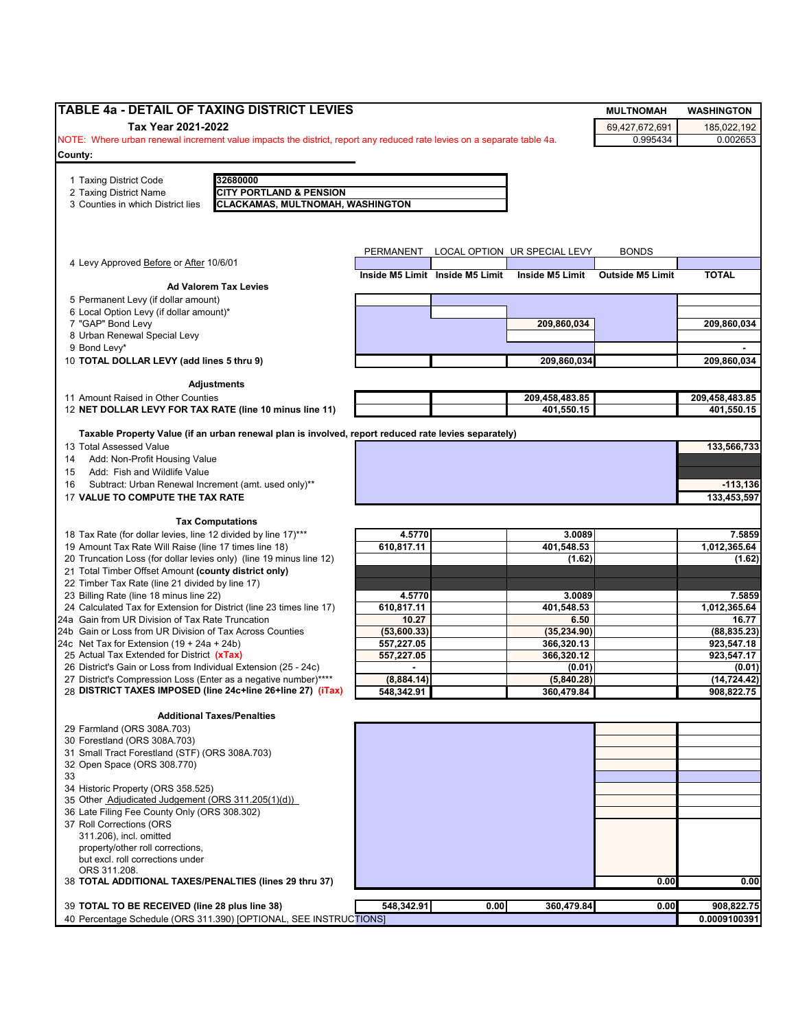# TABLE 4a - DETAIL OF TAXING DISTRICT LEVIES

**Tax Year 2021-2022**

NOTE: Where urban renewal increment value impacts the district, report any reduced rate levies on a separate table 4a.

| | MULTNOMAH | WASHINGTON |
|---|---|---|
| | 69,427,672,691 | 185,022,192 |
| | 0.995434 | 0.002653 |

**County:**

1 Taxing District Code: **32680000**
2 Taxing District Name: **CITY PORTLAND & PENSION**
3 Counties in which District lies: **CLACKAMAS, MULTNOMAH, WASHINGTON**

| | PERMANENT | LOCAL OPTION | UR SPECIAL LEVY | BONDS | |
|---|---|---|---|---|---|
| 4 Levy Approved Before or After 10/6/01 | | | | | |
| | **Inside M5 Limit** | **Inside M5 Limit** | **Inside M5 Limit** | **Outside M5 Limit** | **TOTAL** |
| **Ad Valorem Tax Levies** | | | | | |
| 5 Permanent Levy (if dollar amount) | | | | | |
| 6 Local Option Levy (if dollar amount)* | | | | | |
| 7 "GAP" Bond Levy | | | 209,860,034 | | 209,860,034 |
| 8 Urban Renewal Special Levy | | | | | |
| 9 Bond Levy* | | | | | - |
| 10 **TOTAL DOLLAR LEVY (add lines 5 thru 9)** | | | 209,860,034 | | 209,860,034 |
| **Adjustments** | | | | | |
| 11 Amount Raised in Other Counties | | | 209,458,483.85 | | 209,458,483.85 |
| 12 **NET DOLLAR LEVY FOR TAX RATE (line 10 minus line 11)** | | | 401,550.15 | | 401,550.15 |
| **Taxable Property Value (if an urban renewal plan is involved, report reduced rate levies separately)** | | | | | |
| 13 Total Assessed Value | | | | | 133,566,733 |
| 14 Add: Non-Profit Housing Value | | | | | |
| 15 Add: Fish and Wildlife Value | | | | | |
| 16 Subtract: Urban Renewal Increment (amt. used only)** | | | | | -113,136 |
| 17 **VALUE TO COMPUTE THE TAX RATE** | | | | | 133,453,597 |
| **Tax Computations** | | | | | |
| 18 Tax Rate (for dollar levies, line 12 divided by line 17)*** | 4.5770 | | 3.0089 | | 7.5859 |
| 19 Amount Tax Rate Will Raise (line 17 times line 18) | 610,817.11 | | 401,548.53 | | 1,012,365.64 |
| 20 Truncation Loss (for dollar levies only) (line 19 minus line 12) | | | (1.62) | | (1.62) |
| 21 Total Timber Offset Amount **(county district only)** | | | | | |
| 22 Timber Tax Rate (line 21 divided by line 17) | | | | | |
| 23 Billing Rate (line 18 minus line 22) | 4.5770 | | 3.0089 | | 7.5859 |
| 24 Calculated Tax for Extension for District (line 23 times line 17) | 610,817.11 | | 401,548.53 | | 1,012,365.64 |
| 24a Gain from UR Division of Tax Rate Truncation | 10.27 | | 6.50 | | 16.77 |
| 24b Gain or Loss from UR Division of Tax Across Counties | (53,600.33) | | (35,234.90) | | (88,835.23) |
| 24c Net Tax for Extension (19 + 24a + 24b) | 557,227.05 | | 366,320.13 | | 923,547.18 |
| 25 Actual Tax Extended for District **(xTax)** | 557,227.05 | | 366,320.12 | | 923,547.17 |
| 26 District's Gain or Loss from Individual Extension (25 - 24c) | - | | (0.01) | | (0.01) |
| 27 District's Compression Loss (Enter as a negative number)**** | (8,884.14) | | (5,840.28) | | (14,724.42) |
| 28 **DISTRICT TAXES IMPOSED (line 24c+line 26+line 27) (iTax)** | 548,342.91 | | 360,479.84 | | 908,822.75 |
| **Additional Taxes/Penalties** | | | | | |
| 29 Farmland (ORS 308A.703) | | | | | |
| 30 Forestland (ORS 308A.703) | | | | | |
| 31 Small Tract Forestland (STF) (ORS 308A.703) | | | | | |
| 32 Open Space (ORS 308.770) | | | | | |
| 33 | | | | | |
| 34 Historic Property (ORS 358.525) | | | | | |
| 35 Other Adjudicated Judgement (ORS 311.205(1)(d)) | | | | | |
| 36 Late Filing Fee County Only (ORS 308.302) | | | | | |
| 37 Roll Corrections (ORS 311.206), incl. omitted property/other roll corrections, but excl. roll corrections under ORS 311.208. | | | | | |
| 38 **TOTAL ADDITIONAL TAXES/PENALTIES (lines 29 thru 37)** | | | | 0.00 | 0.00 |
| 39 **TOTAL TO BE RECEIVED (line 28 plus line 38)** | 548,342.91 | 0.00 | 360,479.84 | 0.00 | 908,822.75 |
| 40 Percentage Schedule (ORS 311.390) [OPTIONAL, SEE INSTRUCTIONS] | | | | | 0.0009100391 |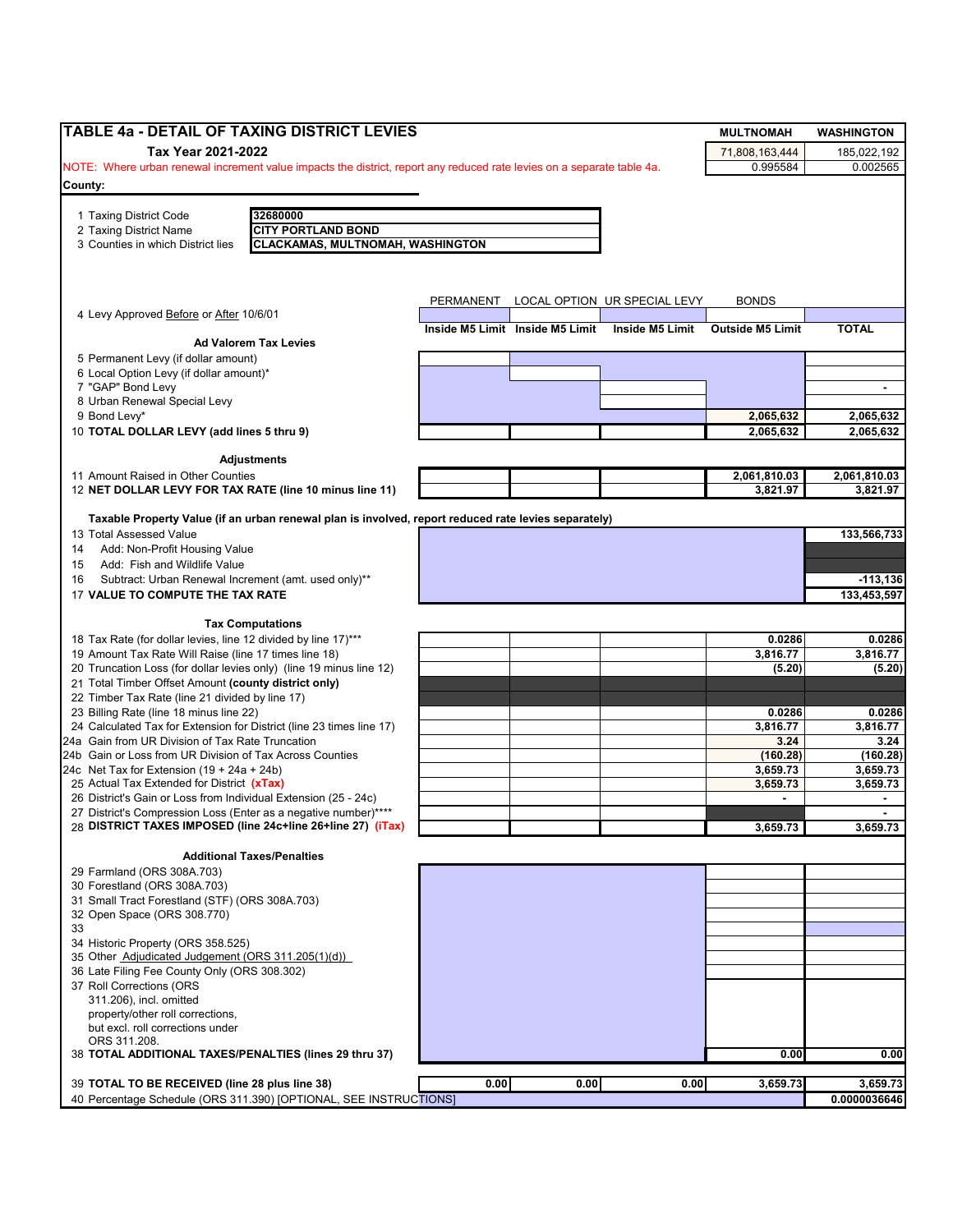# TABLE 4a - DETAIL OF TAXING DISTRICT LEVIES

**Tax Year 2021-2022**

| | MULTNOMAH | WASHINGTON |
|---|---|---|
| | 71,808,163,444 | 185,022,192 |
| | 0.995584 | 0.002565 |

NOTE: Where urban renewal increment value impacts the district, report any reduced rate levies on a separate table 4a.

**County:**

1 Taxing District Code: **32680000**
2 Taxing District Name: **CITY PORTLAND BOND**
3 Counties in which District lies: **CLACKAMAS, MULTNOMAH, WASHINGTON**

| | PERMANENT | LOCAL OPTION | UR SPECIAL LEVY | BONDS | |
|---|---|---|---|---|---|
| 4 Levy Approved Before or After 10/6/01 | | | | | |
| | **Inside M5 Limit** | **Inside M5 Limit** | **Inside M5 Limit** | **Outside M5 Limit** | **TOTAL** |
| **Ad Valorem Tax Levies** | | | | | |
| 5 Permanent Levy (if dollar amount) | | | | | |
| 6 Local Option Levy (if dollar amount)* | | | | | |
| 7 "GAP" Bond Levy | | | | | - |
| 8 Urban Renewal Special Levy | | | | | |
| 9 Bond Levy* | | | | 2,065,632 | 2,065,632 |
| 10 **TOTAL DOLLAR LEVY (add lines 5 thru 9)** | | | | 2,065,632 | 2,065,632 |
| **Adjustments** | | | | | |
| 11 Amount Raised in Other Counties | | | | 2,061,810.03 | 2,061,810.03 |
| 12 **NET DOLLAR LEVY FOR TAX RATE (line 10 minus line 11)** | | | | 3,821.97 | 3,821.97 |
| **Taxable Property Value (if an urban renewal plan is involved, report reduced rate levies separately)** | | | | | |
| 13 Total Assessed Value | | | | | 133,566,733 |
| 14 Add: Non-Profit Housing Value | | | | | |
| 15 Add: Fish and Wildlife Value | | | | | |
| 16 Subtract: Urban Renewal Increment (amt. used only)** | | | | | -113,136 |
| 17 **VALUE TO COMPUTE THE TAX RATE** | | | | | 133,453,597 |
| **Tax Computations** | | | | | |
| 18 Tax Rate (for dollar levies, line 12 divided by line 17)*** | | | | 0.0286 | 0.0286 |
| 19 Amount Tax Rate Will Raise (line 17 times line 18) | | | | 3,816.77 | 3,816.77 |
| 20 Truncation Loss (for dollar levies only) (line 19 minus line 12) | | | | (5.20) | (5.20) |
| 21 Total Timber Offset Amount **(county district only)** | | | | | |
| 22 Timber Tax Rate (line 21 divided by line 17) | | | | | |
| 23 Billing Rate (line 18 minus line 22) | | | | 0.0286 | 0.0286 |
| 24 Calculated Tax for Extension for District (line 23 times line 17) | | | | 3,816.77 | 3,816.77 |
| 24a Gain from UR Division of Tax Rate Truncation | | | | 3.24 | 3.24 |
| 24b Gain or Loss from UR Division of Tax Across Counties | | | | (160.28) | (160.28) |
| 24c Net Tax for Extension (19 + 24a + 24b) | | | | 3,659.73 | 3,659.73 |
| 25 Actual Tax Extended for District **(xTax)** | | | | 3,659.73 | 3,659.73 |
| 26 District's Gain or Loss from Individual Extension (25 - 24c) | | | | - | - |
| 27 District's Compression Loss (Enter as a negative number)**** | | | | | - |
| 28 **DISTRICT TAXES IMPOSED (line 24c+line 26+line 27) (iTax)** | | | | 3,659.73 | 3,659.73 |
| **Additional Taxes/Penalties** | | | | | |
| 29 Farmland (ORS 308A.703) | | | | | |
| 30 Forestland (ORS 308A.703) | | | | | |
| 31 Small Tract Forestland (STF) (ORS 308A.703) | | | | | |
| 32 Open Space (ORS 308.770) | | | | | |
| 33 | | | | | |
| 34 Historic Property (ORS 358.525) | | | | | |
| 35 Other Adjudicated Judgement (ORS 311.205(1)(d)) | | | | | |
| 36 Late Filing Fee County Only (ORS 308.302) | | | | | |
| 37 Roll Corrections (ORS 311.206), incl. omitted property/other roll corrections, but excl. roll corrections under ORS 311.208. | | | | | |
| 38 **TOTAL ADDITIONAL TAXES/PENALTIES (lines 29 thru 37)** | | | | 0.00 | 0.00 |
| 39 **TOTAL TO BE RECEIVED (line 28 plus line 38)** | 0.00 | 0.00 | 0.00 | 3,659.73 | 3,659.73 |
| 40 Percentage Schedule (ORS 311.390) [OPTIONAL, SEE INSTRUCTIONS] | | | | | 0.0000036646 |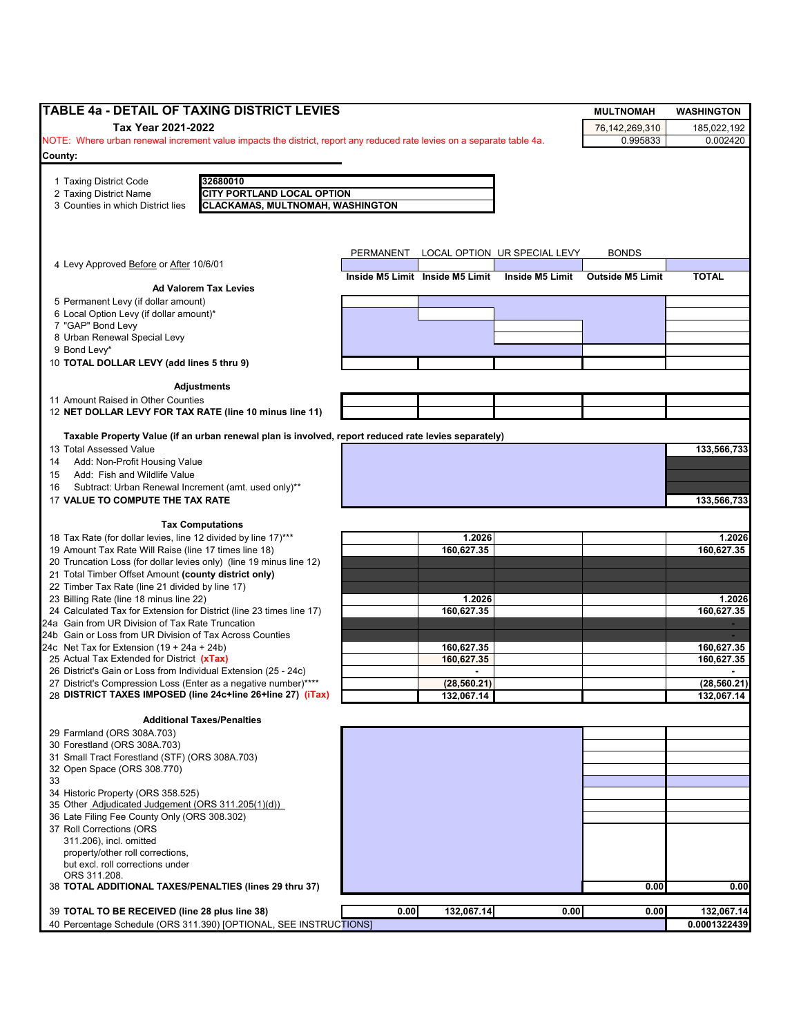# TABLE 4a - DETAIL OF TAXING DISTRICT LEVIES

**Tax Year 2021-2022**

| | MULTNOMAH | WASHINGTON |
|---|---|---|
| | 76,142,269,310 | 185,022,192 |
| | 0.995833 | 0.002420 |

NOTE: Where urban renewal increment value impacts the district, report any reduced rate levies on a separate table 4a.

**County:**

1 Taxing District Code: **32680010**
2 Taxing District Name: **CITY PORTLAND LOCAL OPTION**
3 Counties in which District lies: **CLACKAMAS, MULTNOMAH, WASHINGTON**

| | PERMANENT | LOCAL OPTION | UR SPECIAL LEVY | BONDS | |
|---|---|---|---|---|---|
| 4 Levy Approved Before or After 10/6/01 | | | | | |
| | **Inside M5 Limit** | **Inside M5 Limit** | **Inside M5 Limit** | **Outside M5 Limit** | **TOTAL** |
| **Ad Valorem Tax Levies** | | | | | |
| 5 Permanent Levy (if dollar amount) | | | | | |
| 6 Local Option Levy (if dollar amount)* | | | | | |
| 7 "GAP" Bond Levy | | | | | |
| 8 Urban Renewal Special Levy | | | | | |
| 9 Bond Levy* | | | | | |
| 10 **TOTAL DOLLAR LEVY (add lines 5 thru 9)** | | | | | |
| **Adjustments** | | | | | |
| 11 Amount Raised in Other Counties | | | | | |
| 12 **NET DOLLAR LEVY FOR TAX RATE (line 10 minus line 11)** | | | | | |
| **Taxable Property Value (if an urban renewal plan is involved, report reduced rate levies separately)** | | | | | |
| 13 Total Assessed Value | | | | | **133,566,733** |
| 14 Add: Non-Profit Housing Value | | | | | |
| 15 Add: Fish and Wildlife Value | | | | | |
| 16 Subtract: Urban Renewal Increment (amt. used only)** | | | | | |
| 17 **VALUE TO COMPUTE THE TAX RATE** | | | | | **133,566,733** |
| **Tax Computations** | | | | | |
| 18 Tax Rate (for dollar levies, line 12 divided by line 17)*** | | **1.2026** | | | **1.2026** |
| 19 Amount Tax Rate Will Raise (line 17 times line 18) | | **160,627.35** | | | **160,627.35** |
| 20 Truncation Loss (for dollar levies only) (line 19 minus line 12) | | | | | |
| 21 Total Timber Offset Amount **(county district only)** | | | | | |
| 22 Timber Tax Rate (line 21 divided by line 17) | | | | | |
| 23 Billing Rate (line 18 minus line 22) | | **1.2026** | | | **1.2026** |
| 24 Calculated Tax for Extension for District (line 23 times line 17) | | **160,627.35** | | | **160,627.35** |
| 24a Gain from UR Division of Tax Rate Truncation | | | | | - |
| 24b Gain or Loss from UR Division of Tax Across Counties | | | | | - |
| 24c Net Tax for Extension (19 + 24a + 24b) | | **160,627.35** | | | **160,627.35** |
| 25 Actual Tax Extended for District **(xTax)** | | **160,627.35** | | | **160,627.35** |
| 26 District's Gain or Loss from Individual Extension (25 - 24c) | | - | | | - |
| 27 District's Compression Loss (Enter as a negative number)**** | | **(28,560.21)** | | | **(28,560.21)** |
| 28 **DISTRICT TAXES IMPOSED (line 24c+line 26+line 27) (iTax)** | | **132,067.14** | | | **132,067.14** |
| **Additional Taxes/Penalties** | | | | | |
| 29 Farmland (ORS 308A.703) | | | | | |
| 30 Forestland (ORS 308A.703) | | | | | |
| 31 Small Tract Forestland (STF) (ORS 308A.703) | | | | | |
| 32 Open Space (ORS 308.770) | | | | | |
| 33 | | | | | |
| 34 Historic Property (ORS 358.525) | | | | | |
| 35 Other Adjudicated Judgement (ORS 311.205(1)(d)) | | | | | |
| 36 Late Filing Fee County Only (ORS 308.302) | | | | | |
| 37 Roll Corrections (ORS 311.206), incl. omitted property/other roll corrections, but excl. roll corrections under ORS 311.208. | | | | | |
| 38 **TOTAL ADDITIONAL TAXES/PENALTIES (lines 29 thru 37)** | | | | **0.00** | **0.00** |
| 39 **TOTAL TO BE RECEIVED (line 28 plus line 38)** | **0.00** | **132,067.14** | **0.00** | **0.00** | **132,067.14** |
| 40 Percentage Schedule (ORS 311.390) [OPTIONAL, SEE INSTRUCTIONS] | | | | | **0.0001322439** |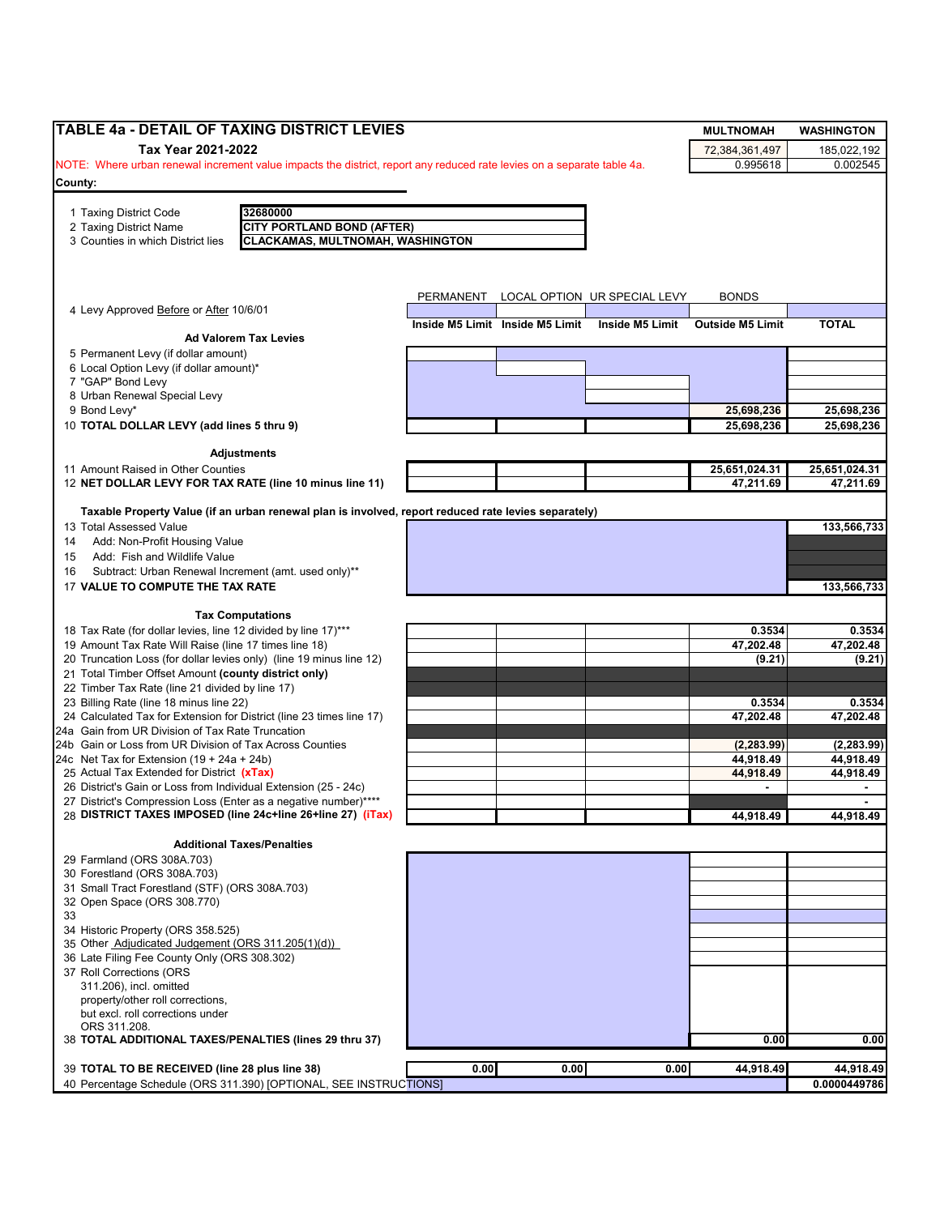## TABLE 4a - DETAIL OF TAXING DISTRICT LEVIES

**Tax Year 2021-2022**

NOTE: Where urban renewal increment value impacts the district, report any reduced rate levies on a separate table 4a.

| MULTNOMAH | WASHINGTON |
|---|---|
| 72,384,361,497 | 185,022,192 |
| 0.995618 | 0.002545 |

County:

| | |
|---|---|
| 1 Taxing District Code | 32680000 |
| 2 Taxing District Name | CITY PORTLAND BOND (AFTER) |
| 3 Counties in which District lies | CLACKAMAS, MULTNOMAH, WASHINGTON |

| | PERMANENT | LOCAL OPTION | UR SPECIAL LEVY | BONDS | |
|---|---|---|---|---|---|
| 4 Levy Approved Before or After 10/6/01 | | | | | |
| | Inside M5 Limit | Inside M5 Limit | Inside M5 Limit | Outside M5 Limit | TOTAL |
| **Ad Valorem Tax Levies** | | | | | |
| 5 Permanent Levy (if dollar amount) | | | | | |
| 6 Local Option Levy (if dollar amount)* | | | | | |
| 7 "GAP" Bond Levy | | | | | |
| 8 Urban Renewal Special Levy | | | | | |
| 9 Bond Levy* | | | | 25,698,236 | 25,698,236 |
| 10 **TOTAL DOLLAR LEVY (add lines 5 thru 9)** | | | | 25,698,236 | 25,698,236 |
| **Adjustments** | | | | | |
| 11 Amount Raised in Other Counties | | | | 25,651,024.31 | 25,651,024.31 |
| 12 **NET DOLLAR LEVY FOR TAX RATE (line 10 minus line 11)** | | | | 47,211.69 | 47,211.69 |
| **Taxable Property Value (if an urban renewal plan is involved, report reduced rate levies separately)** | | | | | |
| 13 Total Assessed Value | | | | | 133,566,733 |
| 14 Add: Non-Profit Housing Value | | | | | |
| 15 Add: Fish and Wildlife Value | | | | | |
| 16 Subtract: Urban Renewal Increment (amt. used only)** | | | | | |
| 17 **VALUE TO COMPUTE THE TAX RATE** | | | | | 133,566,733 |
| **Tax Computations** | | | | | |
| 18 Tax Rate (for dollar levies, line 12 divided by line 17)*** | | | | 0.3534 | 0.3534 |
| 19 Amount Tax Rate Will Raise (line 17 times line 18) | | | | 47,202.48 | 47,202.48 |
| 20 Truncation Loss (for dollar levies only) (line 19 minus line 12) | | | | (9.21) | (9.21) |
| 21 Total Timber Offset Amount **(county district only)** | | | | | |
| 22 Timber Tax Rate (line 21 divided by line 17) | | | | | |
| 23 Billing Rate (line 18 minus line 22) | | | | 0.3534 | 0.3534 |
| 24 Calculated Tax for Extension for District (line 23 times line 17) | | | | 47,202.48 | 47,202.48 |
| 24a Gain from UR Division of Tax Rate Truncation | | | | | |
| 24b Gain or Loss from UR Division of Tax Across Counties | | | | (2,283.99) | (2,283.99) |
| 24c Net Tax for Extension (19 + 24a + 24b) | | | | 44,918.49 | 44,918.49 |
| 25 Actual Tax Extended for District **(xTax)** | | | | 44,918.49 | 44,918.49 |
| 26 District's Gain or Loss from Individual Extension (25 - 24c) | | | | - | - |
| 27 District's Compression Loss (Enter as a negative number)**** | | | | | - |
| 28 **DISTRICT TAXES IMPOSED (line 24c+line 26+line 27) (iTax)** | | | | 44,918.49 | 44,918.49 |
| **Additional Taxes/Penalties** | | | | | |
| 29 Farmland (ORS 308A.703) | | | | | |
| 30 Forestland (ORS 308A.703) | | | | | |
| 31 Small Tract Forestland (STF) (ORS 308A.703) | | | | | |
| 32 Open Space (ORS 308.770) | | | | | |
| 33 | | | | | |
| 34 Historic Property (ORS 358.525) | | | | | |
| 35 Other Adjudicated Judgement (ORS 311.205(1)(d)) | | | | | |
| 36 Late Filing Fee County Only (ORS 308.302) | | | | | |
| 37 Roll Corrections (ORS 311.206), incl. omitted property/other roll corrections, but excl. roll corrections under ORS 311.208. | | | | | |
| 38 **TOTAL ADDITIONAL TAXES/PENALTIES (lines 29 thru 37)** | | | | 0.00 | 0.00 |
| 39 **TOTAL TO BE RECEIVED (line 28 plus line 38)** | 0.00 | 0.00 | 0.00 | 44,918.49 | 44,918.49 |
| 40 Percentage Schedule (ORS 311.390) [OPTIONAL, SEE INSTRUCTIONS] | | | | | 0.0000449786 |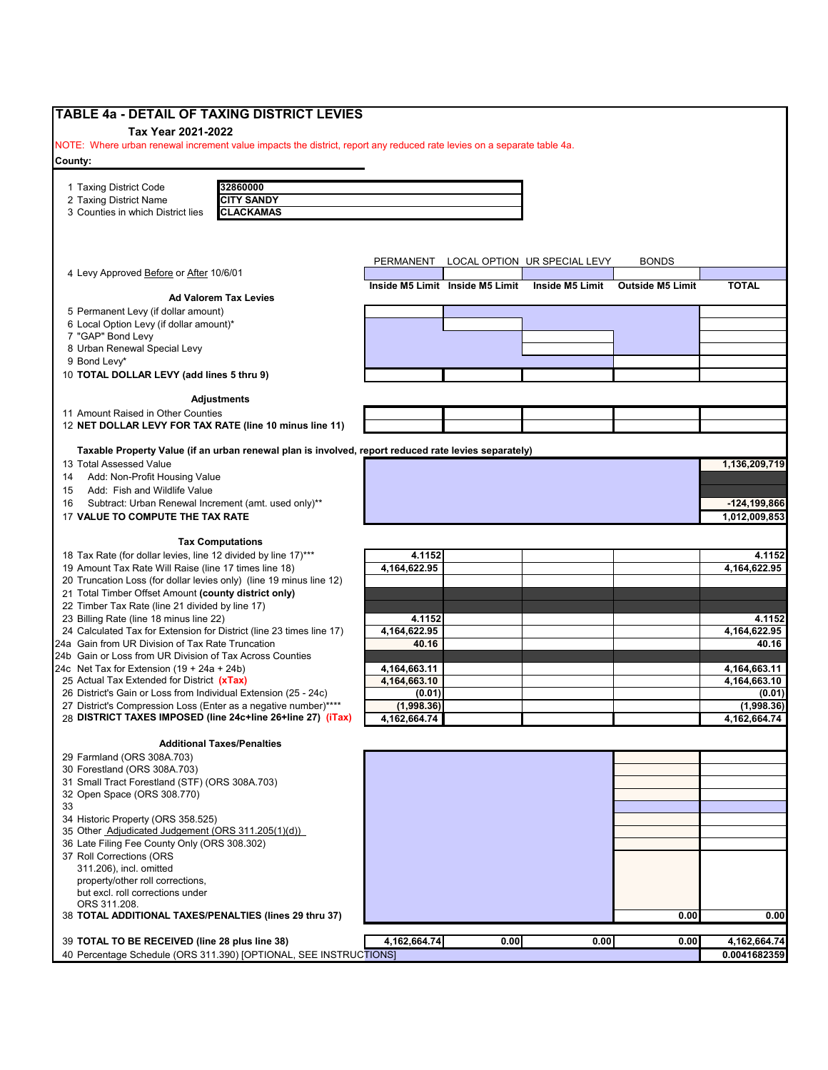# TABLE 4a - DETAIL OF TAXING DISTRICT LEVIES

**Tax Year 2021-2022**

NOTE: Where urban renewal increment value impacts the district, report any reduced rate levies on a separate table 4a.

**County:**

| | |
|---|---|
| 1 Taxing District Code | 32860000 |
| 2 Taxing District Name | CITY SANDY |
| 3 Counties in which District lies | CLACKAMAS |

| | PERMANENT | LOCAL OPTION | UR SPECIAL LEVY | BONDS | |
|---|---|---|---|---|---|
| 4 Levy Approved Before or After 10/6/01 | | | | | |
| | Inside M5 Limit | Inside M5 Limit | Inside M5 Limit | Outside M5 Limit | TOTAL |
| **Ad Valorem Tax Levies** | | | | | |
| 5 Permanent Levy (if dollar amount) | | | | | |
| 6 Local Option Levy (if dollar amount)* | | | | | |
| 7 "GAP" Bond Levy | | | | | |
| 8 Urban Renewal Special Levy | | | | | |
| 9 Bond Levy* | | | | | |
| 10 **TOTAL DOLLAR LEVY (add lines 5 thru 9)** | | | | | |
| **Adjustments** | | | | | |
| 11 Amount Raised in Other Counties | | | | | |
| 12 **NET DOLLAR LEVY FOR TAX RATE (line 10 minus line 11)** | | | | | |
| **Taxable Property Value (if an urban renewal plan is involved, report reduced rate levies separately)** | | | | | |
| 13 Total Assessed Value | | | | | 1,136,209,719 |
| 14 Add: Non-Profit Housing Value | | | | | |
| 15 Add: Fish and Wildlife Value | | | | | |
| 16 Subtract: Urban Renewal Increment (amt. used only)** | | | | | -124,199,866 |
| 17 **VALUE TO COMPUTE THE TAX RATE** | | | | | 1,012,009,853 |
| **Tax Computations** | | | | | |
| 18 Tax Rate (for dollar levies, line 12 divided by line 17)*** | 4.1152 | | | | 4.1152 |
| 19 Amount Tax Rate Will Raise (line 17 times line 18) | 4,164,622.95 | | | | 4,164,622.95 |
| 20 Truncation Loss (for dollar levies only) (line 19 minus line 12) | | | | | |
| 21 Total Timber Offset Amount **(county district only)** | | | | | |
| 22 Timber Tax Rate (line 21 divided by line 17) | | | | | |
| 23 Billing Rate (line 18 minus line 22) | 4.1152 | | | | 4.1152 |
| 24 Calculated Tax for Extension for District (line 23 times line 17) | 4,164,622.95 | | | | 4,164,622.95 |
| 24a Gain from UR Division of Tax Rate Truncation | 40.16 | | | | 40.16 |
| 24b Gain or Loss from UR Division of Tax Across Counties | | | | | |
| 24c Net Tax for Extension (19 + 24a + 24b) | 4,164,663.11 | | | | 4,164,663.11 |
| 25 Actual Tax Extended for District **(xTax)** | 4,164,663.10 | | | | 4,164,663.10 |
| 26 District's Gain or Loss from Individual Extension (25 - 24c) | (0.01) | | | | (0.01) |
| 27 District's Compression Loss (Enter as a negative number)**** | (1,998.36) | | | | (1,998.36) |
| 28 **DISTRICT TAXES IMPOSED (line 24c+line 26+line 27) (iTax)** | 4,162,664.74 | | | | 4,162,664.74 |
| **Additional Taxes/Penalties** | | | | | |
| 29 Farmland (ORS 308A.703) | | | | | |
| 30 Forestland (ORS 308A.703) | | | | | |
| 31 Small Tract Forestland (STF) (ORS 308A.703) | | | | | |
| 32 Open Space (ORS 308.770) | | | | | |
| 33 | | | | | |
| 34 Historic Property (ORS 358.525) | | | | | |
| 35 Other Adjudicated Judgement (ORS 311.205(1)(d)) | | | | | |
| 36 Late Filing Fee County Only (ORS 308.302) | | | | | |
| 37 Roll Corrections (ORS 311.206), incl. omitted property/other roll corrections, but excl. roll corrections under ORS 311.208. | | | | | |
| 38 **TOTAL ADDITIONAL TAXES/PENALTIES (lines 29 thru 37)** | | | | 0.00 | 0.00 |
| 39 **TOTAL TO BE RECEIVED (line 28 plus line 38)** | 4,162,664.74 | 0.00 | 0.00 | 0.00 | 4,162,664.74 |
| 40 Percentage Schedule (ORS 311.390) [OPTIONAL, SEE INSTRUCTIONS] | | | | | 0.0041682359 |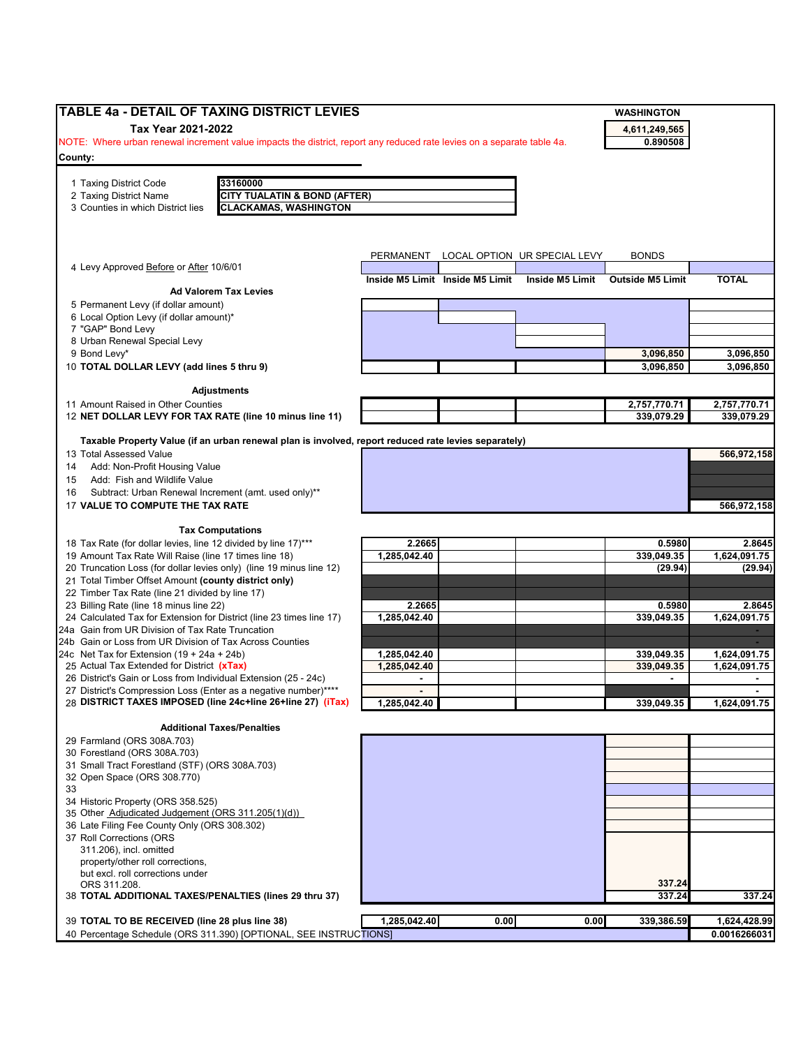## TABLE 4a - DETAIL OF TAXING DISTRICT LEVIES

**Tax Year 2021-2022**

NOTE: Where urban renewal increment value impacts the district, report any reduced rate levies on a separate table 4a.

| WASHINGTON |
|---|
| 4,611,249,565 |
| 0.890508 |

**County:**

| | |
|---|---|
| 1 Taxing District Code | 33160000 |
| 2 Taxing District Name | CITY TUALATIN & BOND (AFTER) |
| 3 Counties in which District lies | CLACKAMAS, WASHINGTON |

| | PERMANENT | LOCAL OPTION | UR SPECIAL LEVY | BONDS | |
|---|---|---|---|---|---|
| 4 Levy Approved Before or After 10/6/01 | | | | | |
| | Inside M5 Limit | Inside M5 Limit | Inside M5 Limit | Outside M5 Limit | TOTAL |
| **Ad Valorem Tax Levies** | | | | | |
| 5 Permanent Levy (if dollar amount) | | | | | |
| 6 Local Option Levy (if dollar amount)* | | | | | |
| 7 "GAP" Bond Levy | | | | | |
| 8 Urban Renewal Special Levy | | | | | |
| 9 Bond Levy* | | | | 3,096,850 | 3,096,850 |
| 10 **TOTAL DOLLAR LEVY (add lines 5 thru 9)** | | | | 3,096,850 | 3,096,850 |
| **Adjustments** | | | | | |
| 11 Amount Raised in Other Counties | | | | 2,757,770.71 | 2,757,770.71 |
| 12 **NET DOLLAR LEVY FOR TAX RATE (line 10 minus line 11)** | | | | 339,079.29 | 339,079.29 |
| **Taxable Property Value (if an urban renewal plan is involved, report reduced rate levies separately)** | | | | | |
| 13 Total Assessed Value | | | | | 566,972,158 |
| 14 Add: Non-Profit Housing Value | | | | | |
| 15 Add: Fish and Wildlife Value | | | | | |
| 16 Subtract: Urban Renewal Increment (amt. used only)** | | | | | |
| 17 **VALUE TO COMPUTE THE TAX RATE** | | | | | 566,972,158 |
| **Tax Computations** | | | | | |
| 18 Tax Rate (for dollar levies, line 12 divided by line 17)*** | 2.2665 | | | 0.5980 | 2.8645 |
| 19 Amount Tax Rate Will Raise (line 17 times line 18) | 1,285,042.40 | | | 339,049.35 | 1,624,091.75 |
| 20 Truncation Loss (for dollar levies only) (line 19 minus line 12) | | | | (29.94) | (29.94) |
| 21 Total Timber Offset Amount **(county district only)** | | | | | |
| 22 Timber Tax Rate (line 21 divided by line 17) | | | | | |
| 23 Billing Rate (line 18 minus line 22) | 2.2665 | | | 0.5980 | 2.8645 |
| 24 Calculated Tax for Extension for District (line 23 times line 17) | 1,285,042.40 | | | 339,049.35 | 1,624,091.75 |
| 24a Gain from UR Division of Tax Rate Truncation | | | | | - |
| 24b Gain or Loss from UR Division of Tax Across Counties | | | | | - |
| 24c Net Tax for Extension (19 + 24a + 24b) | 1,285,042.40 | | | 339,049.35 | 1,624,091.75 |
| 25 Actual Tax Extended for District **(xTax)** | 1,285,042.40 | | | 339,049.35 | 1,624,091.75 |
| 26 District's Gain or Loss from Individual Extension (25 - 24c) | - | | | - | - |
| 27 District's Compression Loss (Enter as a negative number)**** | - | | | | - |
| 28 **DISTRICT TAXES IMPOSED (line 24c+line 26+line 27) (iTax)** | 1,285,042.40 | | | 339,049.35 | 1,624,091.75 |
| **Additional Taxes/Penalties** | | | | | |
| 29 Farmland (ORS 308A.703) | | | | | |
| 30 Forestland (ORS 308A.703) | | | | | |
| 31 Small Tract Forestland (STF) (ORS 308A.703) | | | | | |
| 32 Open Space (ORS 308.770) | | | | | |
| 33 | | | | | |
| 34 Historic Property (ORS 358.525) | | | | | |
| 35 Other Adjudicated Judgement (ORS 311.205(1)(d)) | | | | | |
| 36 Late Filing Fee County Only (ORS 308.302) | | | | | |
| 37 Roll Corrections (ORS 311.206), incl. omitted property/other roll corrections, but excl. roll corrections under ORS 311.208. | | | | 337.24 | |
| 38 **TOTAL ADDITIONAL TAXES/PENALTIES (lines 29 thru 37)** | | | | 337.24 | 337.24 |
| 39 **TOTAL TO BE RECEIVED (line 28 plus line 38)** | 1,285,042.40 | 0.00 | 0.00 | 339,386.59 | 1,624,428.99 |
| 40 Percentage Schedule (ORS 311.390) [OPTIONAL, SEE INSTRUCTIONS] | | | | | 0.0016266031 |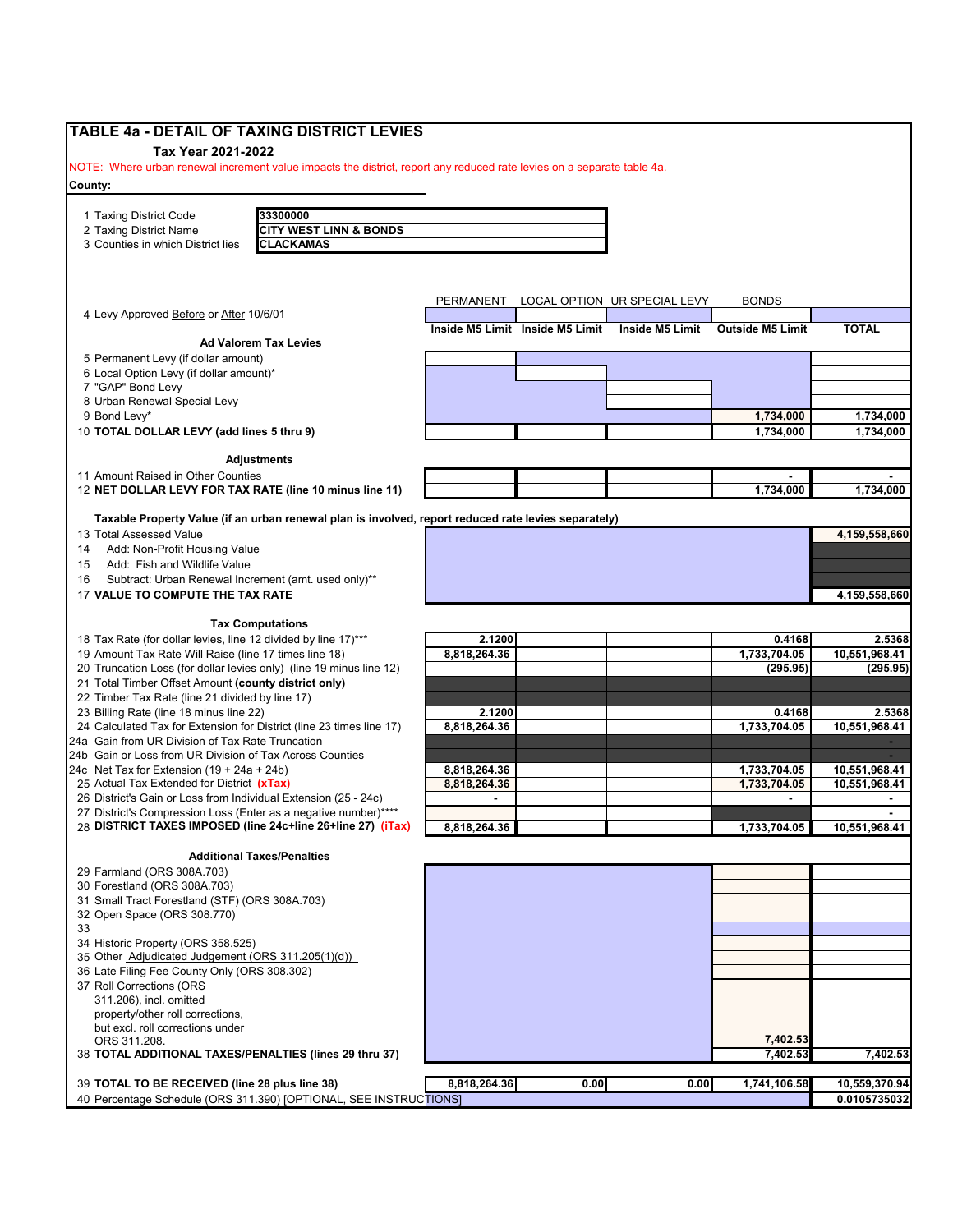# TABLE 4a - DETAIL OF TAXING DISTRICT LEVIES

**Tax Year 2021-2022**

NOTE: Where urban renewal increment value impacts the district, report any reduced rate levies on a separate table 4a.

**County:**

| | |
|---|---|
| 1 Taxing District Code | 33300000 |
| 2 Taxing District Name | CITY WEST LINN & BONDS |
| 3 Counties in which District lies | CLACKAMAS |

| | PERMANENT | LOCAL OPTION | UR SPECIAL LEVY | BONDS | |
|---|---|---|---|---|---|
| 4 Levy Approved Before or After 10/6/01 | | | | | |
| | **Inside M5 Limit** | **Inside M5 Limit** | **Inside M5 Limit** | **Outside M5 Limit** | **TOTAL** |
| **Ad Valorem Tax Levies** | | | | | |
| 5 Permanent Levy (if dollar amount) | | | | | |
| 6 Local Option Levy (if dollar amount)* | | | | | |
| 7 "GAP" Bond Levy | | | | | |
| 8 Urban Renewal Special Levy | | | | | |
| 9 Bond Levy* | | | | 1,734,000 | 1,734,000 |
| 10 **TOTAL DOLLAR LEVY (add lines 5 thru 9)** | | | | 1,734,000 | 1,734,000 |
| **Adjustments** | | | | | |
| 11 Amount Raised in Other Counties | | | | - | - |
| 12 **NET DOLLAR LEVY FOR TAX RATE (line 10 minus line 11)** | | | | 1,734,000 | 1,734,000 |
| **Taxable Property Value (if an urban renewal plan is involved, report reduced rate levies separately)** | | | | | |
| 13 Total Assessed Value | | | | | 4,159,558,660 |
| 14 Add: Non-Profit Housing Value | | | | | |
| 15 Add: Fish and Wildlife Value | | | | | |
| 16 Subtract: Urban Renewal Increment (amt. used only)** | | | | | |
| 17 **VALUE TO COMPUTE THE TAX RATE** | | | | | 4,159,558,660 |
| **Tax Computations** | | | | | |
| 18 Tax Rate (for dollar levies, line 12 divided by line 17)*** | 2.1200 | | | 0.4168 | 2.5368 |
| 19 Amount Tax Rate Will Raise (line 17 times line 18) | 8,818,264.36 | | | 1,733,704.05 | 10,551,968.41 |
| 20 Truncation Loss (for dollar levies only) (line 19 minus line 12) | | | | (295.95) | (295.95) |
| 21 Total Timber Offset Amount **(county district only)** | | | | | |
| 22 Timber Tax Rate (line 21 divided by line 17) | | | | | |
| 23 Billing Rate (line 18 minus line 22) | 2.1200 | | | 0.4168 | 2.5368 |
| 24 Calculated Tax for Extension for District (line 23 times line 17) | 8,818,264.36 | | | 1,733,704.05 | 10,551,968.41 |
| 24a Gain from UR Division of Tax Rate Truncation | | | | | - |
| 24b Gain or Loss from UR Division of Tax Across Counties | | | | | - |
| 24c Net Tax for Extension (19 + 24a + 24b) | 8,818,264.36 | | | 1,733,704.05 | 10,551,968.41 |
| 25 Actual Tax Extended for District **(xTax)** | 8,818,264.36 | | | 1,733,704.05 | 10,551,968.41 |
| 26 District's Gain or Loss from Individual Extension (25 - 24c) | - | | | - | - |
| 27 District's Compression Loss (Enter as a negative number)**** | | | | | - |
| 28 **DISTRICT TAXES IMPOSED (line 24c+line 26+line 27) (iTax)** | 8,818,264.36 | | | 1,733,704.05 | 10,551,968.41 |
| **Additional Taxes/Penalties** | | | | | |
| 29 Farmland (ORS 308A.703) | | | | | |
| 30 Forestland (ORS 308A.703) | | | | | |
| 31 Small Tract Forestland (STF) (ORS 308A.703) | | | | | |
| 32 Open Space (ORS 308.770) | | | | | |
| 33 | | | | | |
| 34 Historic Property (ORS 358.525) | | | | | |
| 35 Other Adjudicated Judgement (ORS 311.205(1)(d)) | | | | | |
| 36 Late Filing Fee County Only (ORS 308.302) | | | | | |
| 37 Roll Corrections (ORS 311.206), incl. omitted property/other roll corrections, but excl. roll corrections under ORS 311.208. | | | | 7,402.53 | |
| 38 **TOTAL ADDITIONAL TAXES/PENALTIES (lines 29 thru 37)** | | | | 7,402.53 | 7,402.53 |
| 39 **TOTAL TO BE RECEIVED (line 28 plus line 38)** | 8,818,264.36 | 0.00 | 0.00 | 1,741,106.58 | 10,559,370.94 |
| 40 Percentage Schedule (ORS 311.390) [OPTIONAL, SEE INSTRUCTIONS] | | | | | 0.0105735032 |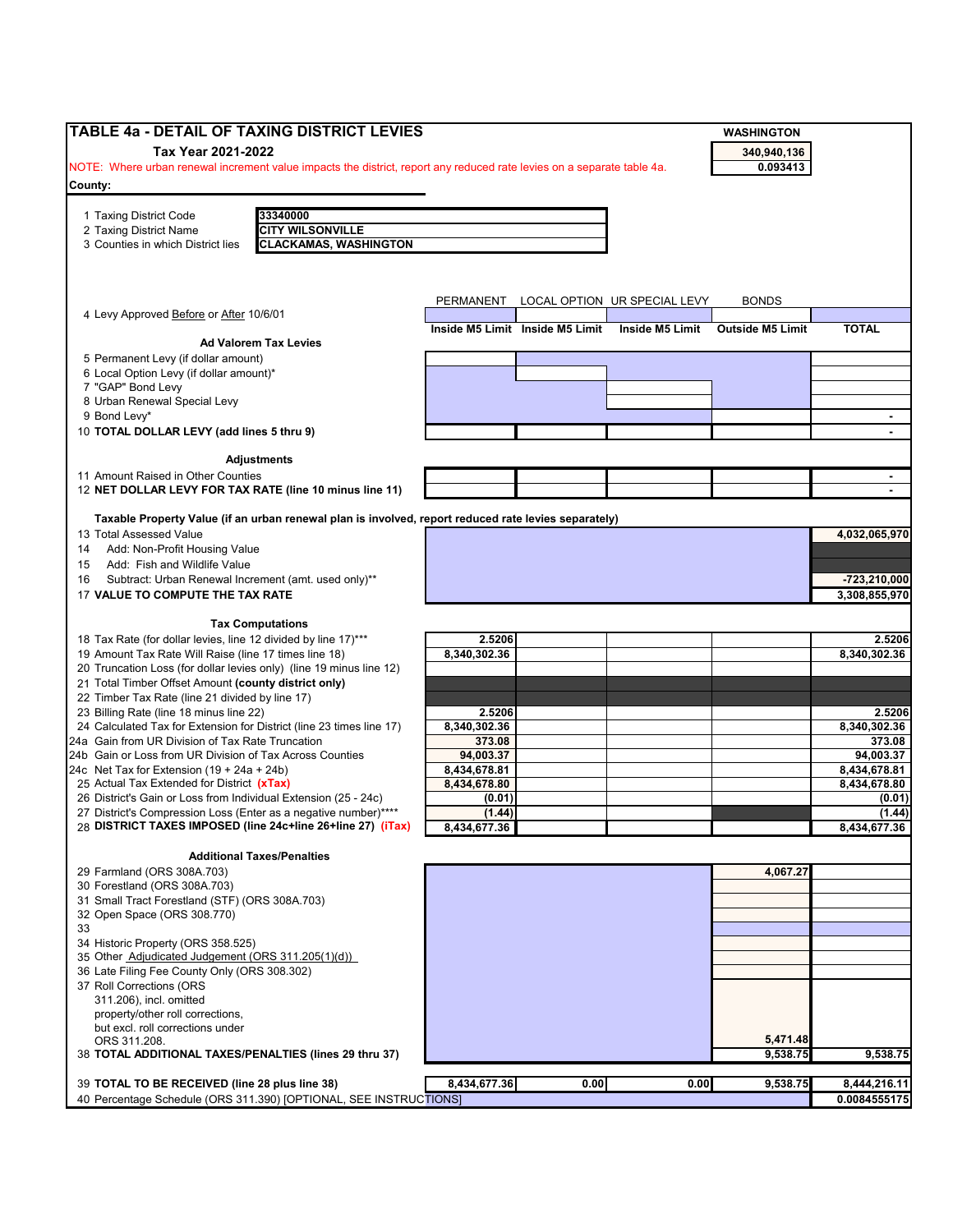# TABLE 4a - DETAIL OF TAXING DISTRICT LEVIES

**Tax Year 2021-2022**

| WASHINGTON |
|---|
| 340,940,136 |
| 0.093413 |

NOTE: Where urban renewal increment value impacts the district, report any reduced rate levies on a separate table 4a.

**County:**

| | |
|---|---|
| 1 Taxing District Code | 33340000 |
| 2 Taxing District Name | CITY WILSONVILLE |
| 3 Counties in which District lies | CLACKAMAS, WASHINGTON |

| | PERMANENT | LOCAL OPTION | UR SPECIAL LEVY | BONDS | |
|---|---|---|---|---|---|
| 4 Levy Approved Before or After 10/6/01 | | | | | |
| | **Inside M5 Limit** | **Inside M5 Limit** | **Inside M5 Limit** | **Outside M5 Limit** | **TOTAL** |
| **Ad Valorem Tax Levies** | | | | | |
| 5 Permanent Levy (if dollar amount) | | | | | |
| 6 Local Option Levy (if dollar amount)* | | | | | |
| 7 "GAP" Bond Levy | | | | | |
| 8 Urban Renewal Special Levy | | | | | |
| 9 Bond Levy* | | | | | - |
| 10 **TOTAL DOLLAR LEVY (add lines 5 thru 9)** | | | | | - |
| **Adjustments** | | | | | |
| 11 Amount Raised in Other Counties | | | | | - |
| 12 **NET DOLLAR LEVY FOR TAX RATE (line 10 minus line 11)** | | | | | - |
| **Taxable Property Value (if an urban renewal plan is involved, report reduced rate levies separately)** | | | | | |
| 13 Total Assessed Value | | | | | 4,032,065,970 |
| 14 Add: Non-Profit Housing Value | | | | | |
| 15 Add: Fish and Wildlife Value | | | | | |
| 16 Subtract: Urban Renewal Increment (amt. used only)** | | | | | -723,210,000 |
| 17 **VALUE TO COMPUTE THE TAX RATE** | | | | | 3,308,855,970 |
| **Tax Computations** | | | | | |
| 18 Tax Rate (for dollar levies, line 12 divided by line 17)*** | 2.5206 | | | | 2.5206 |
| 19 Amount Tax Rate Will Raise (line 17 times line 18) | 8,340,302.36 | | | | 8,340,302.36 |
| 20 Truncation Loss (for dollar levies only) (line 19 minus line 12) | | | | | |
| 21 Total Timber Offset Amount **(county district only)** | | | | | |
| 22 Timber Tax Rate (line 21 divided by line 17) | | | | | |
| 23 Billing Rate (line 18 minus line 22) | 2.5206 | | | | 2.5206 |
| 24 Calculated Tax for Extension for District (line 23 times line 17) | 8,340,302.36 | | | | 8,340,302.36 |
| 24a Gain from UR Division of Tax Rate Truncation | 373.08 | | | | 373.08 |
| 24b Gain or Loss from UR Division of Tax Across Counties | 94,003.37 | | | | 94,003.37 |
| 24c Net Tax for Extension (19 + 24a + 24b) | 8,434,678.81 | | | | 8,434,678.81 |
| 25 Actual Tax Extended for District **(xTax)** | 8,434,678.80 | | | | 8,434,678.80 |
| 26 District's Gain or Loss from Individual Extension (25 - 24c) | (0.01) | | | | (0.01) |
| 27 District's Compression Loss (Enter as a negative number)**** | (1.44) | | | | (1.44) |
| 28 **DISTRICT TAXES IMPOSED (line 24c+line 26+line 27) (iTax)** | 8,434,677.36 | | | | 8,434,677.36 |
| **Additional Taxes/Penalties** | | | | | |
| 29 Farmland (ORS 308A.703) | | | | 4,067.27 | |
| 30 Forestland (ORS 308A.703) | | | | | |
| 31 Small Tract Forestland (STF) (ORS 308A.703) | | | | | |
| 32 Open Space (ORS 308.770) | | | | | |
| 33 | | | | | |
| 34 Historic Property (ORS 358.525) | | | | | |
| 35 Other Adjudicated Judgement (ORS 311.205(1)(d)) | | | | | |
| 36 Late Filing Fee County Only (ORS 308.302) | | | | | |
| 37 Roll Corrections (ORS 311.206), incl. omitted property/other roll corrections, but excl. roll corrections under ORS 311.208. | | | | 5,471.48 | |
| 38 **TOTAL ADDITIONAL TAXES/PENALTIES (lines 29 thru 37)** | | | | 9,538.75 | 9,538.75 |
| 39 **TOTAL TO BE RECEIVED (line 28 plus line 38)** | 8,434,677.36 | 0.00 | 0.00 | 9,538.75 | 8,444,216.11 |
| 40 Percentage Schedule (ORS 311.390) [OPTIONAL, SEE INSTRUCTIONS] | | | | | 0.0084555175 |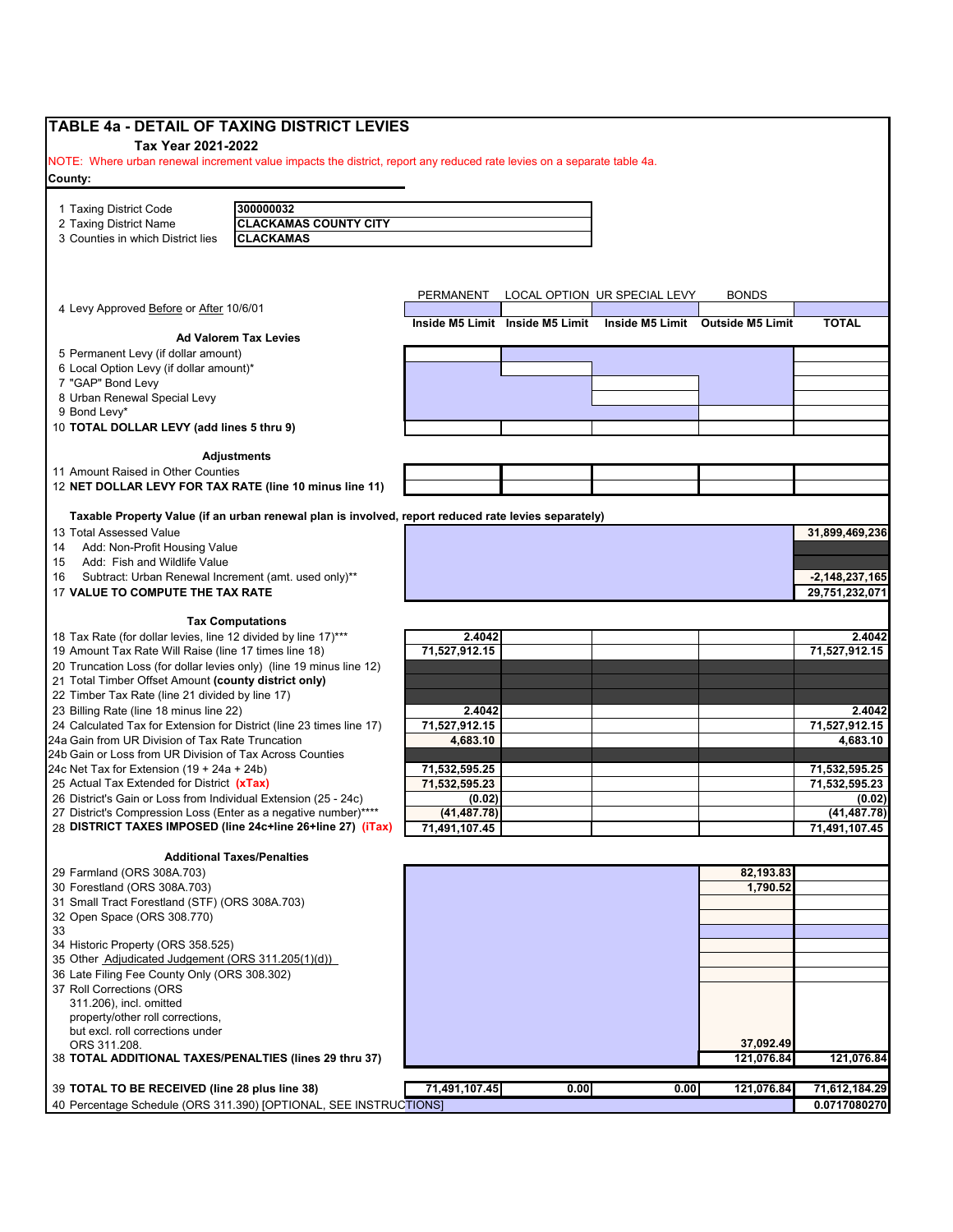# TABLE 4a - DETAIL OF TAXING DISTRICT LEVIES

**Tax Year 2021-2022**

NOTE: Where urban renewal increment value impacts the district, report any reduced rate levies on a separate table 4a.

**County:**

| | |
|---|---|
| 1 Taxing District Code | 300000032 |
| 2 Taxing District Name | CLACKAMAS COUNTY CITY |
| 3 Counties in which District lies | CLACKAMAS |

| | PERMANENT | LOCAL OPTION | UR SPECIAL LEVY | BONDS | |
|---|---|---|---|---|---|
| 4 Levy Approved Before or After 10/6/01 | | | | | |
| | **Inside M5 Limit** | **Inside M5 Limit** | **Inside M5 Limit** | **Outside M5 Limit** | **TOTAL** |
| **Ad Valorem Tax Levies** | | | | | |
| 5 Permanent Levy (if dollar amount) | | | | | |
| 6 Local Option Levy (if dollar amount)* | | | | | |
| 7 "GAP" Bond Levy | | | | | |
| 8 Urban Renewal Special Levy | | | | | |
| 9 Bond Levy* | | | | | |
| 10 **TOTAL DOLLAR LEVY (add lines 5 thru 9)** | | | | | |
| **Adjustments** | | | | | |
| 11 Amount Raised in Other Counties | | | | | |
| 12 **NET DOLLAR LEVY FOR TAX RATE (line 10 minus line 11)** | | | | | |
| **Taxable Property Value (if an urban renewal plan is involved, report reduced rate levies separately)** | | | | | |
| 13 Total Assessed Value | | | | | 31,899,469,236 |
| 14 Add: Non-Profit Housing Value | | | | | |
| 15 Add: Fish and Wildlife Value | | | | | |
| 16 Subtract: Urban Renewal Increment (amt. used only)** | | | | | -2,148,237,165 |
| 17 **VALUE TO COMPUTE THE TAX RATE** | | | | | 29,751,232,071 |
| **Tax Computations** | | | | | |
| 18 Tax Rate (for dollar levies, line 12 divided by line 17)*** | 2.4042 | | | | 2.4042 |
| 19 Amount Tax Rate Will Raise (line 17 times line 18) | 71,527,912.15 | | | | 71,527,912.15 |
| 20 Truncation Loss (for dollar levies only) (line 19 minus line 12) | | | | | |
| 21 Total Timber Offset Amount **(county district only)** | | | | | |
| 22 Timber Tax Rate (line 21 divided by line 17) | | | | | |
| 23 Billing Rate (line 18 minus line 22) | 2.4042 | | | | 2.4042 |
| 24 Calculated Tax for Extension for District (line 23 times line 17) | 71,527,912.15 | | | | 71,527,912.15 |
| 24a Gain from UR Division of Tax Rate Truncation | 4,683.10 | | | | 4,683.10 |
| 24b Gain or Loss from UR Division of Tax Across Counties | | | | | |
| 24c Net Tax for Extension (19 + 24a + 24b) | 71,532,595.25 | | | | 71,532,595.25 |
| 25 Actual Tax Extended for District **(xTax)** | 71,532,595.23 | | | | 71,532,595.23 |
| 26 District's Gain or Loss from Individual Extension (25 - 24c) | (0.02) | | | | (0.02) |
| 27 District's Compression Loss (Enter as a negative number)**** | (41,487.78) | | | | (41,487.78) |
| 28 **DISTRICT TAXES IMPOSED (line 24c+line 26+line 27) (iTax)** | 71,491,107.45 | | | | 71,491,107.45 |
| **Additional Taxes/Penalties** | | | | | |
| 29 Farmland (ORS 308A.703) | | | | 82,193.83 | |
| 30 Forestland (ORS 308A.703) | | | | 1,790.52 | |
| 31 Small Tract Forestland (STF) (ORS 308A.703) | | | | | |
| 32 Open Space (ORS 308.770) | | | | | |
| 33 | | | | | |
| 34 Historic Property (ORS 358.525) | | | | | |
| 35 Other Adjudicated Judgement (ORS 311.205(1)(d)) | | | | | |
| 36 Late Filing Fee County Only (ORS 308.302) | | | | | |
| 37 Roll Corrections (ORS 311.206), incl. omitted property/other roll corrections, but excl. roll corrections under ORS 311.208. | | | | 37,092.49 | |
| 38 **TOTAL ADDITIONAL TAXES/PENALTIES (lines 29 thru 37)** | | | | 121,076.84 | 121,076.84 |
| 39 **TOTAL TO BE RECEIVED (line 28 plus line 38)** | 71,491,107.45 | 0.00 | 0.00 | 121,076.84 | 71,612,184.29 |
| 40 Percentage Schedule (ORS 311.390) [OPTIONAL, SEE INSTRUCTIONS] | | | | | 0.0717080270 |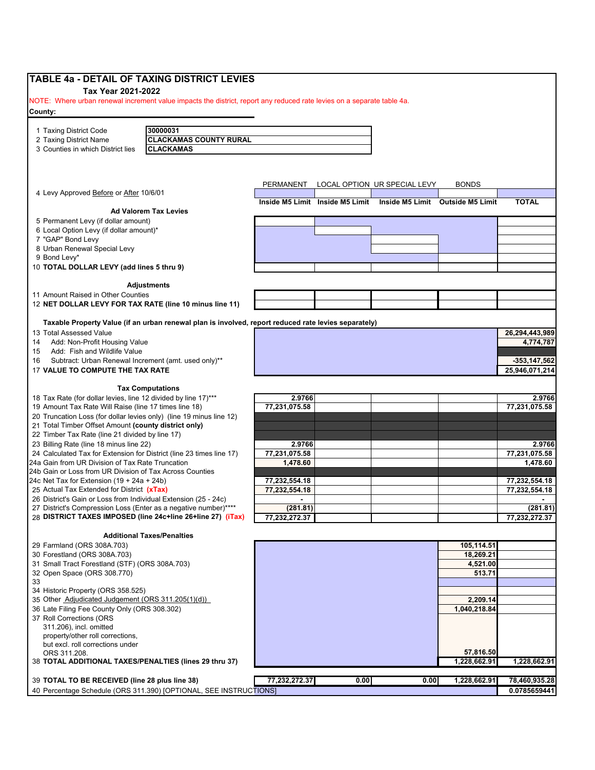# TABLE 4a - DETAIL OF TAXING DISTRICT LEVIES

**Tax Year 2021-2022**

NOTE: Where urban renewal increment value impacts the district, report any reduced rate levies on a separate table 4a.

**County:**

| | |
|---|---|
| 1 Taxing District Code | 30000031 |
| 2 Taxing District Name | CLACKAMAS COUNTY RURAL |
| 3 Counties in which District lies | CLACKAMAS |

| | PERMANENT | LOCAL OPTION | UR SPECIAL LEVY | BONDS | |
|---|---|---|---|---|---|
| 4 Levy Approved Before or After 10/6/01 | | | | | |
| | Inside M5 Limit | Inside M5 Limit | Inside M5 Limit | Outside M5 Limit | TOTAL |
| **Ad Valorem Tax Levies** | | | | | |
| 5 Permanent Levy (if dollar amount) | | | | | |
| 6 Local Option Levy (if dollar amount)* | | | | | |
| 7 "GAP" Bond Levy | | | | | |
| 8 Urban Renewal Special Levy | | | | | |
| 9 Bond Levy* | | | | | |
| 10 **TOTAL DOLLAR LEVY (add lines 5 thru 9)** | | | | | |
| **Adjustments** | | | | | |
| 11 Amount Raised in Other Counties | | | | | |
| 12 **NET DOLLAR LEVY FOR TAX RATE (line 10 minus line 11)** | | | | | |
| **Taxable Property Value (if an urban renewal plan is involved, report reduced rate levies separately)** | | | | | |
| 13 Total Assessed Value | | | | | 26,294,443,989 |
| 14 Add: Non-Profit Housing Value | | | | | 4,774,787 |
| 15 Add: Fish and Wildlife Value | | | | | |
| 16 Subtract: Urban Renewal Increment (amt. used only)** | | | | | -353,147,562 |
| 17 **VALUE TO COMPUTE THE TAX RATE** | | | | | 25,946,071,214 |
| **Tax Computations** | | | | | |
| 18 Tax Rate (for dollar levies, line 12 divided by line 17)*** | 2.9766 | | | | 2.9766 |
| 19 Amount Tax Rate Will Raise (line 17 times line 18) | 77,231,075.58 | | | | 77,231,075.58 |
| 20 Truncation Loss (for dollar levies only) (line 19 minus line 12) | | | | | |
| 21 Total Timber Offset Amount **(county district only)** | | | | | |
| 22 Timber Tax Rate (line 21 divided by line 17) | | | | | |
| 23 Billing Rate (line 18 minus line 22) | 2.9766 | | | | 2.9766 |
| 24 Calculated Tax for Extension for District (line 23 times line 17) | 77,231,075.58 | | | | 77,231,075.58 |
| 24a Gain from UR Division of Tax Rate Truncation | 1,478.60 | | | | 1,478.60 |
| 24b Gain or Loss from UR Division of Tax Across Counties | | | | | |
| 24c Net Tax for Extension (19 + 24a + 24b) | 77,232,554.18 | | | | 77,232,554.18 |
| 25 Actual Tax Extended for District **(xTax)** | 77,232,554.18 | | | | 77,232,554.18 |
| 26 District's Gain or Loss from Individual Extension (25 - 24c) | - | | | | - |
| 27 District's Compression Loss (Enter as a negative number)**** | (281.81) | | | | (281.81) |
| 28 **DISTRICT TAXES IMPOSED (line 24c+line 26+line 27) (iTax)** | 77,232,272.37 | | | | 77,232,272.37 |
| **Additional Taxes/Penalties** | | | | | |
| 29 Farmland (ORS 308A.703) | | | | 105,114.51 | |
| 30 Forestland (ORS 308A.703) | | | | 18,269.21 | |
| 31 Small Tract Forestland (STF) (ORS 308A.703) | | | | 4,521.00 | |
| 32 Open Space (ORS 308.770) | | | | 513.71 | |
| 33 | | | | | |
| 34 Historic Property (ORS 358.525) | | | | | |
| 35 Other Adjudicated Judgement (ORS 311.205(1)(d)) | | | | 2,209.14 | |
| 36 Late Filing Fee County Only (ORS 308.302) | | | | 1,040,218.84 | |
| 37 Roll Corrections (ORS 311.206), incl. omitted property/other roll corrections, but excl. roll corrections under ORS 311.208. | | | | 57,816.50 | |
| 38 **TOTAL ADDITIONAL TAXES/PENALTIES (lines 29 thru 37)** | | | | 1,228,662.91 | 1,228,662.91 |
| 39 **TOTAL TO BE RECEIVED (line 28 plus line 38)** | 77,232,272.37 | 0.00 | 0.00 | 1,228,662.91 | 78,460,935.28 |
| 40 Percentage Schedule (ORS 311.390) [OPTIONAL, SEE INSTRUCTIONS] | | | | | 0.0785659441 |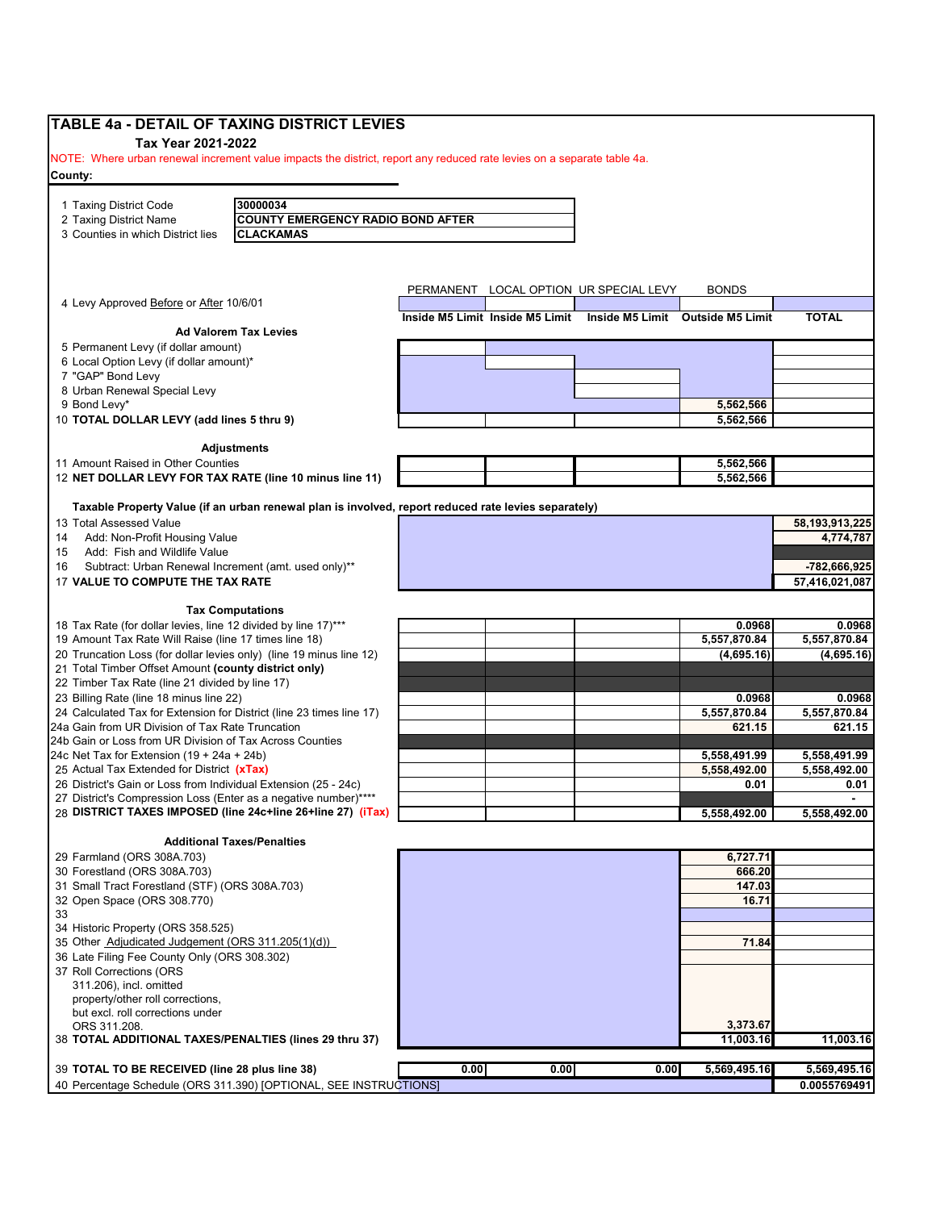# TABLE 4a - DETAIL OF TAXING DISTRICT LEVIES

**Tax Year 2021-2022**

NOTE: Where urban renewal increment value impacts the district, report any reduced rate levies on a separate table 4a.

**County:**

| | |
|---|---|
| 1 Taxing District Code | **30000034** |
| 2 Taxing District Name | **COUNTY EMERGENCY RADIO BOND AFTER** |
| 3 Counties in which District lies | **CLACKAMAS** |

| | PERMANENT | LOCAL OPTION | UR SPECIAL LEVY | BONDS | |
|---|---|---|---|---|---|
| 4 Levy Approved Before or After 10/6/01 | | | | | |
| | Inside M5 Limit | Inside M5 Limit | Inside M5 Limit | Outside M5 Limit | TOTAL |
| **Ad Valorem Tax Levies** | | | | | |
| 5 Permanent Levy (if dollar amount) | | | | | |
| 6 Local Option Levy (if dollar amount)* | | | | | |
| 7 "GAP" Bond Levy | | | | | |
| 8 Urban Renewal Special Levy | | | | | |
| 9 Bond Levy* | | | | 5,562,566 | |
| 10 **TOTAL DOLLAR LEVY (add lines 5 thru 9)** | | | | 5,562,566 | |
| **Adjustments** | | | | | |
| 11 Amount Raised in Other Counties | | | | 5,562,566 | |
| 12 **NET DOLLAR LEVY FOR TAX RATE (line 10 minus line 11)** | | | | 5,562,566 | |
| **Taxable Property Value (if an urban renewal plan is involved, report reduced rate levies separately)** | | | | | |
| 13 Total Assessed Value | | | | | 58,193,913,225 |
| 14 Add: Non-Profit Housing Value | | | | | 4,774,787 |
| 15 Add: Fish and Wildlife Value | | | | | |
| 16 Subtract: Urban Renewal Increment (amt. used only)** | | | | | -782,666,925 |
| 17 **VALUE TO COMPUTE THE TAX RATE** | | | | | 57,416,021,087 |
| **Tax Computations** | | | | | |
| 18 Tax Rate (for dollar levies, line 12 divided by line 17)*** | | | | 0.0968 | 0.0968 |
| 19 Amount Tax Rate Will Raise (line 17 times line 18) | | | | 5,557,870.84 | 5,557,870.84 |
| 20 Truncation Loss (for dollar levies only) (line 19 minus line 12) | | | | (4,695.16) | (4,695.16) |
| 21 Total Timber Offset Amount **(county district only)** | | | | | |
| 22 Timber Tax Rate (line 21 divided by line 17) | | | | | |
| 23 Billing Rate (line 18 minus line 22) | | | | 0.0968 | 0.0968 |
| 24 Calculated Tax for Extension for District (line 23 times line 17) | | | | 5,557,870.84 | 5,557,870.84 |
| 24a Gain from UR Division of Tax Rate Truncation | | | | 621.15 | 621.15 |
| 24b Gain or Loss from UR Division of Tax Across Counties | | | | | |
| 24c Net Tax for Extension (19 + 24a + 24b) | | | | 5,558,491.99 | 5,558,491.99 |
| 25 Actual Tax Extended for District **(xTax)** | | | | 5,558,492.00 | 5,558,492.00 |
| 26 District's Gain or Loss from Individual Extension (25 - 24c) | | | | 0.01 | 0.01 |
| 27 District's Compression Loss (Enter as a negative number)**** | | | | | - |
| 28 **DISTRICT TAXES IMPOSED (line 24c+line 26+line 27) (iTax)** | | | | 5,558,492.00 | 5,558,492.00 |
| **Additional Taxes/Penalties** | | | | | |
| 29 Farmland (ORS 308A.703) | | | | 6,727.71 | |
| 30 Forestland (ORS 308A.703) | | | | 666.20 | |
| 31 Small Tract Forestland (STF) (ORS 308A.703) | | | | 147.03 | |
| 32 Open Space (ORS 308.770) | | | | 16.71 | |
| 33 | | | | | |
| 34 Historic Property (ORS 358.525) | | | | | |
| 35 Other Adjudicated Judgement (ORS 311.205(1)(d)) | | | | 71.84 | |
| 36 Late Filing Fee County Only (ORS 308.302) | | | | | |
| 37 Roll Corrections (ORS 311.206), incl. omitted property/other roll corrections, but excl. roll corrections under ORS 311.208. | | | | 3,373.67 | |
| 38 **TOTAL ADDITIONAL TAXES/PENALTIES (lines 29 thru 37)** | | | | 11,003.16 | 11,003.16 |
| 39 **TOTAL TO BE RECEIVED (line 28 plus line 38)** | 0.00 | 0.00 | 0.00 | 5,569,495.16 | 5,569,495.16 |
| 40 Percentage Schedule (ORS 311.390) [OPTIONAL, SEE INSTRUCTIONS] | | | | | 0.0055769491 |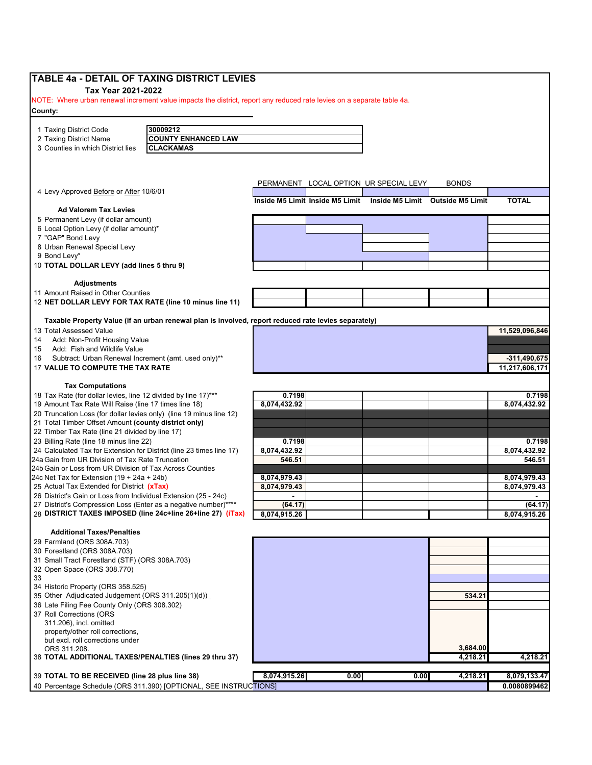# TABLE 4a - DETAIL OF TAXING DISTRICT LEVIES

**Tax Year 2021-2022**

NOTE: Where urban renewal increment value impacts the district, report any reduced rate levies on a separate table 4a.

**County:**

| | |
|---|---|
| 1 Taxing District Code | **30009212** |
| 2 Taxing District Name | **COUNTY ENHANCED LAW** |
| 3 Counties in which District lies | **CLACKAMAS** |

| | PERMANENT | LOCAL OPTION | UR SPECIAL LEVY | BONDS | |
|---|---|---|---|---|---|
| 4 Levy Approved Before or After 10/6/01 | | | | | |
| | **Inside M5 Limit** | **Inside M5 Limit** | **Inside M5 Limit** | **Outside M5 Limit** | **TOTAL** |
| **Ad Valorem Tax Levies** | | | | | |
| 5 Permanent Levy (if dollar amount) | | | | | |
| 6 Local Option Levy (if dollar amount)* | | | | | |
| 7 "GAP" Bond Levy | | | | | |
| 8 Urban Renewal Special Levy | | | | | |
| 9 Bond Levy* | | | | | |
| 10 **TOTAL DOLLAR LEVY (add lines 5 thru 9)** | | | | | |
| **Adjustments** | | | | | |
| 11 Amount Raised in Other Counties | | | | | |
| 12 **NET DOLLAR LEVY FOR TAX RATE (line 10 minus line 11)** | | | | | |
| **Taxable Property Value (if an urban renewal plan is involved, report reduced rate levies separately)** | | | | | |
| 13 Total Assessed Value | | | | | **11,529,096,846** |
| 14 Add: Non-Profit Housing Value | | | | | |
| 15 Add: Fish and Wildlife Value | | | | | |
| 16 Subtract: Urban Renewal Increment (amt. used only)** | | | | | **-311,490,675** |
| 17 **VALUE TO COMPUTE THE TAX RATE** | | | | | **11,217,606,171** |
| **Tax Computations** | | | | | |
| 18 Tax Rate (for dollar levies, line 12 divided by line 17)*** | **0.7198** | | | | **0.7198** |
| 19 Amount Tax Rate Will Raise (line 17 times line 18) | **8,074,432.92** | | | | **8,074,432.92** |
| 20 Truncation Loss (for dollar levies only) (line 19 minus line 12) | | | | | |
| 21 Total Timber Offset Amount **(county district only)** | | | | | |
| 22 Timber Tax Rate (line 21 divided by line 17) | | | | | |
| 23 Billing Rate (line 18 minus line 22) | **0.7198** | | | | **0.7198** |
| 24 Calculated Tax for Extension for District (line 23 times line 17) | **8,074,432.92** | | | | **8,074,432.92** |
| 24a Gain from UR Division of Tax Rate Truncation | **546.51** | | | | **546.51** |
| 24b Gain or Loss from UR Division of Tax Across Counties | | | | | |
| 24c Net Tax for Extension (19 + 24a + 24b) | **8,074,979.43** | | | | **8,074,979.43** |
| 25 Actual Tax Extended for District **(xTax)** | **8,074,979.43** | | | | **8,074,979.43** |
| 26 District's Gain or Loss from Individual Extension (25 - 24c) | **-** | | | | **-** |
| 27 District's Compression Loss (Enter as a negative number)**** | **(64.17)** | | | | **(64.17)** |
| 28 **DISTRICT TAXES IMPOSED (line 24c+line 26+line 27) (iTax)** | **8,074,915.26** | | | | **8,074,915.26** |
| **Additional Taxes/Penalties** | | | | | |
| 29 Farmland (ORS 308A.703) | | | | | |
| 30 Forestland (ORS 308A.703) | | | | | |
| 31 Small Tract Forestland (STF) (ORS 308A.703) | | | | | |
| 32 Open Space (ORS 308.770) | | | | | |
| 33 | | | | | |
| 34 Historic Property (ORS 358.525) | | | | | |
| 35 Other Adjudicated Judgement (ORS 311.205(1)(d)) | | | | **534.21** | |
| 36 Late Filing Fee County Only (ORS 308.302) | | | | | |
| 37 Roll Corrections (ORS 311.206), incl. omitted property/other roll corrections, but excl. roll corrections under ORS 311.208. | | | | **3,684.00** | |
| 38 **TOTAL ADDITIONAL TAXES/PENALTIES (lines 29 thru 37)** | | | | **4,218.21** | **4,218.21** |
| 39 **TOTAL TO BE RECEIVED (line 28 plus line 38)** | **8,074,915.26** | **0.00** | **0.00** | **4,218.21** | **8,079,133.47** |
| 40 Percentage Schedule (ORS 311.390) [OPTIONAL, SEE INSTRUCTIONS] | | | | | **0.0080899462** |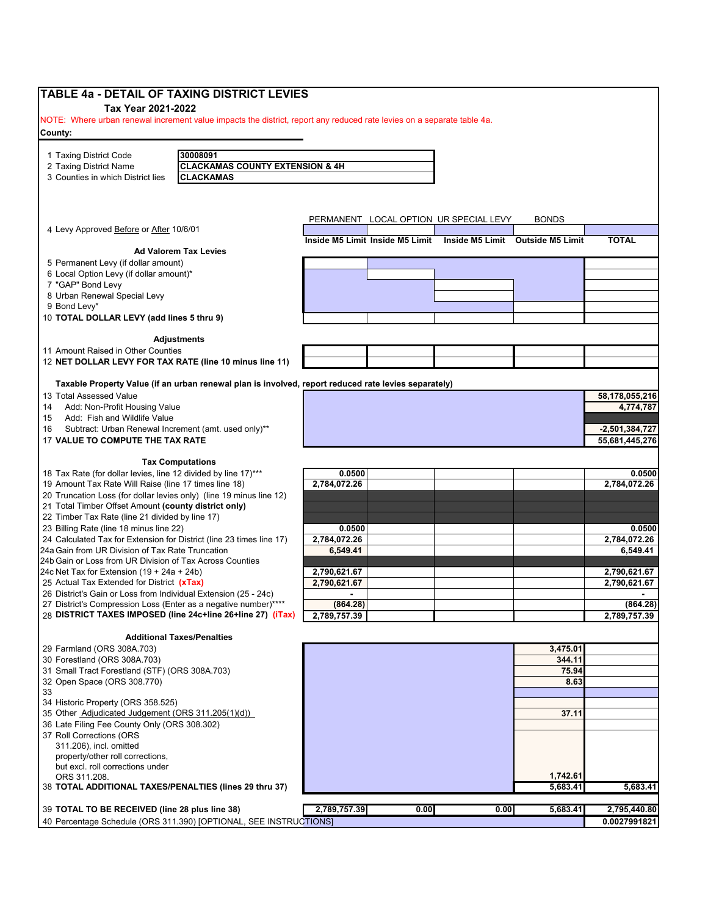# TABLE 4a - DETAIL OF TAXING DISTRICT LEVIES

**Tax Year 2021-2022**

NOTE: Where urban renewal increment value impacts the district, report any reduced rate levies on a separate table 4a.

**County:**

| | |
|---|---|
| 1 Taxing District Code | **30008091** |
| 2 Taxing District Name | **CLACKAMAS COUNTY EXTENSION & 4H** |
| 3 Counties in which District lies | **CLACKAMAS** |

| | PERMANENT | LOCAL OPTION | UR SPECIAL LEVY | BONDS | |
|---|---|---|---|---|---|
| 4 Levy Approved Before or After 10/6/01 | | | | | |
| | **Inside M5 Limit** | **Inside M5 Limit** | **Inside M5 Limit** | **Outside M5 Limit** | **TOTAL** |
| **Ad Valorem Tax Levies** | | | | | |
| 5 Permanent Levy (if dollar amount) | | | | | |
| 6 Local Option Levy (if dollar amount)* | | | | | |
| 7 "GAP" Bond Levy | | | | | |
| 8 Urban Renewal Special Levy | | | | | |
| 9 Bond Levy* | | | | | |
| 10 **TOTAL DOLLAR LEVY (add lines 5 thru 9)** | | | | | |
| **Adjustments** | | | | | |
| 11 Amount Raised in Other Counties | | | | | |
| 12 **NET DOLLAR LEVY FOR TAX RATE (line 10 minus line 11)** | | | | | |
| **Taxable Property Value (if an urban renewal plan is involved, report reduced rate levies separately)** | | | | | |
| 13 Total Assessed Value | | | | | **58,178,055,216** |
| 14 Add: Non-Profit Housing Value | | | | | **4,774,787** |
| 15 Add: Fish and Wildlife Value | | | | | |
| 16 Subtract: Urban Renewal Increment (amt. used only)** | | | | | **-2,501,384,727** |
| 17 **VALUE TO COMPUTE THE TAX RATE** | | | | | **55,681,445,276** |
| **Tax Computations** | | | | | |
| 18 Tax Rate (for dollar levies, line 12 divided by line 17)*** | **0.0500** | | | | **0.0500** |
| 19 Amount Tax Rate Will Raise (line 17 times line 18) | **2,784,072.26** | | | | **2,784,072.26** |
| 20 Truncation Loss (for dollar levies only) (line 19 minus line 12) | | | | | |
| 21 Total Timber Offset Amount **(county district only)** | | | | | |
| 22 Timber Tax Rate (line 21 divided by line 17) | | | | | |
| 23 Billing Rate (line 18 minus line 22) | **0.0500** | | | | **0.0500** |
| 24 Calculated Tax for Extension for District (line 23 times line 17) | **2,784,072.26** | | | | **2,784,072.26** |
| 24a Gain from UR Division of Tax Rate Truncation | **6,549.41** | | | | **6,549.41** |
| 24b Gain or Loss from UR Division of Tax Across Counties | | | | | |
| 24c Net Tax for Extension (19 + 24a + 24b) | **2,790,621.67** | | | | **2,790,621.67** |
| 25 Actual Tax Extended for District **(xTax)** | **2,790,621.67** | | | | **2,790,621.67** |
| 26 District's Gain or Loss from Individual Extension (25 - 24c) | **-** | | | | **-** |
| 27 District's Compression Loss (Enter as a negative number)**** | **(864.28)** | | | | **(864.28)** |
| 28 **DISTRICT TAXES IMPOSED (line 24c+line 26+line 27) (iTax)** | **2,789,757.39** | | | | **2,789,757.39** |
| **Additional Taxes/Penalties** | | | | | |
| 29 Farmland (ORS 308A.703) | | | | **3,475.01** | |
| 30 Forestland (ORS 308A.703) | | | | **344.11** | |
| 31 Small Tract Forestland (STF) (ORS 308A.703) | | | | **75.94** | |
| 32 Open Space (ORS 308.770) | | | | **8.63** | |
| 33 | | | | | |
| 34 Historic Property (ORS 358.525) | | | | | |
| 35 Other Adjudicated Judgement (ORS 311.205(1)(d)) | | | | **37.11** | |
| 36 Late Filing Fee County Only (ORS 308.302) | | | | | |
| 37 Roll Corrections (ORS 311.206), incl. omitted property/other roll corrections, but excl. roll corrections under ORS 311.208. | | | | **1,742.61** | |
| 38 **TOTAL ADDITIONAL TAXES/PENALTIES (lines 29 thru 37)** | | | | **5,683.41** | **5,683.41** |
| 39 **TOTAL TO BE RECEIVED (line 28 plus line 38)** | **2,789,757.39** | **0.00** | **0.00** | **5,683.41** | **2,795,440.80** |
| 40 Percentage Schedule (ORS 311.390) [OPTIONAL, SEE INSTRUCTIONS] | | | | | **0.0027991821** |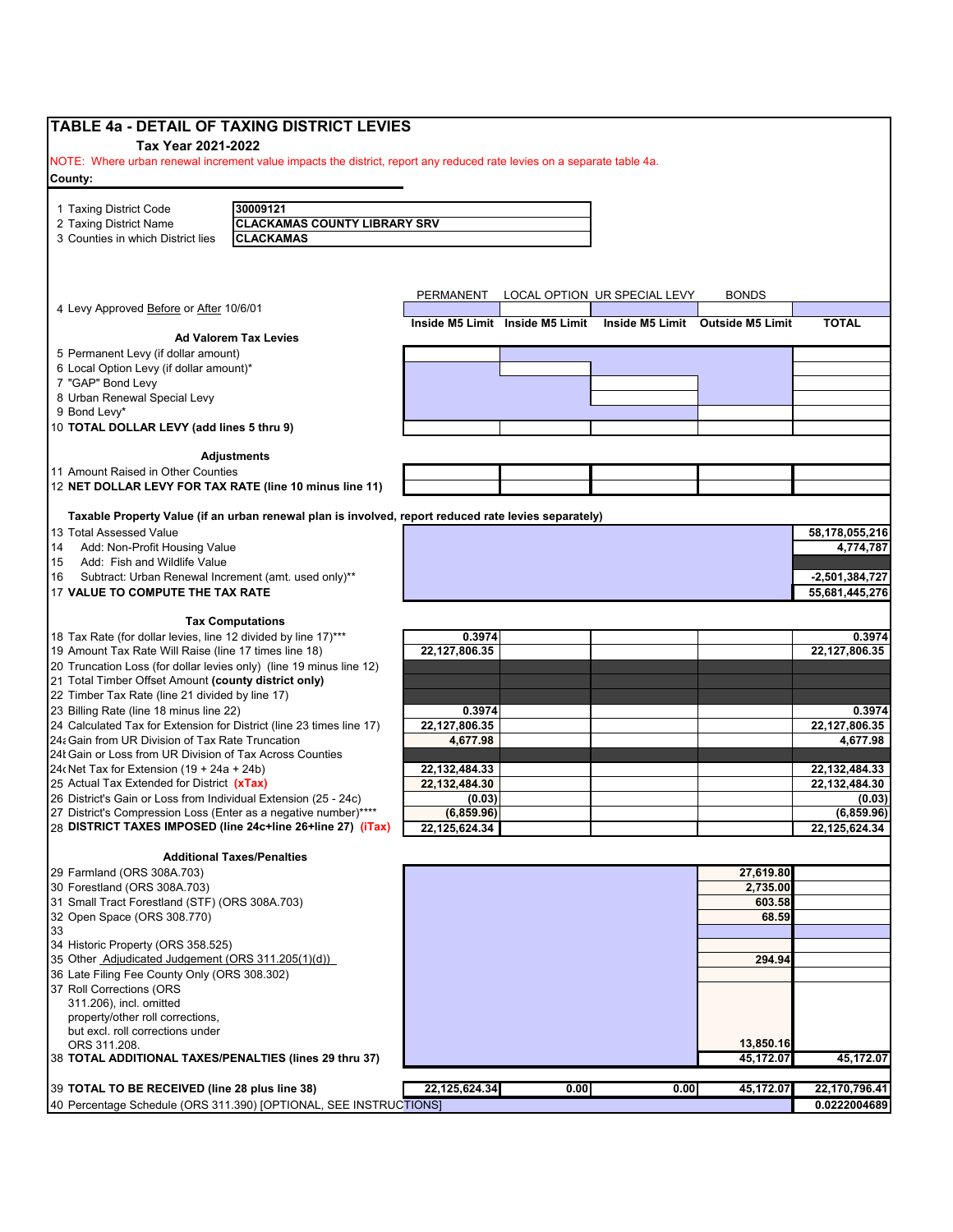# TABLE 4a - DETAIL OF TAXING DISTRICT LEVIES

**Tax Year 2021-2022**

NOTE: Where urban renewal increment value impacts the district, report any reduced rate levies on a separate table 4a.

**County:**

| | |
|---|---|
| 1 Taxing District Code | **30009121** |
| 2 Taxing District Name | **CLACKAMAS COUNTY LIBRARY SRV** |
| 3 Counties in which District lies | **CLACKAMAS** |

| | PERMANENT | LOCAL OPTION | UR SPECIAL LEVY | BONDS | |
|---|---|---|---|---|---|
| 4 Levy Approved Before or After 10/6/01 | | | | | |
| | **Inside M5 Limit** | **Inside M5 Limit** | **Inside M5 Limit** | **Outside M5 Limit** | **TOTAL** |
| **Ad Valorem Tax Levies** | | | | | |
| 5 Permanent Levy (if dollar amount) | | | | | |
| 6 Local Option Levy (if dollar amount)* | | | | | |
| 7 "GAP" Bond Levy | | | | | |
| 8 Urban Renewal Special Levy | | | | | |
| 9 Bond Levy* | | | | | |
| 10 **TOTAL DOLLAR LEVY (add lines 5 thru 9)** | | | | | |
| **Adjustments** | | | | | |
| 11 Amount Raised in Other Counties | | | | | |
| 12 **NET DOLLAR LEVY FOR TAX RATE (line 10 minus line 11)** | | | | | |
| **Taxable Property Value (if an urban renewal plan is involved, report reduced rate levies separately)** | | | | | |
| 13 Total Assessed Value | | | | | 58,178,055,216 |
| 14 Add: Non-Profit Housing Value | | | | | 4,774,787 |
| 15 Add: Fish and Wildlife Value | | | | | |
| 16 Subtract: Urban Renewal Increment (amt. used only)** | | | | | -2,501,384,727 |
| 17 **VALUE TO COMPUTE THE TAX RATE** | | | | | 55,681,445,276 |
| **Tax Computations** | | | | | |
| 18 Tax Rate (for dollar levies, line 12 divided by line 17)*** | 0.3974 | | | | 0.3974 |
| 19 Amount Tax Rate Will Raise (line 17 times line 18) | 22,127,806.35 | | | | 22,127,806.35 |
| 20 Truncation Loss (for dollar levies only) (line 19 minus line 12) | | | | | |
| 21 Total Timber Offset Amount **(county district only)** | | | | | |
| 22 Timber Tax Rate (line 21 divided by line 17) | | | | | |
| 23 Billing Rate (line 18 minus line 22) | 0.3974 | | | | 0.3974 |
| 24 Calculated Tax for Extension for District (line 23 times line 17) | 22,127,806.35 | | | | 22,127,806.35 |
| 24a Gain from UR Division of Tax Rate Truncation | 4,677.98 | | | | 4,677.98 |
| 24b Gain or Loss from UR Division of Tax Across Counties | | | | | |
| 24c Net Tax for Extension (19 + 24a + 24b) | 22,132,484.33 | | | | 22,132,484.33 |
| 25 Actual Tax Extended for District **(xTax)** | 22,132,484.30 | | | | 22,132,484.30 |
| 26 District's Gain or Loss from Individual Extension (25 - 24c) | (0.03) | | | | (0.03) |
| 27 District's Compression Loss (Enter as a negative number)**** | (6,859.96) | | | | (6,859.96) |
| 28 **DISTRICT TAXES IMPOSED (line 24c+line 26+line 27) (iTax)** | 22,125,624.34 | | | | 22,125,624.34 |
| **Additional Taxes/Penalties** | | | | | |
| 29 Farmland (ORS 308A.703) | | | | 27,619.80 | |
| 30 Forestland (ORS 308A.703) | | | | 2,735.00 | |
| 31 Small Tract Forestland (STF) (ORS 308A.703) | | | | 603.58 | |
| 32 Open Space (ORS 308.770) | | | | 68.59 | |
| 33 | | | | | |
| 34 Historic Property (ORS 358.525) | | | | | |
| 35 Other Adjudicated Judgement (ORS 311.205(1)(d)) | | | | 294.94 | |
| 36 Late Filing Fee County Only (ORS 308.302) | | | | | |
| 37 Roll Corrections (ORS 311.206), incl. omitted property/other roll corrections, but excl. roll corrections under ORS 311.208. | | | | 13,850.16 | |
| 38 **TOTAL ADDITIONAL TAXES/PENALTIES (lines 29 thru 37)** | | | | 45,172.07 | 45,172.07 |
| 39 **TOTAL TO BE RECEIVED (line 28 plus line 38)** | 22,125,624.34 | 0.00 | 0.00 | 45,172.07 | 22,170,796.41 |
| 40 Percentage Schedule (ORS 311.390) [OPTIONAL, SEE INSTRUCTIONS] | | | | | 0.0222004689 |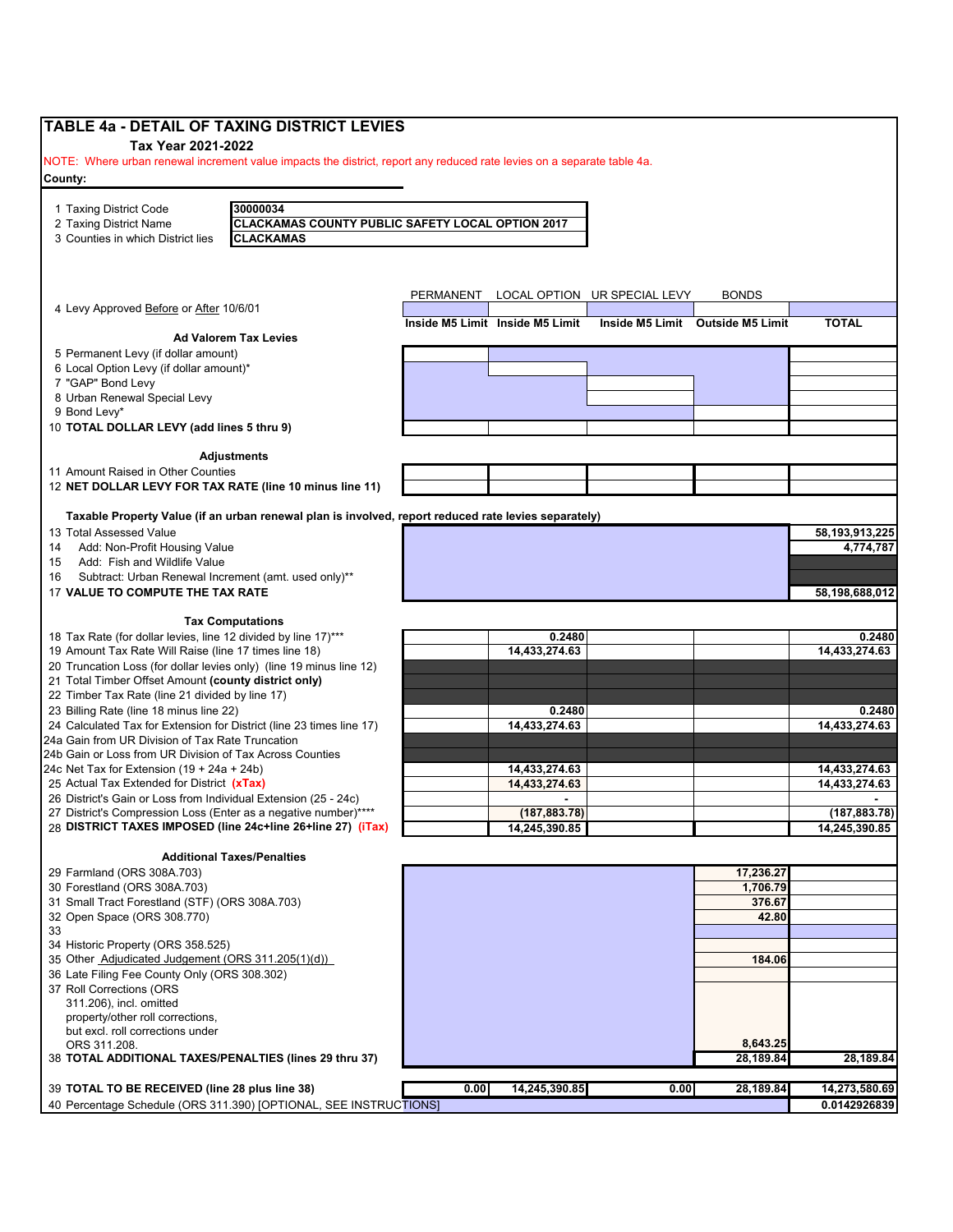# TABLE 4a - DETAIL OF TAXING DISTRICT LEVIES

**Tax Year 2021-2022**

NOTE: Where urban renewal increment value impacts the district, report any reduced rate levies on a separate table 4a.

**County:**

| | |
|---|---|
| 1 Taxing District Code | 30000034 |
| 2 Taxing District Name | CLACKAMAS COUNTY PUBLIC SAFETY LOCAL OPTION 2017 |
| 3 Counties in which District lies | CLACKAMAS |

| | PERMANENT | LOCAL OPTION | UR SPECIAL LEVY | BONDS | |
|---|---|---|---|---|---|
| 4 Levy Approved Before or After 10/6/01 | | | | | |
| | **Inside M5 Limit** | **Inside M5 Limit** | **Inside M5 Limit** | **Outside M5 Limit** | **TOTAL** |
| **Ad Valorem Tax Levies** | | | | | |
| 5 Permanent Levy (if dollar amount) | | | | | |
| 6 Local Option Levy (if dollar amount)* | | | | | |
| 7 "GAP" Bond Levy | | | | | |
| 8 Urban Renewal Special Levy | | | | | |
| 9 Bond Levy* | | | | | |
| 10 **TOTAL DOLLAR LEVY (add lines 5 thru 9)** | | | | | |
| **Adjustments** | | | | | |
| 11 Amount Raised in Other Counties | | | | | |
| 12 **NET DOLLAR LEVY FOR TAX RATE (line 10 minus line 11)** | | | | | |
| **Taxable Property Value (if an urban renewal plan is involved, report reduced rate levies separately)** | | | | | |
| 13 Total Assessed Value | | | | | 58,193,913,225 |
| 14 Add: Non-Profit Housing Value | | | | | 4,774,787 |
| 15 Add: Fish and Wildlife Value | | | | | |
| 16 Subtract: Urban Renewal Increment (amt. used only)** | | | | | |
| 17 **VALUE TO COMPUTE THE TAX RATE** | | | | | 58,198,688,012 |
| **Tax Computations** | | | | | |
| 18 Tax Rate (for dollar levies, line 12 divided by line 17)*** | | 0.2480 | | | 0.2480 |
| 19 Amount Tax Rate Will Raise (line 17 times line 18) | | 14,433,274.63 | | | 14,433,274.63 |
| 20 Truncation Loss (for dollar levies only) (line 19 minus line 12) | | | | | |
| 21 Total Timber Offset Amount **(county district only)** | | | | | |
| 22 Timber Tax Rate (line 21 divided by line 17) | | | | | |
| 23 Billing Rate (line 18 minus line 22) | | 0.2480 | | | 0.2480 |
| 24 Calculated Tax for Extension for District (line 23 times line 17) | | 14,433,274.63 | | | 14,433,274.63 |
| 24a Gain from UR Division of Tax Rate Truncation | | | | | |
| 24b Gain or Loss from UR Division of Tax Across Counties | | | | | |
| 24c Net Tax for Extension (19 + 24a + 24b) | | 14,433,274.63 | | | 14,433,274.63 |
| 25 Actual Tax Extended for District **(xTax)** | | 14,433,274.63 | | | 14,433,274.63 |
| 26 District's Gain or Loss from Individual Extension (25 - 24c) | | - | | | - |
| 27 District's Compression Loss (Enter as a negative number)**** | | (187,883.78) | | | (187,883.78) |
| 28 **DISTRICT TAXES IMPOSED (line 24c+line 26+line 27) (iTax)** | | 14,245,390.85 | | | 14,245,390.85 |
| **Additional Taxes/Penalties** | | | | | |
| 29 Farmland (ORS 308A.703) | | | | 17,236.27 | |
| 30 Forestland (ORS 308A.703) | | | | 1,706.79 | |
| 31 Small Tract Forestland (STF) (ORS 308A.703) | | | | 376.67 | |
| 32 Open Space (ORS 308.770) | | | | 42.80 | |
| 33 | | | | | |
| 34 Historic Property (ORS 358.525) | | | | | |
| 35 Other Adjudicated Judgement (ORS 311.205(1)(d)) | | | | 184.06 | |
| 36 Late Filing Fee County Only (ORS 308.302) | | | | | |
| 37 Roll Corrections (ORS 311.206), incl. omitted property/other roll corrections, but excl. roll corrections under ORS 311.208. | | | | 8,643.25 | |
| 38 **TOTAL ADDITIONAL TAXES/PENALTIES (lines 29 thru 37)** | | | | 28,189.84 | 28,189.84 |
| 39 **TOTAL TO BE RECEIVED (line 28 plus line 38)** | 0.00 | 14,245,390.85 | 0.00 | 28,189.84 | 14,273,580.69 |
| 40 Percentage Schedule (ORS 311.390) [OPTIONAL, SEE INSTRUCTIONS] | | | | | 0.0142926839 |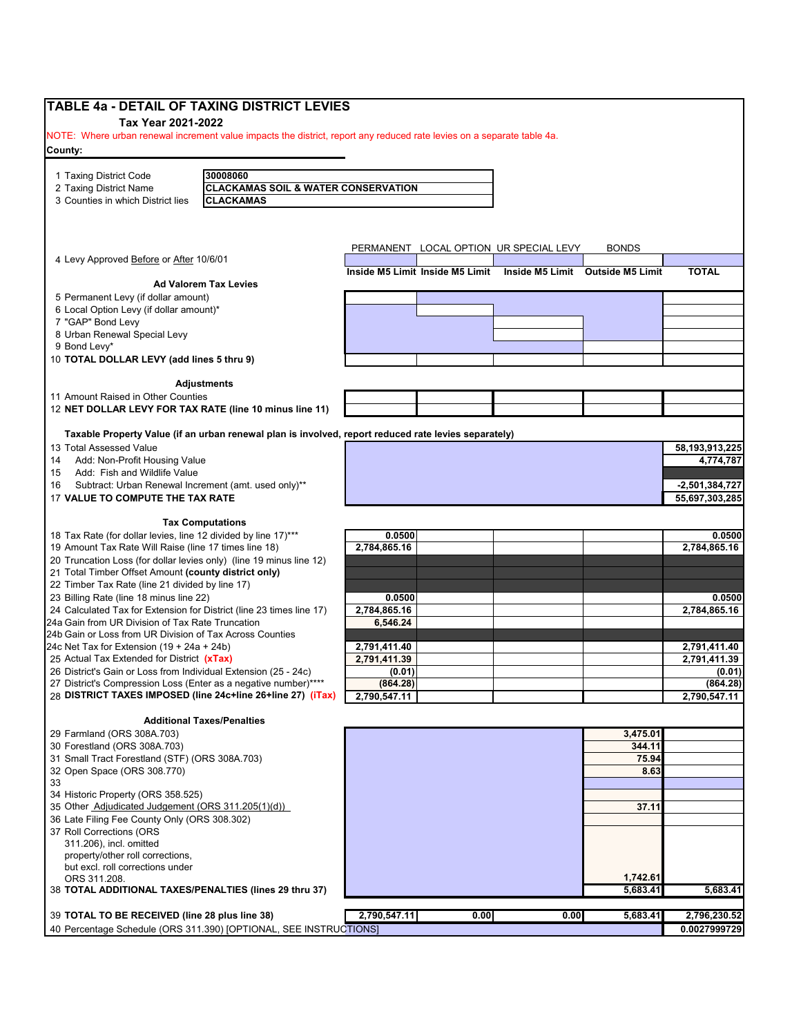# TABLE 4a - DETAIL OF TAXING DISTRICT LEVIES

**Tax Year 2021-2022**

NOTE: Where urban renewal increment value impacts the district, report any reduced rate levies on a separate table 4a.

**County:**

| | |
|---|---|
| 1 Taxing District Code | 30008060 |
| 2 Taxing District Name | CLACKAMAS SOIL & WATER CONSERVATION |
| 3 Counties in which District lies | CLACKAMAS |

| | PERMANENT | LOCAL OPTION | UR SPECIAL LEVY | BONDS | |
|---|---|---|---|---|---|
| 4 Levy Approved Before or After 10/6/01 | | | | | |
| | Inside M5 Limit | Inside M5 Limit | Inside M5 Limit | Outside M5 Limit | TOTAL |
| **Ad Valorem Tax Levies** | | | | | |
| 5 Permanent Levy (if dollar amount) | | | | | |
| 6 Local Option Levy (if dollar amount)* | | | | | |
| 7 "GAP" Bond Levy | | | | | |
| 8 Urban Renewal Special Levy | | | | | |
| 9 Bond Levy* | | | | | |
| 10 **TOTAL DOLLAR LEVY (add lines 5 thru 9)** | | | | | |
| **Adjustments** | | | | | |
| 11 Amount Raised in Other Counties | | | | | |
| 12 **NET DOLLAR LEVY FOR TAX RATE (line 10 minus line 11)** | | | | | |
| **Taxable Property Value (if an urban renewal plan is involved, report reduced rate levies separately)** | | | | | |
| 13 Total Assessed Value | | | | | 58,193,913,225 |
| 14 Add: Non-Profit Housing Value | | | | | 4,774,787 |
| 15 Add: Fish and Wildlife Value | | | | | |
| 16 Subtract: Urban Renewal Increment (amt. used only)** | | | | | -2,501,384,727 |
| 17 **VALUE TO COMPUTE THE TAX RATE** | | | | | 55,697,303,285 |
| **Tax Computations** | | | | | |
| 18 Tax Rate (for dollar levies, line 12 divided by line 17)*** | 0.0500 | | | | 0.0500 |
| 19 Amount Tax Rate Will Raise (line 17 times line 18) | 2,784,865.16 | | | | 2,784,865.16 |
| 20 Truncation Loss (for dollar levies only) (line 19 minus line 12) | | | | | |
| 21 Total Timber Offset Amount **(county district only)** | | | | | |
| 22 Timber Tax Rate (line 21 divided by line 17) | | | | | |
| 23 Billing Rate (line 18 minus line 22) | 0.0500 | | | | 0.0500 |
| 24 Calculated Tax for Extension for District (line 23 times line 17) | 2,784,865.16 | | | | 2,784,865.16 |
| 24a Gain from UR Division of Tax Rate Truncation | 6,546.24 | | | | |
| 24b Gain or Loss from UR Division of Tax Across Counties | | | | | |
| 24c Net Tax for Extension (19 + 24a + 24b) | 2,791,411.40 | | | | 2,791,411.40 |
| 25 Actual Tax Extended for District **(xTax)** | 2,791,411.39 | | | | 2,791,411.39 |
| 26 District's Gain or Loss from Individual Extension (25 - 24c) | (0.01) | | | | (0.01) |
| 27 District's Compression Loss (Enter as a negative number)**** | (864.28) | | | | (864.28) |
| 28 **DISTRICT TAXES IMPOSED (line 24c+line 26+line 27) (iTax)** | 2,790,547.11 | | | | 2,790,547.11 |
| **Additional Taxes/Penalties** | | | | | |
| 29 Farmland (ORS 308A.703) | | | | 3,475.01 | |
| 30 Forestland (ORS 308A.703) | | | | 344.11 | |
| 31 Small Tract Forestland (STF) (ORS 308A.703) | | | | 75.94 | |
| 32 Open Space (ORS 308.770) | | | | 8.63 | |
| 33 | | | | | |
| 34 Historic Property (ORS 358.525) | | | | | |
| 35 Other Adjudicated Judgement (ORS 311.205(1)(d)) | | | | 37.11 | |
| 36 Late Filing Fee County Only (ORS 308.302) | | | | | |
| 37 Roll Corrections (ORS 311.206), incl. omitted property/other roll corrections, but excl. roll corrections under ORS 311.208. | | | | 1,742.61 | |
| 38 **TOTAL ADDITIONAL TAXES/PENALTIES (lines 29 thru 37)** | | | | 5,683.41 | 5,683.41 |
| 39 **TOTAL TO BE RECEIVED (line 28 plus line 38)** | 2,790,547.11 | 0.00 | 0.00 | 5,683.41 | 2,796,230.52 |
| 40 Percentage Schedule (ORS 311.390) [OPTIONAL, SEE INSTRUCTIONS] | | | | | 0.0027999729 |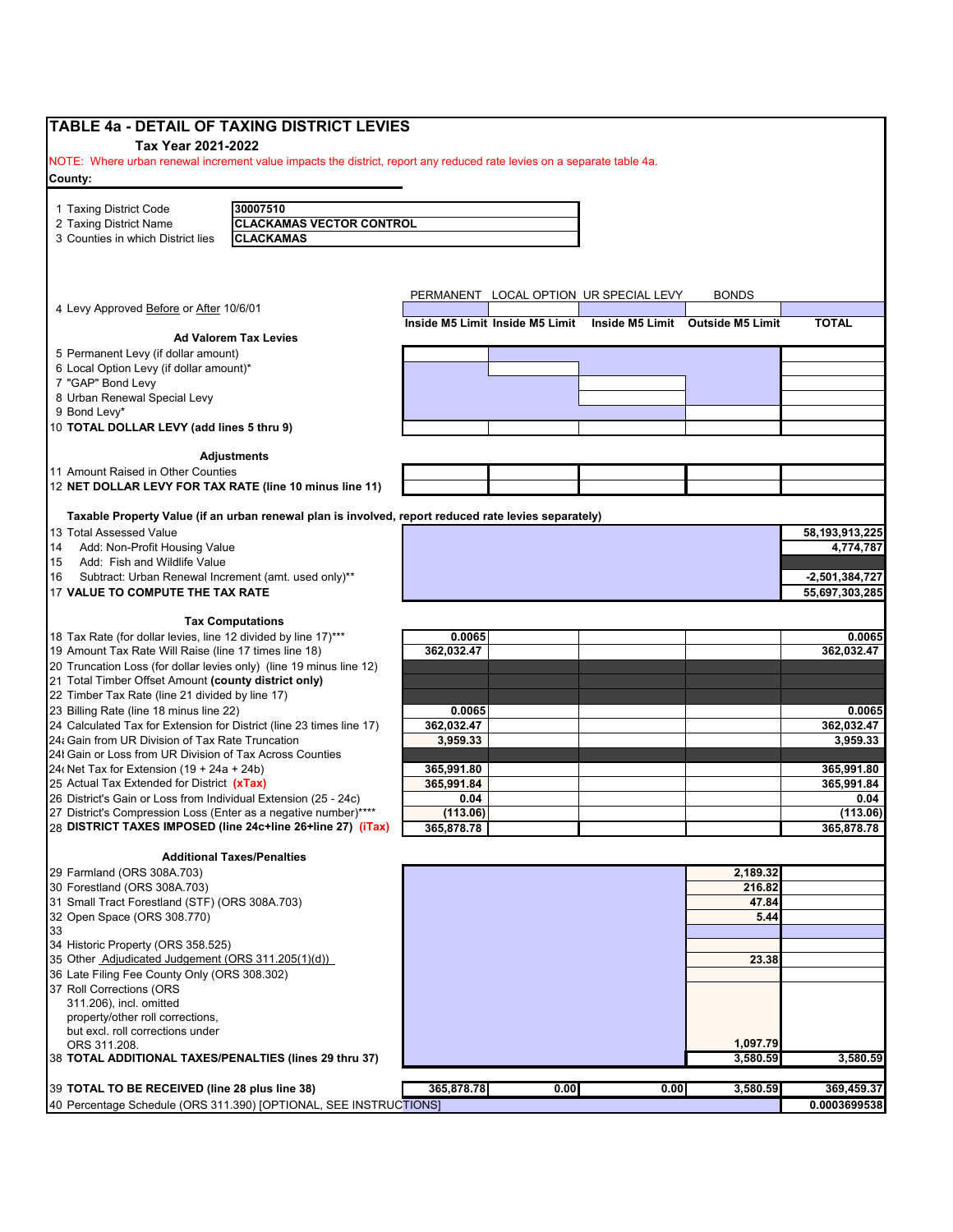## TABLE 4a - DETAIL OF TAXING DISTRICT LEVIES

**Tax Year 2021-2022**

NOTE: Where urban renewal increment value impacts the district, report any reduced rate levies on a separate table 4a.

**County:**

| | |
|---|---|
| 1 Taxing District Code | 30007510 |
| 2 Taxing District Name | CLACKAMAS VECTOR CONTROL |
| 3 Counties in which District lies | CLACKAMAS |

| | PERMANENT | LOCAL OPTION | UR SPECIAL LEVY | BONDS | |
|---|---|---|---|---|---|
| 4 Levy Approved Before or After 10/6/01 | | | | | |
| | Inside M5 Limit | Inside M5 Limit | Inside M5 Limit | Outside M5 Limit | TOTAL |
| **Ad Valorem Tax Levies** | | | | | |
| 5 Permanent Levy (if dollar amount) | | | | | |
| 6 Local Option Levy (if dollar amount)* | | | | | |
| 7 "GAP" Bond Levy | | | | | |
| 8 Urban Renewal Special Levy | | | | | |
| 9 Bond Levy* | | | | | |
| 10 **TOTAL DOLLAR LEVY (add lines 5 thru 9)** | | | | | |
| **Adjustments** | | | | | |
| 11 Amount Raised in Other Counties | | | | | |
| 12 **NET DOLLAR LEVY FOR TAX RATE (line 10 minus line 11)** | | | | | |
| **Taxable Property Value (if an urban renewal plan is involved, report reduced rate levies separately)** | | | | | |
| 13 Total Assessed Value | | | | | 58,193,913,225 |
| 14 Add: Non-Profit Housing Value | | | | | 4,774,787 |
| 15 Add: Fish and Wildlife Value | | | | | |
| 16 Subtract: Urban Renewal Increment (amt. used only)** | | | | | -2,501,384,727 |
| 17 **VALUE TO COMPUTE THE TAX RATE** | | | | | 55,697,303,285 |
| **Tax Computations** | | | | | |
| 18 Tax Rate (for dollar levies, line 12 divided by line 17)*** | 0.0065 | | | | 0.0065 |
| 19 Amount Tax Rate Will Raise (line 17 times line 18) | 362,032.47 | | | | 362,032.47 |
| 20 Truncation Loss (for dollar levies only) (line 19 minus line 12) | | | | | |
| 21 Total Timber Offset Amount **(county district only)** | | | | | |
| 22 Timber Tax Rate (line 21 divided by line 17) | | | | | |
| 23 Billing Rate (line 18 minus line 22) | 0.0065 | | | | 0.0065 |
| 24 Calculated Tax for Extension for District (line 23 times line 17) | 362,032.47 | | | | 362,032.47 |
| 24a Gain from UR Division of Tax Rate Truncation | 3,959.33 | | | | 3,959.33 |
| 24b Gain or Loss from UR Division of Tax Across Counties | | | | | |
| 24c Net Tax for Extension (19 + 24a + 24b) | 365,991.80 | | | | 365,991.80 |
| 25 Actual Tax Extended for District **(xTax)** | 365,991.84 | | | | 365,991.84 |
| 26 District's Gain or Loss from Individual Extension (25 - 24c) | 0.04 | | | | 0.04 |
| 27 District's Compression Loss (Enter as a negative number)**** | (113.06) | | | | (113.06) |
| 28 **DISTRICT TAXES IMPOSED (line 24c+line 26+line 27) (iTax)** | 365,878.78 | | | | 365,878.78 |
| **Additional Taxes/Penalties** | | | | | |
| 29 Farmland (ORS 308A.703) | | | | 2,189.32 | |
| 30 Forestland (ORS 308A.703) | | | | 216.82 | |
| 31 Small Tract Forestland (STF) (ORS 308A.703) | | | | 47.84 | |
| 32 Open Space (ORS 308.770) | | | | 5.44 | |
| 33 | | | | | |
| 34 Historic Property (ORS 358.525) | | | | | |
| 35 Other Adjudicated Judgement (ORS 311.205(1)(d)) | | | | 23.38 | |
| 36 Late Filing Fee County Only (ORS 308.302) | | | | | |
| 37 Roll Corrections (ORS 311.206), incl. omitted property/other roll corrections, but excl. roll corrections under ORS 311.208. | | | | 1,097.79 | |
| 38 **TOTAL ADDITIONAL TAXES/PENALTIES (lines 29 thru 37)** | | | | 3,580.59 | 3,580.59 |
| 39 **TOTAL TO BE RECEIVED (line 28 plus line 38)** | 365,878.78 | 0.00 | 0.00 | 3,580.59 | 369,459.37 |
| 40 Percentage Schedule (ORS 311.390) [OPTIONAL, SEE INSTRUCTIONS] | | | | | 0.0003699538 |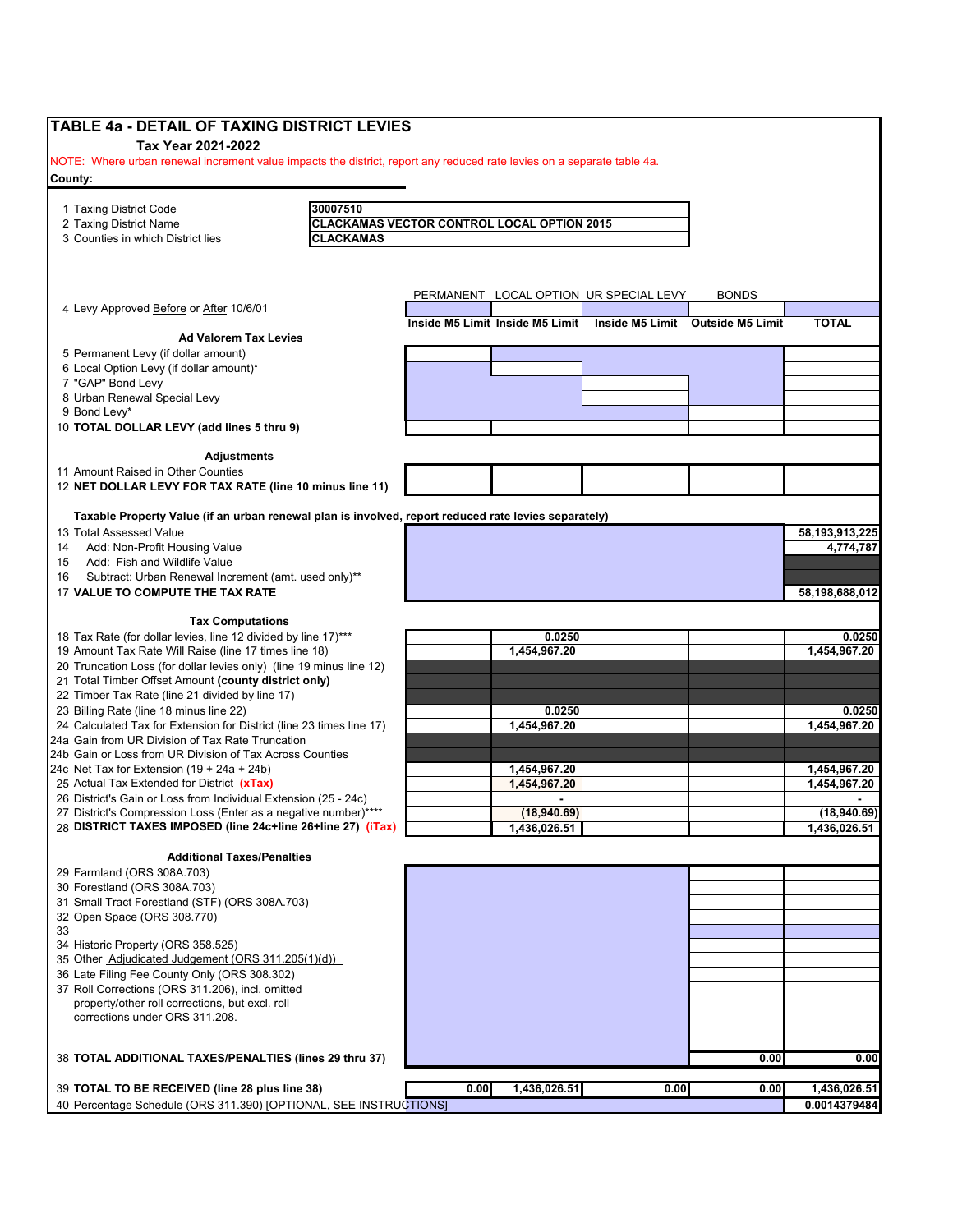## TABLE 4a - DETAIL OF TAXING DISTRICT LEVIES

**Tax Year 2021-2022**

NOTE: Where urban renewal increment value impacts the district, report any reduced rate levies on a separate table 4a.

**County:**

| | |
|---|---|
| 1 Taxing District Code | 30007510 |
| 2 Taxing District Name | CLACKAMAS VECTOR CONTROL LOCAL OPTION 2015 |
| 3 Counties in which District lies | CLACKAMAS |

| | PERMANENT | LOCAL OPTION | UR SPECIAL LEVY | BONDS | |
|---|---|---|---|---|---|
| 4 Levy Approved Before or After 10/6/01 | Inside M5 Limit | Inside M5 Limit | Inside M5 Limit | Outside M5 Limit | TOTAL |
| **Ad Valorem Tax Levies** | | | | | |
| 5 Permanent Levy (if dollar amount) | | | | | |
| 6 Local Option Levy (if dollar amount)* | | | | | |
| 7 "GAP" Bond Levy | | | | | |
| 8 Urban Renewal Special Levy | | | | | |
| 9 Bond Levy* | | | | | |
| 10 **TOTAL DOLLAR LEVY (add lines 5 thru 9)** | | | | | |
| **Adjustments** | | | | | |
| 11 Amount Raised in Other Counties | | | | | |
| 12 **NET DOLLAR LEVY FOR TAX RATE (line 10 minus line 11)** | | | | | |
| **Taxable Property Value (if an urban renewal plan is involved, report reduced rate levies separately)** | | | | | |
| 13 Total Assessed Value | | | | | 58,193,913,225 |
| 14 Add: Non-Profit Housing Value | | | | | 4,774,787 |
| 15 Add: Fish and Wildlife Value | | | | | |
| 16 Subtract: Urban Renewal Increment (amt. used only)** | | | | | |
| 17 **VALUE TO COMPUTE THE TAX RATE** | | | | | 58,198,688,012 |
| **Tax Computations** | | | | | |
| 18 Tax Rate (for dollar levies, line 12 divided by line 17)*** | | 0.0250 | | | 0.0250 |
| 19 Amount Tax Rate Will Raise (line 17 times line 18) | | 1,454,967.20 | | | 1,454,967.20 |
| 20 Truncation Loss (for dollar levies only) (line 19 minus line 12) | | | | | |
| 21 Total Timber Offset Amount **(county district only)** | | | | | |
| 22 Timber Tax Rate (line 21 divided by line 17) | | | | | |
| 23 Billing Rate (line 18 minus line 22) | | 0.0250 | | | 0.0250 |
| 24 Calculated Tax for Extension for District (line 23 times line 17) | | 1,454,967.20 | | | 1,454,967.20 |
| 24a Gain from UR Division of Tax Rate Truncation | | | | | |
| 24b Gain or Loss from UR Division of Tax Across Counties | | | | | |
| 24c Net Tax for Extension (19 + 24a + 24b) | | 1,454,967.20 | | | 1,454,967.20 |
| 25 Actual Tax Extended for District **(xTax)** | | 1,454,967.20 | | | 1,454,967.20 |
| 26 District's Gain or Loss from Individual Extension (25 - 24c) | | - | | | - |
| 27 District's Compression Loss (Enter as a negative number)**** | | (18,940.69) | | | (18,940.69) |
| 28 **DISTRICT TAXES IMPOSED (line 24c+line 26+line 27) (iTax)** | | 1,436,026.51 | | | 1,436,026.51 |
| **Additional Taxes/Penalties** | | | | | |
| 29 Farmland (ORS 308A.703) | | | | | |
| 30 Forestland (ORS 308A.703) | | | | | |
| 31 Small Tract Forestland (STF) (ORS 308A.703) | | | | | |
| 32 Open Space (ORS 308.770) | | | | | |
| 33 | | | | | |
| 34 Historic Property (ORS 358.525) | | | | | |
| 35 Other Adjudicated Judgement (ORS 311.205(1)(d)) | | | | | |
| 36 Late Filing Fee County Only (ORS 308.302) | | | | | |
| 37 Roll Corrections (ORS 311.206), incl. omitted property/other roll corrections, but excl. roll corrections under ORS 311.208. | | | | | |
| 38 **TOTAL ADDITIONAL TAXES/PENALTIES (lines 29 thru 37)** | | | | 0.00 | 0.00 |
| 39 **TOTAL TO BE RECEIVED (line 28 plus line 38)** | 0.00 | 1,436,026.51 | 0.00 | 0.00 | 1,436,026.51 |
| 40 Percentage Schedule (ORS 311.390) [OPTIONAL, SEE INSTRUCTIONS] | | | | | 0.0014379484 |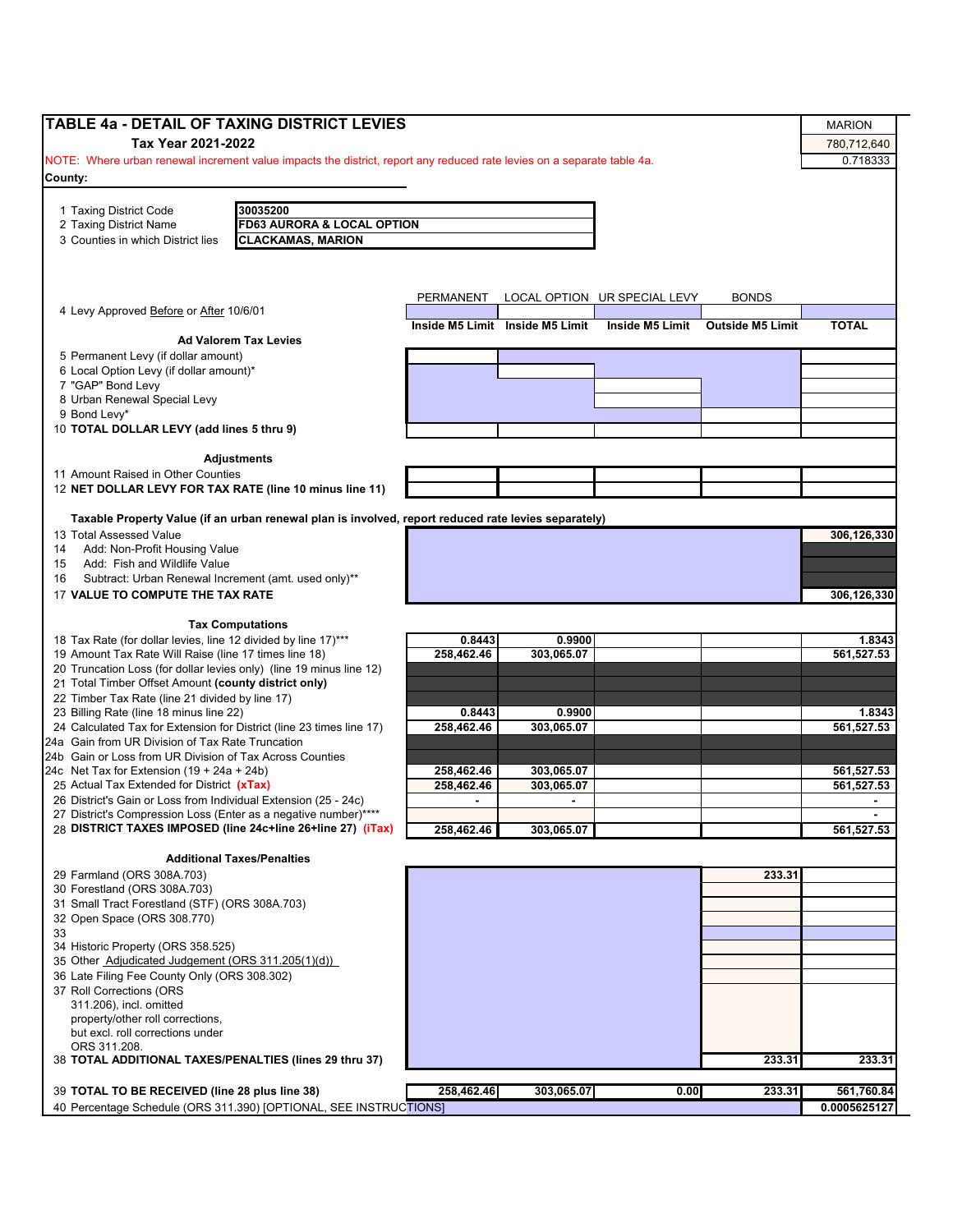# TABLE 4a - DETAIL OF TAXING DISTRICT LEVIES

**Tax Year 2021-2022**

MARION
780,712,640
0.718333

NOTE: Where urban renewal increment value impacts the district, report any reduced rate levies on a separate table 4a.

**County:**

| | |
|---|---|
| 1 Taxing District Code | **30035200** |
| 2 Taxing District Name | **FD63 AURORA & LOCAL OPTION** |
| 3 Counties in which District lies | **CLACKAMAS, MARION** |

| | PERMANENT | LOCAL OPTION | UR SPECIAL LEVY | BONDS | |
|---|---|---|---|---|---|
| 4 Levy Approved Before or After 10/6/01 | | | | | |
| | **Inside M5 Limit** | **Inside M5 Limit** | **Inside M5 Limit** | **Outside M5 Limit** | **TOTAL** |
| **Ad Valorem Tax Levies** | | | | | |
| 5 Permanent Levy (if dollar amount) | | | | | |
| 6 Local Option Levy (if dollar amount)* | | | | | |
| 7 "GAP" Bond Levy | | | | | |
| 8 Urban Renewal Special Levy | | | | | |
| 9 Bond Levy* | | | | | |
| 10 **TOTAL DOLLAR LEVY (add lines 5 thru 9)** | | | | | |
| **Adjustments** | | | | | |
| 11 Amount Raised in Other Counties | | | | | |
| 12 **NET DOLLAR LEVY FOR TAX RATE (line 10 minus line 11)** | | | | | |
| **Taxable Property Value (if an urban renewal plan is involved, report reduced rate levies separately)** | | | | | |
| 13 Total Assessed Value | | | | | **306,126,330** |
| 14 Add: Non-Profit Housing Value | | | | | |
| 15 Add: Fish and Wildlife Value | | | | | |
| 16 Subtract: Urban Renewal Increment (amt. used only)** | | | | | |
| 17 **VALUE TO COMPUTE THE TAX RATE** | | | | | **306,126,330** |
| **Tax Computations** | | | | | |
| 18 Tax Rate (for dollar levies, line 12 divided by line 17)*** | **0.8443** | **0.9900** | | | **1.8343** |
| 19 Amount Tax Rate Will Raise (line 17 times line 18) | **258,462.46** | **303,065.07** | | | **561,527.53** |
| 20 Truncation Loss (for dollar levies only) (line 19 minus line 12) | | | | | |
| 21 Total Timber Offset Amount **(county district only)** | | | | | |
| 22 Timber Tax Rate (line 21 divided by line 17) | | | | | |
| 23 Billing Rate (line 18 minus line 22) | **0.8443** | **0.9900** | | | **1.8343** |
| 24 Calculated Tax for Extension for District (line 23 times line 17) | **258,462.46** | **303,065.07** | | | **561,527.53** |
| 24a Gain from UR Division of Tax Rate Truncation | | | | | |
| 24b Gain or Loss from UR Division of Tax Across Counties | | | | | |
| 24c Net Tax for Extension (19 + 24a + 24b) | **258,462.46** | **303,065.07** | | | **561,527.53** |
| 25 Actual Tax Extended for District **(xTax)** | **258,462.46** | **303,065.07** | | | **561,527.53** |
| 26 District's Gain or Loss from Individual Extension (25 - 24c) | **-** | **-** | | | **-** |
| 27 District's Compression Loss (Enter as a negative number)**** | | | | | **-** |
| 28 **DISTRICT TAXES IMPOSED (line 24c+line 26+line 27) (iTax)** | **258,462.46** | **303,065.07** | | | **561,527.53** |
| **Additional Taxes/Penalties** | | | | | |
| 29 Farmland (ORS 308A.703) | | | | **233.31** | |
| 30 Forestland (ORS 308A.703) | | | | | |
| 31 Small Tract Forestland (STF) (ORS 308A.703) | | | | | |
| 32 Open Space (ORS 308.770) | | | | | |
| 33 | | | | | |
| 34 Historic Property (ORS 358.525) | | | | | |
| 35 Other Adjudicated Judgement (ORS 311.205(1)(d)) | | | | | |
| 36 Late Filing Fee County Only (ORS 308.302) | | | | | |
| 37 Roll Corrections (ORS 311.206), incl. omitted property/other roll corrections, but excl. roll corrections under ORS 311.208. | | | | | |
| 38 **TOTAL ADDITIONAL TAXES/PENALTIES (lines 29 thru 37)** | | | | **233.31** | **233.31** |
| 39 **TOTAL TO BE RECEIVED (line 28 plus line 38)** | **258,462.46** | **303,065.07** | **0.00** | **233.31** | **561,760.84** |
| 40 Percentage Schedule (ORS 311.390) [OPTIONAL, SEE INSTRUCTIONS] | | | | | **0.0005625127** |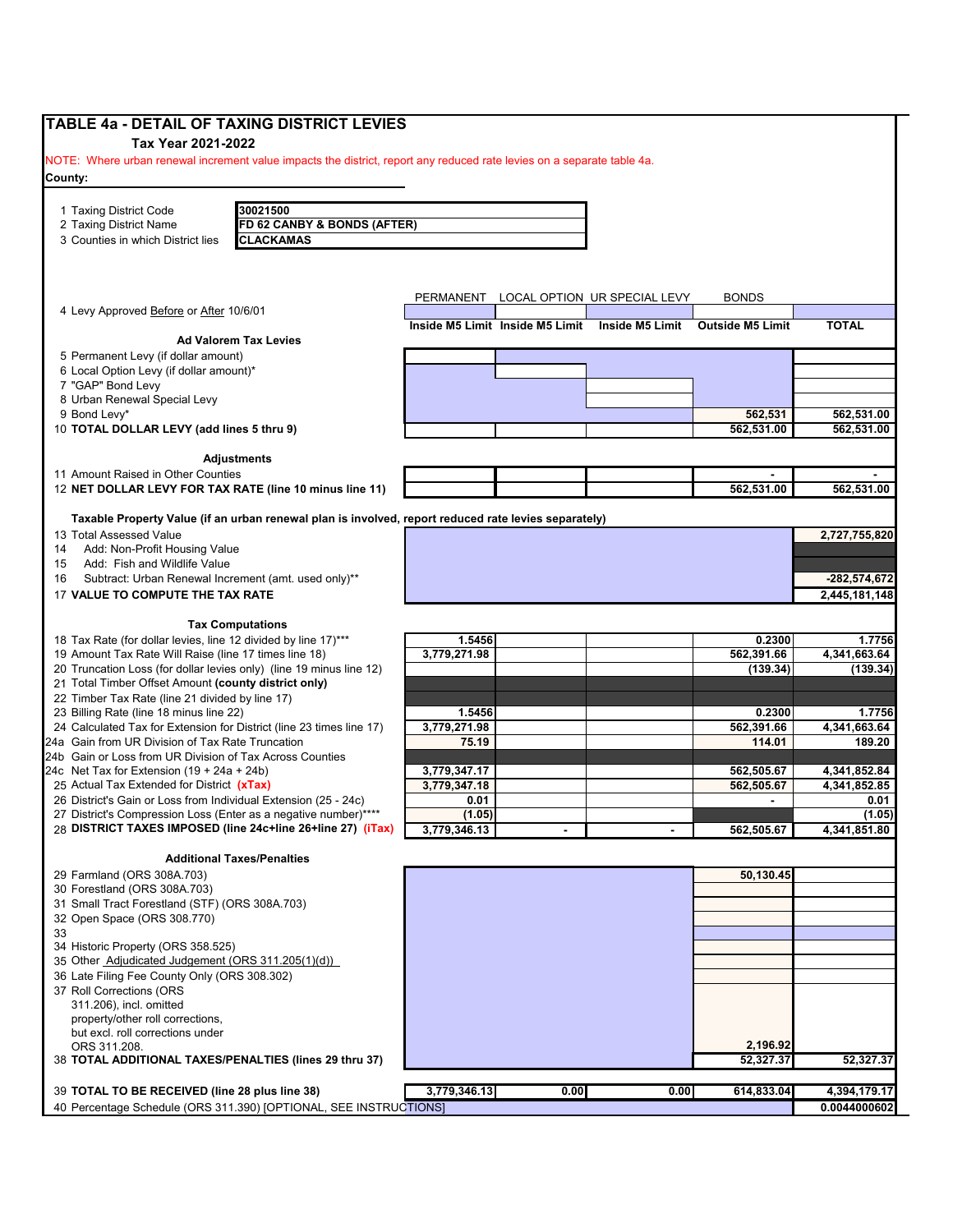# TABLE 4a - DETAIL OF TAXING DISTRICT LEVIES

**Tax Year 2021-2022**

NOTE: Where urban renewal increment value impacts the district, report any reduced rate levies on a separate table 4a.

**County:**

| | |
|---|---|
| 1 Taxing District Code | **30021500** |
| 2 Taxing District Name | **FD 62 CANBY & BONDS (AFTER)** |
| 3 Counties in which District lies | **CLACKAMAS** |

| | PERMANENT | LOCAL OPTION | UR SPECIAL LEVY | BONDS | |
|---|---|---|---|---|---|
| 4 Levy Approved Before or After 10/6/01 | | | | | |
| | **Inside M5 Limit** | **Inside M5 Limit** | **Inside M5 Limit** | **Outside M5 Limit** | **TOTAL** |
| **Ad Valorem Tax Levies** | | | | | |
| 5 Permanent Levy (if dollar amount) | | | | | |
| 6 Local Option Levy (if dollar amount)* | | | | | |
| 7 "GAP" Bond Levy | | | | | |
| 8 Urban Renewal Special Levy | | | | | |
| 9 Bond Levy* | | | | 562,531 | 562,531.00 |
| 10 **TOTAL DOLLAR LEVY (add lines 5 thru 9)** | | | | 562,531.00 | 562,531.00 |
| **Adjustments** | | | | | |
| 11 Amount Raised in Other Counties | | | | - | - |
| 12 **NET DOLLAR LEVY FOR TAX RATE (line 10 minus line 11)** | | | | 562,531.00 | 562,531.00 |
| **Taxable Property Value (if an urban renewal plan is involved, report reduced rate levies separately)** | | | | | |
| 13 Total Assessed Value | | | | | 2,727,755,820 |
| 14 Add: Non-Profit Housing Value | | | | | |
| 15 Add: Fish and Wildlife Value | | | | | |
| 16 Subtract: Urban Renewal Increment (amt. used only)** | | | | | -282,574,672 |
| 17 **VALUE TO COMPUTE THE TAX RATE** | | | | | 2,445,181,148 |
| **Tax Computations** | | | | | |
| 18 Tax Rate (for dollar levies, line 12 divided by line 17)*** | 1.5456 | | | 0.2300 | 1.7756 |
| 19 Amount Tax Rate Will Raise (line 17 times line 18) | 3,779,271.98 | | | 562,391.66 | 4,341,663.64 |
| 20 Truncation Loss (for dollar levies only) (line 19 minus line 12) | | | | (139.34) | (139.34) |
| 21 Total Timber Offset Amount **(county district only)** | | | | | |
| 22 Timber Tax Rate (line 21 divided by line 17) | | | | | |
| 23 Billing Rate (line 18 minus line 22) | 1.5456 | | | 0.2300 | 1.7756 |
| 24 Calculated Tax for Extension for District (line 23 times line 17) | 3,779,271.98 | | | 562,391.66 | 4,341,663.64 |
| 24a Gain from UR Division of Tax Rate Truncation | 75.19 | | | 114.01 | 189.20 |
| 24b Gain or Loss from UR Division of Tax Across Counties | | | | | |
| 24c Net Tax for Extension (19 + 24a + 24b) | 3,779,347.17 | | | 562,505.67 | 4,341,852.84 |
| 25 Actual Tax Extended for District **(xTax)** | 3,779,347.18 | | | 562,505.67 | 4,341,852.85 |
| 26 District's Gain or Loss from Individual Extension (25 - 24c) | 0.01 | | | - | 0.01 |
| 27 District's Compression Loss (Enter as a negative number)**** | (1.05) | | | | (1.05) |
| 28 **DISTRICT TAXES IMPOSED (line 24c+line 26+line 27) (iTax)** | 3,779,346.13 | - | - | 562,505.67 | 4,341,851.80 |
| **Additional Taxes/Penalties** | | | | | |
| 29 Farmland (ORS 308A.703) | | | | 50,130.45 | |
| 30 Forestland (ORS 308A.703) | | | | | |
| 31 Small Tract Forestland (STF) (ORS 308A.703) | | | | | |
| 32 Open Space (ORS 308.770) | | | | | |
| 33 | | | | | |
| 34 Historic Property (ORS 358.525) | | | | | |
| 35 Other Adjudicated Judgement (ORS 311.205(1)(d)) | | | | | |
| 36 Late Filing Fee County Only (ORS 308.302) | | | | | |
| 37 Roll Corrections (ORS 311.206), incl. omitted property/other roll corrections, but excl. roll corrections under ORS 311.208. | | | | 2,196.92 | |
| 38 **TOTAL ADDITIONAL TAXES/PENALTIES (lines 29 thru 37)** | | | | 52,327.37 | 52,327.37 |
| 39 **TOTAL TO BE RECEIVED (line 28 plus line 38)** | 3,779,346.13 | 0.00 | 0.00 | 614,833.04 | 4,394,179.17 |
| 40 Percentage Schedule (ORS 311.390) [OPTIONAL, SEE INSTRUCTIONS] | | | | | 0.0044000602 |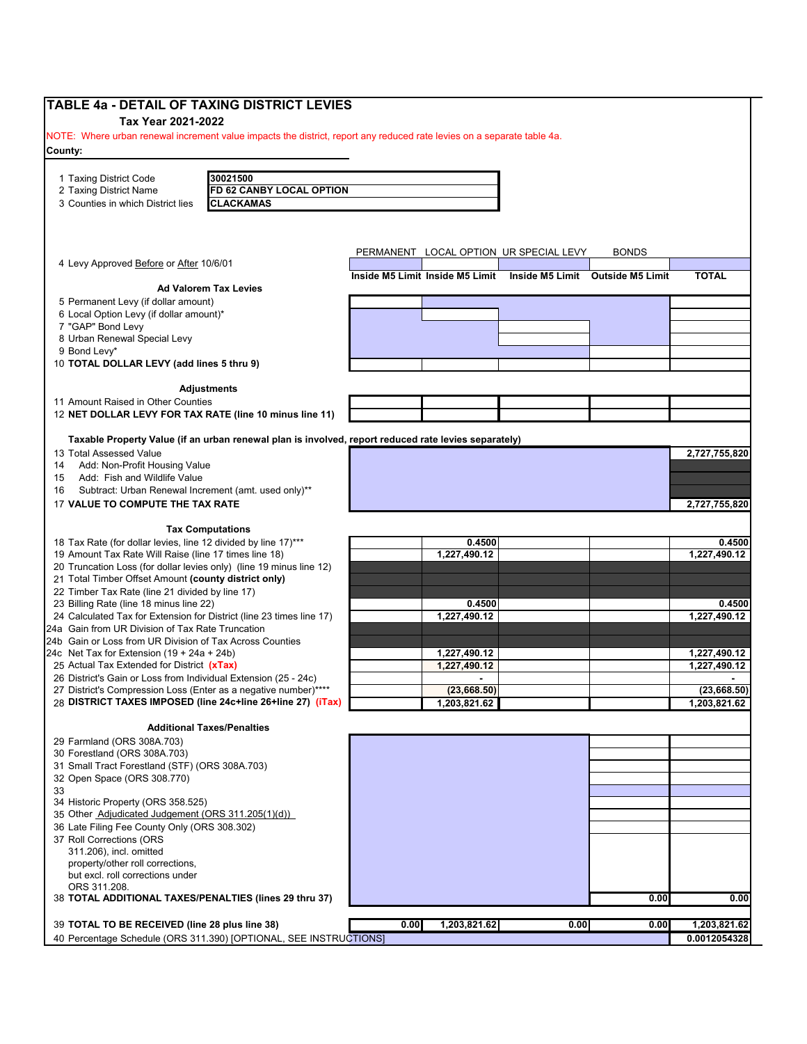# TABLE 4a - DETAIL OF TAXING DISTRICT LEVIES

**Tax Year 2021-2022**

NOTE: Where urban renewal increment value impacts the district, report any reduced rate levies on a separate table 4a.

**County:**

| | |
|---|---|
| 1 Taxing District Code | 30021500 |
| 2 Taxing District Name | FD 62 CANBY LOCAL OPTION |
| 3 Counties in which District lies | CLACKAMAS |

| | PERMANENT | LOCAL OPTION | UR SPECIAL LEVY | BONDS | |
|---|---|---|---|---|---|
| 4 Levy Approved Before or After 10/6/01 | | | | | |
| | Inside M5 Limit | Inside M5 Limit | Inside M5 Limit | Outside M5 Limit | TOTAL |
| **Ad Valorem Tax Levies** | | | | | |
| 5 Permanent Levy (if dollar amount) | | | | | |
| 6 Local Option Levy (if dollar amount)* | | | | | |
| 7 "GAP" Bond Levy | | | | | |
| 8 Urban Renewal Special Levy | | | | | |
| 9 Bond Levy* | | | | | |
| 10 **TOTAL DOLLAR LEVY (add lines 5 thru 9)** | | | | | |
| **Adjustments** | | | | | |
| 11 Amount Raised in Other Counties | | | | | |
| 12 **NET DOLLAR LEVY FOR TAX RATE (line 10 minus line 11)** | | | | | |
| **Taxable Property Value (if an urban renewal plan is involved, report reduced rate levies separately)** | | | | | |
| 13 Total Assessed Value | | | | | 2,727,755,820 |
| 14 Add: Non-Profit Housing Value | | | | | |
| 15 Add: Fish and Wildlife Value | | | | | |
| 16 Subtract: Urban Renewal Increment (amt. used only)** | | | | | |
| 17 **VALUE TO COMPUTE THE TAX RATE** | | | | | 2,727,755,820 |
| **Tax Computations** | | | | | |
| 18 Tax Rate (for dollar levies, line 12 divided by line 17)*** | | 0.4500 | | | 0.4500 |
| 19 Amount Tax Rate Will Raise (line 17 times line 18) | | 1,227,490.12 | | | 1,227,490.12 |
| 20 Truncation Loss (for dollar levies only) (line 19 minus line 12) | | | | | |
| 21 Total Timber Offset Amount **(county district only)** | | | | | |
| 22 Timber Tax Rate (line 21 divided by line 17) | | | | | |
| 23 Billing Rate (line 18 minus line 22) | | 0.4500 | | | 0.4500 |
| 24 Calculated Tax for Extension for District (line 23 times line 17) | | 1,227,490.12 | | | 1,227,490.12 |
| 24a Gain from UR Division of Tax Rate Truncation | | | | | |
| 24b Gain or Loss from UR Division of Tax Across Counties | | | | | |
| 24c Net Tax for Extension (19 + 24a + 24b) | | 1,227,490.12 | | | 1,227,490.12 |
| 25 Actual Tax Extended for District **(xTax)** | | 1,227,490.12 | | | 1,227,490.12 |
| 26 District's Gain or Loss from Individual Extension (25 - 24c) | | - | | | - |
| 27 District's Compression Loss (Enter as a negative number)**** | | (23,668.50) | | | (23,668.50) |
| 28 **DISTRICT TAXES IMPOSED (line 24c+line 26+line 27) (iTax)** | | 1,203,821.62 | | | 1,203,821.62 |
| **Additional Taxes/Penalties** | | | | | |
| 29 Farmland (ORS 308A.703) | | | | | |
| 30 Forestland (ORS 308A.703) | | | | | |
| 31 Small Tract Forestland (STF) (ORS 308A.703) | | | | | |
| 32 Open Space (ORS 308.770) | | | | | |
| 33 | | | | | |
| 34 Historic Property (ORS 358.525) | | | | | |
| 35 Other Adjudicated Judgement (ORS 311.205(1)(d)) | | | | | |
| 36 Late Filing Fee County Only (ORS 308.302) | | | | | |
| 37 Roll Corrections (ORS 311.206), incl. omitted property/other roll corrections, but excl. roll corrections under ORS 311.208. | | | | | |
| 38 **TOTAL ADDITIONAL TAXES/PENALTIES (lines 29 thru 37)** | | | | 0.00 | 0.00 |
| 39 **TOTAL TO BE RECEIVED (line 28 plus line 38)** | 0.00 | 1,203,821.62 | 0.00 | 0.00 | 1,203,821.62 |
| 40 Percentage Schedule (ORS 311.390) [OPTIONAL, SEE INSTRUCTIONS] | | | | | 0.0012054328 |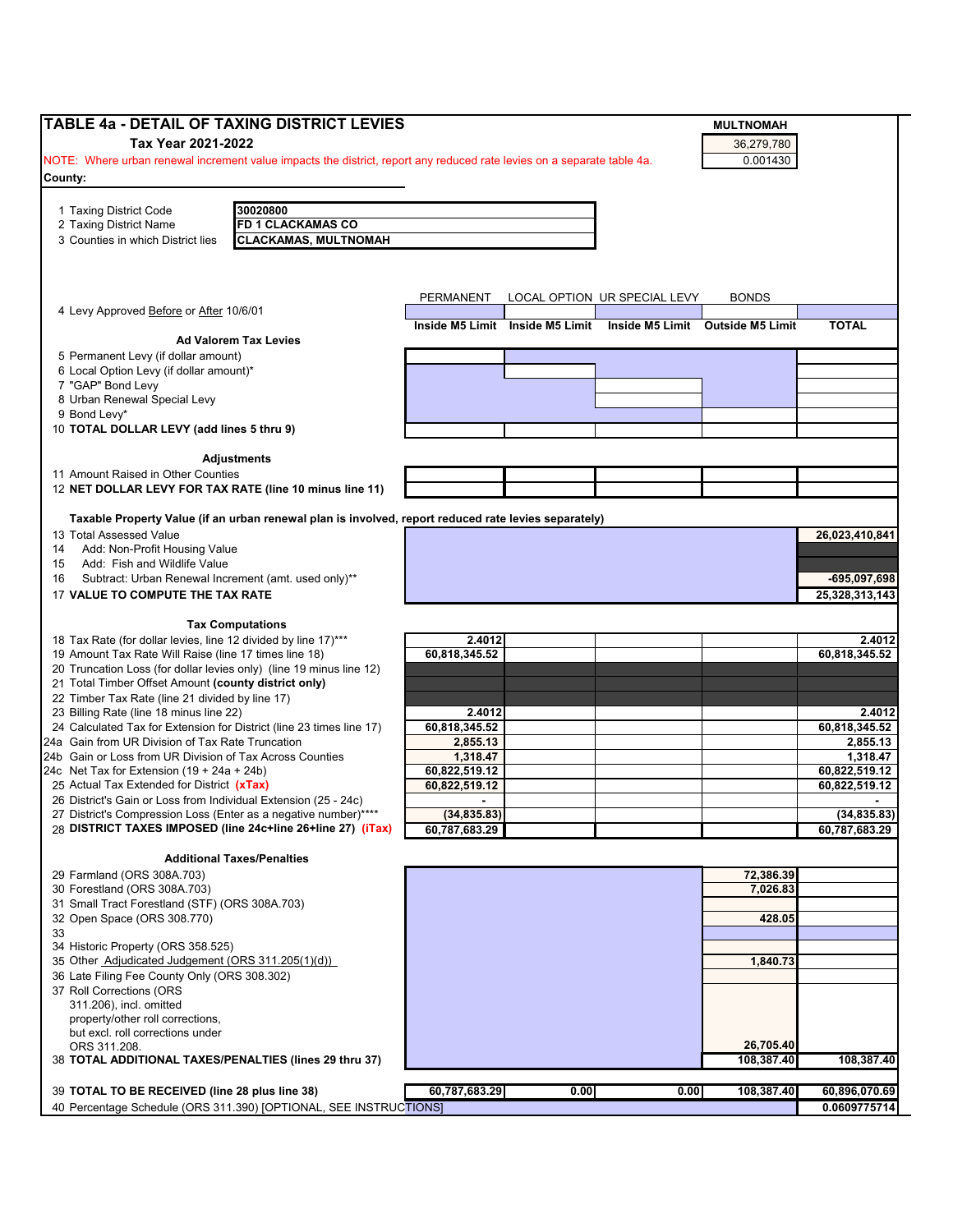## TABLE 4a - DETAIL OF TAXING DISTRICT LEVIES

**Tax Year 2021-2022**

| MULTNOMAH |
|---|
| 36,279,780 |
| 0.001430 |

NOTE: Where urban renewal increment value impacts the district, report any reduced rate levies on a separate table 4a.

**County:**

| | |
|---|---|
| 1 Taxing District Code | **30020800** |
| 2 Taxing District Name | **FD 1 CLACKAMAS CO** |
| 3 Counties in which District lies | **CLACKAMAS, MULTNOMAH** |

| | PERMANENT | LOCAL OPTION | UR SPECIAL LEVY | BONDS | |
|---|---|---|---|---|---|
| 4 Levy Approved Before or After 10/6/01 | | | | | |
| | **Inside M5 Limit** | **Inside M5 Limit** | **Inside M5 Limit** | **Outside M5 Limit** | **TOTAL** |
| **Ad Valorem Tax Levies** | | | | | |
| 5 Permanent Levy (if dollar amount) | | | | | |
| 6 Local Option Levy (if dollar amount)* | | | | | |
| 7 "GAP" Bond Levy | | | | | |
| 8 Urban Renewal Special Levy | | | | | |
| 9 Bond Levy* | | | | | |
| 10 **TOTAL DOLLAR LEVY (add lines 5 thru 9)** | | | | | |
| **Adjustments** | | | | | |
| 11 Amount Raised in Other Counties | | | | | |
| 12 **NET DOLLAR LEVY FOR TAX RATE (line 10 minus line 11)** | | | | | |
| **Taxable Property Value (if an urban renewal plan is involved, report reduced rate levies separately)** | | | | | |
| 13 Total Assessed Value | | | | | **26,023,410,841** |
| 14 Add: Non-Profit Housing Value | | | | | |
| 15 Add: Fish and Wildlife Value | | | | | |
| 16 Subtract: Urban Renewal Increment (amt. used only)** | | | | | **-695,097,698** |
| 17 **VALUE TO COMPUTE THE TAX RATE** | | | | | **25,328,313,143** |
| **Tax Computations** | | | | | |
| 18 Tax Rate (for dollar levies, line 12 divided by line 17)*** | **2.4012** | | | | **2.4012** |
| 19 Amount Tax Rate Will Raise (line 17 times line 18) | **60,818,345.52** | | | | **60,818,345.52** |
| 20 Truncation Loss (for dollar levies only) (line 19 minus line 12) | | | | | |
| 21 Total Timber Offset Amount **(county district only)** | | | | | |
| 22 Timber Tax Rate (line 21 divided by line 17) | | | | | |
| 23 Billing Rate (line 18 minus line 22) | **2.4012** | | | | **2.4012** |
| 24 Calculated Tax for Extension for District (line 23 times line 17) | **60,818,345.52** | | | | **60,818,345.52** |
| 24a Gain from UR Division of Tax Rate Truncation | **2,855.13** | | | | **2,855.13** |
| 24b Gain or Loss from UR Division of Tax Across Counties | **1,318.47** | | | | **1,318.47** |
| 24c Net Tax for Extension (19 + 24a + 24b) | **60,822,519.12** | | | | **60,822,519.12** |
| 25 Actual Tax Extended for District **(xTax)** | **60,822,519.12** | | | | **60,822,519.12** |
| 26 District's Gain or Loss from Individual Extension (25 - 24c) | **-** | | | | **-** |
| 27 District's Compression Loss (Enter as a negative number)**** | **(34,835.83)** | | | | **(34,835.83)** |
| 28 **DISTRICT TAXES IMPOSED (line 24c+line 26+line 27) (iTax)** | **60,787,683.29** | | | | **60,787,683.29** |
| **Additional Taxes/Penalties** | | | | | |
| 29 Farmland (ORS 308A.703) | | | | **72,386.39** | |
| 30 Forestland (ORS 308A.703) | | | | **7,026.83** | |
| 31 Small Tract Forestland (STF) (ORS 308A.703) | | | | | |
| 32 Open Space (ORS 308.770) | | | | **428.05** | |
| 33 | | | | | |
| 34 Historic Property (ORS 358.525) | | | | | |
| 35 Other Adjudicated Judgement (ORS 311.205(1)(d)) | | | | **1,840.73** | |
| 36 Late Filing Fee County Only (ORS 308.302) | | | | | |
| 37 Roll Corrections (ORS 311.206), incl. omitted property/other roll corrections, but excl. roll corrections under ORS 311.208. | | | | **26,705.40** | |
| 38 **TOTAL ADDITIONAL TAXES/PENALTIES (lines 29 thru 37)** | | | | **108,387.40** | **108,387.40** |
| 39 **TOTAL TO BE RECEIVED (line 28 plus line 38)** | **60,787,683.29** | **0.00** | **0.00** | **108,387.40** | **60,896,070.69** |
| 40 Percentage Schedule (ORS 311.390) [OPTIONAL, SEE INSTRUCTIONS] | | | | | **0.0609775714** |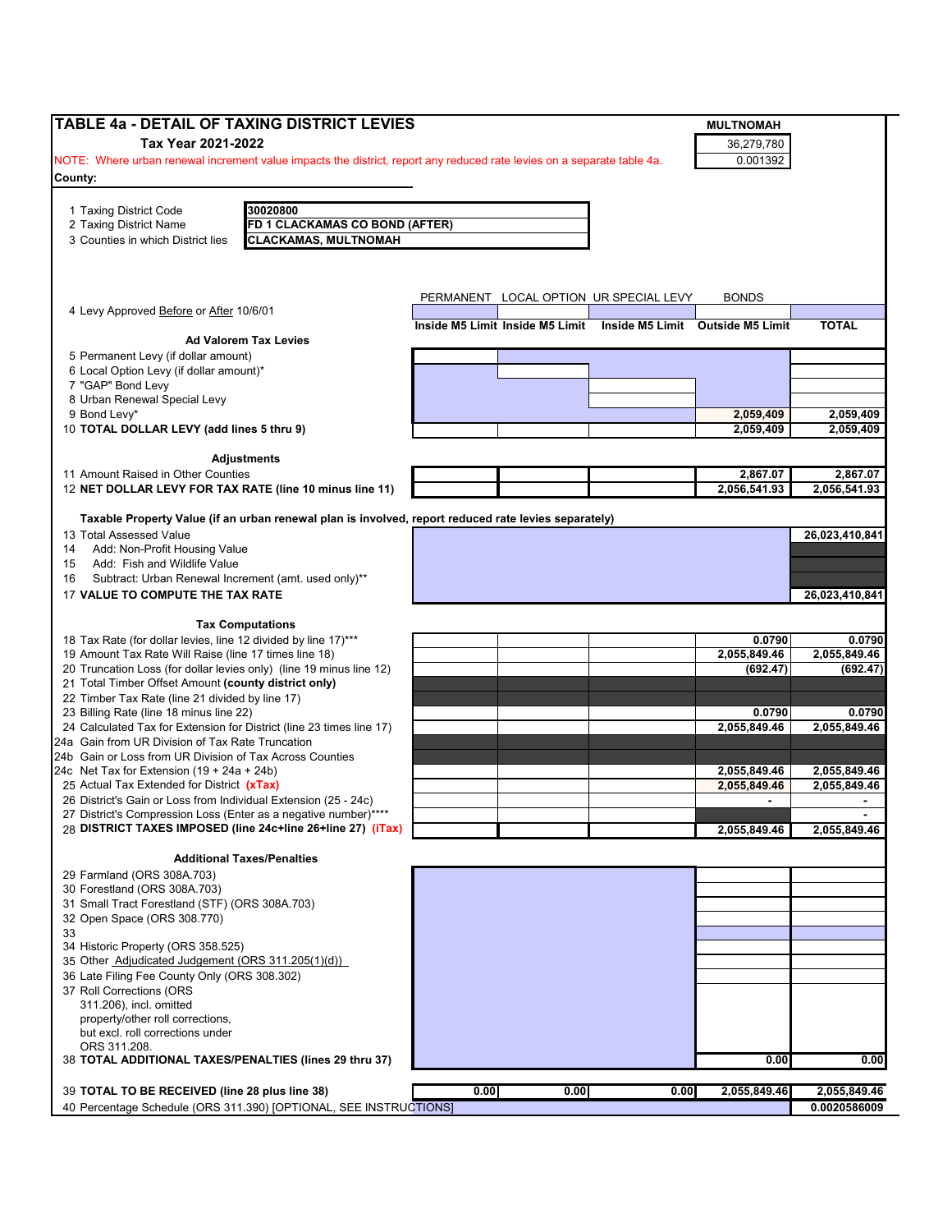# TABLE 4a - DETAIL OF TAXING DISTRICT LEVIES

**Tax Year 2021-2022**

NOTE: Where urban renewal increment value impacts the district, report any reduced rate levies on a separate table 4a.

**County:**

| MULTNOMAH |
|---|
| 36,279,780 |
| 0.001392 |

| | |
|---|---|
| 1 Taxing District Code | 30020800 |
| 2 Taxing District Name | FD 1 CLACKAMAS CO BOND (AFTER) |
| 3 Counties in which District lies | CLACKAMAS, MULTNOMAH |

| | PERMANENT | LOCAL OPTION | UR SPECIAL LEVY | BONDS | |
|---|---|---|---|---|---|
| 4 Levy Approved Before or After 10/6/01 | | | | | |
| | Inside M5 Limit | Inside M5 Limit | Inside M5 Limit | Outside M5 Limit | TOTAL |
| **Ad Valorem Tax Levies** | | | | | |
| 5 Permanent Levy (if dollar amount) | | | | | |
| 6 Local Option Levy (if dollar amount)* | | | | | |
| 7 "GAP" Bond Levy | | | | | |
| 8 Urban Renewal Special Levy | | | | | |
| 9 Bond Levy* | | | | 2,059,409 | 2,059,409 |
| 10 **TOTAL DOLLAR LEVY (add lines 5 thru 9)** | | | | 2,059,409 | 2,059,409 |
| **Adjustments** | | | | | |
| 11 Amount Raised in Other Counties | | | | 2,867.07 | 2,867.07 |
| 12 **NET DOLLAR LEVY FOR TAX RATE (line 10 minus line 11)** | | | | 2,056,541.93 | 2,056,541.93 |
| **Taxable Property Value (if an urban renewal plan is involved, report reduced rate levies separately)** | | | | | |
| 13 Total Assessed Value | | | | | 26,023,410,841 |
| 14 Add: Non-Profit Housing Value | | | | | |
| 15 Add: Fish and Wildlife Value | | | | | |
| 16 Subtract: Urban Renewal Increment (amt. used only)** | | | | | |
| 17 **VALUE TO COMPUTE THE TAX RATE** | | | | | 26,023,410,841 |
| **Tax Computations** | | | | | |
| 18 Tax Rate (for dollar levies, line 12 divided by line 17)*** | | | | 0.0790 | 0.0790 |
| 19 Amount Tax Rate Will Raise (line 17 times line 18) | | | | 2,055,849.46 | 2,055,849.46 |
| 20 Truncation Loss (for dollar levies only) (line 19 minus line 12) | | | | (692.47) | (692.47) |
| 21 Total Timber Offset Amount **(county district only)** | | | | | |
| 22 Timber Tax Rate (line 21 divided by line 17) | | | | | |
| 23 Billing Rate (line 18 minus line 22) | | | | 0.0790 | 0.0790 |
| 24 Calculated Tax for Extension for District (line 23 times line 17) | | | | 2,055,849.46 | 2,055,849.46 |
| 24a Gain from UR Division of Tax Rate Truncation | | | | | |
| 24b Gain or Loss from UR Division of Tax Across Counties | | | | | |
| 24c Net Tax for Extension (19 + 24a + 24b) | | | | 2,055,849.46 | 2,055,849.46 |
| 25 Actual Tax Extended for District **(xTax)** | | | | 2,055,849.46 | 2,055,849.46 |
| 26 District's Gain or Loss from Individual Extension (25 - 24c) | | | | - | - |
| 27 District's Compression Loss (Enter as a negative number)**** | | | | | - |
| 28 **DISTRICT TAXES IMPOSED (line 24c+line 26+line 27) (iTax)** | | | | 2,055,849.46 | 2,055,849.46 |
| **Additional Taxes/Penalties** | | | | | |
| 29 Farmland (ORS 308A.703) | | | | | |
| 30 Forestland (ORS 308A.703) | | | | | |
| 31 Small Tract Forestland (STF) (ORS 308A.703) | | | | | |
| 32 Open Space (ORS 308.770) | | | | | |
| 33 | | | | | |
| 34 Historic Property (ORS 358.525) | | | | | |
| 35 Other Adjudicated Judgement (ORS 311.205(1)(d)) | | | | | |
| 36 Late Filing Fee County Only (ORS 308.302) | | | | | |
| 37 Roll Corrections (ORS 311.206), incl. omitted property/other roll corrections, but excl. roll corrections under ORS 311.208. | | | | | |
| 38 **TOTAL ADDITIONAL TAXES/PENALTIES (lines 29 thru 37)** | | | | 0.00 | 0.00 |
| 39 **TOTAL TO BE RECEIVED (line 28 plus line 38)** | 0.00 | 0.00 | 0.00 | 2,055,849.46 | 2,055,849.46 |
| 40 Percentage Schedule (ORS 311.390) [OPTIONAL, SEE INSTRUCTIONS] | | | | | 0.0020586009 |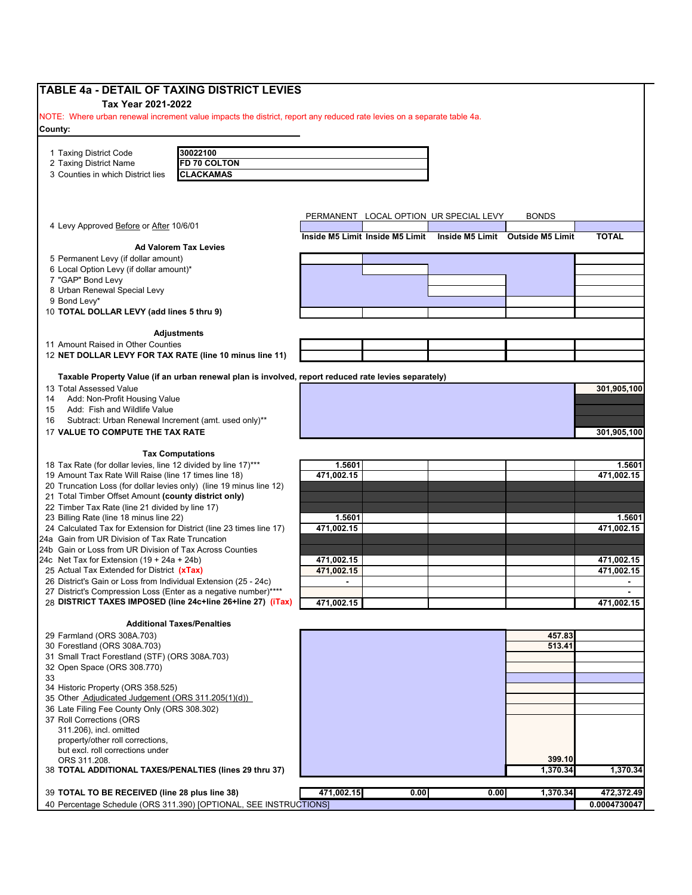# TABLE 4a - DETAIL OF TAXING DISTRICT LEVIES

**Tax Year 2021-2022**

NOTE: Where urban renewal increment value impacts the district, report any reduced rate levies on a separate table 4a.

**County:**

| | |
|---|---|
| 1 Taxing District Code | 30022100 |
| 2 Taxing District Name | FD 70 COLTON |
| 3 Counties in which District lies | CLACKAMAS |

| | PERMANENT | LOCAL OPTION | UR SPECIAL LEVY | BONDS | |
|---|---|---|---|---|---|
| 4 Levy Approved Before or After 10/6/01 | | | | | |
| | Inside M5 Limit | Inside M5 Limit | Inside M5 Limit | Outside M5 Limit | TOTAL |
| **Ad Valorem Tax Levies** | | | | | |
| 5 Permanent Levy (if dollar amount) | | | | | |
| 6 Local Option Levy (if dollar amount)* | | | | | |
| 7 "GAP" Bond Levy | | | | | |
| 8 Urban Renewal Special Levy | | | | | |
| 9 Bond Levy* | | | | | |
| 10 **TOTAL DOLLAR LEVY (add lines 5 thru 9)** | | | | | |
| **Adjustments** | | | | | |
| 11 Amount Raised in Other Counties | | | | | |
| 12 **NET DOLLAR LEVY FOR TAX RATE (line 10 minus line 11)** | | | | | |
| **Taxable Property Value (if an urban renewal plan is involved, report reduced rate levies separately)** | | | | | |
| 13 Total Assessed Value | | | | | 301,905,100 |
| 14 Add: Non-Profit Housing Value | | | | | |
| 15 Add: Fish and Wildlife Value | | | | | |
| 16 Subtract: Urban Renewal Increment (amt. used only)** | | | | | |
| 17 **VALUE TO COMPUTE THE TAX RATE** | | | | | 301,905,100 |
| **Tax Computations** | | | | | |
| 18 Tax Rate (for dollar levies, line 12 divided by line 17)*** | 1.5601 | | | | 1.5601 |
| 19 Amount Tax Rate Will Raise (line 17 times line 18) | 471,002.15 | | | | 471,002.15 |
| 20 Truncation Loss (for dollar levies only) (line 19 minus line 12) | | | | | |
| 21 Total Timber Offset Amount **(county district only)** | | | | | |
| 22 Timber Tax Rate (line 21 divided by line 17) | | | | | |
| 23 Billing Rate (line 18 minus line 22) | 1.5601 | | | | 1.5601 |
| 24 Calculated Tax for Extension for District (line 23 times line 17) | 471,002.15 | | | | 471,002.15 |
| 24a Gain from UR Division of Tax Rate Truncation | | | | | |
| 24b Gain or Loss from UR Division of Tax Across Counties | | | | | |
| 24c Net Tax for Extension (19 + 24a + 24b) | 471,002.15 | | | | 471,002.15 |
| 25 Actual Tax Extended for District **(xTax)** | 471,002.15 | | | | 471,002.15 |
| 26 District's Gain or Loss from Individual Extension (25 - 24c) | - | | | | - |
| 27 District's Compression Loss (Enter as a negative number)**** | | | | | - |
| 28 **DISTRICT TAXES IMPOSED (line 24c+line 26+line 27) (iTax)** | 471,002.15 | | | | 471,002.15 |
| **Additional Taxes/Penalties** | | | | | |
| 29 Farmland (ORS 308A.703) | | | | 457.83 | |
| 30 Forestland (ORS 308A.703) | | | | 513.41 | |
| 31 Small Tract Forestland (STF) (ORS 308A.703) | | | | | |
| 32 Open Space (ORS 308.770) | | | | | |
| 33 | | | | | |
| 34 Historic Property (ORS 358.525) | | | | | |
| 35 Other Adjudicated Judgement (ORS 311.205(1)(d)) | | | | | |
| 36 Late Filing Fee County Only (ORS 308.302) | | | | | |
| 37 Roll Corrections (ORS 311.206), incl. omitted property/other roll corrections, but excl. roll corrections under ORS 311.208. | | | | 399.10 | |
| 38 **TOTAL ADDITIONAL TAXES/PENALTIES (lines 29 thru 37)** | | | | 1,370.34 | 1,370.34 |
| 39 **TOTAL TO BE RECEIVED (line 28 plus line 38)** | 471,002.15 | 0.00 | 0.00 | 1,370.34 | 472,372.49 |
| 40 Percentage Schedule (ORS 311.390) [OPTIONAL, SEE INSTRUCTIONS] | | | | | 0.0004730047 |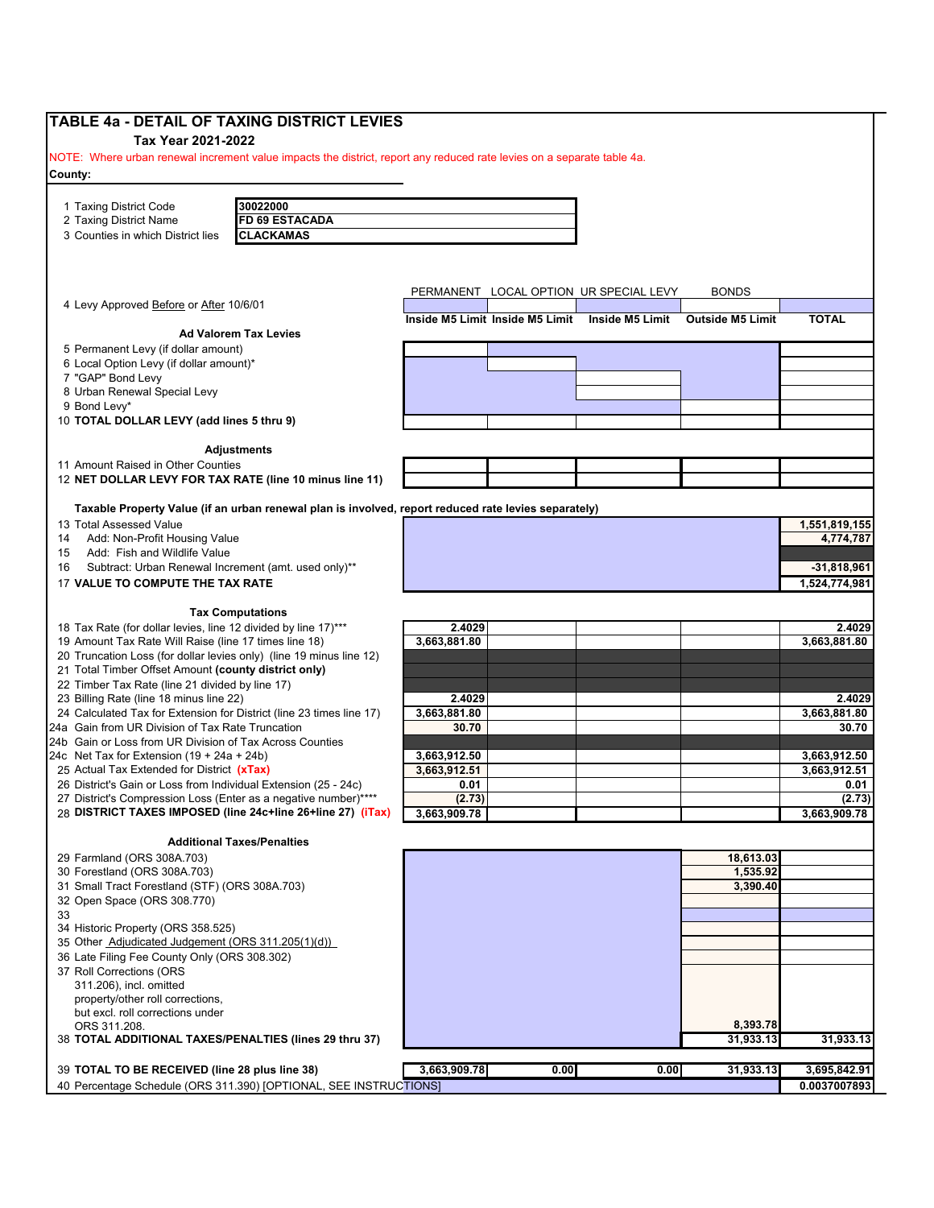# TABLE 4a - DETAIL OF TAXING DISTRICT LEVIES

**Tax Year 2021-2022**

NOTE: Where urban renewal increment value impacts the district, report any reduced rate levies on a separate table 4a.

**County:**

| | |
|---|---|
| 1 Taxing District Code | **30022000** |
| 2 Taxing District Name | **FD 69 ESTACADA** |
| 3 Counties in which District lies | **CLACKAMAS** |

| | PERMANENT | LOCAL OPTION | UR SPECIAL LEVY | BONDS | |
|---|---|---|---|---|---|
| 4 Levy Approved Before or After 10/6/01 | | | | | |
| | Inside M5 Limit | Inside M5 Limit | Inside M5 Limit | Outside M5 Limit | TOTAL |
| **Ad Valorem Tax Levies** | | | | | |
| 5 Permanent Levy (if dollar amount) | | | | | |
| 6 Local Option Levy (if dollar amount)* | | | | | |
| 7 "GAP" Bond Levy | | | | | |
| 8 Urban Renewal Special Levy | | | | | |
| 9 Bond Levy* | | | | | |
| 10 **TOTAL DOLLAR LEVY (add lines 5 thru 9)** | | | | | |
| **Adjustments** | | | | | |
| 11 Amount Raised in Other Counties | | | | | |
| 12 **NET DOLLAR LEVY FOR TAX RATE (line 10 minus line 11)** | | | | | |
| **Taxable Property Value (if an urban renewal plan is involved, report reduced rate levies separately)** | | | | | |
| 13 Total Assessed Value | | | | | 1,551,819,155 |
| 14 Add: Non-Profit Housing Value | | | | | 4,774,787 |
| 15 Add: Fish and Wildlife Value | | | | | |
| 16 Subtract: Urban Renewal Increment (amt. used only)** | | | | | -31,818,961 |
| 17 **VALUE TO COMPUTE THE TAX RATE** | | | | | 1,524,774,981 |
| **Tax Computations** | | | | | |
| 18 Tax Rate (for dollar levies, line 12 divided by line 17)*** | 2.4029 | | | | 2.4029 |
| 19 Amount Tax Rate Will Raise (line 17 times line 18) | 3,663,881.80 | | | | 3,663,881.80 |
| 20 Truncation Loss (for dollar levies only) (line 19 minus line 12) | | | | | |
| 21 Total Timber Offset Amount **(county district only)** | | | | | |
| 22 Timber Tax Rate (line 21 divided by line 17) | | | | | |
| 23 Billing Rate (line 18 minus line 22) | 2.4029 | | | | 2.4029 |
| 24 Calculated Tax for Extension for District (line 23 times line 17) | 3,663,881.80 | | | | 3,663,881.80 |
| 24a Gain from UR Division of Tax Rate Truncation | 30.70 | | | | 30.70 |
| 24b Gain or Loss from UR Division of Tax Across Counties | | | | | |
| 24c Net Tax for Extension (19 + 24a + 24b) | 3,663,912.50 | | | | 3,663,912.50 |
| 25 Actual Tax Extended for District **(xTax)** | 3,663,912.51 | | | | 3,663,912.51 |
| 26 District's Gain or Loss from Individual Extension (25 - 24c) | 0.01 | | | | 0.01 |
| 27 District's Compression Loss (Enter as a negative number)**** | (2.73) | | | | (2.73) |
| 28 **DISTRICT TAXES IMPOSED (line 24c+line 26+line 27) (iTax)** | 3,663,909.78 | | | | 3,663,909.78 |
| **Additional Taxes/Penalties** | | | | | |
| 29 Farmland (ORS 308A.703) | | | | 18,613.03 | |
| 30 Forestland (ORS 308A.703) | | | | 1,535.92 | |
| 31 Small Tract Forestland (STF) (ORS 308A.703) | | | | 3,390.40 | |
| 32 Open Space (ORS 308.770) | | | | | |
| 33 | | | | | |
| 34 Historic Property (ORS 358.525) | | | | | |
| 35 Other Adjudicated Judgement (ORS 311.205(1)(d)) | | | | | |
| 36 Late Filing Fee County Only (ORS 308.302) | | | | | |
| 37 Roll Corrections (ORS 311.206), incl. omitted property/other roll corrections, but excl. roll corrections under ORS 311.208. | | | | 8,393.78 | |
| 38 **TOTAL ADDITIONAL TAXES/PENALTIES (lines 29 thru 37)** | | | | 31,933.13 | 31,933.13 |
| 39 **TOTAL TO BE RECEIVED (line 28 plus line 38)** | 3,663,909.78 | 0.00 | 0.00 | 31,933.13 | 3,695,842.91 |
| 40 Percentage Schedule (ORS 311.390) [OPTIONAL, SEE INSTRUCTIONS] | | | | | 0.0037007893 |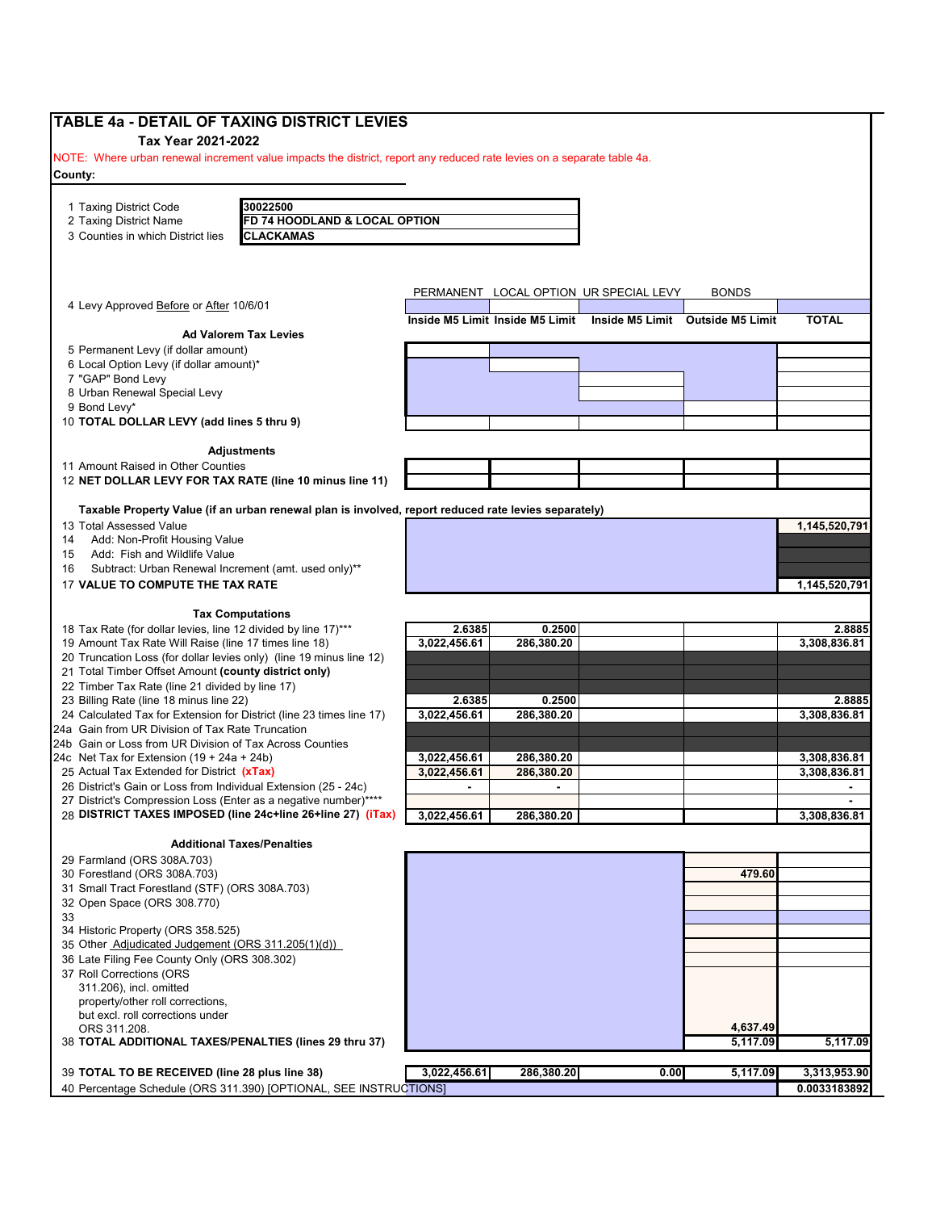# TABLE 4a - DETAIL OF TAXING DISTRICT LEVIES

**Tax Year 2021-2022**

NOTE: Where urban renewal increment value impacts the district, report any reduced rate levies on a separate table 4a.

**County:**

| | |
|---|---|
| 1 Taxing District Code | 30022500 |
| 2 Taxing District Name | FD 74 HOODLAND & LOCAL OPTION |
| 3 Counties in which District lies | CLACKAMAS |

| | PERMANENT | LOCAL OPTION | UR SPECIAL LEVY | BONDS | |
|---|---|---|---|---|---|
| 4 Levy Approved Before or After 10/6/01 | | | | | |
| | Inside M5 Limit | Inside M5 Limit | Inside M5 Limit | Outside M5 Limit | TOTAL |
| **Ad Valorem Tax Levies** | | | | | |
| 5 Permanent Levy (if dollar amount) | | | | | |
| 6 Local Option Levy (if dollar amount)* | | | | | |
| 7 "GAP" Bond Levy | | | | | |
| 8 Urban Renewal Special Levy | | | | | |
| 9 Bond Levy* | | | | | |
| 10 **TOTAL DOLLAR LEVY (add lines 5 thru 9)** | | | | | |
| **Adjustments** | | | | | |
| 11 Amount Raised in Other Counties | | | | | |
| 12 **NET DOLLAR LEVY FOR TAX RATE (line 10 minus line 11)** | | | | | |
| **Taxable Property Value (if an urban renewal plan is involved, report reduced rate levies separately)** | | | | | |
| 13 Total Assessed Value | | | | | 1,145,520,791 |
| 14 Add: Non-Profit Housing Value | | | | | |
| 15 Add: Fish and Wildlife Value | | | | | |
| 16 Subtract: Urban Renewal Increment (amt. used only)** | | | | | |
| 17 **VALUE TO COMPUTE THE TAX RATE** | | | | | 1,145,520,791 |
| **Tax Computations** | | | | | |
| 18 Tax Rate (for dollar levies, line 12 divided by line 17)*** | 2.6385 | 0.2500 | | | 2.8885 |
| 19 Amount Tax Rate Will Raise (line 17 times line 18) | 3,022,456.61 | 286,380.20 | | | 3,308,836.81 |
| 20 Truncation Loss (for dollar levies only) (line 19 minus line 12) | | | | | |
| 21 Total Timber Offset Amount **(county district only)** | | | | | |
| 22 Timber Tax Rate (line 21 divided by line 17) | | | | | |
| 23 Billing Rate (line 18 minus line 22) | 2.6385 | 0.2500 | | | 2.8885 |
| 24 Calculated Tax for Extension for District (line 23 times line 17) | 3,022,456.61 | 286,380.20 | | | 3,308,836.81 |
| 24a Gain from UR Division of Tax Rate Truncation | | | | | |
| 24b Gain or Loss from UR Division of Tax Across Counties | | | | | |
| 24c Net Tax for Extension (19 + 24a + 24b) | 3,022,456.61 | 286,380.20 | | | 3,308,836.81 |
| 25 Actual Tax Extended for District **(xTax)** | 3,022,456.61 | 286,380.20 | | | 3,308,836.81 |
| 26 District's Gain or Loss from Individual Extension (25 - 24c) | - | - | | | - |
| 27 District's Compression Loss (Enter as a negative number)**** | | | | | - |
| 28 **DISTRICT TAXES IMPOSED (line 24c+line 26+line 27) (iTax)** | 3,022,456.61 | 286,380.20 | | | 3,308,836.81 |
| **Additional Taxes/Penalties** | | | | | |
| 29 Farmland (ORS 308A.703) | | | | | |
| 30 Forestland (ORS 308A.703) | | | | 479.60 | |
| 31 Small Tract Forestland (STF) (ORS 308A.703) | | | | | |
| 32 Open Space (ORS 308.770) | | | | | |
| 33 | | | | | |
| 34 Historic Property (ORS 358.525) | | | | | |
| 35 Other Adjudicated Judgement (ORS 311.205(1)(d)) | | | | | |
| 36 Late Filing Fee County Only (ORS 308.302) | | | | | |
| 37 Roll Corrections (ORS 311.206), incl. omitted property/other roll corrections, but excl. roll corrections under ORS 311.208. | | | | 4,637.49 | |
| 38 **TOTAL ADDITIONAL TAXES/PENALTIES (lines 29 thru 37)** | | | | 5,117.09 | 5,117.09 |
| 39 **TOTAL TO BE RECEIVED (line 28 plus line 38)** | 3,022,456.61 | 286,380.20 | 0.00 | 5,117.09 | 3,313,953.90 |
| 40 Percentage Schedule (ORS 311.390) [OPTIONAL, SEE INSTRUCTIONS] | | | | | 0.0033183892 |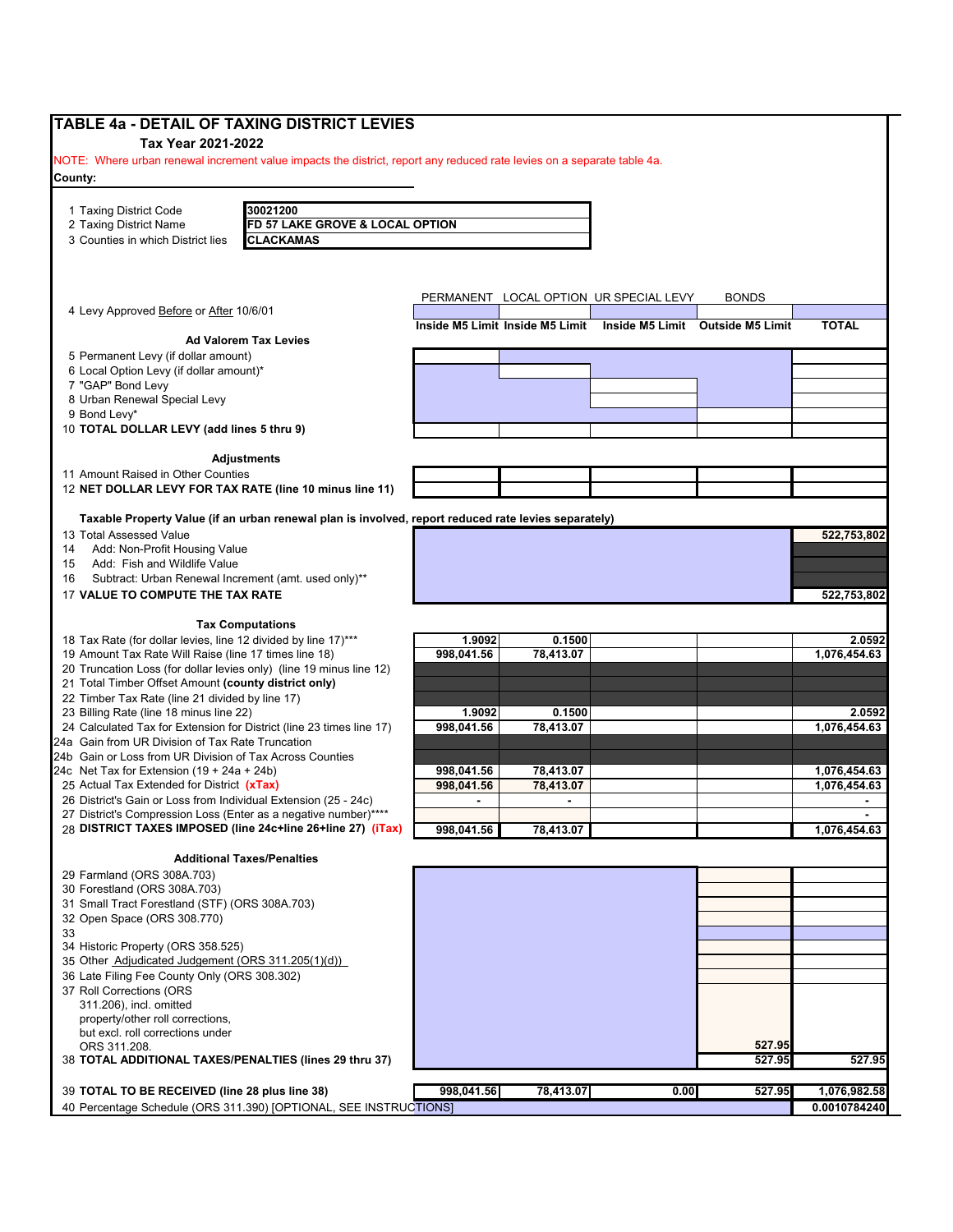## TABLE 4a - DETAIL OF TAXING DISTRICT LEVIES

**Tax Year 2021-2022**

NOTE: Where urban renewal increment value impacts the district, report any reduced rate levies on a separate table 4a.

**County:**

| | |
|---|---|
| 1 Taxing District Code | **30021200** |
| 2 Taxing District Name | **FD 57 LAKE GROVE & LOCAL OPTION** |
| 3 Counties in which District lies | **CLACKAMAS** |

| | PERMANENT | LOCAL OPTION | UR SPECIAL LEVY | BONDS | |
|---|---|---|---|---|---|
| 4 Levy Approved Before or After 10/6/01 | | | | | |
| | **Inside M5 Limit** | **Inside M5 Limit** | **Inside M5 Limit** | **Outside M5 Limit** | **TOTAL** |
| **Ad Valorem Tax Levies** | | | | | |
| 5 Permanent Levy (if dollar amount) | | | | | |
| 6 Local Option Levy (if dollar amount)* | | | | | |
| 7 "GAP" Bond Levy | | | | | |
| 8 Urban Renewal Special Levy | | | | | |
| 9 Bond Levy* | | | | | |
| 10 **TOTAL DOLLAR LEVY (add lines 5 thru 9)** | | | | | |
| **Adjustments** | | | | | |
| 11 Amount Raised in Other Counties | | | | | |
| 12 **NET DOLLAR LEVY FOR TAX RATE (line 10 minus line 11)** | | | | | |
| **Taxable Property Value (if an urban renewal plan is involved, report reduced rate levies separately)** | | | | | |
| 13 Total Assessed Value | | | | | **522,753,802** |
| 14 Add: Non-Profit Housing Value | | | | | |
| 15 Add: Fish and Wildlife Value | | | | | |
| 16 Subtract: Urban Renewal Increment (amt. used only)** | | | | | |
| 17 **VALUE TO COMPUTE THE TAX RATE** | | | | | **522,753,802** |
| **Tax Computations** | | | | | |
| 18 Tax Rate (for dollar levies, line 12 divided by line 17)*** | **1.9092** | **0.1500** | | | **2.0592** |
| 19 Amount Tax Rate Will Raise (line 17 times line 18) | **998,041.56** | **78,413.07** | | | **1,076,454.63** |
| 20 Truncation Loss (for dollar levies only) (line 19 minus line 12) | | | | | |
| 21 Total Timber Offset Amount **(county district only)** | | | | | |
| 22 Timber Tax Rate (line 21 divided by line 17) | | | | | |
| 23 Billing Rate (line 18 minus line 22) | **1.9092** | **0.1500** | | | **2.0592** |
| 24 Calculated Tax for Extension for District (line 23 times line 17) | **998,041.56** | **78,413.07** | | | **1,076,454.63** |
| 24a Gain from UR Division of Tax Rate Truncation | | | | | |
| 24b Gain or Loss from UR Division of Tax Across Counties | | | | | |
| 24c Net Tax for Extension (19 + 24a + 24b) | **998,041.56** | **78,413.07** | | | **1,076,454.63** |
| 25 Actual Tax Extended for District **(xTax)** | **998,041.56** | **78,413.07** | | | **1,076,454.63** |
| 26 District's Gain or Loss from Individual Extension (25 - 24c) | **-** | **-** | | | **-** |
| 27 District's Compression Loss (Enter as a negative number)**** | | | | | **-** |
| 28 **DISTRICT TAXES IMPOSED (line 24c+line 26+line 27) (iTax)** | **998,041.56** | **78,413.07** | | | **1,076,454.63** |
| **Additional Taxes/Penalties** | | | | | |
| 29 Farmland (ORS 308A.703) | | | | | |
| 30 Forestland (ORS 308A.703) | | | | | |
| 31 Small Tract Forestland (STF) (ORS 308A.703) | | | | | |
| 32 Open Space (ORS 308.770) | | | | | |
| 33 | | | | | |
| 34 Historic Property (ORS 358.525) | | | | | |
| 35 Other Adjudicated Judgement (ORS 311.205(1)(d)) | | | | | |
| 36 Late Filing Fee County Only (ORS 308.302) | | | | | |
| 37 Roll Corrections (ORS 311.206), incl. omitted property/other roll corrections, but excl. roll corrections under ORS 311.208. | | | | **527.95** | |
| 38 **TOTAL ADDITIONAL TAXES/PENALTIES (lines 29 thru 37)** | | | | **527.95** | **527.95** |
| 39 **TOTAL TO BE RECEIVED (line 28 plus line 38)** | **998,041.56** | **78,413.07** | **0.00** | **527.95** | **1,076,982.58** |
| 40 Percentage Schedule (ORS 311.390) [OPTIONAL, SEE INSTRUCTIONS] | | | | | **0.0010784240** |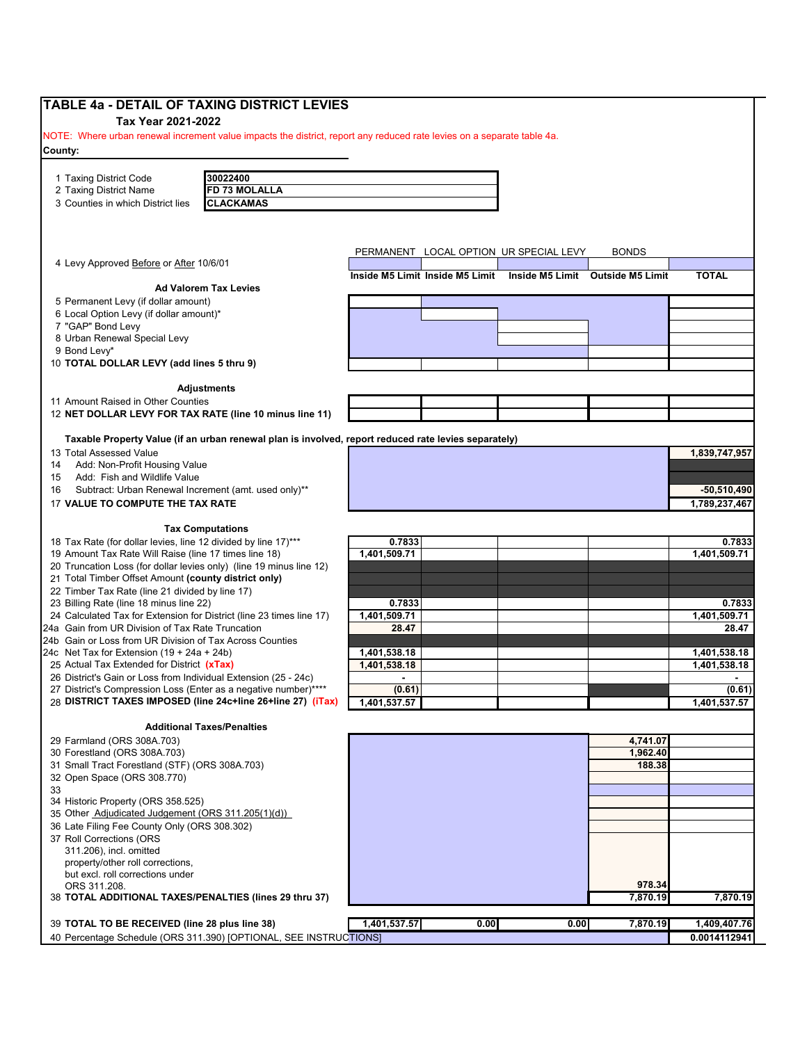# TABLE 4a - DETAIL OF TAXING DISTRICT LEVIES

**Tax Year 2021-2022**

NOTE: Where urban renewal increment value impacts the district, report any reduced rate levies on a separate table 4a.

**County:**

| | | |
|---|---|---|
| 1 | Taxing District Code | 30022400 |
| 2 | Taxing District Name | FD 73 MOLALLA |
| 3 | Counties in which District lies | CLACKAMAS |

| | PERMANENT | LOCAL OPTION | UR SPECIAL LEVY | BONDS | |
|---|---|---|---|---|---|
| 4 Levy Approved Before or After 10/6/01 | | | | | |
| | **Inside M5 Limit** | **Inside M5 Limit** | **Inside M5 Limit** | **Outside M5 Limit** | **TOTAL** |
| **Ad Valorem Tax Levies** | | | | | |
| 5 Permanent Levy (if dollar amount) | | | | | |
| 6 Local Option Levy (if dollar amount)* | | | | | |
| 7 "GAP" Bond Levy | | | | | |
| 8 Urban Renewal Special Levy | | | | | |
| 9 Bond Levy* | | | | | |
| 10 **TOTAL DOLLAR LEVY (add lines 5 thru 9)** | | | | | |
| **Adjustments** | | | | | |
| 11 Amount Raised in Other Counties | | | | | |
| 12 **NET DOLLAR LEVY FOR TAX RATE (line 10 minus line 11)** | | | | | |
| **Taxable Property Value (if an urban renewal plan is involved, report reduced rate levies separately)** | | | | | |
| 13 Total Assessed Value | | | | | 1,839,747,957 |
| 14 Add: Non-Profit Housing Value | | | | | |
| 15 Add: Fish and Wildlife Value | | | | | |
| 16 Subtract: Urban Renewal Increment (amt. used only)** | | | | | -50,510,490 |
| 17 **VALUE TO COMPUTE THE TAX RATE** | | | | | 1,789,237,467 |
| **Tax Computations** | | | | | |
| 18 Tax Rate (for dollar levies, line 12 divided by line 17)*** | 0.7833 | | | | 0.7833 |
| 19 Amount Tax Rate Will Raise (line 17 times line 18) | 1,401,509.71 | | | | 1,401,509.71 |
| 20 Truncation Loss (for dollar levies only) (line 19 minus line 12) | | | | | |
| 21 Total Timber Offset Amount **(county district only)** | | | | | |
| 22 Timber Tax Rate (line 21 divided by line 17) | | | | | |
| 23 Billing Rate (line 18 minus line 22) | 0.7833 | | | | 0.7833 |
| 24 Calculated Tax for Extension for District (line 23 times line 17) | 1,401,509.71 | | | | 1,401,509.71 |
| 24a Gain from UR Division of Tax Rate Truncation | 28.47 | | | | 28.47 |
| 24b Gain or Loss from UR Division of Tax Across Counties | | | | | |
| 24c Net Tax for Extension (19 + 24a + 24b) | 1,401,538.18 | | | | 1,401,538.18 |
| 25 Actual Tax Extended for District **(xTax)** | 1,401,538.18 | | | | 1,401,538.18 |
| 26 District's Gain or Loss from Individual Extension (25 - 24c) | - | | | | - |
| 27 District's Compression Loss (Enter as a negative number)**** | (0.61) | | | | (0.61) |
| 28 **DISTRICT TAXES IMPOSED (line 24c+line 26+line 27) (iTax)** | 1,401,537.57 | | | | 1,401,537.57 |
| **Additional Taxes/Penalties** | | | | | |
| 29 Farmland (ORS 308A.703) | | | | 4,741.07 | |
| 30 Forestland (ORS 308A.703) | | | | 1,962.40 | |
| 31 Small Tract Forestland (STF) (ORS 308A.703) | | | | 188.38 | |
| 32 Open Space (ORS 308.770) | | | | | |
| 33 | | | | | |
| 34 Historic Property (ORS 358.525) | | | | | |
| 35 Other Adjudicated Judgement (ORS 311.205(1)(d)) | | | | | |
| 36 Late Filing Fee County Only (ORS 308.302) | | | | | |
| 37 Roll Corrections (ORS 311.206), incl. omitted property/other roll corrections, but excl. roll corrections under ORS 311.208. | | | | 978.34 | |
| 38 **TOTAL ADDITIONAL TAXES/PENALTIES (lines 29 thru 37)** | | | | 7,870.19 | 7,870.19 |
| 39 **TOTAL TO BE RECEIVED (line 28 plus line 38)** | 1,401,537.57 | 0.00 | 0.00 | 7,870.19 | 1,409,407.76 |
| 40 Percentage Schedule (ORS 311.390) [OPTIONAL, SEE INSTRUCTIONS] | | | | | 0.0014112941 |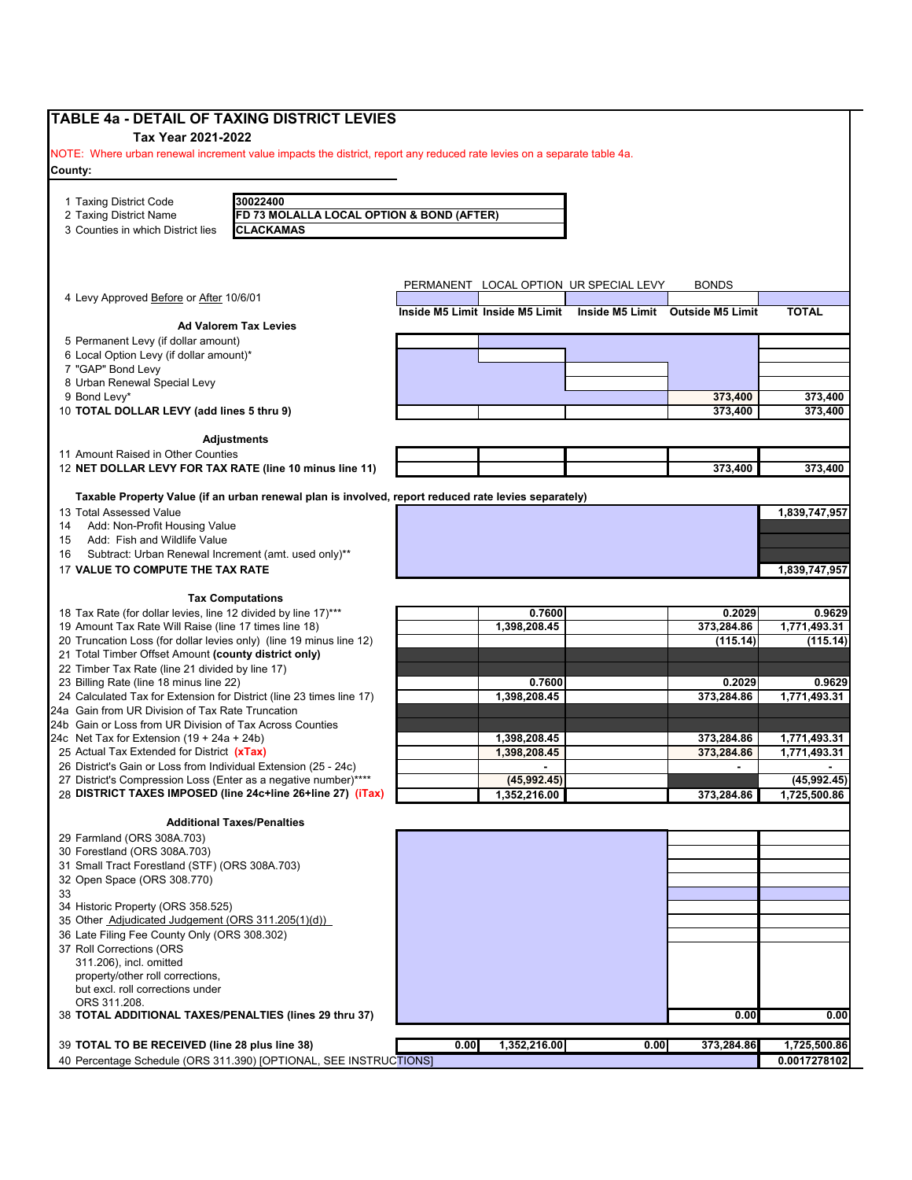# TABLE 4a - DETAIL OF TAXING DISTRICT LEVIES

**Tax Year 2021-2022**

NOTE: Where urban renewal increment value impacts the district, report any reduced rate levies on a separate table 4a.

**County:**

| | |
|---|---|
| 1 Taxing District Code | 30022400 |
| 2 Taxing District Name | FD 73 MOLALLA LOCAL OPTION & BOND (AFTER) |
| 3 Counties in which District lies | CLACKAMAS |

| | PERMANENT | LOCAL OPTION | UR SPECIAL LEVY | BONDS | |
|---|---|---|---|---|---|
| 4 Levy Approved Before or After 10/6/01 | | | | | |
| | Inside M5 Limit | Inside M5 Limit | Inside M5 Limit | Outside M5 Limit | TOTAL |
| **Ad Valorem Tax Levies** | | | | | |
| 5 Permanent Levy (if dollar amount) | | | | | |
| 6 Local Option Levy (if dollar amount)* | | | | | |
| 7 "GAP" Bond Levy | | | | | |
| 8 Urban Renewal Special Levy | | | | | |
| 9 Bond Levy* | | | | 373,400 | 373,400 |
| 10 **TOTAL DOLLAR LEVY (add lines 5 thru 9)** | | | | 373,400 | 373,400 |
| **Adjustments** | | | | | |
| 11 Amount Raised in Other Counties | | | | | |
| 12 **NET DOLLAR LEVY FOR TAX RATE (line 10 minus line 11)** | | | | 373,400 | 373,400 |
| **Taxable Property Value (if an urban renewal plan is involved, report reduced rate levies separately)** | | | | | |
| 13 Total Assessed Value | | | | | 1,839,747,957 |
| 14 Add: Non-Profit Housing Value | | | | | |
| 15 Add: Fish and Wildlife Value | | | | | |
| 16 Subtract: Urban Renewal Increment (amt. used only)** | | | | | |
| 17 **VALUE TO COMPUTE THE TAX RATE** | | | | | 1,839,747,957 |
| **Tax Computations** | | | | | |
| 18 Tax Rate (for dollar levies, line 12 divided by line 17)*** | | 0.7600 | | 0.2029 | 0.9629 |
| 19 Amount Tax Rate Will Raise (line 17 times line 18) | | 1,398,208.45 | | 373,284.86 | 1,771,493.31 |
| 20 Truncation Loss (for dollar levies only) (line 19 minus line 12) | | | | (115.14) | (115.14) |
| 21 Total Timber Offset Amount **(county district only)** | | | | | |
| 22 Timber Tax Rate (line 21 divided by line 17) | | | | | |
| 23 Billing Rate (line 18 minus line 22) | | 0.7600 | | 0.2029 | 0.9629 |
| 24 Calculated Tax for Extension for District (line 23 times line 17) | | 1,398,208.45 | | 373,284.86 | 1,771,493.31 |
| 24a Gain from UR Division of Tax Rate Truncation | | | | | |
| 24b Gain or Loss from UR Division of Tax Across Counties | | | | | |
| 24c Net Tax for Extension (19 + 24a + 24b) | | 1,398,208.45 | | 373,284.86 | 1,771,493.31 |
| 25 Actual Tax Extended for District **(xTax)** | | 1,398,208.45 | | 373,284.86 | 1,771,493.31 |
| 26 District's Gain or Loss from Individual Extension (25 - 24c) | | - | | - | - |
| 27 District's Compression Loss (Enter as a negative number)**** | | (45,992.45) | | | (45,992.45) |
| 28 **DISTRICT TAXES IMPOSED (line 24c+line 26+line 27) (iTax)** | | 1,352,216.00 | | 373,284.86 | 1,725,500.86 |
| **Additional Taxes/Penalties** | | | | | |
| 29 Farmland (ORS 308A.703) | | | | | |
| 30 Forestland (ORS 308A.703) | | | | | |
| 31 Small Tract Forestland (STF) (ORS 308A.703) | | | | | |
| 32 Open Space (ORS 308.770) | | | | | |
| 33 | | | | | |
| 34 Historic Property (ORS 358.525) | | | | | |
| 35 Other Adjudicated Judgement (ORS 311.205(1)(d)) | | | | | |
| 36 Late Filing Fee County Only (ORS 308.302) | | | | | |
| 37 Roll Corrections (ORS 311.206), incl. omitted property/other roll corrections, but excl. roll corrections under ORS 311.208. | | | | | |
| 38 **TOTAL ADDITIONAL TAXES/PENALTIES (lines 29 thru 37)** | | | | 0.00 | 0.00 |
| 39 **TOTAL TO BE RECEIVED (line 28 plus line 38)** | 0.00 | 1,352,216.00 | 0.00 | 373,284.86 | 1,725,500.86 |
| 40 Percentage Schedule (ORS 311.390) [OPTIONAL, SEE INSTRUCTIONS] | | | | | 0.0017278102 |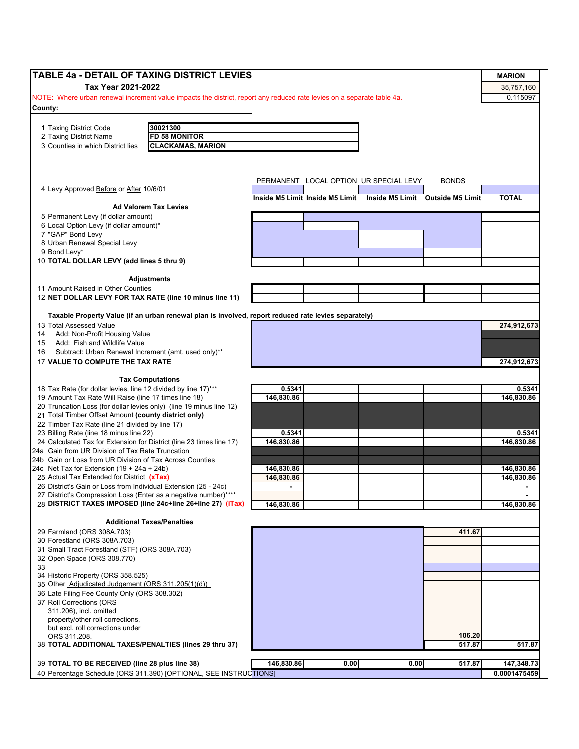# TABLE 4a - DETAIL OF TAXING DISTRICT LEVIES

**Tax Year 2021-2022**

NOTE: Where urban renewal increment value impacts the district, report any reduced rate levies on a separate table 4a.

**County:**

| MARION |
|---|
| 35,757,160 |
| 0.115097 |

| | |
|---|---|
| 1 Taxing District Code | 30021300 |
| 2 Taxing District Name | FD 58 MONITOR |
| 3 Counties in which District lies | CLACKAMAS, MARION |

| | PERMANENT | LOCAL OPTION | UR SPECIAL LEVY | BONDS | |
|---|---|---|---|---|---|
| 4 Levy Approved Before or After 10/6/01 | | | | | |
| | **Inside M5 Limit** | **Inside M5 Limit** | **Inside M5 Limit** | **Outside M5 Limit** | **TOTAL** |
| **Ad Valorem Tax Levies** | | | | | |
| 5 Permanent Levy (if dollar amount) | | | | | |
| 6 Local Option Levy (if dollar amount)* | | | | | |
| 7 "GAP" Bond Levy | | | | | |
| 8 Urban Renewal Special Levy | | | | | |
| 9 Bond Levy* | | | | | |
| 10 **TOTAL DOLLAR LEVY (add lines 5 thru 9)** | | | | | |
| **Adjustments** | | | | | |
| 11 Amount Raised in Other Counties | | | | | |
| 12 **NET DOLLAR LEVY FOR TAX RATE (line 10 minus line 11)** | | | | | |
| **Taxable Property Value (if an urban renewal plan is involved, report reduced rate levies separately)** | | | | | |
| 13 Total Assessed Value | | | | | **274,912,673** |
| 14 Add: Non-Profit Housing Value | | | | | |
| 15 Add: Fish and Wildlife Value | | | | | |
| 16 Subtract: Urban Renewal Increment (amt. used only)** | | | | | |
| 17 **VALUE TO COMPUTE THE TAX RATE** | | | | | **274,912,673** |
| **Tax Computations** | | | | | |
| 18 Tax Rate (for dollar levies, line 12 divided by line 17)*** | **0.5341** | | | | **0.5341** |
| 19 Amount Tax Rate Will Raise (line 17 times line 18) | **146,830.86** | | | | **146,830.86** |
| 20 Truncation Loss (for dollar levies only) (line 19 minus line 12) | | | | | |
| 21 Total Timber Offset Amount **(county district only)** | | | | | |
| 22 Timber Tax Rate (line 21 divided by line 17) | | | | | |
| 23 Billing Rate (line 18 minus line 22) | **0.5341** | | | | **0.5341** |
| 24 Calculated Tax for Extension for District (line 23 times line 17) | **146,830.86** | | | | **146,830.86** |
| 24a Gain from UR Division of Tax Rate Truncation | | | | | |
| 24b Gain or Loss from UR Division of Tax Across Counties | | | | | |
| 24c Net Tax for Extension (19 + 24a + 24b) | **146,830.86** | | | | **146,830.86** |
| 25 Actual Tax Extended for District **(xTax)** | **146,830.86** | | | | **146,830.86** |
| 26 District's Gain or Loss from Individual Extension (25 - 24c) | - | | | | - |
| 27 District's Compression Loss (Enter as a negative number)**** | | | | | - |
| 28 **DISTRICT TAXES IMPOSED (line 24c+line 26+line 27) (iTax)** | **146,830.86** | | | | **146,830.86** |
| **Additional Taxes/Penalties** | | | | | |
| 29 Farmland (ORS 308A.703) | | | | **411.67** | |
| 30 Forestland (ORS 308A.703) | | | | | |
| 31 Small Tract Forestland (STF) (ORS 308A.703) | | | | | |
| 32 Open Space (ORS 308.770) | | | | | |
| 33 | | | | | |
| 34 Historic Property (ORS 358.525) | | | | | |
| 35 Other Adjudicated Judgement (ORS 311.205(1)(d)) | | | | | |
| 36 Late Filing Fee County Only (ORS 308.302) | | | | | |
| 37 Roll Corrections (ORS 311.206), incl. omitted property/other roll corrections, but excl. roll corrections under ORS 311.208. | | | | **106.20** | |
| 38 **TOTAL ADDITIONAL TAXES/PENALTIES (lines 29 thru 37)** | | | | **517.87** | **517.87** |
| 39 **TOTAL TO BE RECEIVED (line 28 plus line 38)** | **146,830.86** | **0.00** | **0.00** | **517.87** | **147,348.73** |
| 40 Percentage Schedule (ORS 311.390) [OPTIONAL, SEE INSTRUCTIONS] | | | | | **0.0001475459** |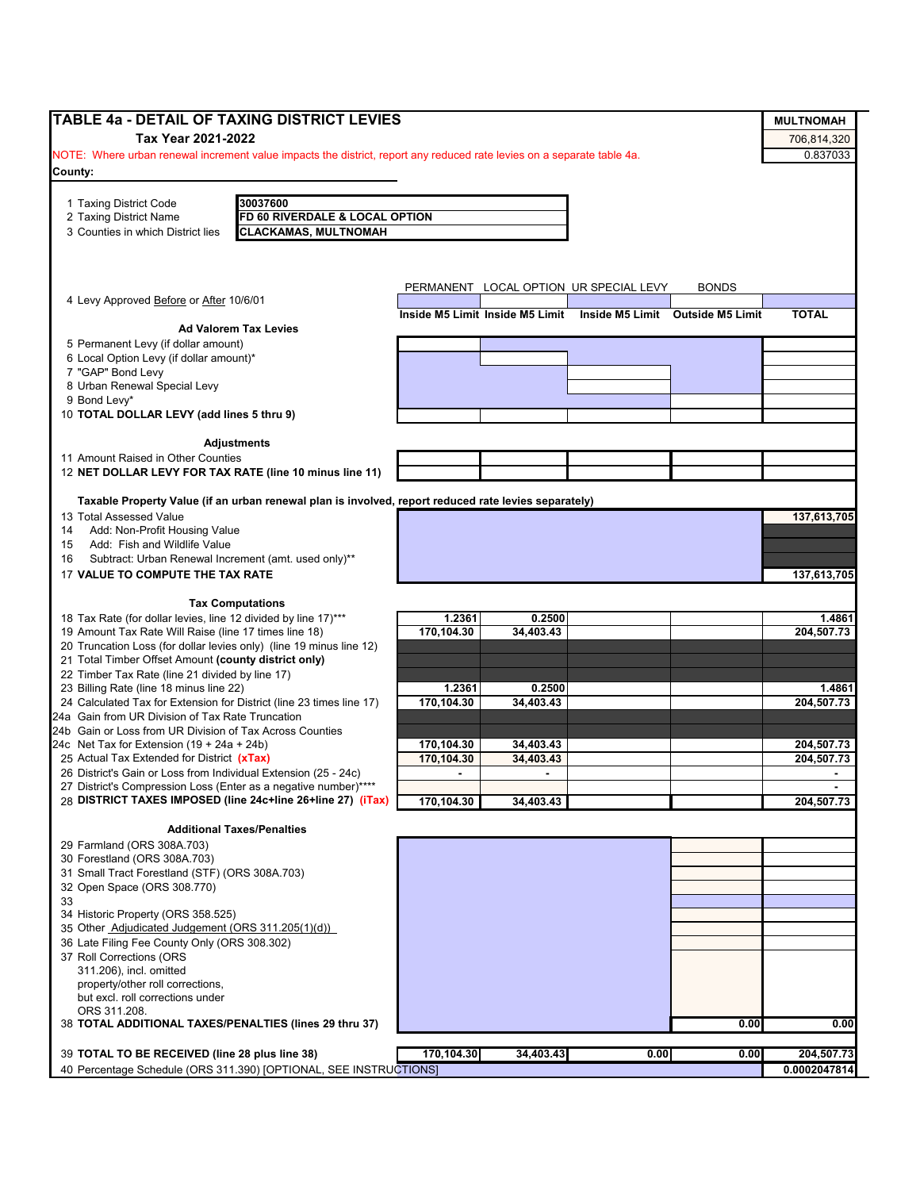## TABLE 4a - DETAIL OF TAXING DISTRICT LEVIES

**Tax Year 2021-2022**

| MULTNOMAH |
|---|
| 706,814,320 |
| 0.837033 |

NOTE: Where urban renewal increment value impacts the district, report any reduced rate levies on a separate table 4a.

**County:**

| | |
|---|---|
| 1 Taxing District Code | **30037600** |
| 2 Taxing District Name | **FD 60 RIVERDALE & LOCAL OPTION** |
| 3 Counties in which District lies | **CLACKAMAS, MULTNOMAH** |

| | PERMANENT | LOCAL OPTION | UR SPECIAL LEVY | BONDS | |
|---|---|---|---|---|---|
| 4 Levy Approved Before or After 10/6/01 | | | | | |
| | **Inside M5 Limit** | **Inside M5 Limit** | **Inside M5 Limit** | **Outside M5 Limit** | **TOTAL** |
| **Ad Valorem Tax Levies** | | | | | |
| 5 Permanent Levy (if dollar amount) | | | | | |
| 6 Local Option Levy (if dollar amount)* | | | | | |
| 7 "GAP" Bond Levy | | | | | |
| 8 Urban Renewal Special Levy | | | | | |
| 9 Bond Levy* | | | | | |
| 10 **TOTAL DOLLAR LEVY (add lines 5 thru 9)** | | | | | |
| **Adjustments** | | | | | |
| 11 Amount Raised in Other Counties | | | | | |
| 12 **NET DOLLAR LEVY FOR TAX RATE (line 10 minus line 11)** | | | | | |
| **Taxable Property Value (if an urban renewal plan is involved, report reduced rate levies separately)** | | | | | |
| 13 Total Assessed Value | | | | | **137,613,705** |
| 14 Add: Non-Profit Housing Value | | | | | |
| 15 Add: Fish and Wildlife Value | | | | | |
| 16 Subtract: Urban Renewal Increment (amt. used only)** | | | | | |
| 17 **VALUE TO COMPUTE THE TAX RATE** | | | | | **137,613,705** |
| **Tax Computations** | | | | | |
| 18 Tax Rate (for dollar levies, line 12 divided by line 17)*** | **1.2361** | **0.2500** | | | **1.4861** |
| 19 Amount Tax Rate Will Raise (line 17 times line 18) | **170,104.30** | **34,403.43** | | | **204,507.73** |
| 20 Truncation Loss (for dollar levies only) (line 19 minus line 12) | | | | | |
| 21 Total Timber Offset Amount **(county district only)** | | | | | |
| 22 Timber Tax Rate (line 21 divided by line 17) | | | | | |
| 23 Billing Rate (line 18 minus line 22) | **1.2361** | **0.2500** | | | **1.4861** |
| 24 Calculated Tax for Extension for District (line 23 times line 17) | **170,104.30** | **34,403.43** | | | **204,507.73** |
| 24a Gain from UR Division of Tax Rate Truncation | | | | | |
| 24b Gain or Loss from UR Division of Tax Across Counties | | | | | |
| 24c Net Tax for Extension (19 + 24a + 24b) | **170,104.30** | **34,403.43** | | | **204,507.73** |
| 25 Actual Tax Extended for District **(xTax)** | **170,104.30** | **34,403.43** | | | **204,507.73** |
| 26 District's Gain or Loss from Individual Extension (25 - 24c) | **-** | **-** | | | **-** |
| 27 District's Compression Loss (Enter as a negative number)**** | | | | | **-** |
| 28 **DISTRICT TAXES IMPOSED (line 24c+line 26+line 27) (iTax)** | **170,104.30** | **34,403.43** | | | **204,507.73** |
| **Additional Taxes/Penalties** | | | | | |
| 29 Farmland (ORS 308A.703) | | | | | |
| 30 Forestland (ORS 308A.703) | | | | | |
| 31 Small Tract Forestland (STF) (ORS 308A.703) | | | | | |
| 32 Open Space (ORS 308.770) | | | | | |
| 33 | | | | | |
| 34 Historic Property (ORS 358.525) | | | | | |
| 35 Other Adjudicated Judgement (ORS 311.205(1)(d)) | | | | | |
| 36 Late Filing Fee County Only (ORS 308.302) | | | | | |
| 37 Roll Corrections (ORS 311.206), incl. omitted property/other roll corrections, but excl. roll corrections under ORS 311.208. | | | | | |
| 38 **TOTAL ADDITIONAL TAXES/PENALTIES (lines 29 thru 37)** | | | | **0.00** | **0.00** |
| 39 **TOTAL TO BE RECEIVED (line 28 plus line 38)** | **170,104.30** | **34,403.43** | **0.00** | **0.00** | **204,507.73** |
| 40 Percentage Schedule (ORS 311.390) [OPTIONAL, SEE INSTRUCTIONS] | | | | | **0.0002047814** |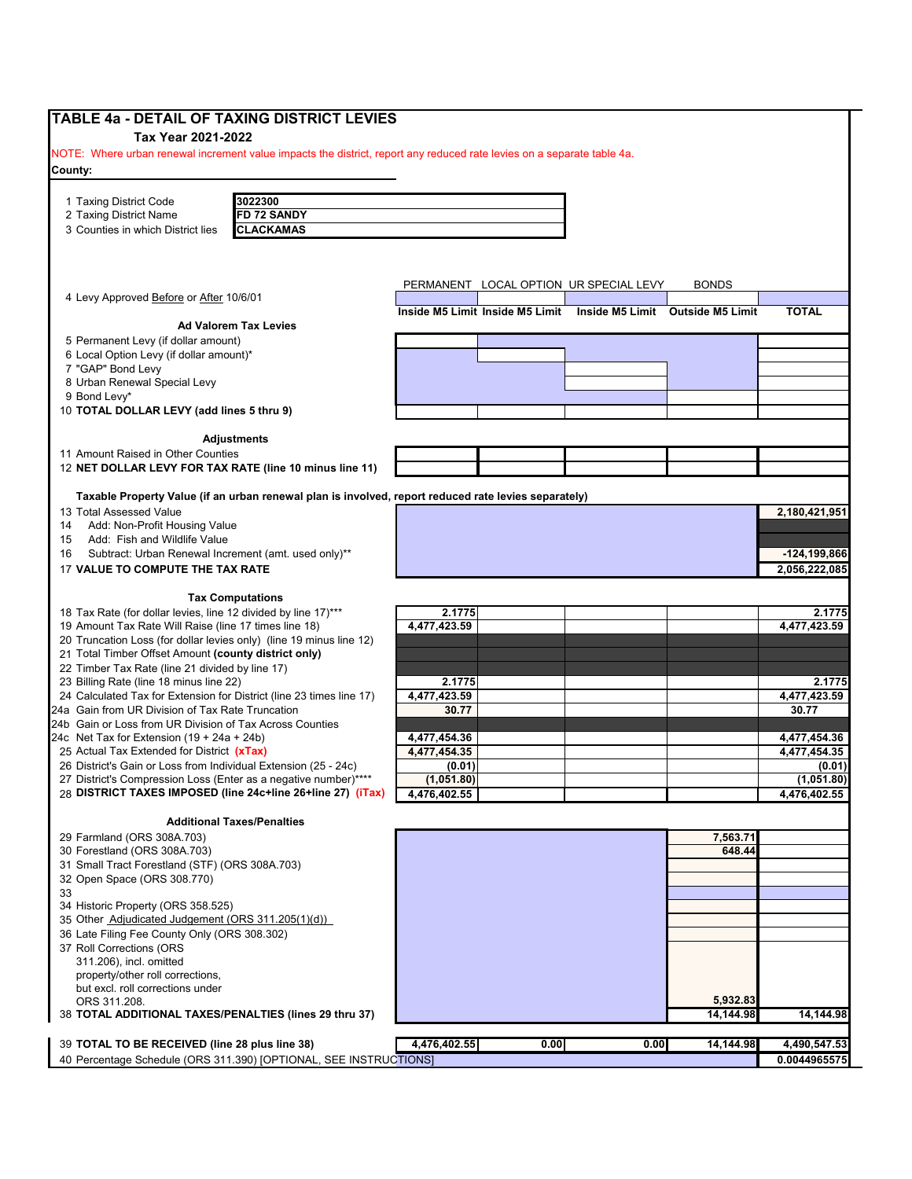# TABLE 4a - DETAIL OF TAXING DISTRICT LEVIES

**Tax Year 2021-2022**

NOTE: Where urban renewal increment value impacts the district, report any reduced rate levies on a separate table 4a.

**County:**

| | |
|---|---|
| 1 Taxing District Code | 3022300 |
| 2 Taxing District Name | FD 72 SANDY |
| 3 Counties in which District lies | CLACKAMAS |

| | PERMANENT | LOCAL OPTION | UR SPECIAL LEVY | BONDS | |
|---|---|---|---|---|---|
| 4 Levy Approved Before or After 10/6/01 | | | | | |
| | **Inside M5 Limit** | **Inside M5 Limit** | **Inside M5 Limit** | **Outside M5 Limit** | **TOTAL** |
| **Ad Valorem Tax Levies** | | | | | |
| 5 Permanent Levy (if dollar amount) | | | | | |
| 6 Local Option Levy (if dollar amount)* | | | | | |
| 7 "GAP" Bond Levy | | | | | |
| 8 Urban Renewal Special Levy | | | | | |
| 9 Bond Levy* | | | | | |
| 10 **TOTAL DOLLAR LEVY (add lines 5 thru 9)** | | | | | |
| **Adjustments** | | | | | |
| 11 Amount Raised in Other Counties | | | | | |
| 12 **NET DOLLAR LEVY FOR TAX RATE (line 10 minus line 11)** | | | | | |
| **Taxable Property Value (if an urban renewal plan is involved, report reduced rate levies separately)** | | | | | |
| 13 Total Assessed Value | | | | | 2,180,421,951 |
| 14 Add: Non-Profit Housing Value | | | | | |
| 15 Add: Fish and Wildlife Value | | | | | |
| 16 Subtract: Urban Renewal Increment (amt. used only)** | | | | | -124,199,866 |
| 17 **VALUE TO COMPUTE THE TAX RATE** | | | | | 2,056,222,085 |
| **Tax Computations** | | | | | |
| 18 Tax Rate (for dollar levies, line 12 divided by line 17)*** | 2.1775 | | | | 2.1775 |
| 19 Amount Tax Rate Will Raise (line 17 times line 18) | 4,477,423.59 | | | | 4,477,423.59 |
| 20 Truncation Loss (for dollar levies only) (line 19 minus line 12) | | | | | |
| 21 Total Timber Offset Amount **(county district only)** | | | | | |
| 22 Timber Tax Rate (line 21 divided by line 17) | | | | | |
| 23 Billing Rate (line 18 minus line 22) | 2.1775 | | | | 2.1775 |
| 24 Calculated Tax for Extension for District (line 23 times line 17) | 4,477,423.59 | | | | 4,477,423.59 |
| 24a Gain from UR Division of Tax Rate Truncation | 30.77 | | | | 30.77 |
| 24b Gain or Loss from UR Division of Tax Across Counties | | | | | |
| 24c Net Tax for Extension (19 + 24a + 24b) | 4,477,454.36 | | | | 4,477,454.36 |
| 25 Actual Tax Extended for District **(xTax)** | 4,477,454.35 | | | | 4,477,454.35 |
| 26 District's Gain or Loss from Individual Extension (25 - 24c) | (0.01) | | | | (0.01) |
| 27 District's Compression Loss (Enter as a negative number)**** | (1,051.80) | | | | (1,051.80) |
| 28 **DISTRICT TAXES IMPOSED (line 24c+line 26+line 27) (iTax)** | 4,476,402.55 | | | | 4,476,402.55 |
| **Additional Taxes/Penalties** | | | | | |
| 29 Farmland (ORS 308A.703) | | | | 7,563.71 | |
| 30 Forestland (ORS 308A.703) | | | | 648.44 | |
| 31 Small Tract Forestland (STF) (ORS 308A.703) | | | | | |
| 32 Open Space (ORS 308.770) | | | | | |
| 33 | | | | | |
| 34 Historic Property (ORS 358.525) | | | | | |
| 35 Other Adjudicated Judgement (ORS 311.205(1)(d)) | | | | | |
| 36 Late Filing Fee County Only (ORS 308.302) | | | | | |
| 37 Roll Corrections (ORS 311.206), incl. omitted property/other roll corrections, but excl. roll corrections under ORS 311.208. | | | | 5,932.83 | |
| 38 **TOTAL ADDITIONAL TAXES/PENALTIES (lines 29 thru 37)** | | | | 14,144.98 | 14,144.98 |
| 39 **TOTAL TO BE RECEIVED (line 28 plus line 38)** | 4,476,402.55 | 0.00 | 0.00 | 14,144.98 | 4,490,547.53 |
| 40 Percentage Schedule (ORS 311.390) [OPTIONAL, SEE INSTRUCTIONS] | | | | | 0.0044965575 |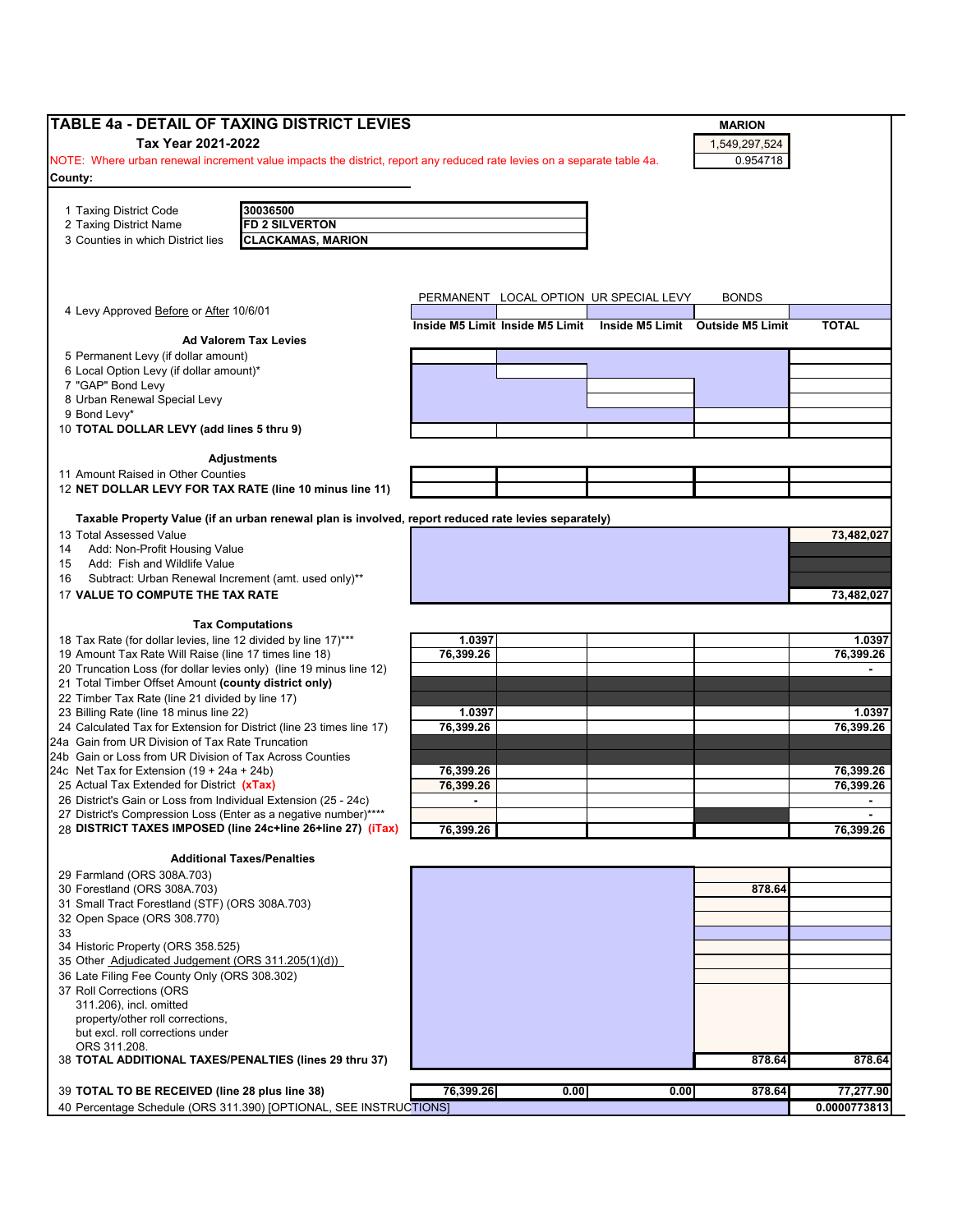## TABLE 4a - DETAIL OF TAXING DISTRICT LEVIES

**Tax Year 2021-2022**

| MARION |
|---|
| 1,549,297,524 |
| 0.954718 |

NOTE: Where urban renewal increment value impacts the district, report any reduced rate levies on a separate table 4a.

**County:**

| | |
|---|---|
| 1 Taxing District Code | **30036500** |
| 2 Taxing District Name | **FD 2 SILVERTON** |
| 3 Counties in which District lies | **CLACKAMAS, MARION** |

| | PERMANENT | LOCAL OPTION | UR SPECIAL LEVY | BONDS | |
|---|---|---|---|---|---|
| 4 Levy Approved Before or After 10/6/01 | | | | | |
| | **Inside M5 Limit** | **Inside M5 Limit** | **Inside M5 Limit** | **Outside M5 Limit** | **TOTAL** |
| **Ad Valorem Tax Levies** | | | | | |
| 5 Permanent Levy (if dollar amount) | | | | | |
| 6 Local Option Levy (if dollar amount)* | | | | | |
| 7 "GAP" Bond Levy | | | | | |
| 8 Urban Renewal Special Levy | | | | | |
| 9 Bond Levy* | | | | | |
| 10 **TOTAL DOLLAR LEVY (add lines 5 thru 9)** | | | | | |
| **Adjustments** | | | | | |
| 11 Amount Raised in Other Counties | | | | | |
| 12 **NET DOLLAR LEVY FOR TAX RATE (line 10 minus line 11)** | | | | | |
| **Taxable Property Value (if an urban renewal plan is involved, report reduced rate levies separately)** | | | | | |
| 13 Total Assessed Value | | | | | 73,482,027 |
| 14 Add: Non-Profit Housing Value | | | | | |
| 15 Add: Fish and Wildlife Value | | | | | |
| 16 Subtract: Urban Renewal Increment (amt. used only)** | | | | | |
| 17 **VALUE TO COMPUTE THE TAX RATE** | | | | | 73,482,027 |
| **Tax Computations** | | | | | |
| 18 Tax Rate (for dollar levies, line 12 divided by line 17)*** | 1.0397 | | | | 1.0397 |
| 19 Amount Tax Rate Will Raise (line 17 times line 18) | 76,399.26 | | | | 76,399.26 |
| 20 Truncation Loss (for dollar levies only) (line 19 minus line 12) | | | | | - |
| 21 Total Timber Offset Amount **(county district only)** | | | | | |
| 22 Timber Tax Rate (line 21 divided by line 17) | | | | | |
| 23 Billing Rate (line 18 minus line 22) | 1.0397 | | | | 1.0397 |
| 24 Calculated Tax for Extension for District (line 23 times line 17) | 76,399.26 | | | | 76,399.26 |
| 24a Gain from UR Division of Tax Rate Truncation | | | | | |
| 24b Gain or Loss from UR Division of Tax Across Counties | | | | | |
| 24c Net Tax for Extension (19 + 24a + 24b) | 76,399.26 | | | | 76,399.26 |
| 25 Actual Tax Extended for District **(xTax)** | 76,399.26 | | | | 76,399.26 |
| 26 District's Gain or Loss from Individual Extension (25 - 24c) | - | | | | - |
| 27 District's Compression Loss (Enter as a negative number)**** | | | | | - |
| 28 **DISTRICT TAXES IMPOSED (line 24c+line 26+line 27) (iTax)** | 76,399.26 | | | | 76,399.26 |
| **Additional Taxes/Penalties** | | | | | |
| 29 Farmland (ORS 308A.703) | | | | | |
| 30 Forestland (ORS 308A.703) | | | | 878.64 | |
| 31 Small Tract Forestland (STF) (ORS 308A.703) | | | | | |
| 32 Open Space (ORS 308.770) | | | | | |
| 33 | | | | | |
| 34 Historic Property (ORS 358.525) | | | | | |
| 35 Other Adjudicated Judgement (ORS 311.205(1)(d)) | | | | | |
| 36 Late Filing Fee County Only (ORS 308.302) | | | | | |
| 37 Roll Corrections (ORS 311.206), incl. omitted property/other roll corrections, but excl. roll corrections under ORS 311.208. | | | | | |
| 38 **TOTAL ADDITIONAL TAXES/PENALTIES (lines 29 thru 37)** | | | | 878.64 | 878.64 |
| 39 **TOTAL TO BE RECEIVED (line 28 plus line 38)** | 76,399.26 | 0.00 | 0.00 | 878.64 | 77,277.90 |
| 40 Percentage Schedule (ORS 311.390) [OPTIONAL, SEE INSTRUCTIONS] | | | | | 0.0000773813 |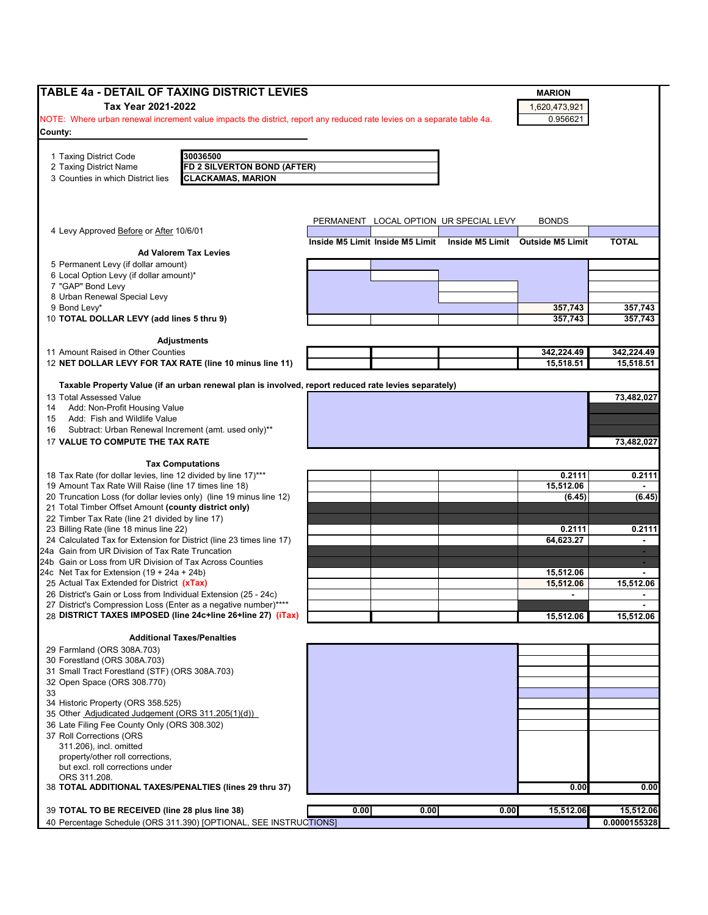# TABLE 4a - DETAIL OF TAXING DISTRICT LEVIES

**Tax Year 2021-2022**

| MARION |
|---|
| 1,620,473,921 |
| 0.956621 |

NOTE: Where urban renewal increment value impacts the district, report any reduced rate levies on a separate table 4a.

**County:**

| | |
|---|---|
| 1 Taxing District Code | 30036500 |
| 2 Taxing District Name | FD 2 SILVERTON BOND (AFTER) |
| 3 Counties in which District lies | CLACKAMAS, MARION |

| | PERMANENT | LOCAL OPTION | UR SPECIAL LEVY | BONDS | |
|---|---|---|---|---|---|
| 4 Levy Approved Before or After 10/6/01 | | | | | |
| | Inside M5 Limit | Inside M5 Limit | Inside M5 Limit | Outside M5 Limit | TOTAL |
| **Ad Valorem Tax Levies** | | | | | |
| 5 Permanent Levy (if dollar amount) | | | | | |
| 6 Local Option Levy (if dollar amount)* | | | | | |
| 7 "GAP" Bond Levy | | | | | |
| 8 Urban Renewal Special Levy | | | | | |
| 9 Bond Levy* | | | | 357,743 | 357,743 |
| 10 **TOTAL DOLLAR LEVY (add lines 5 thru 9)** | | | | 357,743 | 357,743 |
| **Adjustments** | | | | | |
| 11 Amount Raised in Other Counties | | | | 342,224.49 | 342,224.49 |
| 12 **NET DOLLAR LEVY FOR TAX RATE (line 10 minus line 11)** | | | | 15,518.51 | 15,518.51 |
| **Taxable Property Value (if an urban renewal plan is involved, report reduced rate levies separately)** | | | | | |
| 13 Total Assessed Value | | | | | 73,482,027 |
| 14 Add: Non-Profit Housing Value | | | | | |
| 15 Add: Fish and Wildlife Value | | | | | |
| 16 Subtract: Urban Renewal Increment (amt. used only)** | | | | | |
| 17 **VALUE TO COMPUTE THE TAX RATE** | | | | | 73,482,027 |
| **Tax Computations** | | | | | |
| 18 Tax Rate (for dollar levies, line 12 divided by line 17)*** | | | | 0.2111 | 0.2111 |
| 19 Amount Tax Rate Will Raise (line 17 times line 18) | | | | 15,512.06 | - |
| 20 Truncation Loss (for dollar levies only) (line 19 minus line 12) | | | | (6.45) | (6.45) |
| 21 Total Timber Offset Amount **(county district only)** | | | | | |
| 22 Timber Tax Rate (line 21 divided by line 17) | | | | | |
| 23 Billing Rate (line 18 minus line 22) | | | | 0.2111 | 0.2111 |
| 24 Calculated Tax for Extension for District (line 23 times line 17) | | | | 64,623.27 | - |
| 24a Gain from UR Division of Tax Rate Truncation | | | | | - |
| 24b Gain or Loss from UR Division of Tax Across Counties | | | | | - |
| 24c Net Tax for Extension (19 + 24a + 24b) | | | | 15,512.06 | - |
| 25 Actual Tax Extended for District **(xTax)** | | | | 15,512.06 | 15,512.06 |
| 26 District's Gain or Loss from Individual Extension (25 - 24c) | | | | - | - |
| 27 District's Compression Loss (Enter as a negative number)**** | | | | | - |
| 28 **DISTRICT TAXES IMPOSED (line 24c+line 26+line 27) (iTax)** | | | | 15,512.06 | 15,512.06 |
| **Additional Taxes/Penalties** | | | | | |
| 29 Farmland (ORS 308A.703) | | | | | |
| 30 Forestland (ORS 308A.703) | | | | | |
| 31 Small Tract Forestland (STF) (ORS 308A.703) | | | | | |
| 32 Open Space (ORS 308.770) | | | | | |
| 33 | | | | | |
| 34 Historic Property (ORS 358.525) | | | | | |
| 35 Other Adjudicated Judgement (ORS 311.205(1)(d)) | | | | | |
| 36 Late Filing Fee County Only (ORS 308.302) | | | | | |
| 37 Roll Corrections (ORS 311.206), incl. omitted property/other roll corrections, but excl. roll corrections under ORS 311.208. | | | | | |
| 38 **TOTAL ADDITIONAL TAXES/PENALTIES (lines 29 thru 37)** | | | | 0.00 | 0.00 |
| 39 **TOTAL TO BE RECEIVED (line 28 plus line 38)** | 0.00 | 0.00 | 0.00 | 15,512.06 | 15,512.06 |
| 40 Percentage Schedule (ORS 311.390) [OPTIONAL, SEE INSTRUCTIONS] | | | | | 0.0000155328 |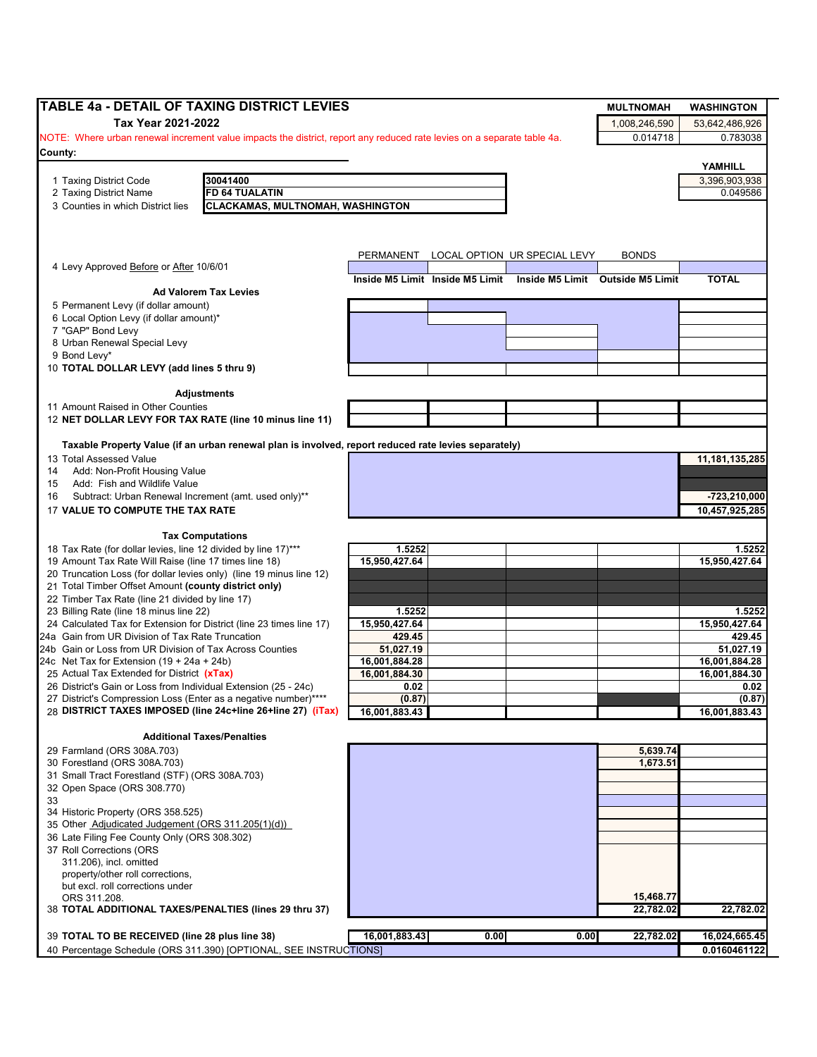## TABLE 4a - DETAIL OF TAXING DISTRICT LEVIES

**Tax Year 2021-2022**

NOTE: Where urban renewal increment value impacts the district, report any reduced rate levies on a separate table 4a.

County:

| | MULTNOMAH | WASHINGTON | YAMHILL |
|---|---|---|---|
| | 1,008,246,590 | 53,642,486,926 | 3,396,903,938 |
| | 0.014718 | 0.783038 | 0.049586 |

1 Taxing District Code: 30041400
2 Taxing District Name: FD 64 TUALATIN
3 Counties in which District lies: CLACKAMAS, MULTNOMAH, WASHINGTON

| | PERMANENT | LOCAL OPTION | UR SPECIAL LEVY | BONDS | |
|---|---|---|---|---|---|
| 4 Levy Approved Before or After 10/6/01 | | | | | |
| | Inside M5 Limit | Inside M5 Limit | Inside M5 Limit | Outside M5 Limit | TOTAL |
| **Ad Valorem Tax Levies** | | | | | |
| 5 Permanent Levy (if dollar amount) | | | | | |
| 6 Local Option Levy (if dollar amount)* | | | | | |
| 7 "GAP" Bond Levy | | | | | |
| 8 Urban Renewal Special Levy | | | | | |
| 9 Bond Levy* | | | | | |
| 10 **TOTAL DOLLAR LEVY (add lines 5 thru 9)** | | | | | |
| **Adjustments** | | | | | |
| 11 Amount Raised in Other Counties | | | | | |
| 12 **NET DOLLAR LEVY FOR TAX RATE (line 10 minus line 11)** | | | | | |
| **Taxable Property Value (if an urban renewal plan is involved, report reduced rate levies separately)** | | | | | |
| 13 Total Assessed Value | | | | | 11,181,135,285 |
| 14 Add: Non-Profit Housing Value | | | | | |
| 15 Add: Fish and Wildlife Value | | | | | |
| 16 Subtract: Urban Renewal Increment (amt. used only)** | | | | | -723,210,000 |
| 17 **VALUE TO COMPUTE THE TAX RATE** | | | | | 10,457,925,285 |
| **Tax Computations** | | | | | |
| 18 Tax Rate (for dollar levies, line 12 divided by line 17)*** | 1.5252 | | | | 1.5252 |
| 19 Amount Tax Rate Will Raise (line 17 times line 18) | 15,950,427.64 | | | | 15,950,427.64 |
| 20 Truncation Loss (for dollar levies only) (line 19 minus line 12) | | | | | |
| 21 Total Timber Offset Amount (county district only) | | | | | |
| 22 Timber Tax Rate (line 21 divided by line 17) | | | | | |
| 23 Billing Rate (line 18 minus line 22) | 1.5252 | | | | 1.5252 |
| 24 Calculated Tax for Extension for District (line 23 times line 17) | 15,950,427.64 | | | | 15,950,427.64 |
| 24a Gain from UR Division of Tax Rate Truncation | 429.45 | | | | 429.45 |
| 24b Gain or Loss from UR Division of Tax Across Counties | 51,027.19 | | | | 51,027.19 |
| 24c Net Tax for Extension (19 + 24a + 24b) | 16,001,884.28 | | | | 16,001,884.28 |
| 25 Actual Tax Extended for District **(xTax)** | 16,001,884.30 | | | | 16,001,884.30 |
| 26 District's Gain or Loss from Individual Extension (25 - 24c) | 0.02 | | | | 0.02 |
| 27 District's Compression Loss (Enter as a negative number)**** | (0.87) | | | | (0.87) |
| 28 **DISTRICT TAXES IMPOSED (line 24c+line 26+line 27) (iTax)** | 16,001,883.43 | | | | 16,001,883.43 |
| **Additional Taxes/Penalties** | | | | | |
| 29 Farmland (ORS 308A.703) | | | | 5,639.74 | |
| 30 Forestland (ORS 308A.703) | | | | 1,673.51 | |
| 31 Small Tract Forestland (STF) (ORS 308A.703) | | | | | |
| 32 Open Space (ORS 308.770) | | | | | |
| 33 | | | | | |
| 34 Historic Property (ORS 358.525) | | | | | |
| 35 Other Adjudicated Judgement (ORS 311.205(1)(d)) | | | | | |
| 36 Late Filing Fee County Only (ORS 308.302) | | | | | |
| 37 Roll Corrections (ORS 311.206), incl. omitted property/other roll corrections, but excl. roll corrections under ORS 311.208. | | | | 15,468.77 | |
| 38 **TOTAL ADDITIONAL TAXES/PENALTIES (lines 29 thru 37)** | | | | 22,782.02 | 22,782.02 |
| 39 **TOTAL TO BE RECEIVED (line 28 plus line 38)** | 16,001,883.43 | 0.00 | 0.00 | 22,782.02 | 16,024,665.45 |
| 40 Percentage Schedule (ORS 311.390) [OPTIONAL, SEE INSTRUCTIONS] | | | | | 0.0160461122 |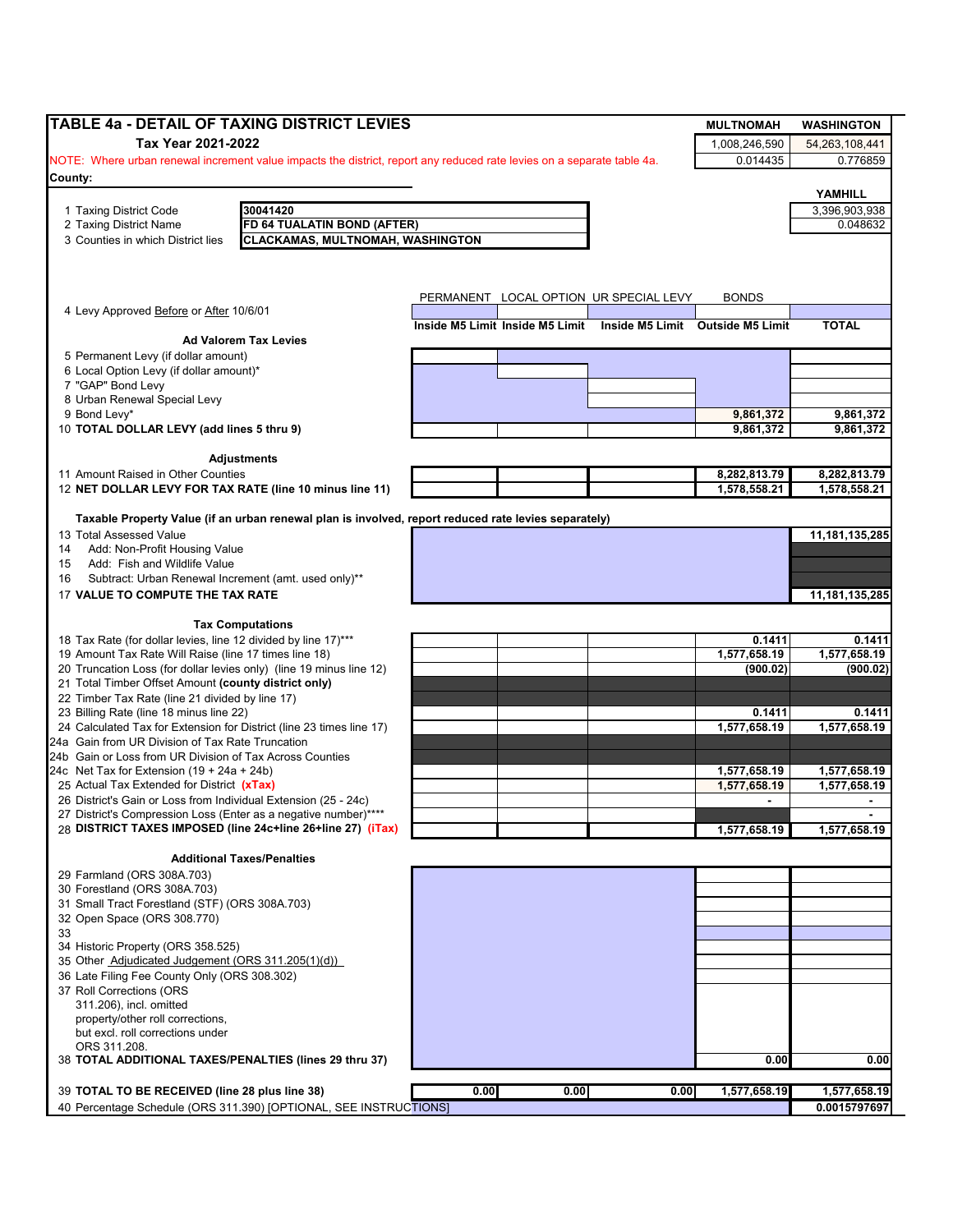# TABLE 4a - DETAIL OF TAXING DISTRICT LEVIES

**Tax Year 2021-2022**

NOTE: Where urban renewal increment value impacts the district, report any reduced rate levies on a separate table 4a.

| | MULTNOMAH | WASHINGTON |
|---|---|---|
| | 1,008,246,590 | 54,263,108,441 |
| | 0.014435 | 0.776859 |

| | YAMHILL |
|---|---|
| | 3,396,903,938 |
| | 0.048632 |

**County:**

1 Taxing District Code: 30041420
2 Taxing District Name: FD 64 TUALATIN BOND (AFTER)
3 Counties in which District lies: CLACKAMAS, MULTNOMAH, WASHINGTON

| | PERMANENT | LOCAL OPTION | UR SPECIAL LEVY | BONDS | |
|---|---|---|---|---|---|
| 4 Levy Approved Before or After 10/6/01 | | | | | |
| | Inside M5 Limit | Inside M5 Limit | Inside M5 Limit | Outside M5 Limit | TOTAL |
| **Ad Valorem Tax Levies** | | | | | |
| 5 Permanent Levy (if dollar amount) | | | | | |
| 6 Local Option Levy (if dollar amount)* | | | | | |
| 7 "GAP" Bond Levy | | | | | |
| 8 Urban Renewal Special Levy | | | | | |
| 9 Bond Levy* | | | | 9,861,372 | 9,861,372 |
| 10 **TOTAL DOLLAR LEVY (add lines 5 thru 9)** | | | | 9,861,372 | 9,861,372 |
| **Adjustments** | | | | | |
| 11 Amount Raised in Other Counties | | | | 8,282,813.79 | 8,282,813.79 |
| 12 **NET DOLLAR LEVY FOR TAX RATE (line 10 minus line 11)** | | | | 1,578,558.21 | 1,578,558.21 |
| **Taxable Property Value (if an urban renewal plan is involved, report reduced rate levies separately)** | | | | | |
| 13 Total Assessed Value | | | | | 11,181,135,285 |
| 14 Add: Non-Profit Housing Value | | | | | |
| 15 Add: Fish and Wildlife Value | | | | | |
| 16 Subtract: Urban Renewal Increment (amt. used only)** | | | | | |
| 17 **VALUE TO COMPUTE THE TAX RATE** | | | | | 11,181,135,285 |
| **Tax Computations** | | | | | |
| 18 Tax Rate (for dollar levies, line 12 divided by line 17)*** | | | | 0.1411 | 0.1411 |
| 19 Amount Tax Rate Will Raise (line 17 times line 18) | | | | 1,577,658.19 | 1,577,658.19 |
| 20 Truncation Loss (for dollar levies only) (line 19 minus line 12) | | | | (900.02) | (900.02) |
| 21 Total Timber Offset Amount **(county district only)** | | | | | |
| 22 Timber Tax Rate (line 21 divided by line 17) | | | | | |
| 23 Billing Rate (line 18 minus line 22) | | | | 0.1411 | 0.1411 |
| 24 Calculated Tax for Extension for District (line 23 times line 17) | | | | 1,577,658.19 | 1,577,658.19 |
| 24a Gain from UR Division of Tax Rate Truncation | | | | | |
| 24b Gain or Loss from UR Division of Tax Across Counties | | | | | |
| 24c Net Tax for Extension (19 + 24a + 24b) | | | | 1,577,658.19 | 1,577,658.19 |
| 25 Actual Tax Extended for District **(xTax)** | | | | 1,577,658.19 | 1,577,658.19 |
| 26 District's Gain or Loss from Individual Extension (25 - 24c) | | | | - | - |
| 27 District's Compression Loss (Enter as a negative number)**** | | | | | - |
| 28 **DISTRICT TAXES IMPOSED (line 24c+line 26+line 27) (iTax)** | | | | 1,577,658.19 | 1,577,658.19 |
| **Additional Taxes/Penalties** | | | | | |
| 29 Farmland (ORS 308A.703) | | | | | |
| 30 Forestland (ORS 308A.703) | | | | | |
| 31 Small Tract Forestland (STF) (ORS 308A.703) | | | | | |
| 32 Open Space (ORS 308.770) | | | | | |
| 33 | | | | | |
| 34 Historic Property (ORS 358.525) | | | | | |
| 35 Other Adjudicated Judgement (ORS 311.205(1)(d)) | | | | | |
| 36 Late Filing Fee County Only (ORS 308.302) | | | | | |
| 37 Roll Corrections (ORS 311.206), incl. omitted property/other roll corrections, but excl. roll corrections under ORS 311.208. | | | | | |
| 38 **TOTAL ADDITIONAL TAXES/PENALTIES (lines 29 thru 37)** | | | | 0.00 | 0.00 |
| 39 **TOTAL TO BE RECEIVED (line 28 plus line 38)** | 0.00 | 0.00 | 0.00 | 1,577,658.19 | 1,577,658.19 |
| 40 Percentage Schedule (ORS 311.390) [OPTIONAL, SEE INSTRUCTIONS] | | | | | 0.0015797697 |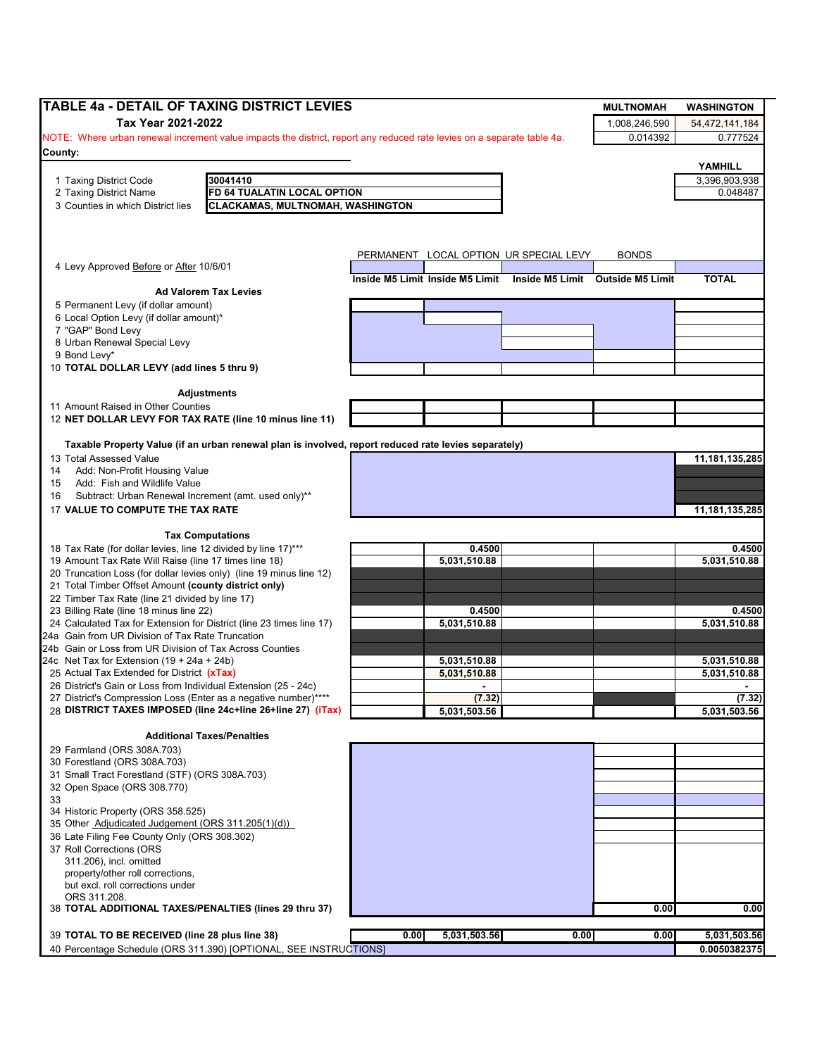## TABLE 4a - DETAIL OF TAXING DISTRICT LEVIES

**Tax Year 2021-2022**

NOTE: Where urban renewal increment value impacts the district, report any reduced rate levies on a separate table 4a.

**County:**

| | MULTNOMAH | WASHINGTON |
|---|---|---|
| | 1,008,246,590 | 54,472,141,184 |
| | 0.014392 | 0.777524 |

| | YAMHILL |
|---|---|
| | 3,396,903,938 |
| | 0.048487 |

1 Taxing District Code: **30041410**
2 Taxing District Name: **FD 64 TUALATIN LOCAL OPTION**
3 Counties in which District lies: **CLACKAMAS, MULTNOMAH, WASHINGTON**

| | PERMANENT | LOCAL OPTION | UR SPECIAL LEVY | BONDS | |
|---|---|---|---|---|---|
| 4 Levy Approved Before or After 10/6/01 | | | | | |
| | Inside M5 Limit | Inside M5 Limit | Inside M5 Limit | Outside M5 Limit | TOTAL |
| **Ad Valorem Tax Levies** | | | | | |
| 5 Permanent Levy (if dollar amount) | | | | | |
| 6 Local Option Levy (if dollar amount)* | | | | | |
| 7 "GAP" Bond Levy | | | | | |
| 8 Urban Renewal Special Levy | | | | | |
| 9 Bond Levy* | | | | | |
| 10 **TOTAL DOLLAR LEVY (add lines 5 thru 9)** | | | | | |
| **Adjustments** | | | | | |
| 11 Amount Raised in Other Counties | | | | | |
| 12 **NET DOLLAR LEVY FOR TAX RATE (line 10 minus line 11)** | | | | | |
| **Taxable Property Value (if an urban renewal plan is involved, report reduced rate levies separately)** | | | | | |
| 13 Total Assessed Value | | | | | **11,181,135,285** |
| 14 Add: Non-Profit Housing Value | | | | | |
| 15 Add: Fish and Wildlife Value | | | | | |
| 16 Subtract: Urban Renewal Increment (amt. used only)** | | | | | |
| 17 **VALUE TO COMPUTE THE TAX RATE** | | | | | **11,181,135,285** |
| **Tax Computations** | | | | | |
| 18 Tax Rate (for dollar levies, line 12 divided by line 17)*** | | **0.4500** | | | **0.4500** |
| 19 Amount Tax Rate Will Raise (line 17 times line 18) | | **5,031,510.88** | | | **5,031,510.88** |
| 20 Truncation Loss (for dollar levies only) (line 19 minus line 12) | | | | | |
| 21 Total Timber Offset Amount **(county district only)** | | | | | |
| 22 Timber Tax Rate (line 21 divided by line 17) | | | | | |
| 23 Billing Rate (line 18 minus line 22) | | **0.4500** | | | **0.4500** |
| 24 Calculated Tax for Extension for District (line 23 times line 17) | | **5,031,510.88** | | | **5,031,510.88** |
| 24a Gain from UR Division of Tax Rate Truncation | | | | | |
| 24b Gain or Loss from UR Division of Tax Across Counties | | | | | |
| 24c Net Tax for Extension (19 + 24a + 24b) | | **5,031,510.88** | | | **5,031,510.88** |
| 25 Actual Tax Extended for District **(xTax)** | | **5,031,510.88** | | | **5,031,510.88** |
| 26 District's Gain or Loss from Individual Extension (25 - 24c) | | **-** | | | **-** |
| 27 District's Compression Loss (Enter as a negative number)**** | | **(7.32)** | | | **(7.32)** |
| 28 **DISTRICT TAXES IMPOSED (line 24c+line 26+line 27) (iTax)** | | **5,031,503.56** | | | **5,031,503.56** |
| **Additional Taxes/Penalties** | | | | | |
| 29 Farmland (ORS 308A.703) | | | | | |
| 30 Forestland (ORS 308A.703) | | | | | |
| 31 Small Tract Forestland (STF) (ORS 308A.703) | | | | | |
| 32 Open Space (ORS 308.770) | | | | | |
| 33 | | | | | |
| 34 Historic Property (ORS 358.525) | | | | | |
| 35 Other Adjudicated Judgement (ORS 311.205(1)(d)) | | | | | |
| 36 Late Filing Fee County Only (ORS 308.302) | | | | | |
| 37 Roll Corrections (ORS 311.206), incl. omitted property/other roll corrections, but excl. roll corrections under ORS 311.208. | | | | | |
| 38 **TOTAL ADDITIONAL TAXES/PENALTIES (lines 29 thru 37)** | | | | **0.00** | **0.00** |
| 39 **TOTAL TO BE RECEIVED (line 28 plus line 38)** | **0.00** | **5,031,503.56** | **0.00** | **0.00** | **5,031,503.56** |
| 40 Percentage Schedule (ORS 311.390) [OPTIONAL, SEE INSTRUCTIONS] | | | | | **0.0050382375** |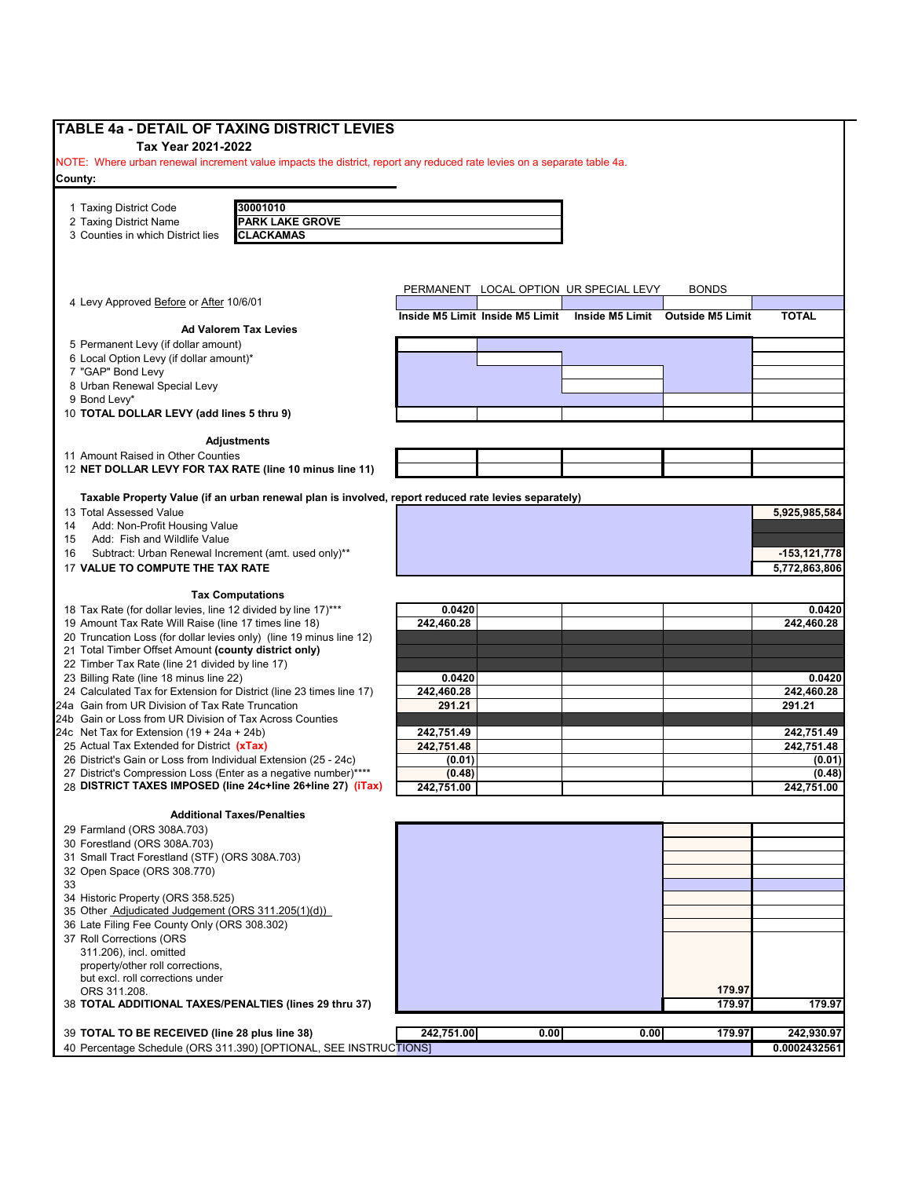# TABLE 4a - DETAIL OF TAXING DISTRICT LEVIES

**Tax Year 2021-2022**

NOTE: Where urban renewal increment value impacts the district, report any reduced rate levies on a separate table 4a.

**County:**

| | |
|---|---|
| 1 Taxing District Code | 30001010 |
| 2 Taxing District Name | PARK LAKE GROVE |
| 3 Counties in which District lies | CLACKAMAS |

| | PERMANENT | LOCAL OPTION | UR SPECIAL LEVY | BONDS | |
|---|---|---|---|---|---|
| 4 Levy Approved Before or After 10/6/01 | Inside M5 Limit | Inside M5 Limit | Inside M5 Limit | Outside M5 Limit | TOTAL |
| **Ad Valorem Tax Levies** | | | | | |
| 5 Permanent Levy (if dollar amount) | | | | | |
| 6 Local Option Levy (if dollar amount)* | | | | | |
| 7 "GAP" Bond Levy | | | | | |
| 8 Urban Renewal Special Levy | | | | | |
| 9 Bond Levy* | | | | | |
| 10 **TOTAL DOLLAR LEVY (add lines 5 thru 9)** | | | | | |
| **Adjustments** | | | | | |
| 11 Amount Raised in Other Counties | | | | | |
| 12 **NET DOLLAR LEVY FOR TAX RATE (line 10 minus line 11)** | | | | | |
| **Taxable Property Value (if an urban renewal plan is involved, report reduced rate levies separately)** | | | | | |
| 13 Total Assessed Value | | | | | 5,925,985,584 |
| 14 Add: Non-Profit Housing Value | | | | | |
| 15 Add: Fish and Wildlife Value | | | | | |
| 16 Subtract: Urban Renewal Increment (amt. used only)** | | | | | -153,121,778 |
| 17 **VALUE TO COMPUTE THE TAX RATE** | | | | | 5,772,863,806 |
| **Tax Computations** | | | | | |
| 18 Tax Rate (for dollar levies, line 12 divided by line 17)*** | 0.0420 | | | | 0.0420 |
| 19 Amount Tax Rate Will Raise (line 17 times line 18) | 242,460.28 | | | | 242,460.28 |
| 20 Truncation Loss (for dollar levies only) (line 19 minus line 12) | | | | | |
| 21 Total Timber Offset Amount **(county district only)** | | | | | |
| 22 Timber Tax Rate (line 21 divided by line 17) | | | | | |
| 23 Billing Rate (line 18 minus line 22) | 0.0420 | | | | 0.0420 |
| 24 Calculated Tax for Extension for District (line 23 times line 17) | 242,460.28 | | | | 242,460.28 |
| 24a Gain from UR Division of Tax Rate Truncation | 291.21 | | | | 291.21 |
| 24b Gain or Loss from UR Division of Tax Across Counties | | | | | |
| 24c Net Tax for Extension (19 + 24a + 24b) | 242,751.49 | | | | 242,751.49 |
| 25 Actual Tax Extended for District **(xTax)** | 242,751.48 | | | | 242,751.48 |
| 26 District's Gain or Loss from Individual Extension (25 - 24c) | (0.01) | | | | (0.01) |
| 27 District's Compression Loss (Enter as a negative number)**** | (0.48) | | | | (0.48) |
| 28 **DISTRICT TAXES IMPOSED (line 24c+line 26+line 27) (iTax)** | 242,751.00 | | | | 242,751.00 |
| **Additional Taxes/Penalties** | | | | | |
| 29 Farmland (ORS 308A.703) | | | | | |
| 30 Forestland (ORS 308A.703) | | | | | |
| 31 Small Tract Forestland (STF) (ORS 308A.703) | | | | | |
| 32 Open Space (ORS 308.770) | | | | | |
| 33 | | | | | |
| 34 Historic Property (ORS 358.525) | | | | | |
| 35 Other Adjudicated Judgement (ORS 311.205(1)(d)) | | | | | |
| 36 Late Filing Fee County Only (ORS 308.302) | | | | | |
| 37 Roll Corrections (ORS 311.206), incl. omitted property/other roll corrections, but excl. roll corrections under ORS 311.208. | | | | 179.97 | |
| 38 **TOTAL ADDITIONAL TAXES/PENALTIES (lines 29 thru 37)** | | | | 179.97 | 179.97 |
| 39 **TOTAL TO BE RECEIVED (line 28 plus line 38)** | 242,751.00 | 0.00 | 0.00 | 179.97 | 242,930.97 |
| 40 Percentage Schedule (ORS 311.390) [OPTIONAL, SEE INSTRUCTIONS] | | | | | 0.0002432561 |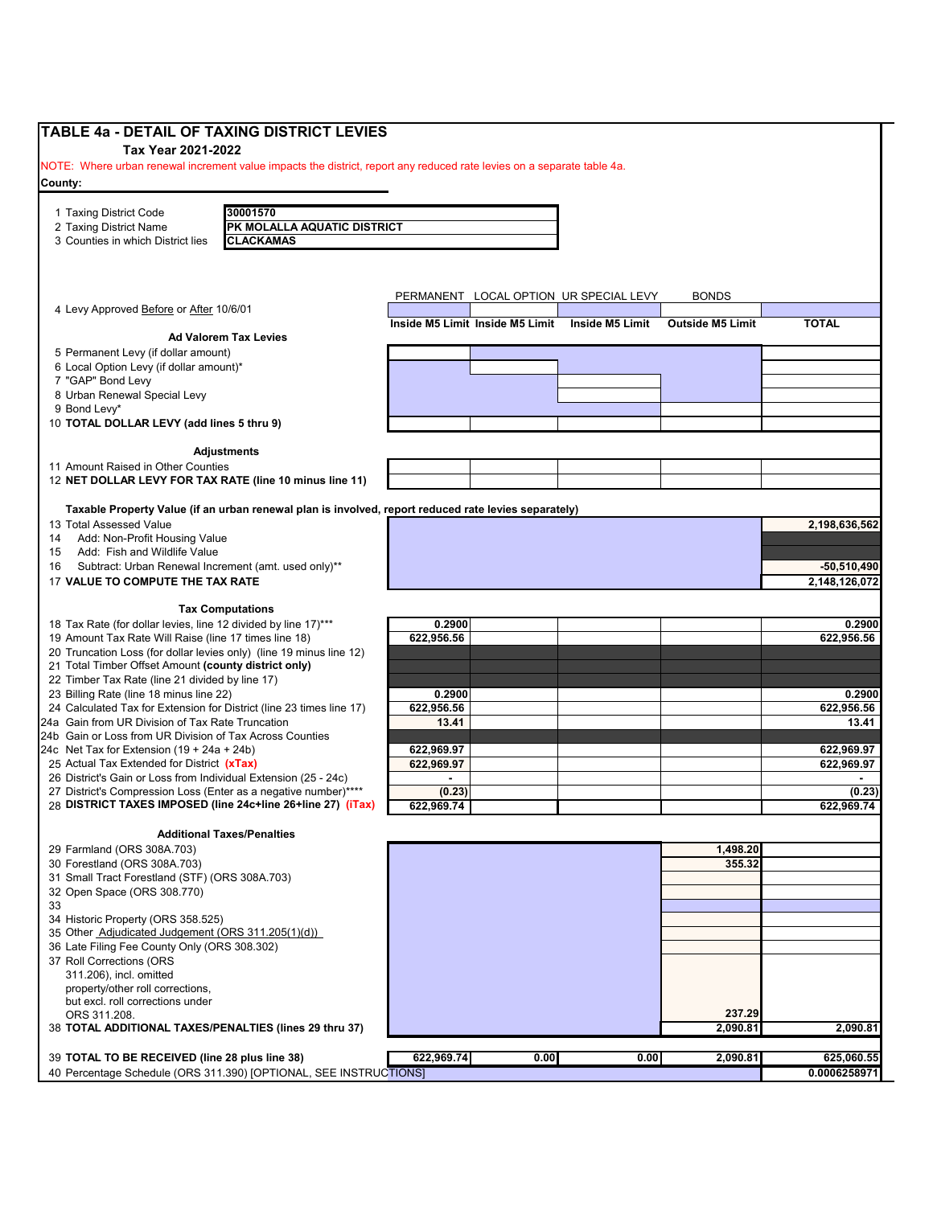# TABLE 4a - DETAIL OF TAXING DISTRICT LEVIES

**Tax Year 2021-2022**

NOTE: Where urban renewal increment value impacts the district, report any reduced rate levies on a separate table 4a.

**County:**

| | |
|---|---|
| 1 Taxing District Code | 30001570 |
| 2 Taxing District Name | PK MOLALLA AQUATIC DISTRICT |
| 3 Counties in which District lies | CLACKAMAS |

| | PERMANENT | LOCAL OPTION | UR SPECIAL LEVY | BONDS | |
|---|---|---|---|---|---|
| 4 Levy Approved Before or After 10/6/01 | | | | | |
| | **Inside M5 Limit** | **Inside M5 Limit** | **Inside M5 Limit** | **Outside M5 Limit** | **TOTAL** |
| **Ad Valorem Tax Levies** | | | | | |
| 5 Permanent Levy (if dollar amount) | | | | | |
| 6 Local Option Levy (if dollar amount)* | | | | | |
| 7 "GAP" Bond Levy | | | | | |
| 8 Urban Renewal Special Levy | | | | | |
| 9 Bond Levy* | | | | | |
| 10 **TOTAL DOLLAR LEVY (add lines 5 thru 9)** | | | | | |
| **Adjustments** | | | | | |
| 11 Amount Raised in Other Counties | | | | | |
| 12 **NET DOLLAR LEVY FOR TAX RATE (line 10 minus line 11)** | | | | | |
| **Taxable Property Value (if an urban renewal plan is involved, report reduced rate levies separately)** | | | | | |
| 13 Total Assessed Value | | | | | 2,198,636,562 |
| 14 Add: Non-Profit Housing Value | | | | | |
| 15 Add: Fish and Wildlife Value | | | | | |
| 16 Subtract: Urban Renewal Increment (amt. used only)** | | | | | -50,510,490 |
| 17 **VALUE TO COMPUTE THE TAX RATE** | | | | | 2,148,126,072 |
| **Tax Computations** | | | | | |
| 18 Tax Rate (for dollar levies, line 12 divided by line 17)*** | 0.2900 | | | | 0.2900 |
| 19 Amount Tax Rate Will Raise (line 17 times line 18) | 622,956.56 | | | | 622,956.56 |
| 20 Truncation Loss (for dollar levies only) (line 19 minus line 12) | | | | | |
| 21 Total Timber Offset Amount **(county district only)** | | | | | |
| 22 Timber Tax Rate (line 21 divided by line 17) | | | | | |
| 23 Billing Rate (line 18 minus line 22) | 0.2900 | | | | 0.2900 |
| 24 Calculated Tax for Extension for District (line 23 times line 17) | 622,956.56 | | | | 622,956.56 |
| 24a Gain from UR Division of Tax Rate Truncation | 13.41 | | | | 13.41 |
| 24b Gain or Loss from UR Division of Tax Across Counties | | | | | |
| 24c Net Tax for Extension (19 + 24a + 24b) | 622,969.97 | | | | 622,969.97 |
| 25 Actual Tax Extended for District **(xTax)** | 622,969.97 | | | | 622,969.97 |
| 26 District's Gain or Loss from Individual Extension (25 - 24c) | - | | | | - |
| 27 District's Compression Loss (Enter as a negative number)**** | (0.23) | | | | (0.23) |
| 28 **DISTRICT TAXES IMPOSED (line 24c+line 26+line 27) (iTax)** | 622,969.74 | | | | 622,969.74 |
| **Additional Taxes/Penalties** | | | | | |
| 29 Farmland (ORS 308A.703) | | | | 1,498.20 | |
| 30 Forestland (ORS 308A.703) | | | | 355.32 | |
| 31 Small Tract Forestland (STF) (ORS 308A.703) | | | | | |
| 32 Open Space (ORS 308.770) | | | | | |
| 33 | | | | | |
| 34 Historic Property (ORS 358.525) | | | | | |
| 35 Other Adjudicated Judgement (ORS 311.205(1)(d)) | | | | | |
| 36 Late Filing Fee County Only (ORS 308.302) | | | | | |
| 37 Roll Corrections (ORS 311.206), incl. omitted property/other roll corrections, but excl. roll corrections under ORS 311.208. | | | | 237.29 | |
| 38 **TOTAL ADDITIONAL TAXES/PENALTIES (lines 29 thru 37)** | | | | 2,090.81 | 2,090.81 |
| 39 **TOTAL TO BE RECEIVED (line 28 plus line 38)** | 622,969.74 | 0.00 | 0.00 | 2,090.81 | 625,060.55 |
| 40 Percentage Schedule (ORS 311.390) [OPTIONAL, SEE INSTRUCTIONS] | | | | | 0.0006258971 |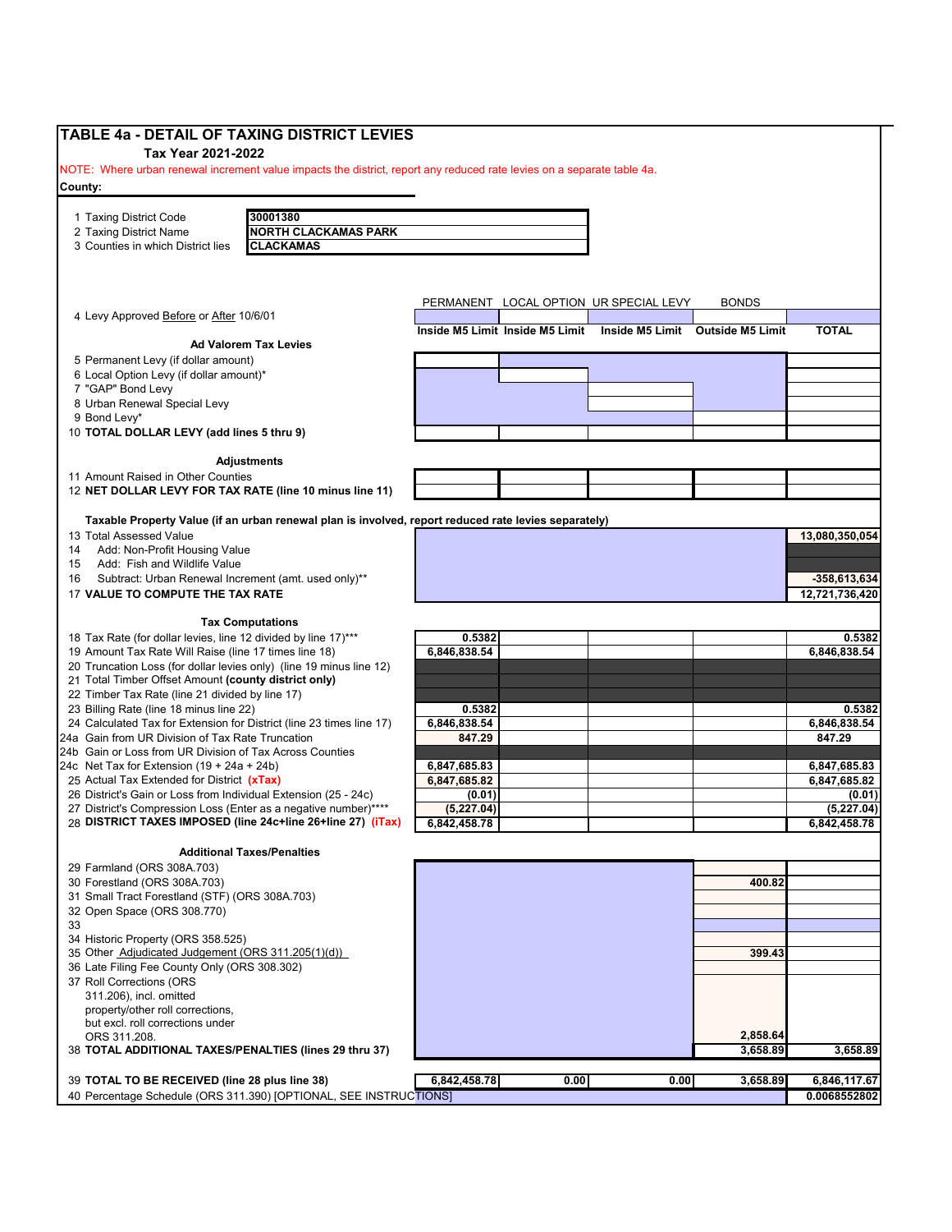# TABLE 4a - DETAIL OF TAXING DISTRICT LEVIES

**Tax Year 2021-2022**

NOTE: Where urban renewal increment value impacts the district, report any reduced rate levies on a separate table 4a.

**County:**

| | |
|---|---|
| 1 Taxing District Code | 30001380 |
| 2 Taxing District Name | NORTH CLACKAMAS PARK |
| 3 Counties in which District lies | CLACKAMAS |

| | PERMANENT | LOCAL OPTION | UR SPECIAL LEVY | BONDS | |
|---|---|---|---|---|---|
| 4 Levy Approved Before or After 10/6/01 | | | | | |
| | Inside M5 Limit | Inside M5 Limit | Inside M5 Limit | Outside M5 Limit | TOTAL |
| **Ad Valorem Tax Levies** | | | | | |
| 5 Permanent Levy (if dollar amount) | | | | | |
| 6 Local Option Levy (if dollar amount)* | | | | | |
| 7 "GAP" Bond Levy | | | | | |
| 8 Urban Renewal Special Levy | | | | | |
| 9 Bond Levy* | | | | | |
| 10 **TOTAL DOLLAR LEVY (add lines 5 thru 9)** | | | | | |
| **Adjustments** | | | | | |
| 11 Amount Raised in Other Counties | | | | | |
| 12 **NET DOLLAR LEVY FOR TAX RATE (line 10 minus line 11)** | | | | | |
| **Taxable Property Value (if an urban renewal plan is involved, report reduced rate levies separately)** | | | | | |
| 13 Total Assessed Value | | | | | 13,080,350,054 |
| 14 Add: Non-Profit Housing Value | | | | | |
| 15 Add: Fish and Wildlife Value | | | | | |
| 16 Subtract: Urban Renewal Increment (amt. used only)** | | | | | -358,613,634 |
| 17 **VALUE TO COMPUTE THE TAX RATE** | | | | | 12,721,736,420 |
| **Tax Computations** | | | | | |
| 18 Tax Rate (for dollar levies, line 12 divided by line 17)*** | 0.5382 | | | | 0.5382 |
| 19 Amount Tax Rate Will Raise (line 17 times line 18) | 6,846,838.54 | | | | 6,846,838.54 |
| 20 Truncation Loss (for dollar levies only) (line 19 minus line 12) | | | | | |
| 21 Total Timber Offset Amount **(county district only)** | | | | | |
| 22 Timber Tax Rate (line 21 divided by line 17) | | | | | |
| 23 Billing Rate (line 18 minus line 22) | 0.5382 | | | | 0.5382 |
| 24 Calculated Tax for Extension for District (line 23 times line 17) | 6,846,838.54 | | | | 6,846,838.54 |
| 24a Gain from UR Division of Tax Rate Truncation | 847.29 | | | | 847.29 |
| 24b Gain or Loss from UR Division of Tax Across Counties | | | | | |
| 24c Net Tax for Extension (19 + 24a + 24b) | 6,847,685.83 | | | | 6,847,685.83 |
| 25 Actual Tax Extended for District **(xTax)** | 6,847,685.82 | | | | 6,847,685.82 |
| 26 District's Gain or Loss from Individual Extension (25 - 24c) | (0.01) | | | | (0.01) |
| 27 District's Compression Loss (Enter as a negative number)**** | (5,227.04) | | | | (5,227.04) |
| 28 **DISTRICT TAXES IMPOSED (line 24c+line 26+line 27) (iTax)** | 6,842,458.78 | | | | 6,842,458.78 |
| **Additional Taxes/Penalties** | | | | | |
| 29 Farmland (ORS 308A.703) | | | | | |
| 30 Forestland (ORS 308A.703) | | | | 400.82 | |
| 31 Small Tract Forestland (STF) (ORS 308A.703) | | | | | |
| 32 Open Space (ORS 308.770) | | | | | |
| 33 | | | | | |
| 34 Historic Property (ORS 358.525) | | | | | |
| 35 Other Adjudicated Judgement (ORS 311.205(1)(d)) | | | | 399.43 | |
| 36 Late Filing Fee County Only (ORS 308.302) | | | | | |
| 37 Roll Corrections (ORS 311.206), incl. omitted property/other roll corrections, but excl. roll corrections under ORS 311.208. | | | | 2,858.64 | |
| 38 **TOTAL ADDITIONAL TAXES/PENALTIES (lines 29 thru 37)** | | | | 3,658.89 | 3,658.89 |
| 39 **TOTAL TO BE RECEIVED (line 28 plus line 38)** | 6,842,458.78 | 0.00 | 0.00 | 3,658.89 | 6,846,117.67 |
| 40 Percentage Schedule (ORS 311.390) [OPTIONAL, SEE INSTRUCTIONS] | | | | | 0.0068552802 |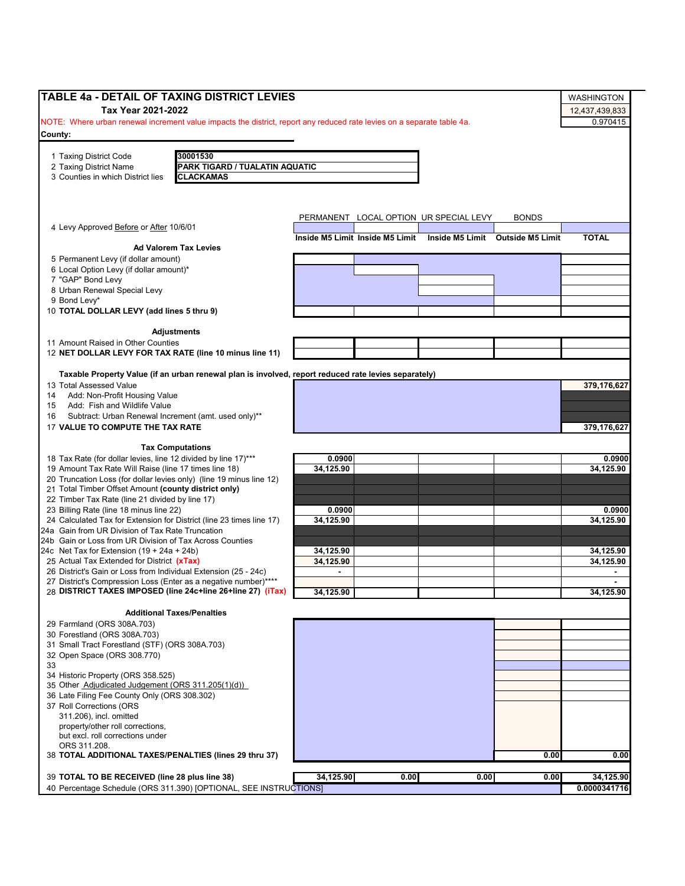# TABLE 4a - DETAIL OF TAXING DISTRICT LEVIES

**Tax Year 2021-2022**

| WASHINGTON |
|---|
| 12,437,439,833 |
| 0.970415 |

NOTE: Where urban renewal increment value impacts the district, report any reduced rate levies on a separate table 4a.

**County:**

1 Taxing District Code: **30001530**
2 Taxing District Name: **PARK TIGARD / TUALATIN AQUATIC**
3 Counties in which District lies: **CLACKAMAS**

| | PERMANENT | LOCAL OPTION | UR SPECIAL LEVY | BONDS | |
|---|---|---|---|---|---|
| 4 Levy Approved Before or After 10/6/01 | | | | | |
| | **Inside M5 Limit** | **Inside M5 Limit** | **Inside M5 Limit** | **Outside M5 Limit** | **TOTAL** |
| **Ad Valorem Tax Levies** | | | | | |
| 5 Permanent Levy (if dollar amount) | | | | | |
| 6 Local Option Levy (if dollar amount)* | | | | | |
| 7 "GAP" Bond Levy | | | | | |
| 8 Urban Renewal Special Levy | | | | | |
| 9 Bond Levy* | | | | | |
| 10 **TOTAL DOLLAR LEVY (add lines 5 thru 9)** | | | | | |
| **Adjustments** | | | | | |
| 11 Amount Raised in Other Counties | | | | | |
| 12 **NET DOLLAR LEVY FOR TAX RATE (line 10 minus line 11)** | | | | | |
| **Taxable Property Value (if an urban renewal plan is involved, report reduced rate levies separately)** | | | | | |
| 13 Total Assessed Value | | | | | **379,176,627** |
| 14 Add: Non-Profit Housing Value | | | | | |
| 15 Add: Fish and Wildlife Value | | | | | |
| 16 Subtract: Urban Renewal Increment (amt. used only)** | | | | | |
| 17 **VALUE TO COMPUTE THE TAX RATE** | | | | | **379,176,627** |
| **Tax Computations** | | | | | |
| 18 Tax Rate (for dollar levies, line 12 divided by line 17)*** | **0.0900** | | | | **0.0900** |
| 19 Amount Tax Rate Will Raise (line 17 times line 18) | **34,125.90** | | | | **34,125.90** |
| 20 Truncation Loss (for dollar levies only) (line 19 minus line 12) | | | | | |
| 21 Total Timber Offset Amount **(county district only)** | | | | | |
| 22 Timber Tax Rate (line 21 divided by line 17) | | | | | |
| 23 Billing Rate (line 18 minus line 22) | **0.0900** | | | | **0.0900** |
| 24 Calculated Tax for Extension for District (line 23 times line 17) | **34,125.90** | | | | **34,125.90** |
| 24a Gain from UR Division of Tax Rate Truncation | | | | | |
| 24b Gain or Loss from UR Division of Tax Across Counties | | | | | |
| 24c Net Tax for Extension (19 + 24a + 24b) | **34,125.90** | | | | **34,125.90** |
| 25 Actual Tax Extended for District **(xTax)** | **34,125.90** | | | | **34,125.90** |
| 26 District's Gain or Loss from Individual Extension (25 - 24c) | **-** | | | | **-** |
| 27 District's Compression Loss (Enter as a negative number)**** | | | | | **-** |
| 28 **DISTRICT TAXES IMPOSED (line 24c+line 26+line 27) (iTax)** | **34,125.90** | | | | **34,125.90** |
| **Additional Taxes/Penalties** | | | | | |
| 29 Farmland (ORS 308A.703) | | | | | |
| 30 Forestland (ORS 308A.703) | | | | | |
| 31 Small Tract Forestland (STF) (ORS 308A.703) | | | | | |
| 32 Open Space (ORS 308.770) | | | | | |
| 33 | | | | | |
| 34 Historic Property (ORS 358.525) | | | | | |
| 35 Other Adjudicated Judgement (ORS 311.205(1)(d)) | | | | | |
| 36 Late Filing Fee County Only (ORS 308.302) | | | | | |
| 37 Roll Corrections (ORS 311.206), incl. omitted property/other roll corrections, but excl. roll corrections under ORS 311.208. | | | | | |
| 38 **TOTAL ADDITIONAL TAXES/PENALTIES (lines 29 thru 37)** | | | | **0.00** | **0.00** |
| 39 **TOTAL TO BE RECEIVED (line 28 plus line 38)** | **34,125.90** | **0.00** | **0.00** | **0.00** | **34,125.90** |
| 40 Percentage Schedule (ORS 311.390) [OPTIONAL, SEE INSTRUCTIONS] | | | | | **0.0000341716** |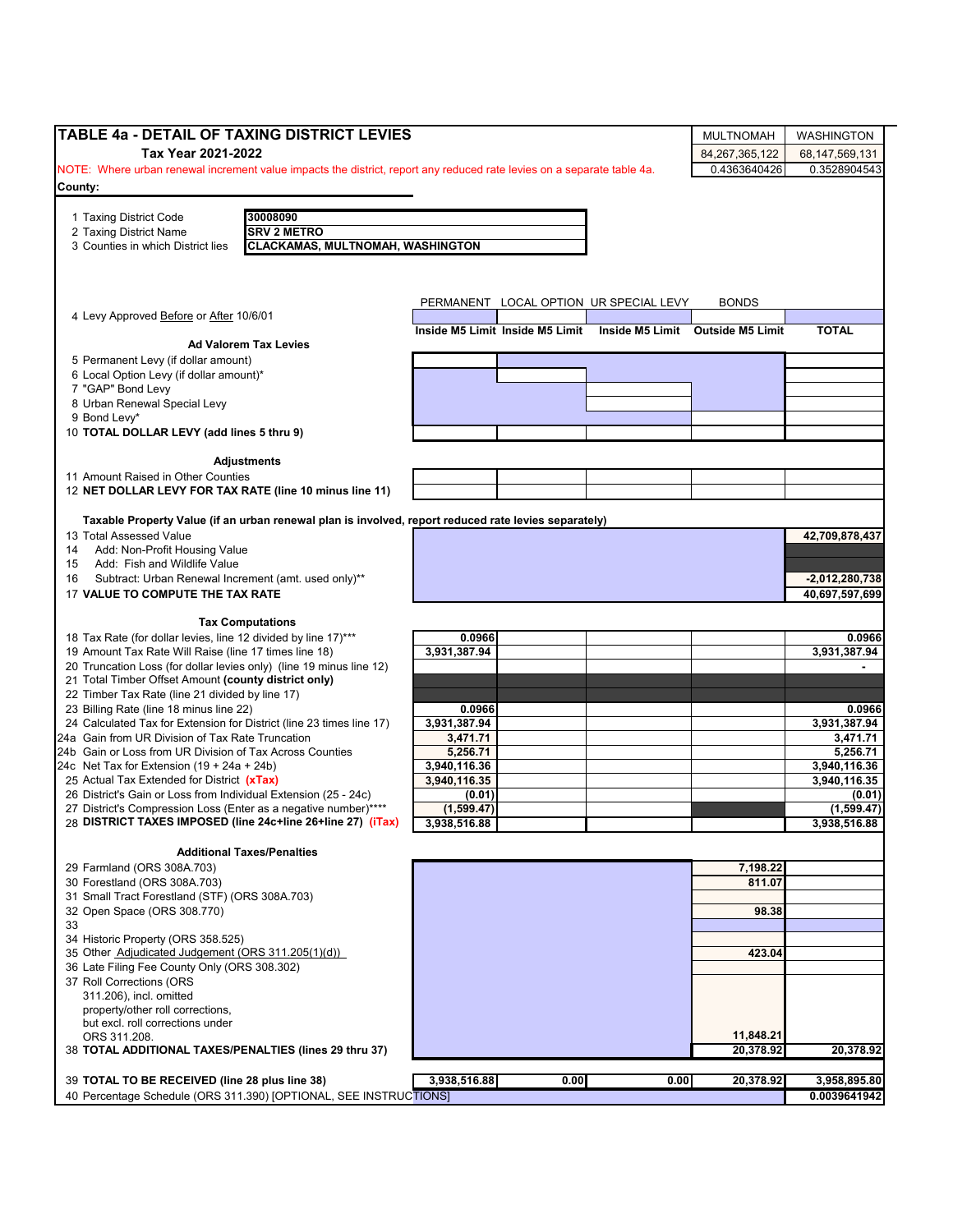# TABLE 4a - DETAIL OF TAXING DISTRICT LEVIES

**Tax Year 2021-2022**

NOTE: Where urban renewal increment value impacts the district, report any reduced rate levies on a separate table 4a.

| MULTNOMAH | WASHINGTON |
|---|---|
| 84,267,365,122 | 68,147,569,131 |
| 0.4363640426 | 0.3528904543 |

**County:**

| | |
|---|---|
| 1 Taxing District Code | **30008090** |
| 2 Taxing District Name | **SRV 2 METRO** |
| 3 Counties in which District lies | **CLACKAMAS, MULTNOMAH, WASHINGTON** |

| | PERMANENT | LOCAL OPTION | UR SPECIAL LEVY | BONDS | |
|---|---|---|---|---|---|
| 4 Levy Approved Before or After 10/6/01 | | | | | |
| | **Inside M5 Limit** | **Inside M5 Limit** | **Inside M5 Limit** | **Outside M5 Limit** | **TOTAL** |
| **Ad Valorem Tax Levies** | | | | | |
| 5 Permanent Levy (if dollar amount) | | | | | |
| 6 Local Option Levy (if dollar amount)* | | | | | |
| 7 "GAP" Bond Levy | | | | | |
| 8 Urban Renewal Special Levy | | | | | |
| 9 Bond Levy* | | | | | |
| 10 **TOTAL DOLLAR LEVY (add lines 5 thru 9)** | | | | | |
| **Adjustments** | | | | | |
| 11 Amount Raised in Other Counties | | | | | |
| 12 **NET DOLLAR LEVY FOR TAX RATE (line 10 minus line 11)** | | | | | |
| **Taxable Property Value (if an urban renewal plan is involved, report reduced rate levies separately)** | | | | | |
| 13 Total Assessed Value | | | | | **42,709,878,437** |
| 14 Add: Non-Profit Housing Value | | | | | |
| 15 Add: Fish and Wildlife Value | | | | | |
| 16 Subtract: Urban Renewal Increment (amt. used only)** | | | | | **-2,012,280,738** |
| 17 **VALUE TO COMPUTE THE TAX RATE** | | | | | **40,697,597,699** |
| **Tax Computations** | | | | | |
| 18 Tax Rate (for dollar levies, line 12 divided by line 17)*** | **0.0966** | | | | **0.0966** |
| 19 Amount Tax Rate Will Raise (line 17 times line 18) | **3,931,387.94** | | | | **3,931,387.94** |
| 20 Truncation Loss (for dollar levies only) (line 19 minus line 12) | | | | | **-** |
| 21 Total Timber Offset Amount **(county district only)** | | | | | |
| 22 Timber Tax Rate (line 21 divided by line 17) | | | | | |
| 23 Billing Rate (line 18 minus line 22) | **0.0966** | | | | **0.0966** |
| 24 Calculated Tax for Extension for District (line 23 times line 17) | **3,931,387.94** | | | | **3,931,387.94** |
| 24a Gain from UR Division of Tax Rate Truncation | **3,471.71** | | | | **3,471.71** |
| 24b Gain or Loss from UR Division of Tax Across Counties | **5,256.71** | | | | **5,256.71** |
| 24c Net Tax for Extension (19 + 24a + 24b) | **3,940,116.36** | | | | **3,940,116.36** |
| 25 Actual Tax Extended for District **(xTax)** | **3,940,116.35** | | | | **3,940,116.35** |
| 26 District's Gain or Loss from Individual Extension (25 - 24c) | **(0.01)** | | | | **(0.01)** |
| 27 District's Compression Loss (Enter as a negative number)**** | **(1,599.47)** | | | | **(1,599.47)** |
| 28 **DISTRICT TAXES IMPOSED (line 24c+line 26+line 27) (iTax)** | **3,938,516.88** | | | | **3,938,516.88** |
| **Additional Taxes/Penalties** | | | | | |
| 29 Farmland (ORS 308A.703) | | | | **7,198.22** | |
| 30 Forestland (ORS 308A.703) | | | | **811.07** | |
| 31 Small Tract Forestland (STF) (ORS 308A.703) | | | | | |
| 32 Open Space (ORS 308.770) | | | | **98.38** | |
| 33 | | | | | |
| 34 Historic Property (ORS 358.525) | | | | | |
| 35 Other Adjudicated Judgement (ORS 311.205(1)(d)) | | | | **423.04** | |
| 36 Late Filing Fee County Only (ORS 308.302) | | | | | |
| 37 Roll Corrections (ORS 311.206), incl. omitted property/other roll corrections, but excl. roll corrections under ORS 311.208. | | | | **11,848.21** | |
| 38 **TOTAL ADDITIONAL TAXES/PENALTIES (lines 29 thru 37)** | | | | **20,378.92** | **20,378.92** |
| 39 **TOTAL TO BE RECEIVED (line 28 plus line 38)** | **3,938,516.88** | **0.00** | **0.00** | **20,378.92** | **3,958,895.80** |
| 40 Percentage Schedule (ORS 311.390) [OPTIONAL, SEE INSTRUCTIONS] | | | | | **0.0039641942** |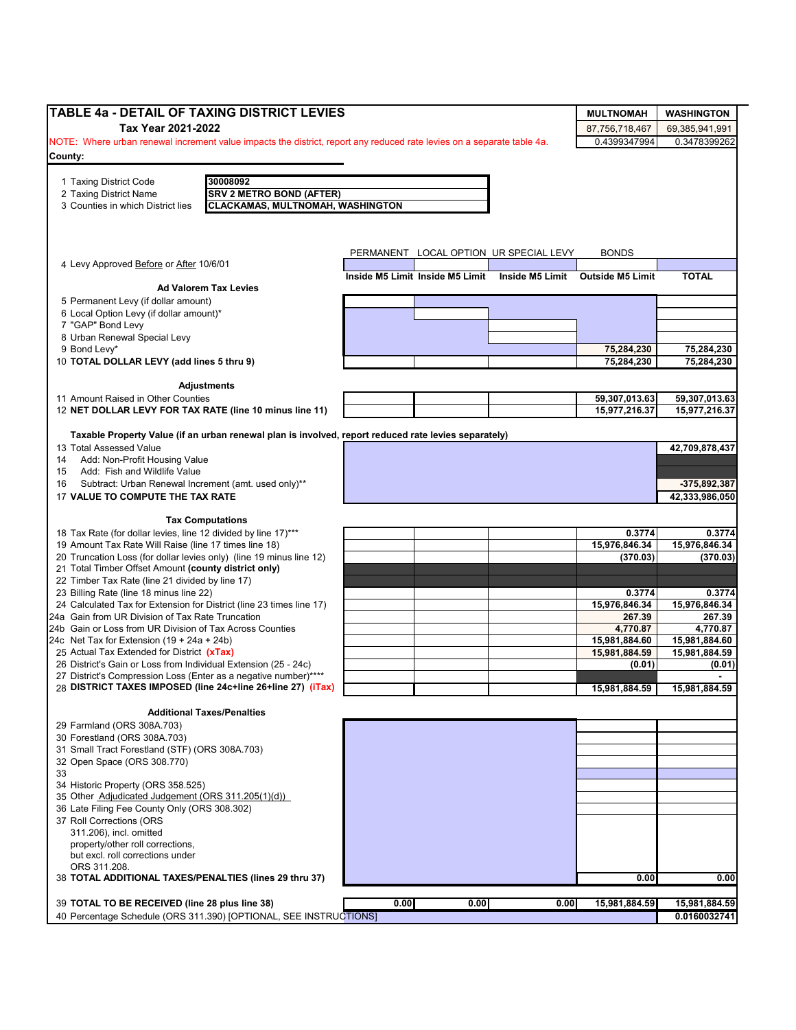# TABLE 4a - DETAIL OF TAXING DISTRICT LEVIES

**Tax Year 2021-2022**

NOTE: Where urban renewal increment value impacts the district, report any reduced rate levies on a separate table 4a.

| MULTNOMAH | WASHINGTON |
|---|---|
| 87,756,718,467 | 69,385,941,991 |
| 0.4399347994 | 0.3478399262 |

**County:**

1 Taxing District Code: **30008092**
2 Taxing District Name: **SRV 2 METRO BOND (AFTER)**
3 Counties in which District lies: **CLACKAMAS, MULTNOMAH, WASHINGTON**

| | PERMANENT | LOCAL OPTION | UR SPECIAL LEVY | BONDS | |
|---|---|---|---|---|---|
| 4 Levy Approved Before or After 10/6/01 | | | | | |
| | Inside M5 Limit | Inside M5 Limit | Inside M5 Limit | Outside M5 Limit | TOTAL |
| **Ad Valorem Tax Levies** | | | | | |
| 5 Permanent Levy (if dollar amount) | | | | | |
| 6 Local Option Levy (if dollar amount)* | | | | | |
| 7 "GAP" Bond Levy | | | | | |
| 8 Urban Renewal Special Levy | | | | | |
| 9 Bond Levy* | | | | 75,284,230 | 75,284,230 |
| 10 **TOTAL DOLLAR LEVY (add lines 5 thru 9)** | | | | 75,284,230 | 75,284,230 |
| **Adjustments** | | | | | |
| 11 Amount Raised in Other Counties | | | | 59,307,013.63 | 59,307,013.63 |
| 12 **NET DOLLAR LEVY FOR TAX RATE (line 10 minus line 11)** | | | | 15,977,216.37 | 15,977,216.37 |
| **Taxable Property Value (if an urban renewal plan is involved, report reduced rate levies separately)** | | | | | |
| 13 Total Assessed Value | | | | | 42,709,878,437 |
| 14 Add: Non-Profit Housing Value | | | | | |
| 15 Add: Fish and Wildlife Value | | | | | |
| 16 Subtract: Urban Renewal Increment (amt. used only)** | | | | | -375,892,387 |
| 17 **VALUE TO COMPUTE THE TAX RATE** | | | | | 42,333,986,050 |
| **Tax Computations** | | | | | |
| 18 Tax Rate (for dollar levies, line 12 divided by line 17)*** | | | | 0.3774 | 0.3774 |
| 19 Amount Tax Rate Will Raise (line 17 times line 18) | | | | 15,976,846.34 | 15,976,846.34 |
| 20 Truncation Loss (for dollar levies only) (line 19 minus line 12) | | | | (370.03) | (370.03) |
| 21 Total Timber Offset Amount **(county district only)** | | | | | |
| 22 Timber Tax Rate (line 21 divided by line 17) | | | | | |
| 23 Billing Rate (line 18 minus line 22) | | | | 0.3774 | 0.3774 |
| 24 Calculated Tax for Extension for District (line 23 times line 17) | | | | 15,976,846.34 | 15,976,846.34 |
| 24a Gain from UR Division of Tax Rate Truncation | | | | 267.39 | 267.39 |
| 24b Gain or Loss from UR Division of Tax Across Counties | | | | 4,770.87 | 4,770.87 |
| 24c Net Tax for Extension (19 + 24a + 24b) | | | | 15,981,884.60 | 15,981,884.60 |
| 25 Actual Tax Extended for District **(xTax)** | | | | 15,981,884.59 | 15,981,884.59 |
| 26 District's Gain or Loss from Individual Extension (25 - 24c) | | | | (0.01) | (0.01) |
| 27 District's Compression Loss (Enter as a negative number)**** | | | | | - |
| 28 **DISTRICT TAXES IMPOSED (line 24c+line 26+line 27) (iTax)** | | | | 15,981,884.59 | 15,981,884.59 |
| **Additional Taxes/Penalties** | | | | | |
| 29 Farmland (ORS 308A.703) | | | | | |
| 30 Forestland (ORS 308A.703) | | | | | |
| 31 Small Tract Forestland (STF) (ORS 308A.703) | | | | | |
| 32 Open Space (ORS 308.770) | | | | | |
| 33 | | | | | |
| 34 Historic Property (ORS 358.525) | | | | | |
| 35 Other Adjudicated Judgement (ORS 311.205(1)(d)) | | | | | |
| 36 Late Filing Fee County Only (ORS 308.302) | | | | | |
| 37 Roll Corrections (ORS 311.206), incl. omitted property/other roll corrections, but excl. roll corrections under ORS 311.208. | | | | | |
| 38 **TOTAL ADDITIONAL TAXES/PENALTIES (lines 29 thru 37)** | | | | 0.00 | 0.00 |
| 39 **TOTAL TO BE RECEIVED (line 28 plus line 38)** | 0.00 | 0.00 | 0.00 | 15,981,884.59 | 15,981,884.59 |
| 40 Percentage Schedule (ORS 311.390) [OPTIONAL, SEE INSTRUCTIONS] | | | | | 0.0160032741 |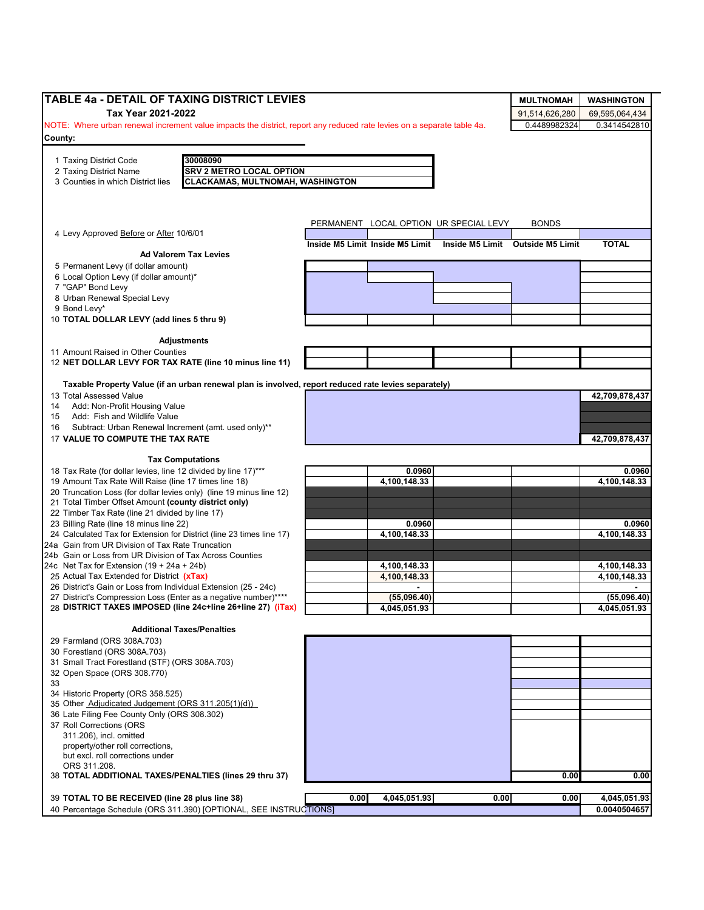# TABLE 4a - DETAIL OF TAXING DISTRICT LEVIES

**Tax Year 2021-2022**

NOTE: Where urban renewal increment value impacts the district, report any reduced rate levies on a separate table 4a.

| | MULTNOMAH | WASHINGTON |
|---|---|---|
| | 91,514,626,280 | 69,595,064,434 |
| | 0.4489982324 | 0.3414542810 |

**County:**

1 Taxing District Code: **30008090**
2 Taxing District Name: **SRV 2 METRO LOCAL OPTION**
3 Counties in which District lies: **CLACKAMAS, MULTNOMAH, WASHINGTON**

| | PERMANENT | LOCAL OPTION | UR SPECIAL LEVY | BONDS | |
|---|---|---|---|---|---|
| 4 Levy Approved Before or After 10/6/01 | | | | | |
| | **Inside M5 Limit** | **Inside M5 Limit** | **Inside M5 Limit** | **Outside M5 Limit** | **TOTAL** |
| **Ad Valorem Tax Levies** | | | | | |
| 5 Permanent Levy (if dollar amount) | | | | | |
| 6 Local Option Levy (if dollar amount)* | | | | | |
| 7 "GAP" Bond Levy | | | | | |
| 8 Urban Renewal Special Levy | | | | | |
| 9 Bond Levy* | | | | | |
| 10 **TOTAL DOLLAR LEVY (add lines 5 thru 9)** | | | | | |
| **Adjustments** | | | | | |
| 11 Amount Raised in Other Counties | | | | | |
| 12 **NET DOLLAR LEVY FOR TAX RATE (line 10 minus line 11)** | | | | | |
| **Taxable Property Value (if an urban renewal plan is involved, report reduced rate levies separately)** | | | | | |
| 13 Total Assessed Value | | | | | **42,709,878,437** |
| 14 Add: Non-Profit Housing Value | | | | | |
| 15 Add: Fish and Wildlife Value | | | | | |
| 16 Subtract: Urban Renewal Increment (amt. used only)** | | | | | |
| 17 **VALUE TO COMPUTE THE TAX RATE** | | | | | **42,709,878,437** |
| **Tax Computations** | | | | | |
| 18 Tax Rate (for dollar levies, line 12 divided by line 17)*** | | **0.0960** | | | **0.0960** |
| 19 Amount Tax Rate Will Raise (line 17 times line 18) | | **4,100,148.33** | | | **4,100,148.33** |
| 20 Truncation Loss (for dollar levies only) (line 19 minus line 12) | | | | | |
| 21 Total Timber Offset Amount **(county district only)** | | | | | |
| 22 Timber Tax Rate (line 21 divided by line 17) | | | | | |
| 23 Billing Rate (line 18 minus line 22) | | **0.0960** | | | **0.0960** |
| 24 Calculated Tax for Extension for District (line 23 times line 17) | | **4,100,148.33** | | | **4,100,148.33** |
| 24a Gain from UR Division of Tax Rate Truncation | | | | | |
| 24b Gain or Loss from UR Division of Tax Across Counties | | | | | |
| 24c Net Tax for Extension (19 + 24a + 24b) | | **4,100,148.33** | | | **4,100,148.33** |
| 25 Actual Tax Extended for District **(xTax)** | | **4,100,148.33** | | | **4,100,148.33** |
| 26 District's Gain or Loss from Individual Extension (25 - 24c) | | **-** | | | **-** |
| 27 District's Compression Loss (Enter as a negative number)**** | | **(55,096.40)** | | | **(55,096.40)** |
| 28 **DISTRICT TAXES IMPOSED (line 24c+line 26+line 27) (iTax)** | | **4,045,051.93** | | | **4,045,051.93** |
| **Additional Taxes/Penalties** | | | | | |
| 29 Farmland (ORS 308A.703) | | | | | |
| 30 Forestland (ORS 308A.703) | | | | | |
| 31 Small Tract Forestland (STF) (ORS 308A.703) | | | | | |
| 32 Open Space (ORS 308.770) | | | | | |
| 33 | | | | | |
| 34 Historic Property (ORS 358.525) | | | | | |
| 35 Other Adjudicated Judgement (ORS 311.205(1)(d)) | | | | | |
| 36 Late Filing Fee County Only (ORS 308.302) | | | | | |
| 37 Roll Corrections (ORS 311.206), incl. omitted property/other roll corrections, but excl. roll corrections under ORS 311.208. | | | | | |
| 38 **TOTAL ADDITIONAL TAXES/PENALTIES (lines 29 thru 37)** | | | | **0.00** | **0.00** |
| 39 **TOTAL TO BE RECEIVED (line 28 plus line 38)** | **0.00** | **4,045,051.93** | **0.00** | **0.00** | **4,045,051.93** |
| 40 Percentage Schedule (ORS 311.390) [OPTIONAL, SEE INSTRUCTIONS] | | | | | **0.0040504657** |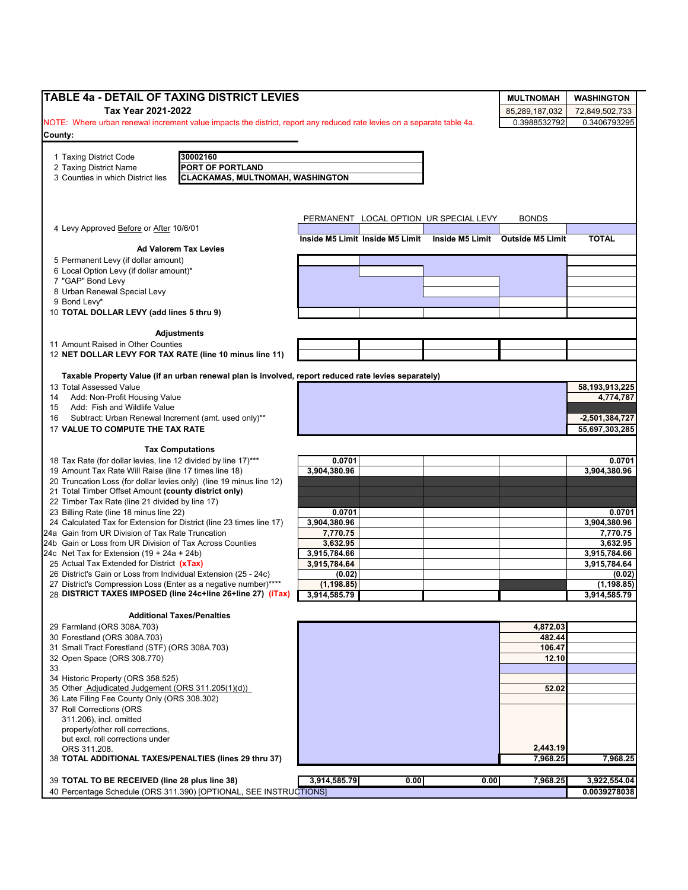# TABLE 4a - DETAIL OF TAXING DISTRICT LEVIES

**Tax Year 2021-2022**

NOTE: Where urban renewal increment value impacts the district, report any reduced rate levies on a separate table 4a.

| | MULTNOMAH | WASHINGTON |
|---|---|---|
| | 85,289,187,032 | 72,849,502,733 |
| | 0.3988532792 | 0.3406793295 |

**County:**

1 Taxing District Code: **30002160**
2 Taxing District Name: **PORT OF PORTLAND**
3 Counties in which District lies: **CLACKAMAS, MULTNOMAH, WASHINGTON**

| | PERMANENT | LOCAL OPTION | UR SPECIAL LEVY | BONDS | |
|---|---|---|---|---|---|
| 4 Levy Approved Before or After 10/6/01 | | | | | |
| | **Inside M5 Limit** | **Inside M5 Limit** | **Inside M5 Limit** | **Outside M5 Limit** | **TOTAL** |
| **Ad Valorem Tax Levies** | | | | | |
| 5 Permanent Levy (if dollar amount) | | | | | |
| 6 Local Option Levy (if dollar amount)* | | | | | |
| 7 "GAP" Bond Levy | | | | | |
| 8 Urban Renewal Special Levy | | | | | |
| 9 Bond Levy* | | | | | |
| **10 TOTAL DOLLAR LEVY (add lines 5 thru 9)** | | | | | |
| **Adjustments** | | | | | |
| 11 Amount Raised in Other Counties | | | | | |
| **12 NET DOLLAR LEVY FOR TAX RATE (line 10 minus line 11)** | | | | | |
| **Taxable Property Value (if an urban renewal plan is involved, report reduced rate levies separately)** | | | | | |
| 13 Total Assessed Value | | | | | 58,193,913,225 |
| 14 Add: Non-Profit Housing Value | | | | | 4,774,787 |
| 15 Add: Fish and Wildlife Value | | | | | |
| 16 Subtract: Urban Renewal Increment (amt. used only)** | | | | | -2,501,384,727 |
| **17 VALUE TO COMPUTE THE TAX RATE** | | | | | 55,697,303,285 |
| **Tax Computations** | | | | | |
| 18 Tax Rate (for dollar levies, line 12 divided by line 17)*** | 0.0701 | | | | 0.0701 |
| 19 Amount Tax Rate Will Raise (line 17 times line 18) | 3,904,380.96 | | | | 3,904,380.96 |
| 20 Truncation Loss (for dollar levies only) (line 19 minus line 12) | | | | | |
| 21 Total Timber Offset Amount (**county district only**) | | | | | |
| 22 Timber Tax Rate (line 21 divided by line 17) | | | | | |
| 23 Billing Rate (line 18 minus line 22) | 0.0701 | | | | 0.0701 |
| 24 Calculated Tax for Extension for District (line 23 times line 17) | 3,904,380.96 | | | | 3,904,380.96 |
| 24a Gain from UR Division of Tax Rate Truncation | 7,770.75 | | | | 7,770.75 |
| 24b Gain or Loss from UR Division of Tax Across Counties | 3,632.95 | | | | 3,632.95 |
| 24c Net Tax for Extension (19 + 24a + 24b) | 3,915,784.66 | | | | 3,915,784.66 |
| 25 Actual Tax Extended for District **(xTax)** | 3,915,784.64 | | | | 3,915,784.64 |
| 26 District's Gain or Loss from Individual Extension (25 - 24c) | (0.02) | | | | (0.02) |
| 27 District's Compression Loss (Enter as a negative number)**** | (1,198.85) | | | | (1,198.85) |
| **28 DISTRICT TAXES IMPOSED (line 24c+line 26+line 27) (iTax)** | 3,914,585.79 | | | | 3,914,585.79 |
| **Additional Taxes/Penalties** | | | | | |
| 29 Farmland (ORS 308A.703) | | | | 4,872.03 | |
| 30 Forestland (ORS 308A.703) | | | | 482.44 | |
| 31 Small Tract Forestland (STF) (ORS 308A.703) | | | | 106.47 | |
| 32 Open Space (ORS 308.770) | | | | 12.10 | |
| 33 | | | | | |
| 34 Historic Property (ORS 358.525) | | | | | |
| 35 Other Adjudicated Judgement (ORS 311.205(1)(d)) | | | | 52.02 | |
| 36 Late Filing Fee County Only (ORS 308.302) | | | | | |
| 37 Roll Corrections (ORS 311.206), incl. omitted property/other roll corrections, but excl. roll corrections under ORS 311.208. | | | | 2,443.19 | |
| **38 TOTAL ADDITIONAL TAXES/PENALTIES (lines 29 thru 37)** | | | | 7,968.25 | 7,968.25 |
| **39 TOTAL TO BE RECEIVED (line 28 plus line 38)** | 3,914,585.79 | 0.00 | 0.00 | 7,968.25 | 3,922,554.04 |
| 40 Percentage Schedule (ORS 311.390) [OPTIONAL, SEE INSTRUCTIONS] | | | | | 0.0039278038 |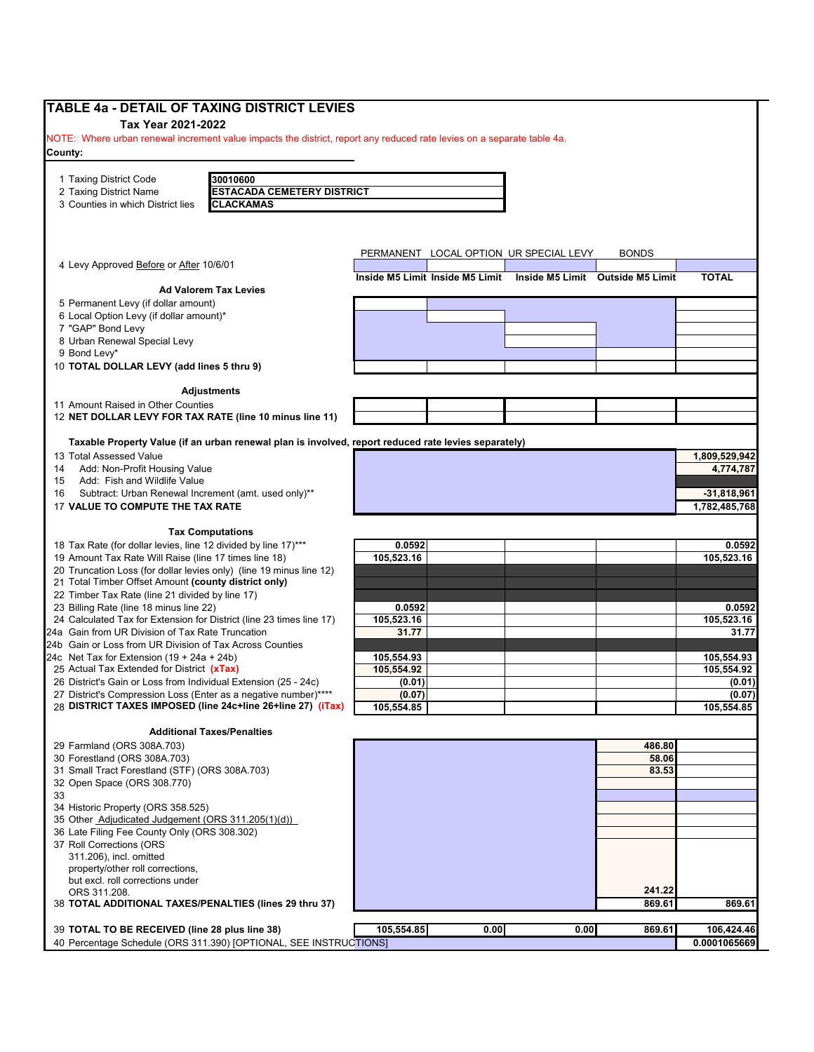# TABLE 4a - DETAIL OF TAXING DISTRICT LEVIES

**Tax Year 2021-2022**

NOTE: Where urban renewal increment value impacts the district, report any reduced rate levies on a separate table 4a.

**County:**

| | |
|---|---|
| 1 Taxing District Code | **30010600** |
| 2 Taxing District Name | **ESTACADA CEMETERY DISTRICT** |
| 3 Counties in which District lies | **CLACKAMAS** |

| | PERMANENT | LOCAL OPTION | UR SPECIAL LEVY | BONDS | |
|---|---|---|---|---|---|
| 4 Levy Approved Before or After 10/6/01 | | | | | |
| | **Inside M5 Limit** | **Inside M5 Limit** | **Inside M5 Limit** | **Outside M5 Limit** | **TOTAL** |
| **Ad Valorem Tax Levies** | | | | | |
| 5 Permanent Levy (if dollar amount) | | | | | |
| 6 Local Option Levy (if dollar amount)* | | | | | |
| 7 "GAP" Bond Levy | | | | | |
| 8 Urban Renewal Special Levy | | | | | |
| 9 Bond Levy* | | | | | |
| 10 **TOTAL DOLLAR LEVY (add lines 5 thru 9)** | | | | | |
| **Adjustments** | | | | | |
| 11 Amount Raised in Other Counties | | | | | |
| 12 **NET DOLLAR LEVY FOR TAX RATE (line 10 minus line 11)** | | | | | |
| **Taxable Property Value (if an urban renewal plan is involved, report reduced rate levies separately)** | | | | | |
| 13 Total Assessed Value | | | | | 1,809,529,942 |
| 14 Add: Non-Profit Housing Value | | | | | 4,774,787 |
| 15 Add: Fish and Wildlife Value | | | | | |
| 16 Subtract: Urban Renewal Increment (amt. used only)** | | | | | -31,818,961 |
| 17 **VALUE TO COMPUTE THE TAX RATE** | | | | | 1,782,485,768 |
| **Tax Computations** | | | | | |
| 18 Tax Rate (for dollar levies, line 12 divided by line 17)*** | 0.0592 | | | | 0.0592 |
| 19 Amount Tax Rate Will Raise (line 17 times line 18) | 105,523.16 | | | | 105,523.16 |
| 20 Truncation Loss (for dollar levies only) (line 19 minus line 12) | | | | | |
| 21 Total Timber Offset Amount **(county district only)** | | | | | |
| 22 Timber Tax Rate (line 21 divided by line 17) | | | | | |
| 23 Billing Rate (line 18 minus line 22) | 0.0592 | | | | 0.0592 |
| 24 Calculated Tax for Extension for District (line 23 times line 17) | 105,523.16 | | | | 105,523.16 |
| 24a Gain from UR Division of Tax Rate Truncation | 31.77 | | | | 31.77 |
| 24b Gain or Loss from UR Division of Tax Across Counties | | | | | |
| 24c Net Tax for Extension (19 + 24a + 24b) | 105,554.93 | | | | 105,554.93 |
| 25 Actual Tax Extended for District **(xTax)** | 105,554.92 | | | | 105,554.92 |
| 26 District's Gain or Loss from Individual Extension (25 - 24c) | (0.01) | | | | (0.01) |
| 27 District's Compression Loss (Enter as a negative number)**** | (0.07) | | | | (0.07) |
| 28 **DISTRICT TAXES IMPOSED (line 24c+line 26+line 27) (iTax)** | 105,554.85 | | | | 105,554.85 |
| **Additional Taxes/Penalties** | | | | | |
| 29 Farmland (ORS 308A.703) | | | | 486.80 | |
| 30 Forestland (ORS 308A.703) | | | | 58.06 | |
| 31 Small Tract Forestland (STF) (ORS 308A.703) | | | | 83.53 | |
| 32 Open Space (ORS 308.770) | | | | | |
| 33 | | | | | |
| 34 Historic Property (ORS 358.525) | | | | | |
| 35 Other Adjudicated Judgement (ORS 311.205(1)(d)) | | | | | |
| 36 Late Filing Fee County Only (ORS 308.302) | | | | | |
| 37 Roll Corrections (ORS 311.206), incl. omitted property/other roll corrections, but excl. roll corrections under ORS 311.208. | | | | 241.22 | |
| 38 **TOTAL ADDITIONAL TAXES/PENALTIES (lines 29 thru 37)** | | | | 869.61 | 869.61 |
| 39 **TOTAL TO BE RECEIVED (line 28 plus line 38)** | 105,554.85 | 0.00 | 0.00 | 869.61 | 106,424.46 |
| 40 Percentage Schedule (ORS 311.390) [OPTIONAL, SEE INSTRUCTIONS] | | | | | 0.0001065669 |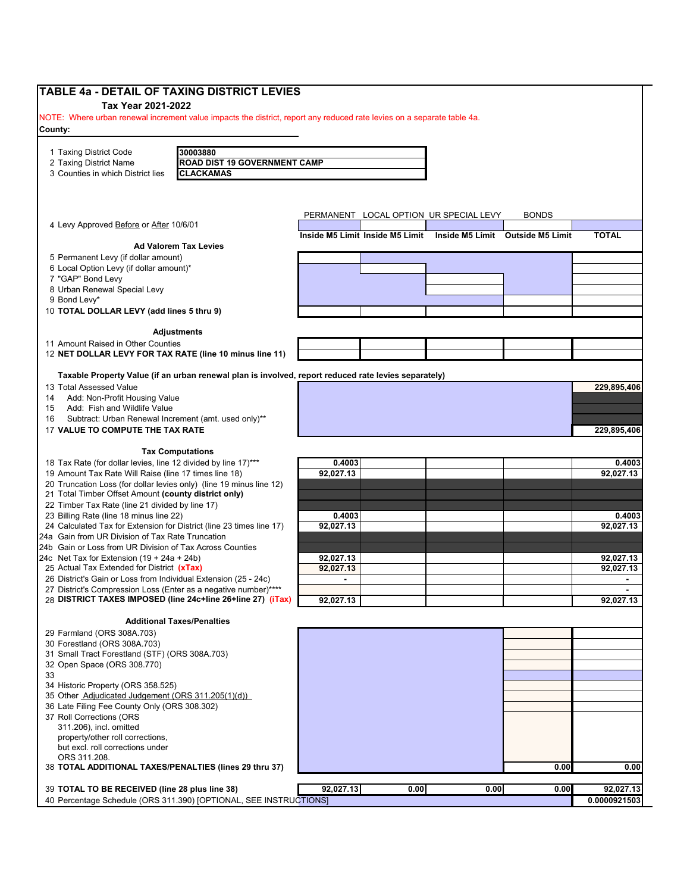# TABLE 4a - DETAIL OF TAXING DISTRICT LEVIES

**Tax Year 2021-2022**

NOTE: Where urban renewal increment value impacts the district, report any reduced rate levies on a separate table 4a.

**County:**

| | |
|---|---|
| 1 Taxing District Code | **30003880** |
| 2 Taxing District Name | **ROAD DIST 19 GOVERNMENT CAMP** |
| 3 Counties in which District lies | **CLACKAMAS** |

| | PERMANENT | LOCAL OPTION | UR SPECIAL LEVY | BONDS | |
|---|---|---|---|---|---|
| 4 Levy Approved Before or After 10/6/01 | | | | | |
| | **Inside M5 Limit** | **Inside M5 Limit** | **Inside M5 Limit** | **Outside M5 Limit** | **TOTAL** |
| **Ad Valorem Tax Levies** | | | | | |
| 5 Permanent Levy (if dollar amount) | | | | | |
| 6 Local Option Levy (if dollar amount)* | | | | | |
| 7 "GAP" Bond Levy | | | | | |
| 8 Urban Renewal Special Levy | | | | | |
| 9 Bond Levy* | | | | | |
| 10 **TOTAL DOLLAR LEVY (add lines 5 thru 9)** | | | | | |
| **Adjustments** | | | | | |
| 11 Amount Raised in Other Counties | | | | | |
| 12 **NET DOLLAR LEVY FOR TAX RATE (line 10 minus line 11)** | | | | | |
| **Taxable Property Value (if an urban renewal plan is involved, report reduced rate levies separately)** | | | | | |
| 13 Total Assessed Value | | | | | **229,895,406** |
| 14 Add: Non-Profit Housing Value | | | | | |
| 15 Add: Fish and Wildlife Value | | | | | |
| 16 Subtract: Urban Renewal Increment (amt. used only)** | | | | | |
| 17 **VALUE TO COMPUTE THE TAX RATE** | | | | | **229,895,406** |
| **Tax Computations** | | | | | |
| 18 Tax Rate (for dollar levies, line 12 divided by line 17)*** | **0.4003** | | | | **0.4003** |
| 19 Amount Tax Rate Will Raise (line 17 times line 18) | **92,027.13** | | | | **92,027.13** |
| 20 Truncation Loss (for dollar levies only) (line 19 minus line 12) | | | | | |
| 21 Total Timber Offset Amount **(county district only)** | | | | | |
| 22 Timber Tax Rate (line 21 divided by line 17) | | | | | |
| 23 Billing Rate (line 18 minus line 22) | **0.4003** | | | | **0.4003** |
| 24 Calculated Tax for Extension for District (line 23 times line 17) | **92,027.13** | | | | **92,027.13** |
| 24a Gain from UR Division of Tax Rate Truncation | | | | | |
| 24b Gain or Loss from UR Division of Tax Across Counties | | | | | |
| 24c Net Tax for Extension (19 + 24a + 24b) | **92,027.13** | | | | **92,027.13** |
| 25 Actual Tax Extended for District **(xTax)** | **92,027.13** | | | | **92,027.13** |
| 26 District's Gain or Loss from Individual Extension (25 - 24c) | **-** | | | | **-** |
| 27 District's Compression Loss (Enter as a negative number)**** | | | | | **-** |
| 28 **DISTRICT TAXES IMPOSED (line 24c+line 26+line 27) (iTax)** | **92,027.13** | | | | **92,027.13** |
| **Additional Taxes/Penalties** | | | | | |
| 29 Farmland (ORS 308A.703) | | | | | |
| 30 Forestland (ORS 308A.703) | | | | | |
| 31 Small Tract Forestland (STF) (ORS 308A.703) | | | | | |
| 32 Open Space (ORS 308.770) | | | | | |
| 33 | | | | | |
| 34 Historic Property (ORS 358.525) | | | | | |
| 35 Other Adjudicated Judgement (ORS 311.205(1)(d)) | | | | | |
| 36 Late Filing Fee County Only (ORS 308.302) | | | | | |
| 37 Roll Corrections (ORS 311.206), incl. omitted property/other roll corrections, but excl. roll corrections under ORS 311.208. | | | | | |
| 38 **TOTAL ADDITIONAL TAXES/PENALTIES (lines 29 thru 37)** | | | | **0.00** | **0.00** |
| 39 **TOTAL TO BE RECEIVED (line 28 plus line 38)** | **92,027.13** | **0.00** | **0.00** | **0.00** | **92,027.13** |
| 40 Percentage Schedule (ORS 311.390) [OPTIONAL, SEE INSTRUCTIONS] | | | | | **0.0000921503** |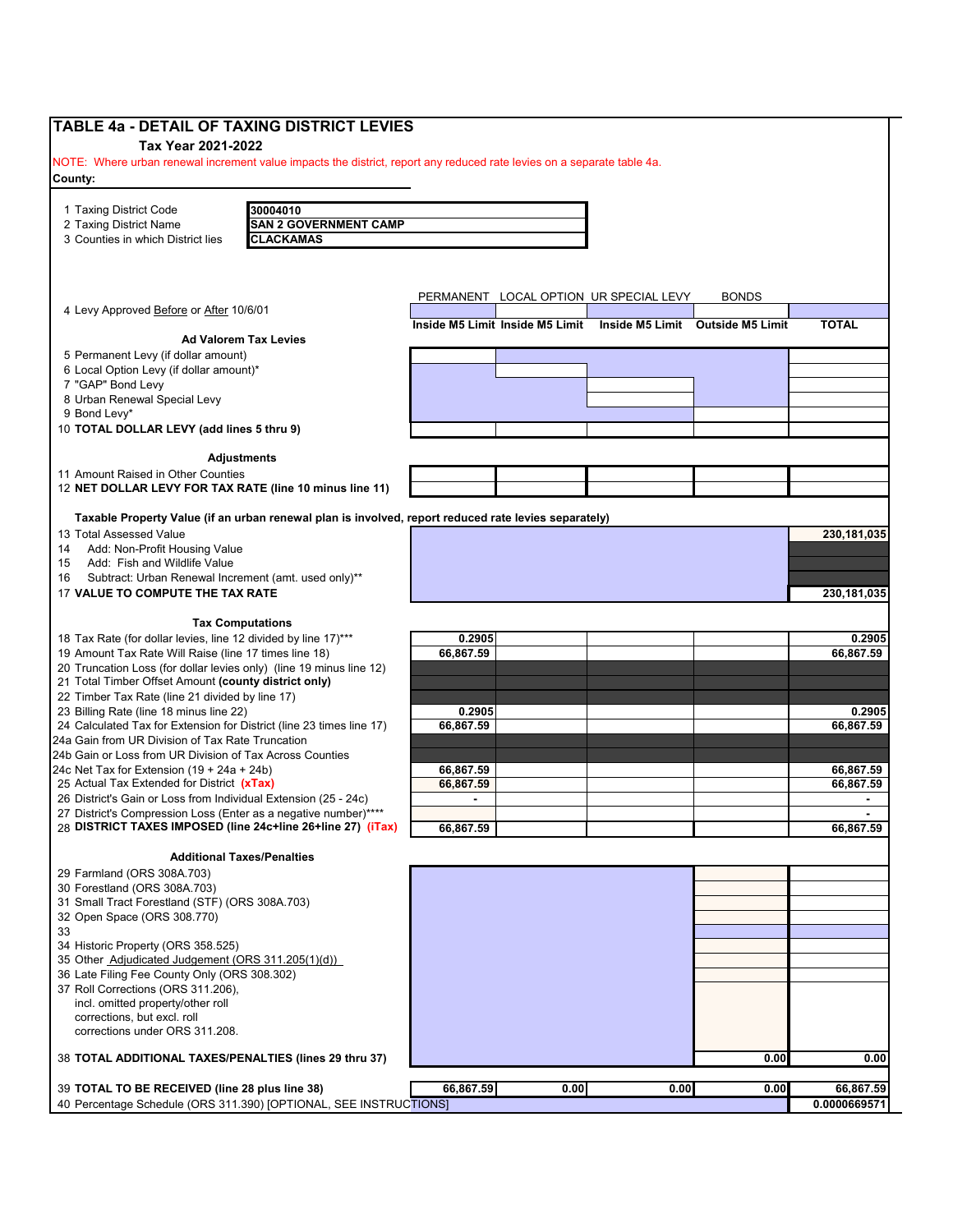# TABLE 4a - DETAIL OF TAXING DISTRICT LEVIES

**Tax Year 2021-2022**

NOTE: Where urban renewal increment value impacts the district, report any reduced rate levies on a separate table 4a.

**County:**

| | |
|---|---|
| 1 Taxing District Code | 30004010 |
| 2 Taxing District Name | SAN 2 GOVERNMENT CAMP |
| 3 Counties in which District lies | CLACKAMAS |

| | PERMANENT | LOCAL OPTION | UR SPECIAL LEVY | BONDS | |
|---|---|---|---|---|---|
| 4 Levy Approved Before or After 10/6/01 | | | | | |
| | Inside M5 Limit | Inside M5 Limit | Inside M5 Limit | Outside M5 Limit | TOTAL |
| **Ad Valorem Tax Levies** | | | | | |
| 5 Permanent Levy (if dollar amount) | | | | | |
| 6 Local Option Levy (if dollar amount)* | | | | | |
| 7 "GAP" Bond Levy | | | | | |
| 8 Urban Renewal Special Levy | | | | | |
| 9 Bond Levy* | | | | | |
| 10 **TOTAL DOLLAR LEVY (add lines 5 thru 9)** | | | | | |
| **Adjustments** | | | | | |
| 11 Amount Raised in Other Counties | | | | | |
| 12 **NET DOLLAR LEVY FOR TAX RATE (line 10 minus line 11)** | | | | | |
| **Taxable Property Value (if an urban renewal plan is involved, report reduced rate levies separately)** | | | | | |
| 13 Total Assessed Value | | | | | 230,181,035 |
| 14 Add: Non-Profit Housing Value | | | | | |
| 15 Add: Fish and Wildlife Value | | | | | |
| 16 Subtract: Urban Renewal Increment (amt. used only)** | | | | | |
| 17 **VALUE TO COMPUTE THE TAX RATE** | | | | | 230,181,035 |
| **Tax Computations** | | | | | |
| 18 Tax Rate (for dollar levies, line 12 divided by line 17)*** | 0.2905 | | | | 0.2905 |
| 19 Amount Tax Rate Will Raise (line 17 times line 18) | 66,867.59 | | | | 66,867.59 |
| 20 Truncation Loss (for dollar levies only) (line 19 minus line 12) | | | | | |
| 21 Total Timber Offset Amount **(county district only)** | | | | | |
| 22 Timber Tax Rate (line 21 divided by line 17) | | | | | |
| 23 Billing Rate (line 18 minus line 22) | 0.2905 | | | | 0.2905 |
| 24 Calculated Tax for Extension for District (line 23 times line 17) | 66,867.59 | | | | 66,867.59 |
| 24a Gain from UR Division of Tax Rate Truncation | | | | | |
| 24b Gain or Loss from UR Division of Tax Across Counties | | | | | |
| 24c Net Tax for Extension (19 + 24a + 24b) | 66,867.59 | | | | 66,867.59 |
| 25 Actual Tax Extended for District **(xTax)** | 66,867.59 | | | | 66,867.59 |
| 26 District's Gain or Loss from Individual Extension (25 - 24c) | - | | | | - |
| 27 District's Compression Loss (Enter as a negative number)**** | | | | | - |
| 28 **DISTRICT TAXES IMPOSED (line 24c+line 26+line 27) (iTax)** | 66,867.59 | | | | 66,867.59 |
| **Additional Taxes/Penalties** | | | | | |
| 29 Farmland (ORS 308A.703) | | | | | |
| 30 Forestland (ORS 308A.703) | | | | | |
| 31 Small Tract Forestland (STF) (ORS 308A.703) | | | | | |
| 32 Open Space (ORS 308.770) | | | | | |
| 33 | | | | | |
| 34 Historic Property (ORS 358.525) | | | | | |
| 35 Other Adjudicated Judgement (ORS 311.205(1)(d)) | | | | | |
| 36 Late Filing Fee County Only (ORS 308.302) | | | | | |
| 37 Roll Corrections (ORS 311.206), incl. omitted property/other roll corrections, but excl. roll corrections under ORS 311.208. | | | | | |
| 38 **TOTAL ADDITIONAL TAXES/PENALTIES (lines 29 thru 37)** | | | | 0.00 | 0.00 |
| 39 **TOTAL TO BE RECEIVED (line 28 plus line 38)** | 66,867.59 | 0.00 | 0.00 | 0.00 | 66,867.59 |
| 40 Percentage Schedule (ORS 311.390) [OPTIONAL, SEE INSTRUCTIONS] | | | | | 0.0000669571 |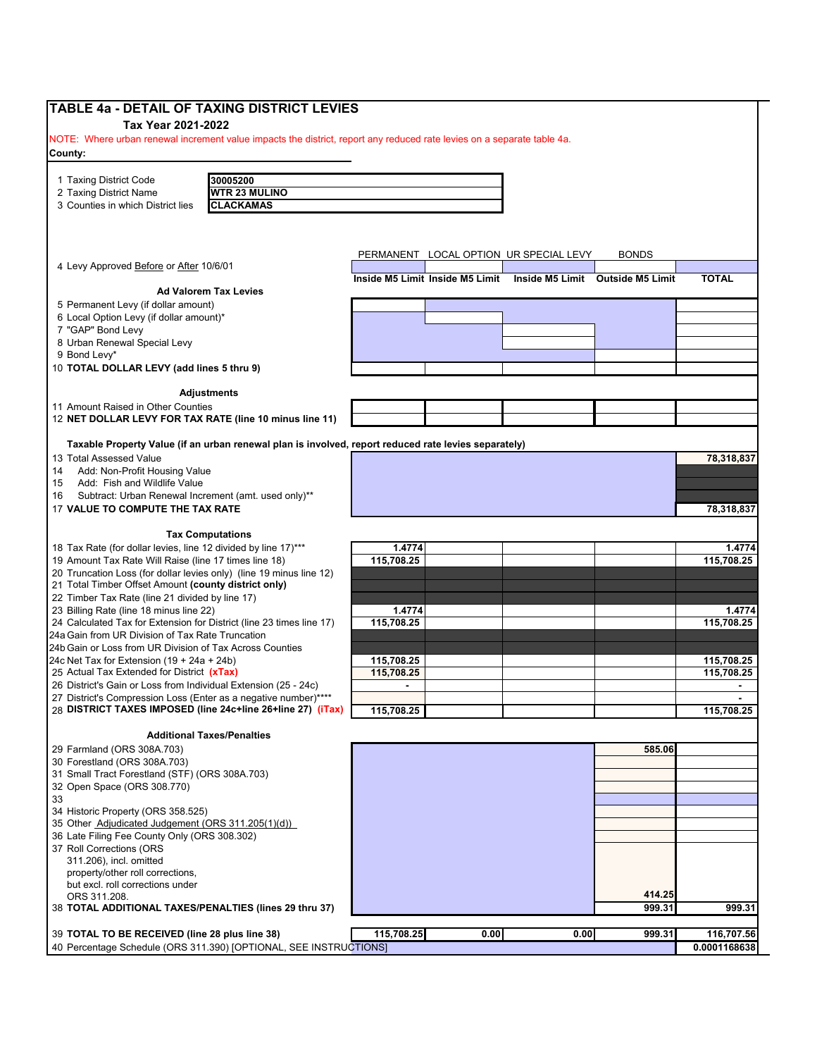# TABLE 4a - DETAIL OF TAXING DISTRICT LEVIES

**Tax Year 2021-2022**

NOTE: Where urban renewal increment value impacts the district, report any reduced rate levies on a separate table 4a.

**County:**

| | |
|---|---|
| 1 Taxing District Code | 30005200 |
| 2 Taxing District Name | WTR 23 MULINO |
| 3 Counties in which District lies | CLACKAMAS |

| | PERMANENT | LOCAL OPTION | UR SPECIAL LEVY | BONDS | |
|---|---|---|---|---|---|
| 4 Levy Approved Before or After 10/6/01 | | | | | |
| | Inside M5 Limit | Inside M5 Limit | Inside M5 Limit | Outside M5 Limit | TOTAL |
| **Ad Valorem Tax Levies** | | | | | |
| 5 Permanent Levy (if dollar amount) | | | | | |
| 6 Local Option Levy (if dollar amount)* | | | | | |
| 7 "GAP" Bond Levy | | | | | |
| 8 Urban Renewal Special Levy | | | | | |
| 9 Bond Levy* | | | | | |
| 10 **TOTAL DOLLAR LEVY (add lines 5 thru 9)** | | | | | |
| **Adjustments** | | | | | |
| 11 Amount Raised in Other Counties | | | | | |
| 12 **NET DOLLAR LEVY FOR TAX RATE (line 10 minus line 11)** | | | | | |
| **Taxable Property Value (if an urban renewal plan is involved, report reduced rate levies separately)** | | | | | |
| 13 Total Assessed Value | | | | | 78,318,837 |
| 14 Add: Non-Profit Housing Value | | | | | |
| 15 Add: Fish and Wildlife Value | | | | | |
| 16 Subtract: Urban Renewal Increment (amt. used only)** | | | | | |
| 17 **VALUE TO COMPUTE THE TAX RATE** | | | | | 78,318,837 |
| **Tax Computations** | | | | | |
| 18 Tax Rate (for dollar levies, line 12 divided by line 17)*** | 1.4774 | | | | 1.4774 |
| 19 Amount Tax Rate Will Raise (line 17 times line 18) | 115,708.25 | | | | 115,708.25 |
| 20 Truncation Loss (for dollar levies only) (line 19 minus line 12) | | | | | |
| 21 Total Timber Offset Amount **(county district only)** | | | | | |
| 22 Timber Tax Rate (line 21 divided by line 17) | | | | | |
| 23 Billing Rate (line 18 minus line 22) | 1.4774 | | | | 1.4774 |
| 24 Calculated Tax for Extension for District (line 23 times line 17) | 115,708.25 | | | | 115,708.25 |
| 24a Gain from UR Division of Tax Rate Truncation | | | | | |
| 24b Gain or Loss from UR Division of Tax Across Counties | | | | | |
| 24c Net Tax for Extension (19 + 24a + 24b) | 115,708.25 | | | | 115,708.25 |
| 25 Actual Tax Extended for District **(xTax)** | 115,708.25 | | | | 115,708.25 |
| 26 District's Gain or Loss from Individual Extension (25 - 24c) | - | | | | - |
| 27 District's Compression Loss (Enter as a negative number)**** | | | | | - |
| 28 **DISTRICT TAXES IMPOSED (line 24c+line 26+line 27) (iTax)** | 115,708.25 | | | | 115,708.25 |
| **Additional Taxes/Penalties** | | | | | |
| 29 Farmland (ORS 308A.703) | | | | 585.06 | |
| 30 Forestland (ORS 308A.703) | | | | | |
| 31 Small Tract Forestland (STF) (ORS 308A.703) | | | | | |
| 32 Open Space (ORS 308.770) | | | | | |
| 33 | | | | | |
| 34 Historic Property (ORS 358.525) | | | | | |
| 35 Other Adjudicated Judgement (ORS 311.205(1)(d)) | | | | | |
| 36 Late Filing Fee County Only (ORS 308.302) | | | | | |
| 37 Roll Corrections (ORS 311.206), incl. omitted property/other roll corrections, but excl. roll corrections under ORS 311.208. | | | | 414.25 | |
| 38 **TOTAL ADDITIONAL TAXES/PENALTIES (lines 29 thru 37)** | | | | 999.31 | 999.31 |
| 39 **TOTAL TO BE RECEIVED (line 28 plus line 38)** | 115,708.25 | 0.00 | 0.00 | 999.31 | 116,707.56 |
| 40 Percentage Schedule (ORS 311.390) [OPTIONAL, SEE INSTRUCTIONS] | | | | | 0.0001168638 |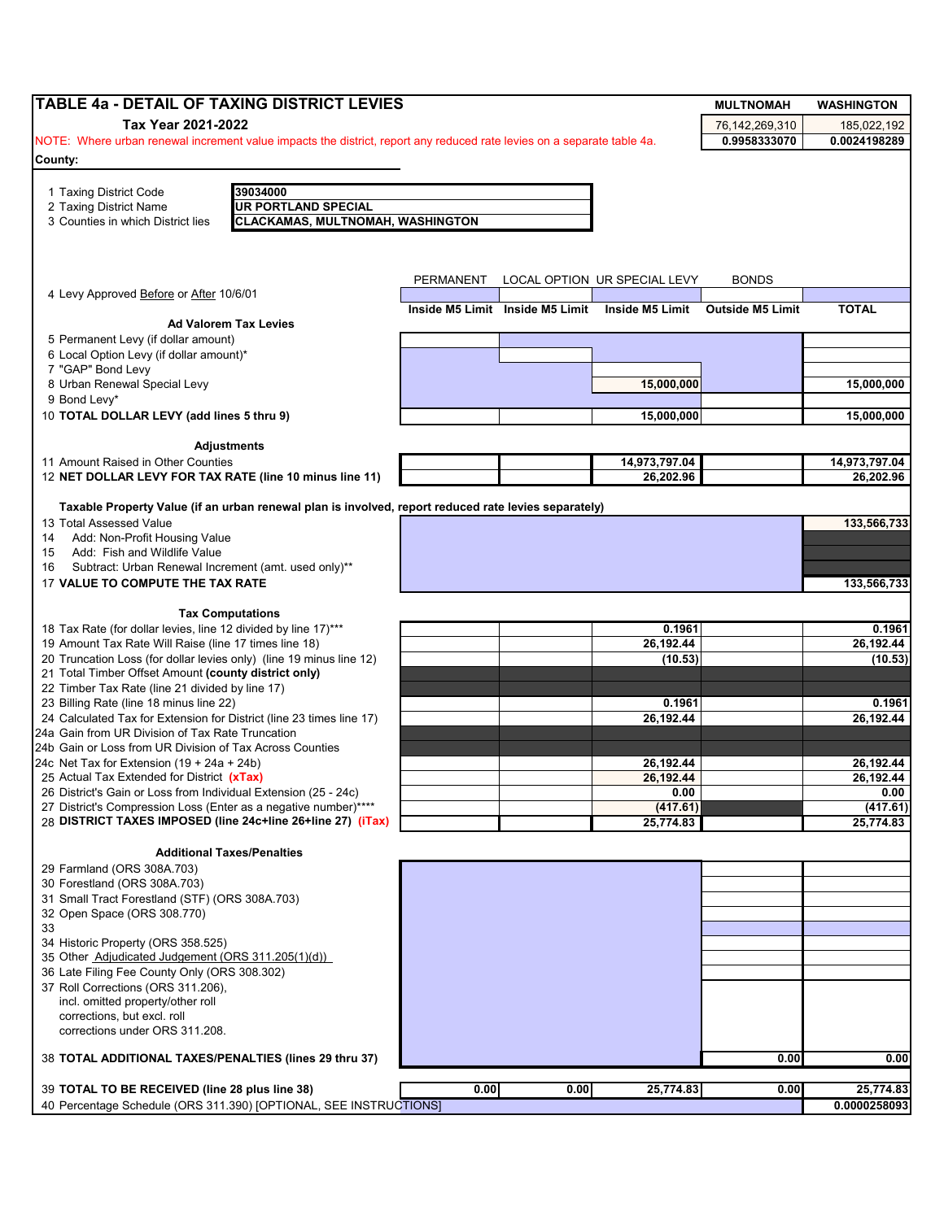## TABLE 4a - DETAIL OF TAXING DISTRICT LEVIES

**Tax Year 2021-2022**

NOTE: Where urban renewal increment value impacts the district, report any reduced rate levies on a separate table 4a.

| MULTNOMAH | WASHINGTON |
|---|---|
| 76,142,269,310 | 185,022,192 |
| 0.9958333070 | 0.0024198289 |

**County:**

| | |
|---|---|
| 1 Taxing District Code | 39034000 |
| 2 Taxing District Name | UR PORTLAND SPECIAL |
| 3 Counties in which District lies | CLACKAMAS, MULTNOMAH, WASHINGTON |

| | PERMANENT | LOCAL OPTION | UR SPECIAL LEVY | BONDS | |
|---|---|---|---|---|---|
| 4 Levy Approved Before or After 10/6/01 | | | | | |
| | Inside M5 Limit | Inside M5 Limit | Inside M5 Limit | Outside M5 Limit | TOTAL |
| **Ad Valorem Tax Levies** | | | | | |
| 5 Permanent Levy (if dollar amount) | | | | | |
| 6 Local Option Levy (if dollar amount)* | | | | | |
| 7 "GAP" Bond Levy | | | | | |
| 8 Urban Renewal Special Levy | | | 15,000,000 | | 15,000,000 |
| 9 Bond Levy* | | | | | |
| 10 **TOTAL DOLLAR LEVY (add lines 5 thru 9)** | | | 15,000,000 | | 15,000,000 |
| **Adjustments** | | | | | |
| 11 Amount Raised in Other Counties | | | 14,973,797.04 | | 14,973,797.04 |
| 12 **NET DOLLAR LEVY FOR TAX RATE (line 10 minus line 11)** | | | 26,202.96 | | 26,202.96 |
| **Taxable Property Value (if an urban renewal plan is involved, report reduced rate levies separately)** | | | | | |
| 13 Total Assessed Value | | | | | 133,566,733 |
| 14 Add: Non-Profit Housing Value | | | | | |
| 15 Add: Fish and Wildlife Value | | | | | |
| 16 Subtract: Urban Renewal Increment (amt. used only)** | | | | | |
| 17 **VALUE TO COMPUTE THE TAX RATE** | | | | | 133,566,733 |
| **Tax Computations** | | | | | |
| 18 Tax Rate (for dollar levies, line 12 divided by line 17)*** | | | 0.1961 | | 0.1961 |
| 19 Amount Tax Rate Will Raise (line 17 times line 18) | | | 26,192.44 | | 26,192.44 |
| 20 Truncation Loss (for dollar levies only) (line 19 minus line 12) | | | (10.53) | | (10.53) |
| 21 Total Timber Offset Amount **(county district only)** | | | | | |
| 22 Timber Tax Rate (line 21 divided by line 17) | | | | | |
| 23 Billing Rate (line 18 minus line 22) | | | 0.1961 | | 0.1961 |
| 24 Calculated Tax for Extension for District (line 23 times line 17) | | | 26,192.44 | | 26,192.44 |
| 24a Gain from UR Division of Tax Rate Truncation | | | | | |
| 24b Gain or Loss from UR Division of Tax Across Counties | | | | | |
| 24c Net Tax for Extension (19 + 24a + 24b) | | | 26,192.44 | | 26,192.44 |
| 25 Actual Tax Extended for District **(xTax)** | | | 26,192.44 | | 26,192.44 |
| 26 District's Gain or Loss from Individual Extension (25 - 24c) | | | 0.00 | | 0.00 |
| 27 District's Compression Loss (Enter as a negative number)**** | | | (417.61) | | (417.61) |
| 28 **DISTRICT TAXES IMPOSED (line 24c+line 26+line 27) (iTax)** | | | 25,774.83 | | 25,774.83 |
| **Additional Taxes/Penalties** | | | | | |
| 29 Farmland (ORS 308A.703) | | | | | |
| 30 Forestland (ORS 308A.703) | | | | | |
| 31 Small Tract Forestland (STF) (ORS 308A.703) | | | | | |
| 32 Open Space (ORS 308.770) | | | | | |
| 33 | | | | | |
| 34 Historic Property (ORS 358.525) | | | | | |
| 35 Other Adjudicated Judgement (ORS 311.205(1)(d)) | | | | | |
| 36 Late Filing Fee County Only (ORS 308.302) | | | | | |
| 37 Roll Corrections (ORS 311.206), incl. omitted property/other roll corrections, but excl. roll corrections under ORS 311.208. | | | | | |
| 38 **TOTAL ADDITIONAL TAXES/PENALTIES (lines 29 thru 37)** | | | | 0.00 | 0.00 |
| 39 **TOTAL TO BE RECEIVED (line 28 plus line 38)** | 0.00 | 0.00 | 25,774.83 | 0.00 | 25,774.83 |
| 40 Percentage Schedule (ORS 311.390) [OPTIONAL, SEE INSTRUCTIONS] | | | | | 0.0000258093 |